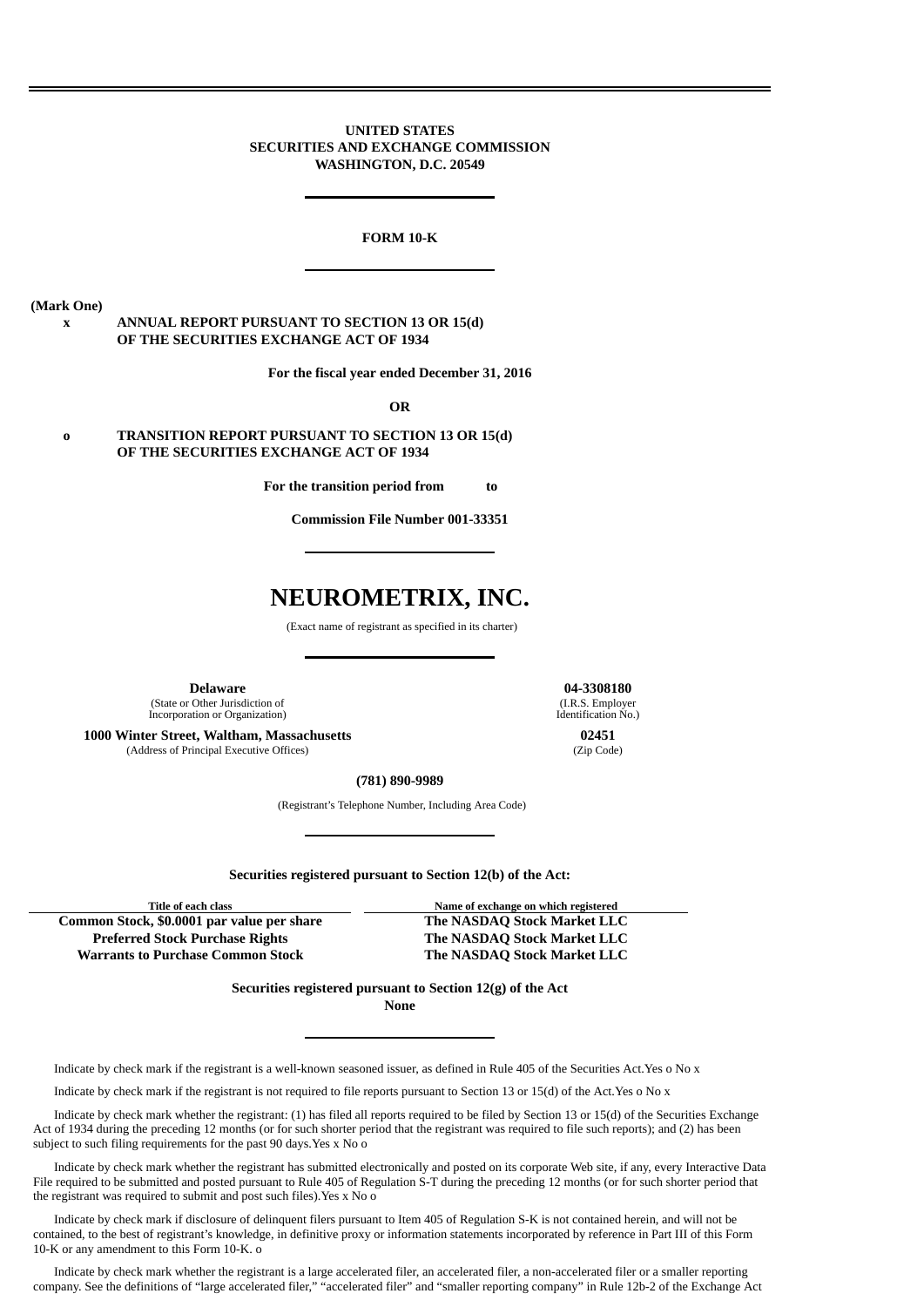**UNITED STATES**
**SECURITIES AND EXCHANGE COMMISSION**
**WASHINGTON, D.C. 20549**

---

**FORM 10-K**

---

**(Mark One)**

x **ANNUAL REPORT PURSUANT TO SECTION 13 OR 15(d) OF THE SECURITIES EXCHANGE ACT OF 1934**

**For the fiscal year ended December 31, 2016**

**OR**

o **TRANSITION REPORT PURSUANT TO SECTION 13 OR 15(d) OF THE SECURITIES EXCHANGE ACT OF 1934**

**For the transition period from to**

**Commission File Number 001-33351**

---

# NEUROMETRIX, INC.

(Exact name of registrant as specified in its charter)

---

| **Delaware** | **04-3308180** |
|---|---|
| (State or Other Jurisdiction of Incorporation or Organization) | (I.R.S. Employer Identification No.) |
| **1000 Winter Street, Waltham, Massachusetts** | **02451** |
| (Address of Principal Executive Offices) | (Zip Code) |

**(781) 890-9989**

(Registrant's Telephone Number, Including Area Code)

---

**Securities registered pursuant to Section 12(b) of the Act:**

| Title of each class | Name of exchange on which registered |
|---|---|
| **Common Stock, $0.0001 par value per share** | **The NASDAQ Stock Market LLC** |
| **Preferred Stock Purchase Rights** | **The NASDAQ Stock Market LLC** |
| **Warrants to Purchase Common Stock** | **The NASDAQ Stock Market LLC** |

**Securities registered pursuant to Section 12(g) of the Act**
**None**

---

Indicate by check mark if the registrant is a well-known seasoned issuer, as defined in Rule 405 of the Securities Act.Yes o No x

Indicate by check mark if the registrant is not required to file reports pursuant to Section 13 or 15(d) of the Act.Yes o No x

Indicate by check mark whether the registrant: (1) has filed all reports required to be filed by Section 13 or 15(d) of the Securities Exchange Act of 1934 during the preceding 12 months (or for such shorter period that the registrant was required to file such reports); and (2) has been subject to such filing requirements for the past 90 days.Yes x No o

Indicate by check mark whether the registrant has submitted electronically and posted on its corporate Web site, if any, every Interactive Data File required to be submitted and posted pursuant to Rule 405 of Regulation S-T during the preceding 12 months (or for such shorter period that the registrant was required to submit and post such files).Yes x No o

Indicate by check mark if disclosure of delinquent filers pursuant to Item 405 of Regulation S-K is not contained herein, and will not be contained, to the best of registrant's knowledge, in definitive proxy or information statements incorporated by reference in Part III of this Form 10-K or any amendment to this Form 10-K. o

Indicate by check mark whether the registrant is a large accelerated filer, an accelerated filer, a non-accelerated filer or a smaller reporting company. See the definitions of "large accelerated filer," "accelerated filer" and "smaller reporting company" in Rule 12b-2 of the Exchange Act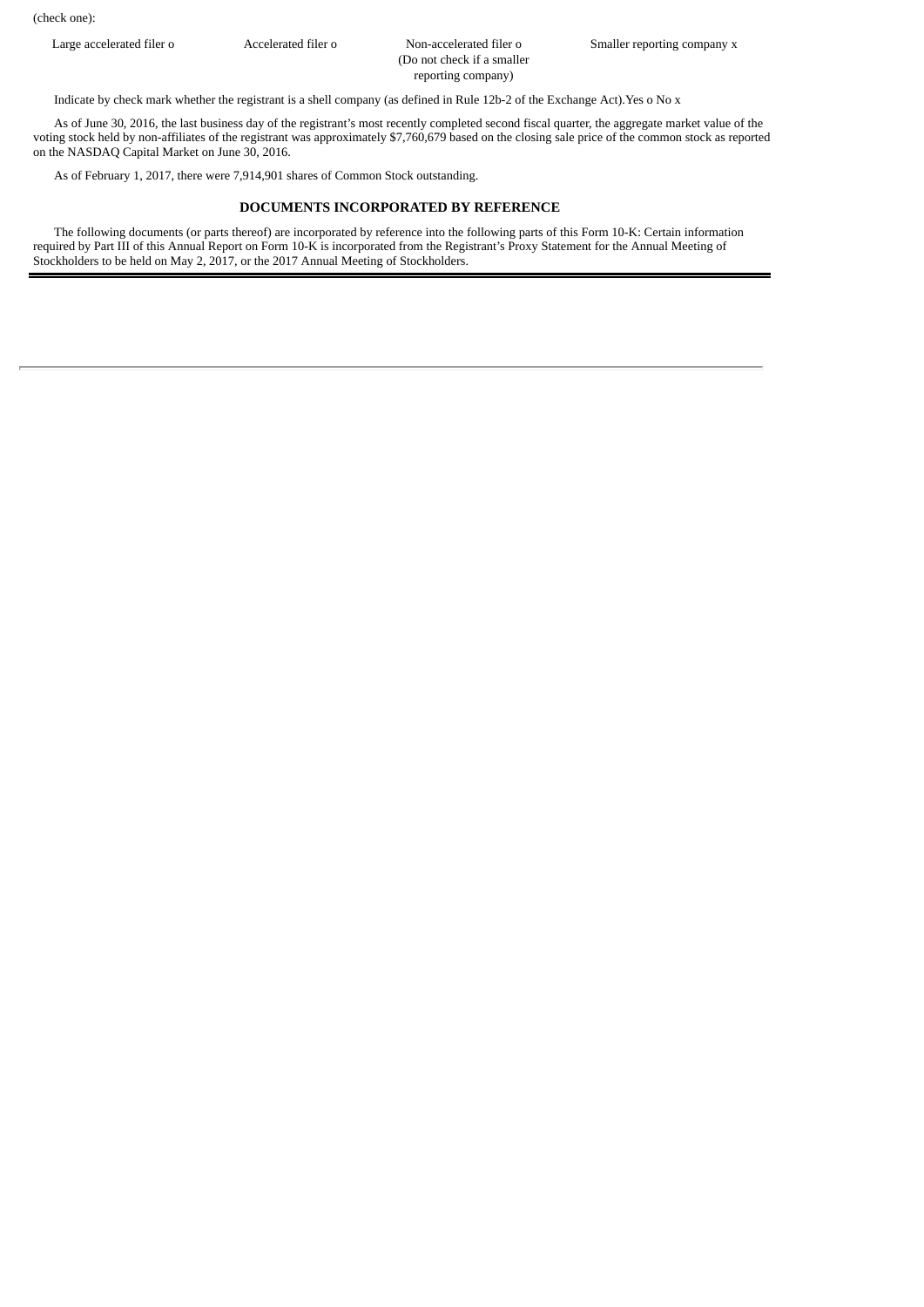(check one):

| Large accelerated filer o | Accelerated filer o | Non-accelerated filer o (Do not check if a smaller reporting company) | Smaller reporting company x |
|---|---|---|---|

Indicate by check mark whether the registrant is a shell company (as defined in Rule 12b-2 of the Exchange Act).Yes o No x

As of June 30, 2016, the last business day of the registrant's most recently completed second fiscal quarter, the aggregate market value of the voting stock held by non-affiliates of the registrant was approximately $7,760,679 based on the closing sale price of the common stock as reported on the NASDAQ Capital Market on June 30, 2016.

As of February 1, 2017, there were 7,914,901 shares of Common Stock outstanding.

**DOCUMENTS INCORPORATED BY REFERENCE**

The following documents (or parts thereof) are incorporated by reference into the following parts of this Form 10-K: Certain information required by Part III of this Annual Report on Form 10-K is incorporated from the Registrant's Proxy Statement for the Annual Meeting of Stockholders to be held on May 2, 2017, or the 2017 Annual Meeting of Stockholders.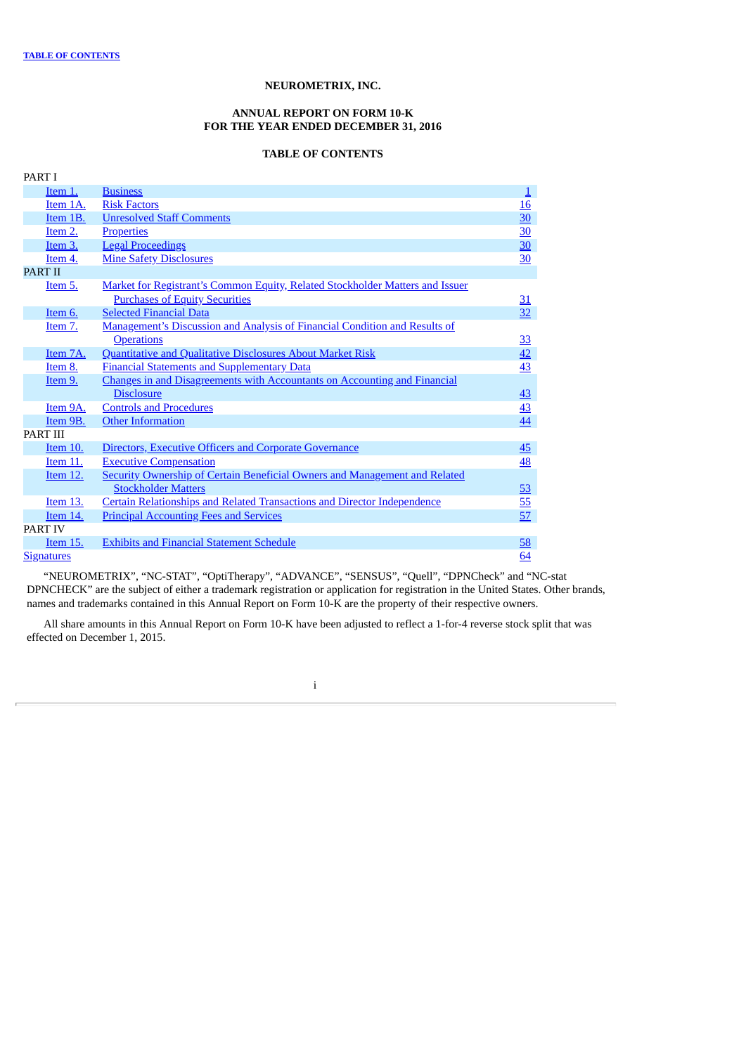**NEUROMETRIX, INC.**

**ANNUAL REPORT ON FORM 10-K**
**FOR THE YEAR ENDED DECEMBER 31, 2016**

**TABLE OF CONTENTS**

| | | | |
|---|---|---|---|
| PART I | | | |
| | Item 1. | Business | 1 |
| | Item 1A. | Risk Factors | 16 |
| | Item 1B. | Unresolved Staff Comments | 30 |
| | Item 2. | Properties | 30 |
| | Item 3. | Legal Proceedings | 30 |
| | Item 4. | Mine Safety Disclosures | 30 |
| PART II | | | |
| | Item 5. | Market for Registrant's Common Equity, Related Stockholder Matters and Issuer Purchases of Equity Securities | 31 |
| | Item 6. | Selected Financial Data | 32 |
| | Item 7. | Management's Discussion and Analysis of Financial Condition and Results of Operations | 33 |
| | Item 7A. | Quantitative and Qualitative Disclosures About Market Risk | 42 |
| | Item 8. | Financial Statements and Supplementary Data | 43 |
| | Item 9. | Changes in and Disagreements with Accountants on Accounting and Financial Disclosure | 43 |
| | Item 9A. | Controls and Procedures | 43 |
| | Item 9B. | Other Information | 44 |
| PART III | | | |
| | Item 10. | Directors, Executive Officers and Corporate Governance | 45 |
| | Item 11. | Executive Compensation | 48 |
| | Item 12. | Security Ownership of Certain Beneficial Owners and Management and Related Stockholder Matters | 53 |
| | Item 13. | Certain Relationships and Related Transactions and Director Independence | 55 |
| | Item 14. | Principal Accounting Fees and Services | 57 |
| PART IV | | | |
| | Item 15. | Exhibits and Financial Statement Schedule | 58 |
| Signatures | | | 64 |

"NEUROMETRIX", "NC-STAT", "OptiTherapy", "ADVANCE", "SENSUS", "Quell", "DPNCheck" and "NC-stat DPNCHECK" are the subject of either a trademark registration or application for registration in the United States. Other brands, names and trademarks contained in this Annual Report on Form 10-K are the property of their respective owners.

All share amounts in this Annual Report on Form 10-K have been adjusted to reflect a 1-for-4 reverse stock split that was effected on December 1, 2015.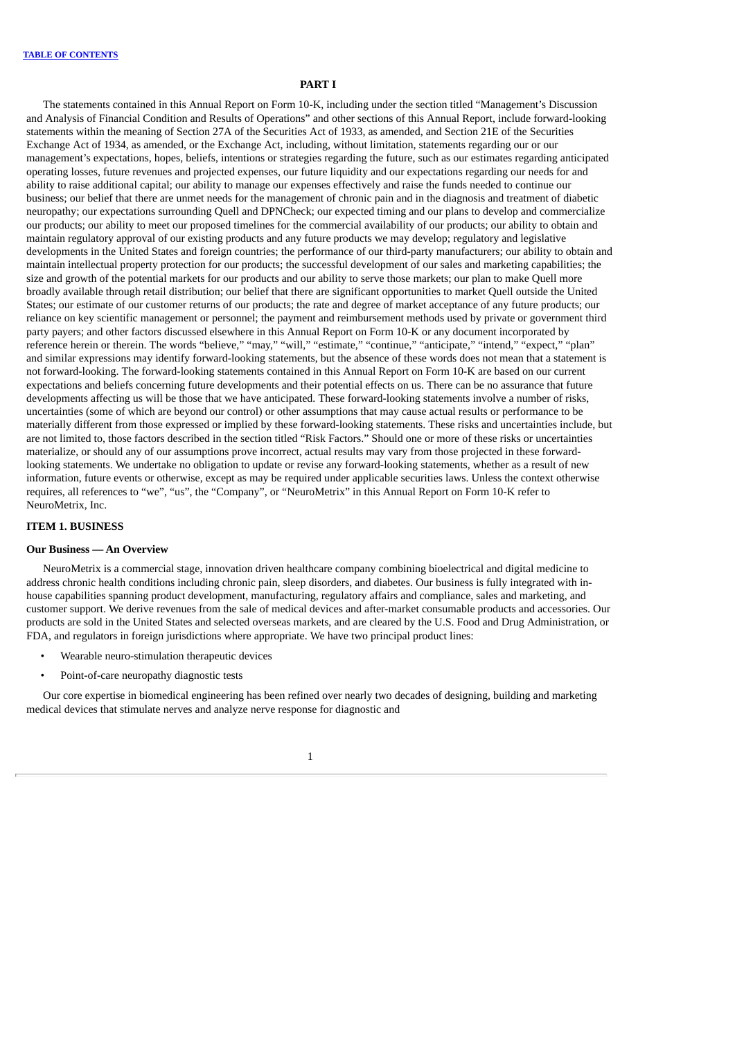# PART I

The statements contained in this Annual Report on Form 10-K, including under the section titled "Management's Discussion and Analysis of Financial Condition and Results of Operations" and other sections of this Annual Report, include forward-looking statements within the meaning of Section 27A of the Securities Act of 1933, as amended, and Section 21E of the Securities Exchange Act of 1934, as amended, or the Exchange Act, including, without limitation, statements regarding our or our management's expectations, hopes, beliefs, intentions or strategies regarding the future, such as our estimates regarding anticipated operating losses, future revenues and projected expenses, our future liquidity and our expectations regarding our needs for and ability to raise additional capital; our ability to manage our expenses effectively and raise the funds needed to continue our business; our belief that there are unmet needs for the management of chronic pain and in the diagnosis and treatment of diabetic neuropathy; our expectations surrounding Quell and DPNCheck; our expected timing and our plans to develop and commercialize our products; our ability to meet our proposed timelines for the commercial availability of our products; our ability to obtain and maintain regulatory approval of our existing products and any future products we may develop; regulatory and legislative developments in the United States and foreign countries; the performance of our third-party manufacturers; our ability to obtain and maintain intellectual property protection for our products; the successful development of our sales and marketing capabilities; the size and growth of the potential markets for our products and our ability to serve those markets; our plan to make Quell more broadly available through retail distribution; our belief that there are significant opportunities to market Quell outside the United States; our estimate of our customer returns of our products; the rate and degree of market acceptance of any future products; our reliance on key scientific management or personnel; the payment and reimbursement methods used by private or government third party payers; and other factors discussed elsewhere in this Annual Report on Form 10-K or any document incorporated by reference herein or therein. The words "believe," "may," "will," "estimate," "continue," "anticipate," "intend," "expect," "plan" and similar expressions may identify forward-looking statements, but the absence of these words does not mean that a statement is not forward-looking. The forward-looking statements contained in this Annual Report on Form 10-K are based on our current expectations and beliefs concerning future developments and their potential effects on us. There can be no assurance that future developments affecting us will be those that we have anticipated. These forward-looking statements involve a number of risks, uncertainties (some of which are beyond our control) or other assumptions that may cause actual results or performance to be materially different from those expressed or implied by these forward-looking statements. These risks and uncertainties include, but are not limited to, those factors described in the section titled "Risk Factors." Should one or more of these risks or uncertainties materialize, or should any of our assumptions prove incorrect, actual results may vary from those projected in these forward-looking statements. We undertake no obligation to update or revise any forward-looking statements, whether as a result of new information, future events or otherwise, except as may be required under applicable securities laws. Unless the context otherwise requires, all references to "we", "us", the "Company", or "NeuroMetrix" in this Annual Report on Form 10-K refer to NeuroMetrix, Inc.

## ITEM 1. BUSINESS

### Our Business — An Overview

NeuroMetrix is a commercial stage, innovation driven healthcare company combining bioelectrical and digital medicine to address chronic health conditions including chronic pain, sleep disorders, and diabetes. Our business is fully integrated with in-house capabilities spanning product development, manufacturing, regulatory affairs and compliance, sales and marketing, and customer support. We derive revenues from the sale of medical devices and after-market consumable products and accessories. Our products are sold in the United States and selected overseas markets, and are cleared by the U.S. Food and Drug Administration, or FDA, and regulators in foreign jurisdictions where appropriate. We have two principal product lines:

- Wearable neuro-stimulation therapeutic devices
- Point-of-care neuropathy diagnostic tests

Our core expertise in biomedical engineering has been refined over nearly two decades of designing, building and marketing medical devices that stimulate nerves and analyze nerve response for diagnostic and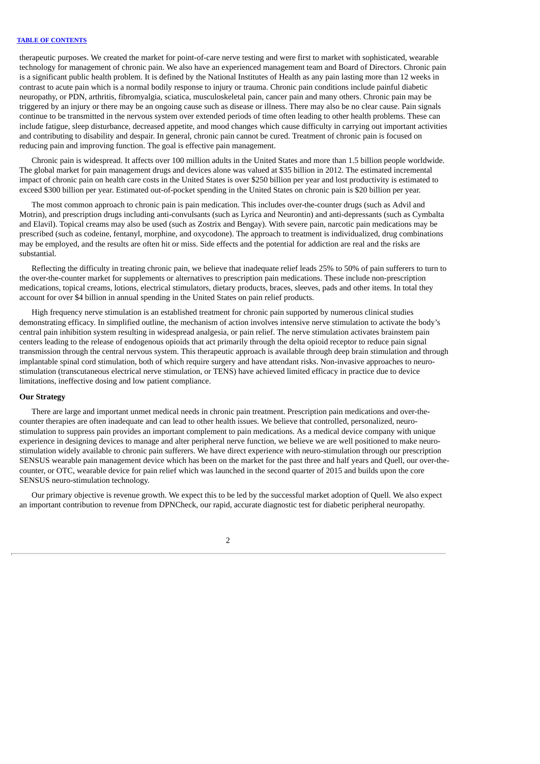therapeutic purposes. We created the market for point-of-care nerve testing and were first to market with sophisticated, wearable technology for management of chronic pain. We also have an experienced management team and Board of Directors. Chronic pain is a significant public health problem. It is defined by the National Institutes of Health as any pain lasting more than 12 weeks in contrast to acute pain which is a normal bodily response to injury or trauma. Chronic pain conditions include painful diabetic neuropathy, or PDN, arthritis, fibromyalgia, sciatica, musculoskeletal pain, cancer pain and many others. Chronic pain may be triggered by an injury or there may be an ongoing cause such as disease or illness. There may also be no clear cause. Pain signals continue to be transmitted in the nervous system over extended periods of time often leading to other health problems. These can include fatigue, sleep disturbance, decreased appetite, and mood changes which cause difficulty in carrying out important activities and contributing to disability and despair. In general, chronic pain cannot be cured. Treatment of chronic pain is focused on reducing pain and improving function. The goal is effective pain management.

Chronic pain is widespread. It affects over 100 million adults in the United States and more than 1.5 billion people worldwide. The global market for pain management drugs and devices alone was valued at $35 billion in 2012. The estimated incremental impact of chronic pain on health care costs in the United States is over $250 billion per year and lost productivity is estimated to exceed $300 billion per year. Estimated out-of-pocket spending in the United States on chronic pain is $20 billion per year.

The most common approach to chronic pain is pain medication. This includes over-the-counter drugs (such as Advil and Motrin), and prescription drugs including anti-convulsants (such as Lyrica and Neurontin) and anti-depressants (such as Cymbalta and Elavil). Topical creams may also be used (such as Zostrix and Bengay). With severe pain, narcotic pain medications may be prescribed (such as codeine, fentanyl, morphine, and oxycodone). The approach to treatment is individualized, drug combinations may be employed, and the results are often hit or miss. Side effects and the potential for addiction are real and the risks are substantial.

Reflecting the difficulty in treating chronic pain, we believe that inadequate relief leads 25% to 50% of pain sufferers to turn to the over-the-counter market for supplements or alternatives to prescription pain medications. These include non-prescription medications, topical creams, lotions, electrical stimulators, dietary products, braces, sleeves, pads and other items. In total they account for over $4 billion in annual spending in the United States on pain relief products.

High frequency nerve stimulation is an established treatment for chronic pain supported by numerous clinical studies demonstrating efficacy. In simplified outline, the mechanism of action involves intensive nerve stimulation to activate the body's central pain inhibition system resulting in widespread analgesia, or pain relief. The nerve stimulation activates brainstem pain centers leading to the release of endogenous opioids that act primarily through the delta opioid receptor to reduce pain signal transmission through the central nervous system. This therapeutic approach is available through deep brain stimulation and through implantable spinal cord stimulation, both of which require surgery and have attendant risks. Non-invasive approaches to neuro-stimulation (transcutaneous electrical nerve stimulation, or TENS) have achieved limited efficacy in practice due to device limitations, ineffective dosing and low patient compliance.

**Our Strategy**

There are large and important unmet medical needs in chronic pain treatment. Prescription pain medications and over-the-counter therapies are often inadequate and can lead to other health issues. We believe that controlled, personalized, neuro-stimulation to suppress pain provides an important complement to pain medications. As a medical device company with unique experience in designing devices to manage and alter peripheral nerve function, we believe we are well positioned to make neuro-stimulation widely available to chronic pain sufferers. We have direct experience with neuro-stimulation through our prescription SENSUS wearable pain management device which has been on the market for the past three and half years and Quell, our over-the-counter, or OTC, wearable device for pain relief which was launched in the second quarter of 2015 and builds upon the core SENSUS neuro-stimulation technology.

Our primary objective is revenue growth. We expect this to be led by the successful market adoption of Quell. We also expect an important contribution to revenue from DPNCheck, our rapid, accurate diagnostic test for diabetic peripheral neuropathy.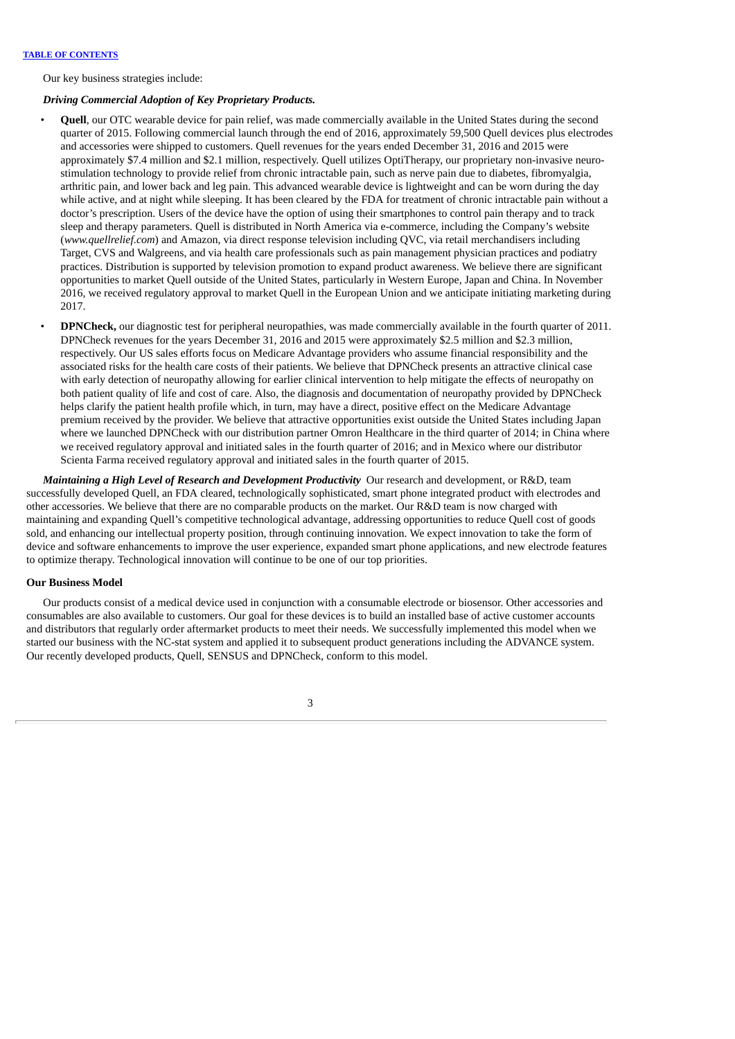Our key business strategies include:

***Driving Commercial Adoption of Key Proprietary Products.***

- **Quell**, our OTC wearable device for pain relief, was made commercially available in the United States during the second quarter of 2015. Following commercial launch through the end of 2016, approximately 59,500 Quell devices plus electrodes and accessories were shipped to customers. Quell revenues for the years ended December 31, 2016 and 2015 were approximately $7.4 million and $2.1 million, respectively. Quell utilizes OptiTherapy, our proprietary non-invasive neuro-stimulation technology to provide relief from chronic intractable pain, such as nerve pain due to diabetes, fibromyalgia, arthritic pain, and lower back and leg pain. This advanced wearable device is lightweight and can be worn during the day while active, and at night while sleeping. It has been cleared by the FDA for treatment of chronic intractable pain without a doctor's prescription. Users of the device have the option of using their smartphones to control pain therapy and to track sleep and therapy parameters. Quell is distributed in North America via e-commerce, including the Company's website (*www.quellrelief.com*) and Amazon, via direct response television including QVC, via retail merchandisers including Target, CVS and Walgreens, and via health care professionals such as pain management physician practices and podiatry practices. Distribution is supported by television promotion to expand product awareness. We believe there are significant opportunities to market Quell outside of the United States, particularly in Western Europe, Japan and China. In November 2016, we received regulatory approval to market Quell in the European Union and we anticipate initiating marketing during 2017.
- **DPNCheck,** our diagnostic test for peripheral neuropathies, was made commercially available in the fourth quarter of 2011. DPNCheck revenues for the years December 31, 2016 and 2015 were approximately $2.5 million and $2.3 million, respectively. Our US sales efforts focus on Medicare Advantage providers who assume financial responsibility and the associated risks for the health care costs of their patients. We believe that DPNCheck presents an attractive clinical case with early detection of neuropathy allowing for earlier clinical intervention to help mitigate the effects of neuropathy on both patient quality of life and cost of care. Also, the diagnosis and documentation of neuropathy provided by DPNCheck helps clarify the patient health profile which, in turn, may have a direct, positive effect on the Medicare Advantage premium received by the provider. We believe that attractive opportunities exist outside the United States including Japan where we launched DPNCheck with our distribution partner Omron Healthcare in the third quarter of 2014; in China where we received regulatory approval and initiated sales in the fourth quarter of 2016; and in Mexico where our distributor Scienta Farma received regulatory approval and initiated sales in the fourth quarter of 2015.

***Maintaining a High Level of Research and Development Productivity*** Our research and development, or R&D, team successfully developed Quell, an FDA cleared, technologically sophisticated, smart phone integrated product with electrodes and other accessories. We believe that there are no comparable products on the market. Our R&D team is now charged with maintaining and expanding Quell's competitive technological advantage, addressing opportunities to reduce Quell cost of goods sold, and enhancing our intellectual property position, through continuing innovation. We expect innovation to take the form of device and software enhancements to improve the user experience, expanded smart phone applications, and new electrode features to optimize therapy. Technological innovation will continue to be one of our top priorities.

**Our Business Model**

Our products consist of a medical device used in conjunction with a consumable electrode or biosensor. Other accessories and consumables are also available to customers. Our goal for these devices is to build an installed base of active customer accounts and distributors that regularly order aftermarket products to meet their needs. We successfully implemented this model when we started our business with the NC-stat system and applied it to subsequent product generations including the ADVANCE system. Our recently developed products, Quell, SENSUS and DPNCheck, conform to this model.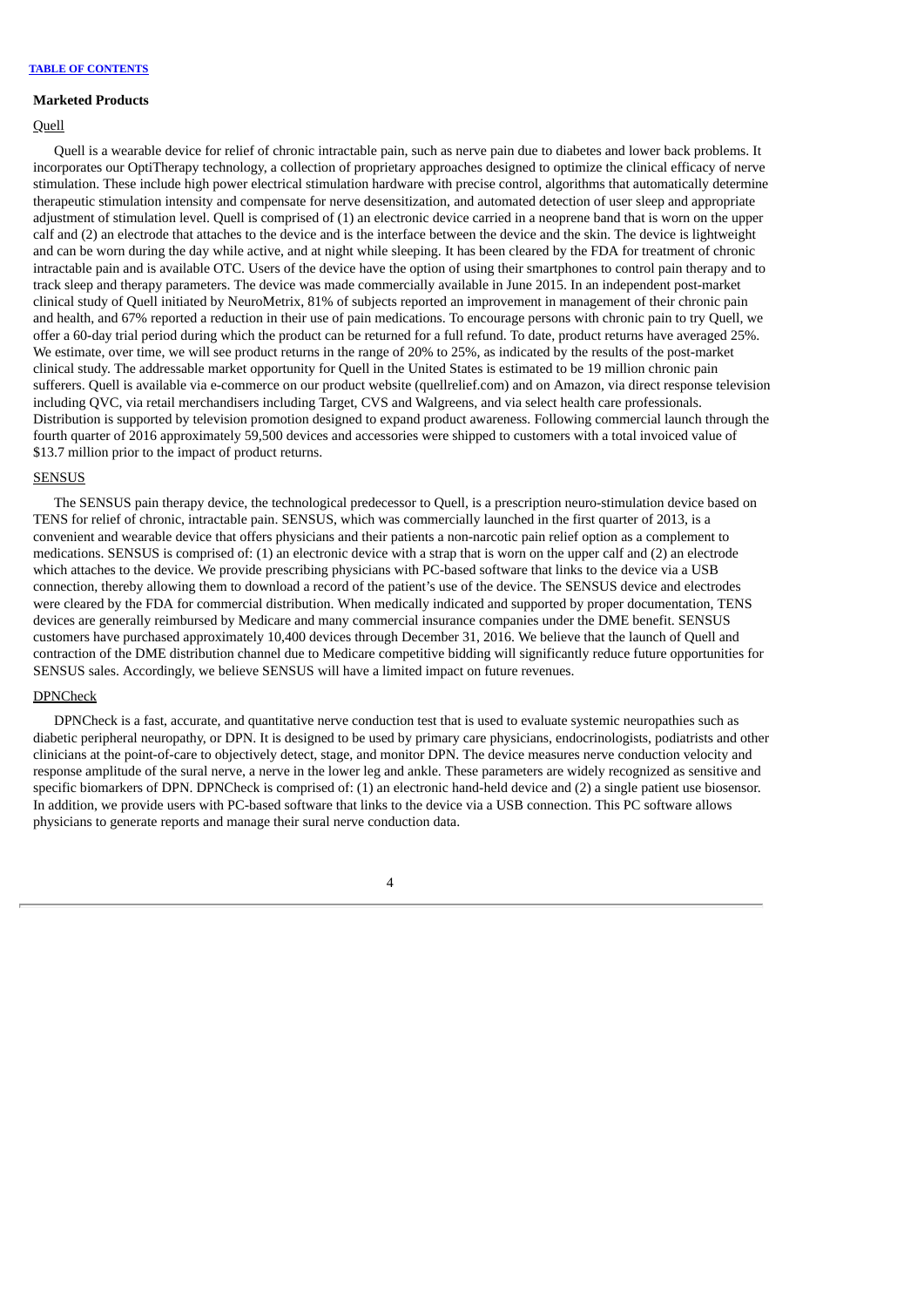### Marketed Products

Quell

Quell is a wearable device for relief of chronic intractable pain, such as nerve pain due to diabetes and lower back problems. It incorporates our OptiTherapy technology, a collection of proprietary approaches designed to optimize the clinical efficacy of nerve stimulation. These include high power electrical stimulation hardware with precise control, algorithms that automatically determine therapeutic stimulation intensity and compensate for nerve desensitization, and automated detection of user sleep and appropriate adjustment of stimulation level. Quell is comprised of (1) an electronic device carried in a neoprene band that is worn on the upper calf and (2) an electrode that attaches to the device and is the interface between the device and the skin. The device is lightweight and can be worn during the day while active, and at night while sleeping. It has been cleared by the FDA for treatment of chronic intractable pain and is available OTC. Users of the device have the option of using their smartphones to control pain therapy and to track sleep and therapy parameters. The device was made commercially available in June 2015. In an independent post-market clinical study of Quell initiated by NeuroMetrix, 81% of subjects reported an improvement in management of their chronic pain and health, and 67% reported a reduction in their use of pain medications. To encourage persons with chronic pain to try Quell, we offer a 60-day trial period during which the product can be returned for a full refund. To date, product returns have averaged 25%. We estimate, over time, we will see product returns in the range of 20% to 25%, as indicated by the results of the post-market clinical study. The addressable market opportunity for Quell in the United States is estimated to be 19 million chronic pain sufferers. Quell is available via e-commerce on our product website (quellrelief.com) and on Amazon, via direct response television including QVC, via retail merchandisers including Target, CVS and Walgreens, and via select health care professionals. Distribution is supported by television promotion designed to expand product awareness. Following commercial launch through the fourth quarter of 2016 approximately 59,500 devices and accessories were shipped to customers with a total invoiced value of $13.7 million prior to the impact of product returns.

SENSUS

The SENSUS pain therapy device, the technological predecessor to Quell, is a prescription neuro-stimulation device based on TENS for relief of chronic, intractable pain. SENSUS, which was commercially launched in the first quarter of 2013, is a convenient and wearable device that offers physicians and their patients a non-narcotic pain relief option as a complement to medications. SENSUS is comprised of: (1) an electronic device with a strap that is worn on the upper calf and (2) an electrode which attaches to the device. We provide prescribing physicians with PC-based software that links to the device via a USB connection, thereby allowing them to download a record of the patient's use of the device. The SENSUS device and electrodes were cleared by the FDA for commercial distribution. When medically indicated and supported by proper documentation, TENS devices are generally reimbursed by Medicare and many commercial insurance companies under the DME benefit. SENSUS customers have purchased approximately 10,400 devices through December 31, 2016. We believe that the launch of Quell and contraction of the DME distribution channel due to Medicare competitive bidding will significantly reduce future opportunities for SENSUS sales. Accordingly, we believe SENSUS will have a limited impact on future revenues.

DPNCheck

DPNCheck is a fast, accurate, and quantitative nerve conduction test that is used to evaluate systemic neuropathies such as diabetic peripheral neuropathy, or DPN. It is designed to be used by primary care physicians, endocrinologists, podiatrists and other clinicians at the point-of-care to objectively detect, stage, and monitor DPN. The device measures nerve conduction velocity and response amplitude of the sural nerve, a nerve in the lower leg and ankle. These parameters are widely recognized as sensitive and specific biomarkers of DPN. DPNCheck is comprised of: (1) an electronic hand-held device and (2) a single patient use biosensor. In addition, we provide users with PC-based software that links to the device via a USB connection. This PC software allows physicians to generate reports and manage their sural nerve conduction data.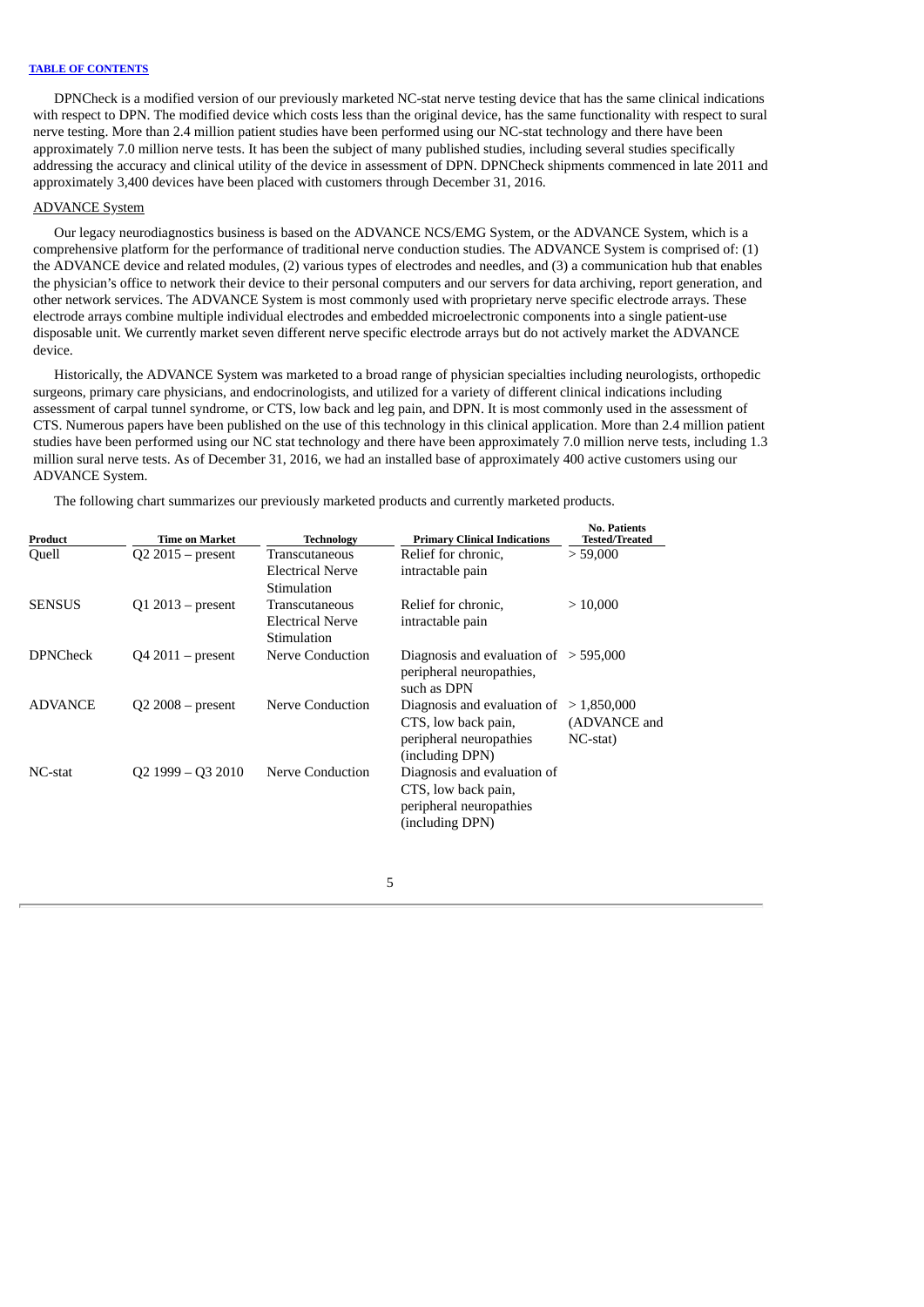DPNCheck is a modified version of our previously marketed NC-stat nerve testing device that has the same clinical indications with respect to DPN. The modified device which costs less than the original device, has the same functionality with respect to sural nerve testing. More than 2.4 million patient studies have been performed using our NC-stat technology and there have been approximately 7.0 million nerve tests. It has been the subject of many published studies, including several studies specifically addressing the accuracy and clinical utility of the device in assessment of DPN. DPNCheck shipments commenced in late 2011 and approximately 3,400 devices have been placed with customers through December 31, 2016.

## ADVANCE System

Our legacy neurodiagnostics business is based on the ADVANCE NCS/EMG System, or the ADVANCE System, which is a comprehensive platform for the performance of traditional nerve conduction studies. The ADVANCE System is comprised of: (1) the ADVANCE device and related modules, (2) various types of electrodes and needles, and (3) a communication hub that enables the physician's office to network their device to their personal computers and our servers for data archiving, report generation, and other network services. The ADVANCE System is most commonly used with proprietary nerve specific electrode arrays. These electrode arrays combine multiple individual electrodes and embedded microelectronic components into a single patient-use disposable unit. We currently market seven different nerve specific electrode arrays but do not actively market the ADVANCE device.

Historically, the ADVANCE System was marketed to a broad range of physician specialties including neurologists, orthopedic surgeons, primary care physicians, and endocrinologists, and utilized for a variety of different clinical indications including assessment of carpal tunnel syndrome, or CTS, low back and leg pain, and DPN. It is most commonly used in the assessment of CTS. Numerous papers have been published on the use of this technology in this clinical application. More than 2.4 million patient studies have been performed using our NC stat technology and there have been approximately 7.0 million nerve tests, including 1.3 million sural nerve tests. As of December 31, 2016, we had an installed base of approximately 400 active customers using our ADVANCE System.

The following chart summarizes our previously marketed products and currently marketed products.

| Product | Time on Market | Technology | Primary Clinical Indications | No. Patients Tested/Treated |
|---|---|---|---|---|
| Quell | Q2 2015 – present | Transcutaneous Electrical Nerve Stimulation | Relief for chronic, intractable pain | > 59,000 |
| SENSUS | Q1 2013 – present | Transcutaneous Electrical Nerve Stimulation | Relief for chronic, intractable pain | > 10,000 |
| DPNCheck | Q4 2011 – present | Nerve Conduction | Diagnosis and evaluation of peripheral neuropathies, such as DPN | > 595,000 |
| ADVANCE | Q2 2008 – present | Nerve Conduction | Diagnosis and evaluation of CTS, low back pain, peripheral neuropathies (including DPN) | > 1,850,000 (ADVANCE and NC-stat) |
| NC-stat | Q2 1999 – Q3 2010 | Nerve Conduction | Diagnosis and evaluation of CTS, low back pain, peripheral neuropathies (including DPN) | |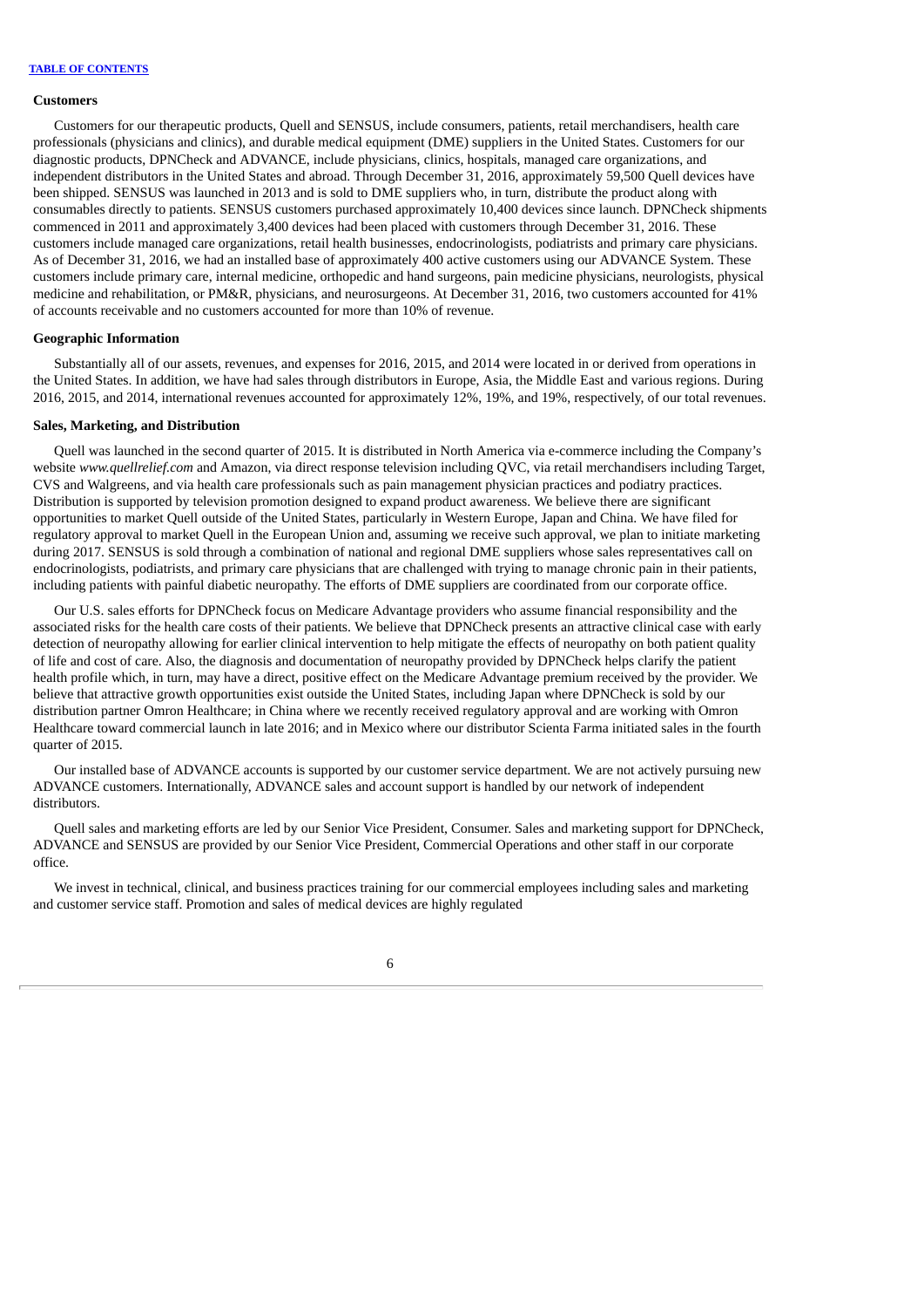### Customers

Customers for our therapeutic products, Quell and SENSUS, include consumers, patients, retail merchandisers, health care professionals (physicians and clinics), and durable medical equipment (DME) suppliers in the United States. Customers for our diagnostic products, DPNCheck and ADVANCE, include physicians, clinics, hospitals, managed care organizations, and independent distributors in the United States and abroad. Through December 31, 2016, approximately 59,500 Quell devices have been shipped. SENSUS was launched in 2013 and is sold to DME suppliers who, in turn, distribute the product along with consumables directly to patients. SENSUS customers purchased approximately 10,400 devices since launch. DPNCheck shipments commenced in 2011 and approximately 3,400 devices had been placed with customers through December 31, 2016. These customers include managed care organizations, retail health businesses, endocrinologists, podiatrists and primary care physicians. As of December 31, 2016, we had an installed base of approximately 400 active customers using our ADVANCE System. These customers include primary care, internal medicine, orthopedic and hand surgeons, pain medicine physicians, neurologists, physical medicine and rehabilitation, or PM&R, physicians, and neurosurgeons. At December 31, 2016, two customers accounted for 41% of accounts receivable and no customers accounted for more than 10% of revenue.

### Geographic Information

Substantially all of our assets, revenues, and expenses for 2016, 2015, and 2014 were located in or derived from operations in the United States. In addition, we have had sales through distributors in Europe, Asia, the Middle East and various regions. During 2016, 2015, and 2014, international revenues accounted for approximately 12%, 19%, and 19%, respectively, of our total revenues.

### Sales, Marketing, and Distribution

Quell was launched in the second quarter of 2015. It is distributed in North America via e-commerce including the Company's website *www.quellrelief.com* and Amazon, via direct response television including QVC, via retail merchandisers including Target, CVS and Walgreens, and via health care professionals such as pain management physician practices and podiatry practices. Distribution is supported by television promotion designed to expand product awareness. We believe there are significant opportunities to market Quell outside of the United States, particularly in Western Europe, Japan and China. We have filed for regulatory approval to market Quell in the European Union and, assuming we receive such approval, we plan to initiate marketing during 2017. SENSUS is sold through a combination of national and regional DME suppliers whose sales representatives call on endocrinologists, podiatrists, and primary care physicians that are challenged with trying to manage chronic pain in their patients, including patients with painful diabetic neuropathy. The efforts of DME suppliers are coordinated from our corporate office.

Our U.S. sales efforts for DPNCheck focus on Medicare Advantage providers who assume financial responsibility and the associated risks for the health care costs of their patients. We believe that DPNCheck presents an attractive clinical case with early detection of neuropathy allowing for earlier clinical intervention to help mitigate the effects of neuropathy on both patient quality of life and cost of care. Also, the diagnosis and documentation of neuropathy provided by DPNCheck helps clarify the patient health profile which, in turn, may have a direct, positive effect on the Medicare Advantage premium received by the provider. We believe that attractive growth opportunities exist outside the United States, including Japan where DPNCheck is sold by our distribution partner Omron Healthcare; in China where we recently received regulatory approval and are working with Omron Healthcare toward commercial launch in late 2016; and in Mexico where our distributor Scienta Farma initiated sales in the fourth quarter of 2015.

Our installed base of ADVANCE accounts is supported by our customer service department. We are not actively pursuing new ADVANCE customers. Internationally, ADVANCE sales and account support is handled by our network of independent distributors.

Quell sales and marketing efforts are led by our Senior Vice President, Consumer. Sales and marketing support for DPNCheck, ADVANCE and SENSUS are provided by our Senior Vice President, Commercial Operations and other staff in our corporate office.

We invest in technical, clinical, and business practices training for our commercial employees including sales and marketing and customer service staff. Promotion and sales of medical devices are highly regulated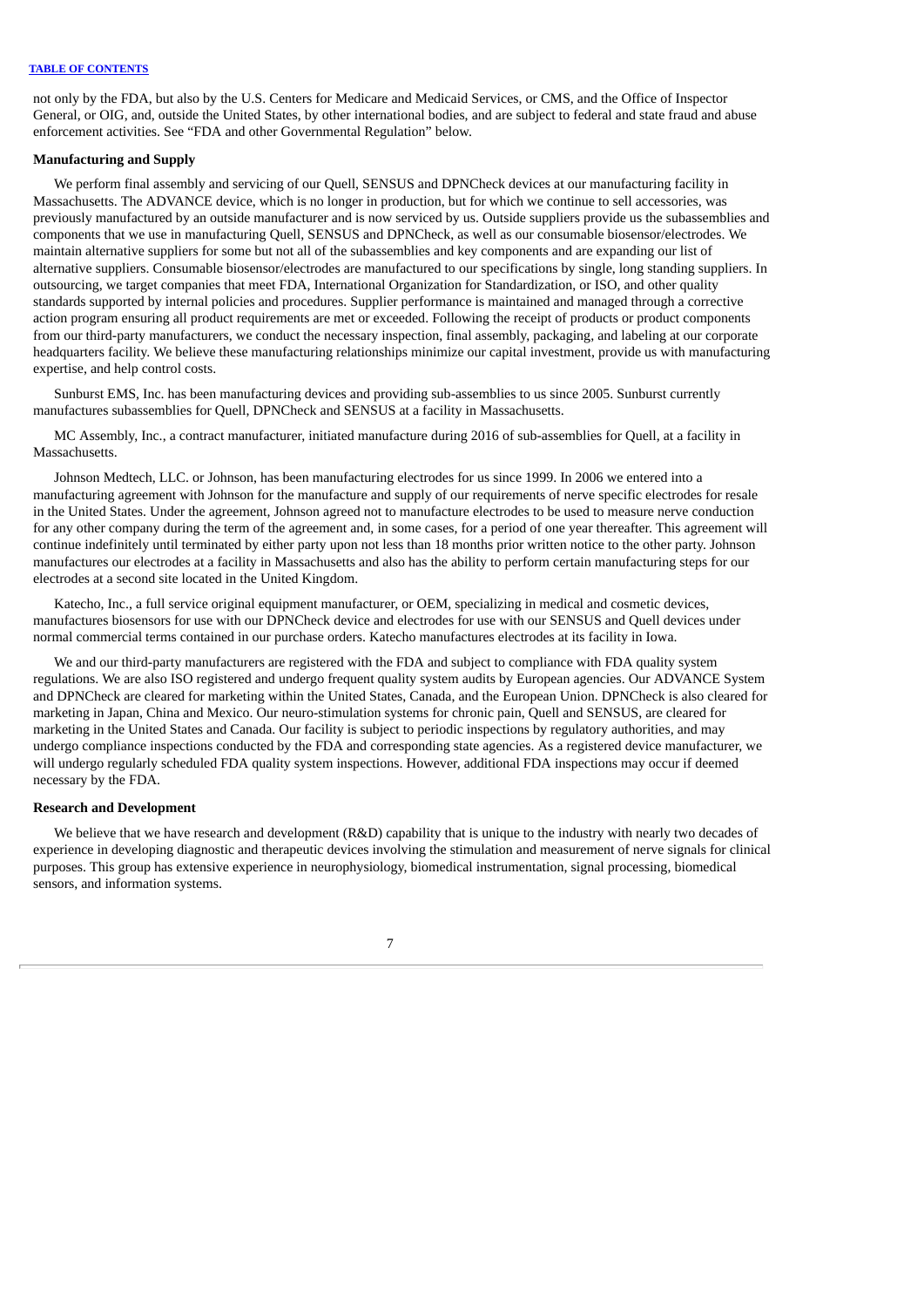not only by the FDA, but also by the U.S. Centers for Medicare and Medicaid Services, or CMS, and the Office of Inspector General, or OIG, and, outside the United States, by other international bodies, and are subject to federal and state fraud and abuse enforcement activities. See "FDA and other Governmental Regulation" below.

**Manufacturing and Supply**

We perform final assembly and servicing of our Quell, SENSUS and DPNCheck devices at our manufacturing facility in Massachusetts. The ADVANCE device, which is no longer in production, but for which we continue to sell accessories, was previously manufactured by an outside manufacturer and is now serviced by us. Outside suppliers provide us the subassemblies and components that we use in manufacturing Quell, SENSUS and DPNCheck, as well as our consumable biosensor/electrodes. We maintain alternative suppliers for some but not all of the subassemblies and key components and are expanding our list of alternative suppliers. Consumable biosensor/electrodes are manufactured to our specifications by single, long standing suppliers. In outsourcing, we target companies that meet FDA, International Organization for Standardization, or ISO, and other quality standards supported by internal policies and procedures. Supplier performance is maintained and managed through a corrective action program ensuring all product requirements are met or exceeded. Following the receipt of products or product components from our third-party manufacturers, we conduct the necessary inspection, final assembly, packaging, and labeling at our corporate headquarters facility. We believe these manufacturing relationships minimize our capital investment, provide us with manufacturing expertise, and help control costs.

Sunburst EMS, Inc. has been manufacturing devices and providing sub-assemblies to us since 2005. Sunburst currently manufactures subassemblies for Quell, DPNCheck and SENSUS at a facility in Massachusetts.

MC Assembly, Inc., a contract manufacturer, initiated manufacture during 2016 of sub-assemblies for Quell, at a facility in Massachusetts.

Johnson Medtech, LLC. or Johnson, has been manufacturing electrodes for us since 1999. In 2006 we entered into a manufacturing agreement with Johnson for the manufacture and supply of our requirements of nerve specific electrodes for resale in the United States. Under the agreement, Johnson agreed not to manufacture electrodes to be used to measure nerve conduction for any other company during the term of the agreement and, in some cases, for a period of one year thereafter. This agreement will continue indefinitely until terminated by either party upon not less than 18 months prior written notice to the other party. Johnson manufactures our electrodes at a facility in Massachusetts and also has the ability to perform certain manufacturing steps for our electrodes at a second site located in the United Kingdom.

Katecho, Inc., a full service original equipment manufacturer, or OEM, specializing in medical and cosmetic devices, manufactures biosensors for use with our DPNCheck device and electrodes for use with our SENSUS and Quell devices under normal commercial terms contained in our purchase orders. Katecho manufactures electrodes at its facility in Iowa.

We and our third-party manufacturers are registered with the FDA and subject to compliance with FDA quality system regulations. We are also ISO registered and undergo frequent quality system audits by European agencies. Our ADVANCE System and DPNCheck are cleared for marketing within the United States, Canada, and the European Union. DPNCheck is also cleared for marketing in Japan, China and Mexico. Our neuro-stimulation systems for chronic pain, Quell and SENSUS, are cleared for marketing in the United States and Canada. Our facility is subject to periodic inspections by regulatory authorities, and may undergo compliance inspections conducted by the FDA and corresponding state agencies. As a registered device manufacturer, we will undergo regularly scheduled FDA quality system inspections. However, additional FDA inspections may occur if deemed necessary by the FDA.

**Research and Development**

We believe that we have research and development (R&D) capability that is unique to the industry with nearly two decades of experience in developing diagnostic and therapeutic devices involving the stimulation and measurement of nerve signals for clinical purposes. This group has extensive experience in neurophysiology, biomedical instrumentation, signal processing, biomedical sensors, and information systems.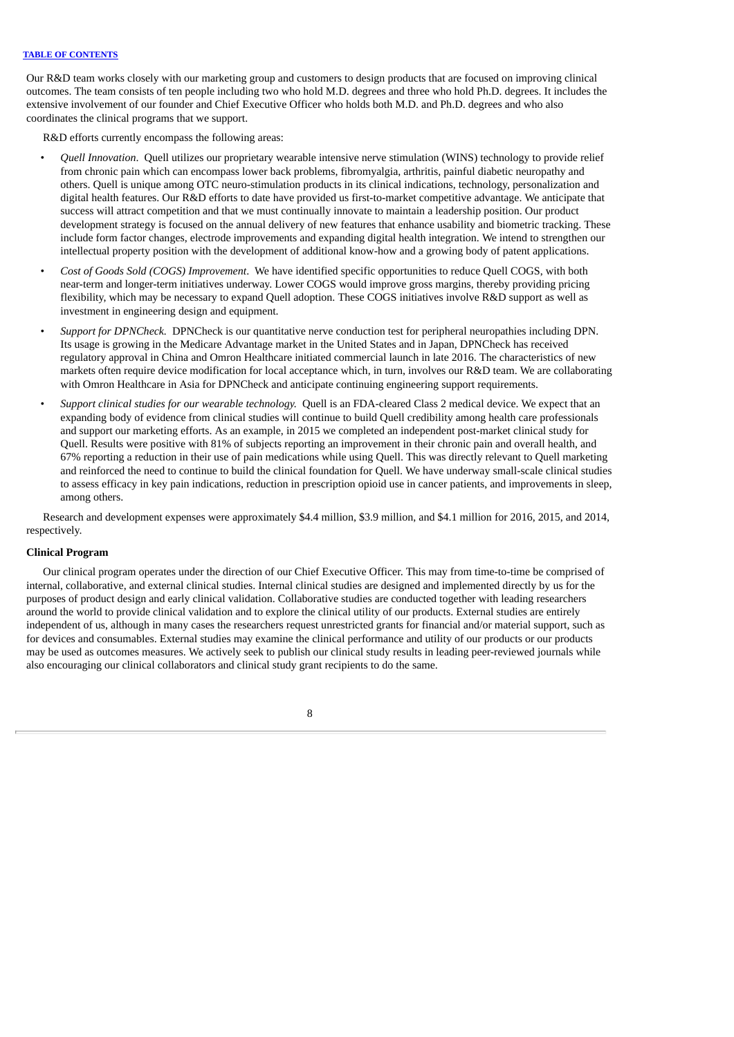Our R&D team works closely with our marketing group and customers to design products that are focused on improving clinical outcomes. The team consists of ten people including two who hold M.D. degrees and three who hold Ph.D. degrees. It includes the extensive involvement of our founder and Chief Executive Officer who holds both M.D. and Ph.D. degrees and who also coordinates the clinical programs that we support.

R&D efforts currently encompass the following areas:

- *Quell Innovation*. Quell utilizes our proprietary wearable intensive nerve stimulation (WINS) technology to provide relief from chronic pain which can encompass lower back problems, fibromyalgia, arthritis, painful diabetic neuropathy and others. Quell is unique among OTC neuro-stimulation products in its clinical indications, technology, personalization and digital health features. Our R&D efforts to date have provided us first-to-market competitive advantage. We anticipate that success will attract competition and that we must continually innovate to maintain a leadership position. Our product development strategy is focused on the annual delivery of new features that enhance usability and biometric tracking. These include form factor changes, electrode improvements and expanding digital health integration. We intend to strengthen our intellectual property position with the development of additional know-how and a growing body of patent applications.
- *Cost of Goods Sold (COGS) Improvement*. We have identified specific opportunities to reduce Quell COGS, with both near-term and longer-term initiatives underway. Lower COGS would improve gross margins, thereby providing pricing flexibility, which may be necessary to expand Quell adoption. These COGS initiatives involve R&D support as well as investment in engineering design and equipment.
- *Support for DPNCheck.* DPNCheck is our quantitative nerve conduction test for peripheral neuropathies including DPN. Its usage is growing in the Medicare Advantage market in the United States and in Japan, DPNCheck has received regulatory approval in China and Omron Healthcare initiated commercial launch in late 2016. The characteristics of new markets often require device modification for local acceptance which, in turn, involves our R&D team. We are collaborating with Omron Healthcare in Asia for DPNCheck and anticipate continuing engineering support requirements.
- *Support clinical studies for our wearable technology.* Quell is an FDA-cleared Class 2 medical device. We expect that an expanding body of evidence from clinical studies will continue to build Quell credibility among health care professionals and support our marketing efforts. As an example, in 2015 we completed an independent post-market clinical study for Quell. Results were positive with 81% of subjects reporting an improvement in their chronic pain and overall health, and 67% reporting a reduction in their use of pain medications while using Quell. This was directly relevant to Quell marketing and reinforced the need to continue to build the clinical foundation for Quell. We have underway small-scale clinical studies to assess efficacy in key pain indications, reduction in prescription opioid use in cancer patients, and improvements in sleep, among others.

Research and development expenses were approximately $4.4 million, $3.9 million, and $4.1 million for 2016, 2015, and 2014, respectively.

**Clinical Program**

Our clinical program operates under the direction of our Chief Executive Officer. This may from time-to-time be comprised of internal, collaborative, and external clinical studies. Internal clinical studies are designed and implemented directly by us for the purposes of product design and early clinical validation. Collaborative studies are conducted together with leading researchers around the world to provide clinical validation and to explore the clinical utility of our products. External studies are entirely independent of us, although in many cases the researchers request unrestricted grants for financial and/or material support, such as for devices and consumables. External studies may examine the clinical performance and utility of our products or our products may be used as outcomes measures. We actively seek to publish our clinical study results in leading peer-reviewed journals while also encouraging our clinical collaborators and clinical study grant recipients to do the same.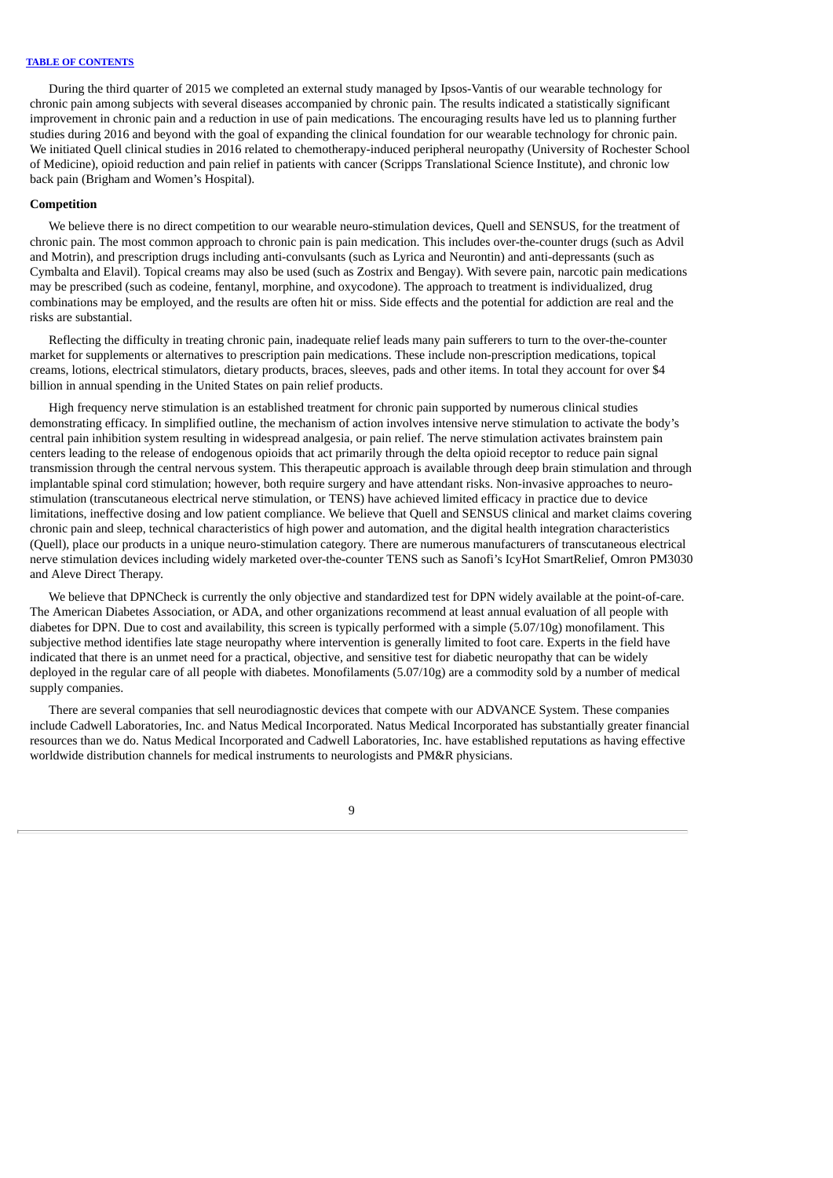During the third quarter of 2015 we completed an external study managed by Ipsos-Vantis of our wearable technology for chronic pain among subjects with several diseases accompanied by chronic pain. The results indicated a statistically significant improvement in chronic pain and a reduction in use of pain medications. The encouraging results have led us to planning further studies during 2016 and beyond with the goal of expanding the clinical foundation for our wearable technology for chronic pain. We initiated Quell clinical studies in 2016 related to chemotherapy-induced peripheral neuropathy (University of Rochester School of Medicine), opioid reduction and pain relief in patients with cancer (Scripps Translational Science Institute), and chronic low back pain (Brigham and Women's Hospital).

**Competition**

We believe there is no direct competition to our wearable neuro-stimulation devices, Quell and SENSUS, for the treatment of chronic pain. The most common approach to chronic pain is pain medication. This includes over-the-counter drugs (such as Advil and Motrin), and prescription drugs including anti-convulsants (such as Lyrica and Neurontin) and anti-depressants (such as Cymbalta and Elavil). Topical creams may also be used (such as Zostrix and Bengay). With severe pain, narcotic pain medications may be prescribed (such as codeine, fentanyl, morphine, and oxycodone). The approach to treatment is individualized, drug combinations may be employed, and the results are often hit or miss. Side effects and the potential for addiction are real and the risks are substantial.

Reflecting the difficulty in treating chronic pain, inadequate relief leads many pain sufferers to turn to the over-the-counter market for supplements or alternatives to prescription pain medications. These include non-prescription medications, topical creams, lotions, electrical stimulators, dietary products, braces, sleeves, pads and other items. In total they account for over $4 billion in annual spending in the United States on pain relief products.

High frequency nerve stimulation is an established treatment for chronic pain supported by numerous clinical studies demonstrating efficacy. In simplified outline, the mechanism of action involves intensive nerve stimulation to activate the body's central pain inhibition system resulting in widespread analgesia, or pain relief. The nerve stimulation activates brainstem pain centers leading to the release of endogenous opioids that act primarily through the delta opioid receptor to reduce pain signal transmission through the central nervous system. This therapeutic approach is available through deep brain stimulation and through implantable spinal cord stimulation; however, both require surgery and have attendant risks. Non-invasive approaches to neuro-stimulation (transcutaneous electrical nerve stimulation, or TENS) have achieved limited efficacy in practice due to device limitations, ineffective dosing and low patient compliance. We believe that Quell and SENSUS clinical and market claims covering chronic pain and sleep, technical characteristics of high power and automation, and the digital health integration characteristics (Quell), place our products in a unique neuro-stimulation category. There are numerous manufacturers of transcutaneous electrical nerve stimulation devices including widely marketed over-the-counter TENS such as Sanofi's IcyHot SmartRelief, Omron PM3030 and Aleve Direct Therapy.

We believe that DPNCheck is currently the only objective and standardized test for DPN widely available at the point-of-care. The American Diabetes Association, or ADA, and other organizations recommend at least annual evaluation of all people with diabetes for DPN. Due to cost and availability, this screen is typically performed with a simple (5.07/10g) monofilament. This subjective method identifies late stage neuropathy where intervention is generally limited to foot care. Experts in the field have indicated that there is an unmet need for a practical, objective, and sensitive test for diabetic neuropathy that can be widely deployed in the regular care of all people with diabetes. Monofilaments (5.07/10g) are a commodity sold by a number of medical supply companies.

There are several companies that sell neurodiagnostic devices that compete with our ADVANCE System. These companies include Cadwell Laboratories, Inc. and Natus Medical Incorporated. Natus Medical Incorporated has substantially greater financial resources than we do. Natus Medical Incorporated and Cadwell Laboratories, Inc. have established reputations as having effective worldwide distribution channels for medical instruments to neurologists and PM&R physicians.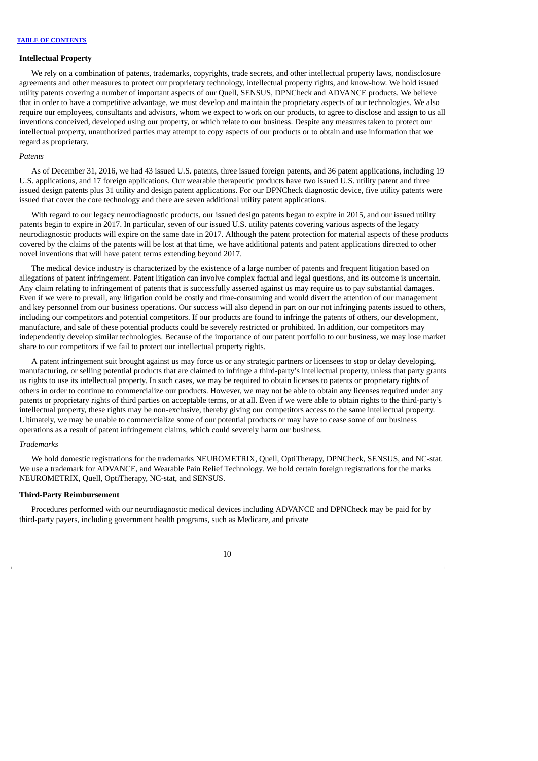### Intellectual Property

We rely on a combination of patents, trademarks, copyrights, trade secrets, and other intellectual property laws, nondisclosure agreements and other measures to protect our proprietary technology, intellectual property rights, and know-how. We hold issued utility patents covering a number of important aspects of our Quell, SENSUS, DPNCheck and ADVANCE products. We believe that in order to have a competitive advantage, we must develop and maintain the proprietary aspects of our technologies. We also require our employees, consultants and advisors, whom we expect to work on our products, to agree to disclose and assign to us all inventions conceived, developed using our property, or which relate to our business. Despite any measures taken to protect our intellectual property, unauthorized parties may attempt to copy aspects of our products or to obtain and use information that we regard as proprietary.

*Patents*

As of December 31, 2016, we had 43 issued U.S. patents, three issued foreign patents, and 36 patent applications, including 19 U.S. applications, and 17 foreign applications. Our wearable therapeutic products have two issued U.S. utility patent and three issued design patents plus 31 utility and design patent applications. For our DPNCheck diagnostic device, five utility patents were issued that cover the core technology and there are seven additional utility patent applications.

With regard to our legacy neurodiagnostic products, our issued design patents began to expire in 2015, and our issued utility patents begin to expire in 2017. In particular, seven of our issued U.S. utility patents covering various aspects of the legacy neurodiagnostic products will expire on the same date in 2017. Although the patent protection for material aspects of these products covered by the claims of the patents will be lost at that time, we have additional patents and patent applications directed to other novel inventions that will have patent terms extending beyond 2017.

The medical device industry is characterized by the existence of a large number of patents and frequent litigation based on allegations of patent infringement. Patent litigation can involve complex factual and legal questions, and its outcome is uncertain. Any claim relating to infringement of patents that is successfully asserted against us may require us to pay substantial damages. Even if we were to prevail, any litigation could be costly and time-consuming and would divert the attention of our management and key personnel from our business operations. Our success will also depend in part on our not infringing patents issued to others, including our competitors and potential competitors. If our products are found to infringe the patents of others, our development, manufacture, and sale of these potential products could be severely restricted or prohibited. In addition, our competitors may independently develop similar technologies. Because of the importance of our patent portfolio to our business, we may lose market share to our competitors if we fail to protect our intellectual property rights.

A patent infringement suit brought against us may force us or any strategic partners or licensees to stop or delay developing, manufacturing, or selling potential products that are claimed to infringe a third-party's intellectual property, unless that party grants us rights to use its intellectual property. In such cases, we may be required to obtain licenses to patents or proprietary rights of others in order to continue to commercialize our products. However, we may not be able to obtain any licenses required under any patents or proprietary rights of third parties on acceptable terms, or at all. Even if we were able to obtain rights to the third-party's intellectual property, these rights may be non-exclusive, thereby giving our competitors access to the same intellectual property. Ultimately, we may be unable to commercialize some of our potential products or may have to cease some of our business operations as a result of patent infringement claims, which could severely harm our business.

*Trademarks*

We hold domestic registrations for the trademarks NEUROMETRIX, Quell, OptiTherapy, DPNCheck, SENSUS, and NC-stat. We use a trademark for ADVANCE, and Wearable Pain Relief Technology. We hold certain foreign registrations for the marks NEUROMETRIX, Quell, OptiTherapy, NC-stat, and SENSUS.

### Third-Party Reimbursement

Procedures performed with our neurodiagnostic medical devices including ADVANCE and DPNCheck may be paid for by third-party payers, including government health programs, such as Medicare, and private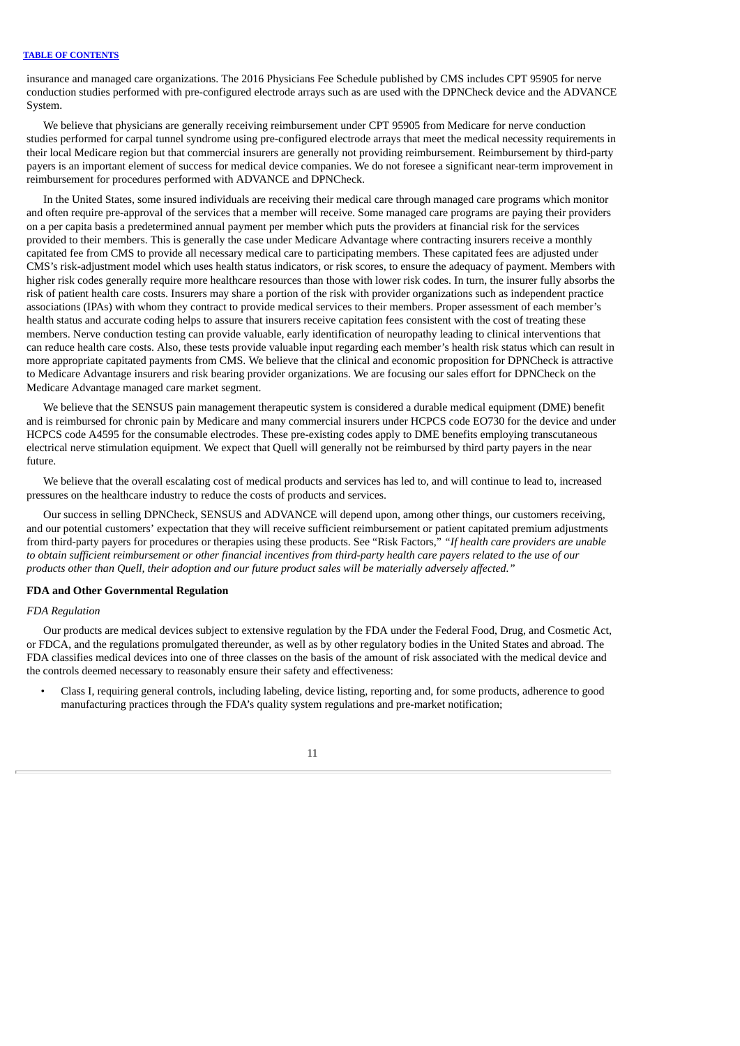insurance and managed care organizations. The 2016 Physicians Fee Schedule published by CMS includes CPT 95905 for nerve conduction studies performed with pre-configured electrode arrays such as are used with the DPNCheck device and the ADVANCE System.

We believe that physicians are generally receiving reimbursement under CPT 95905 from Medicare for nerve conduction studies performed for carpal tunnel syndrome using pre-configured electrode arrays that meet the medical necessity requirements in their local Medicare region but that commercial insurers are generally not providing reimbursement. Reimbursement by third-party payers is an important element of success for medical device companies. We do not foresee a significant near-term improvement in reimbursement for procedures performed with ADVANCE and DPNCheck.

In the United States, some insured individuals are receiving their medical care through managed care programs which monitor and often require pre-approval of the services that a member will receive. Some managed care programs are paying their providers on a per capita basis a predetermined annual payment per member which puts the providers at financial risk for the services provided to their members. This is generally the case under Medicare Advantage where contracting insurers receive a monthly capitated fee from CMS to provide all necessary medical care to participating members. These capitated fees are adjusted under CMS's risk-adjustment model which uses health status indicators, or risk scores, to ensure the adequacy of payment. Members with higher risk codes generally require more healthcare resources than those with lower risk codes. In turn, the insurer fully absorbs the risk of patient health care costs. Insurers may share a portion of the risk with provider organizations such as independent practice associations (IPAs) with whom they contract to provide medical services to their members. Proper assessment of each member's health status and accurate coding helps to assure that insurers receive capitation fees consistent with the cost of treating these members. Nerve conduction testing can provide valuable, early identification of neuropathy leading to clinical interventions that can reduce health care costs. Also, these tests provide valuable input regarding each member's health risk status which can result in more appropriate capitated payments from CMS. We believe that the clinical and economic proposition for DPNCheck is attractive to Medicare Advantage insurers and risk bearing provider organizations. We are focusing our sales effort for DPNCheck on the Medicare Advantage managed care market segment.

We believe that the SENSUS pain management therapeutic system is considered a durable medical equipment (DME) benefit and is reimbursed for chronic pain by Medicare and many commercial insurers under HCPCS code EO730 for the device and under HCPCS code A4595 for the consumable electrodes. These pre-existing codes apply to DME benefits employing transcutaneous electrical nerve stimulation equipment. We expect that Quell will generally not be reimbursed by third party payers in the near future.

We believe that the overall escalating cost of medical products and services has led to, and will continue to lead to, increased pressures on the healthcare industry to reduce the costs of products and services.

Our success in selling DPNCheck, SENSUS and ADVANCE will depend upon, among other things, our customers receiving, and our potential customers' expectation that they will receive sufficient reimbursement or patient capitated premium adjustments from third-party payers for procedures or therapies using these products. See "Risk Factors," *"If health care providers are unable to obtain sufficient reimbursement or other financial incentives from third-party health care payers related to the use of our products other than Quell, their adoption and our future product sales will be materially adversely affected."*

**FDA and Other Governmental Regulation**

*FDA Regulation*

Our products are medical devices subject to extensive regulation by the FDA under the Federal Food, Drug, and Cosmetic Act, or FDCA, and the regulations promulgated thereunder, as well as by other regulatory bodies in the United States and abroad. The FDA classifies medical devices into one of three classes on the basis of the amount of risk associated with the medical device and the controls deemed necessary to reasonably ensure their safety and effectiveness:

- Class I, requiring general controls, including labeling, device listing, reporting and, for some products, adherence to good manufacturing practices through the FDA's quality system regulations and pre-market notification;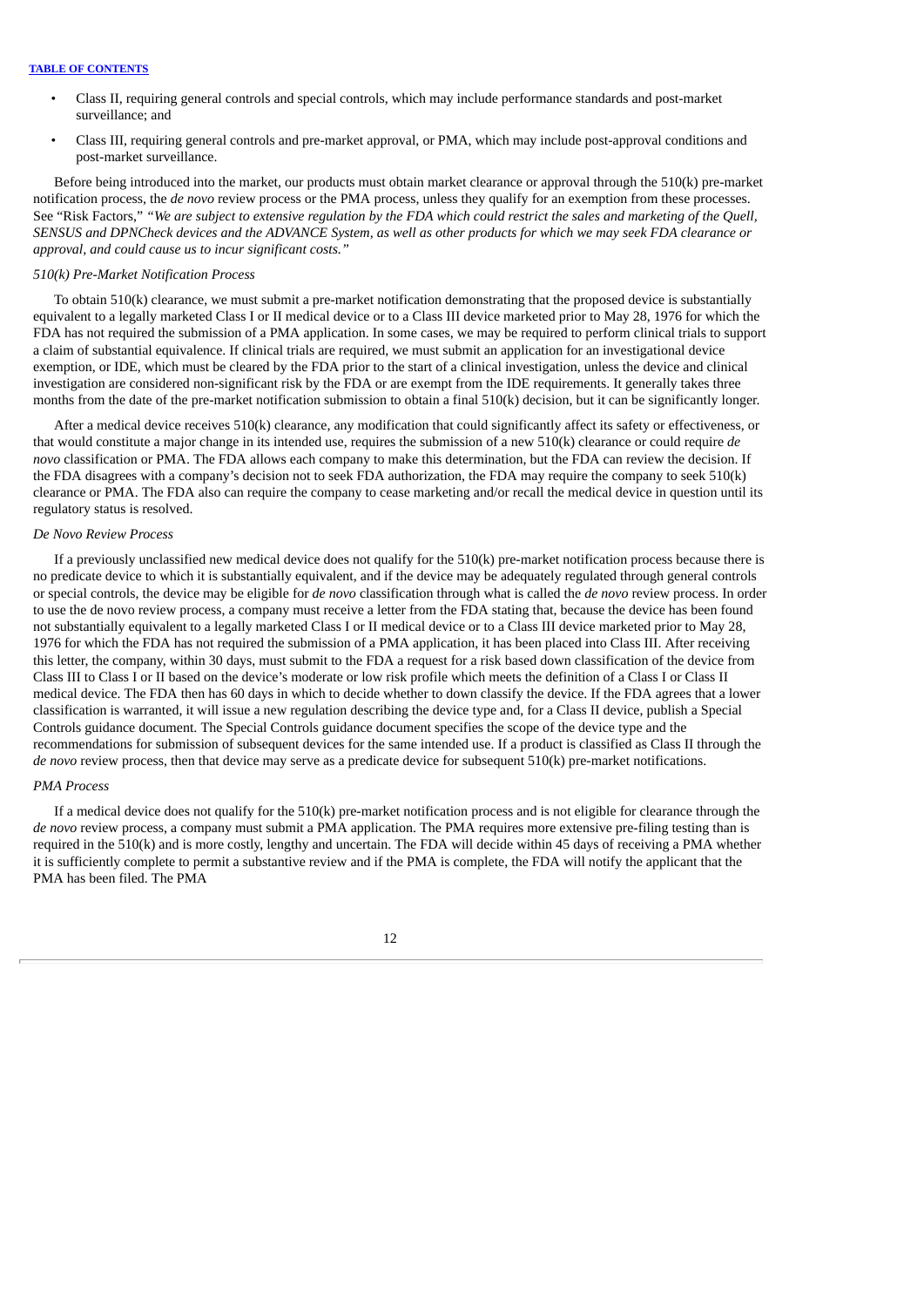- Class II, requiring general controls and special controls, which may include performance standards and post-market surveillance; and
- Class III, requiring general controls and pre-market approval, or PMA, which may include post-approval conditions and post-market surveillance.

Before being introduced into the market, our products must obtain market clearance or approval through the 510(k) pre-market notification process, the *de novo* review process or the PMA process, unless they qualify for an exemption from these processes. See "Risk Factors," *"We are subject to extensive regulation by the FDA which could restrict the sales and marketing of the Quell, SENSUS and DPNCheck devices and the ADVANCE System, as well as other products for which we may seek FDA clearance or approval, and could cause us to incur significant costs."*

*510(k) Pre-Market Notification Process*

To obtain 510(k) clearance, we must submit a pre-market notification demonstrating that the proposed device is substantially equivalent to a legally marketed Class I or II medical device or to a Class III device marketed prior to May 28, 1976 for which the FDA has not required the submission of a PMA application. In some cases, we may be required to perform clinical trials to support a claim of substantial equivalence. If clinical trials are required, we must submit an application for an investigational device exemption, or IDE, which must be cleared by the FDA prior to the start of a clinical investigation, unless the device and clinical investigation are considered non-significant risk by the FDA or are exempt from the IDE requirements. It generally takes three months from the date of the pre-market notification submission to obtain a final 510(k) decision, but it can be significantly longer.

After a medical device receives 510(k) clearance, any modification that could significantly affect its safety or effectiveness, or that would constitute a major change in its intended use, requires the submission of a new 510(k) clearance or could require *de novo* classification or PMA. The FDA allows each company to make this determination, but the FDA can review the decision. If the FDA disagrees with a company's decision not to seek FDA authorization, the FDA may require the company to seek 510(k) clearance or PMA. The FDA also can require the company to cease marketing and/or recall the medical device in question until its regulatory status is resolved.

*De Novo Review Process*

If a previously unclassified new medical device does not qualify for the 510(k) pre-market notification process because there is no predicate device to which it is substantially equivalent, and if the device may be adequately regulated through general controls or special controls, the device may be eligible for *de novo* classification through what is called the *de novo* review process. In order to use the de novo review process, a company must receive a letter from the FDA stating that, because the device has been found not substantially equivalent to a legally marketed Class I or II medical device or to a Class III device marketed prior to May 28, 1976 for which the FDA has not required the submission of a PMA application, it has been placed into Class III. After receiving this letter, the company, within 30 days, must submit to the FDA a request for a risk based down classification of the device from Class III to Class I or II based on the device's moderate or low risk profile which meets the definition of a Class I or Class II medical device. The FDA then has 60 days in which to decide whether to down classify the device. If the FDA agrees that a lower classification is warranted, it will issue a new regulation describing the device type and, for a Class II device, publish a Special Controls guidance document. The Special Controls guidance document specifies the scope of the device type and the recommendations for submission of subsequent devices for the same intended use. If a product is classified as Class II through the *de novo* review process, then that device may serve as a predicate device for subsequent 510(k) pre-market notifications.

*PMA Process*

If a medical device does not qualify for the 510(k) pre-market notification process and is not eligible for clearance through the *de novo* review process, a company must submit a PMA application. The PMA requires more extensive pre-filing testing than is required in the 510(k) and is more costly, lengthy and uncertain. The FDA will decide within 45 days of receiving a PMA whether it is sufficiently complete to permit a substantive review and if the PMA is complete, the FDA will notify the applicant that the PMA has been filed. The PMA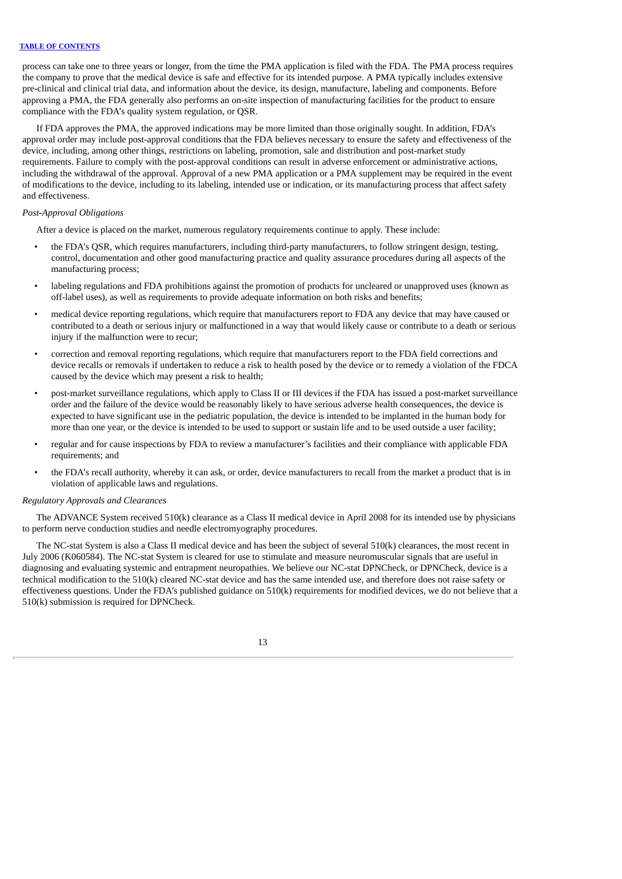process can take one to three years or longer, from the time the PMA application is filed with the FDA. The PMA process requires the company to prove that the medical device is safe and effective for its intended purpose. A PMA typically includes extensive pre-clinical and clinical trial data, and information about the device, its design, manufacture, labeling and components. Before approving a PMA, the FDA generally also performs an on-site inspection of manufacturing facilities for the product to ensure compliance with the FDA's quality system regulation, or QSR.

If FDA approves the PMA, the approved indications may be more limited than those originally sought. In addition, FDA's approval order may include post-approval conditions that the FDA believes necessary to ensure the safety and effectiveness of the device, including, among other things, restrictions on labeling, promotion, sale and distribution and post-market study requirements. Failure to comply with the post-approval conditions can result in adverse enforcement or administrative actions, including the withdrawal of the approval. Approval of a new PMA application or a PMA supplement may be required in the event of modifications to the device, including to its labeling, intended use or indication, or its manufacturing process that affect safety and effectiveness.

*Post-Approval Obligations*

After a device is placed on the market, numerous regulatory requirements continue to apply. These include:

- the FDA's QSR, which requires manufacturers, including third-party manufacturers, to follow stringent design, testing, control, documentation and other good manufacturing practice and quality assurance procedures during all aspects of the manufacturing process;
- labeling regulations and FDA prohibitions against the promotion of products for uncleared or unapproved uses (known as off-label uses), as well as requirements to provide adequate information on both risks and benefits;
- medical device reporting regulations, which require that manufacturers report to FDA any device that may have caused or contributed to a death or serious injury or malfunctioned in a way that would likely cause or contribute to a death or serious injury if the malfunction were to recur;
- correction and removal reporting regulations, which require that manufacturers report to the FDA field corrections and device recalls or removals if undertaken to reduce a risk to health posed by the device or to remedy a violation of the FDCA caused by the device which may present a risk to health;
- post-market surveillance regulations, which apply to Class II or III devices if the FDA has issued a post-market surveillance order and the failure of the device would be reasonably likely to have serious adverse health consequences, the device is expected to have significant use in the pediatric population, the device is intended to be implanted in the human body for more than one year, or the device is intended to be used to support or sustain life and to be used outside a user facility;
- regular and for cause inspections by FDA to review a manufacturer's facilities and their compliance with applicable FDA requirements; and
- the FDA's recall authority, whereby it can ask, or order, device manufacturers to recall from the market a product that is in violation of applicable laws and regulations.

*Regulatory Approvals and Clearances*

The ADVANCE System received 510(k) clearance as a Class II medical device in April 2008 for its intended use by physicians to perform nerve conduction studies and needle electromyography procedures.

The NC-stat System is also a Class II medical device and has been the subject of several 510(k) clearances, the most recent in July 2006 (K060584). The NC-stat System is cleared for use to stimulate and measure neuromuscular signals that are useful in diagnosing and evaluating systemic and entrapment neuropathies. We believe our NC-stat DPNCheck, or DPNCheck, device is a technical modification to the 510(k) cleared NC-stat device and has the same intended use, and therefore does not raise safety or effectiveness questions. Under the FDA's published guidance on 510(k) requirements for modified devices, we do not believe that a 510(k) submission is required for DPNCheck.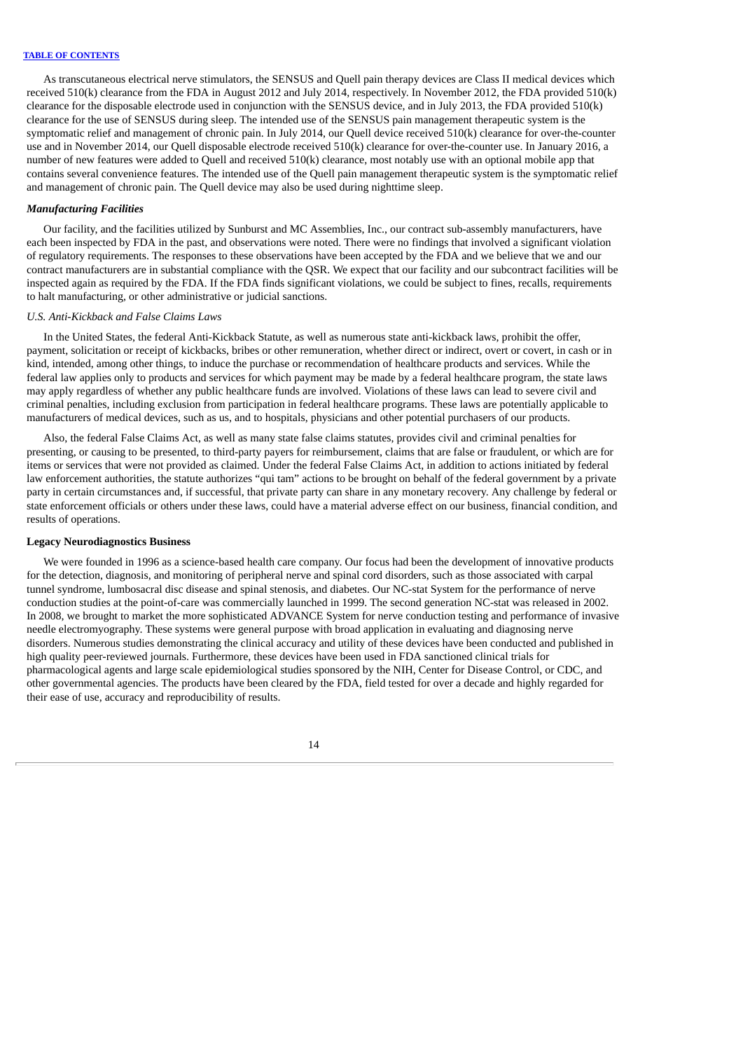As transcutaneous electrical nerve stimulators, the SENSUS and Quell pain therapy devices are Class II medical devices which received 510(k) clearance from the FDA in August 2012 and July 2014, respectively. In November 2012, the FDA provided 510(k) clearance for the disposable electrode used in conjunction with the SENSUS device, and in July 2013, the FDA provided 510(k) clearance for the use of SENSUS during sleep. The intended use of the SENSUS pain management therapeutic system is the symptomatic relief and management of chronic pain. In July 2014, our Quell device received 510(k) clearance for over-the-counter use and in November 2014, our Quell disposable electrode received 510(k) clearance for over-the-counter use. In January 2016, a number of new features were added to Quell and received 510(k) clearance, most notably use with an optional mobile app that contains several convenience features. The intended use of the Quell pain management therapeutic system is the symptomatic relief and management of chronic pain. The Quell device may also be used during nighttime sleep.

***Manufacturing Facilities***

Our facility, and the facilities utilized by Sunburst and MC Assemblies, Inc., our contract sub-assembly manufacturers, have each been inspected by FDA in the past, and observations were noted. There were no findings that involved a significant violation of regulatory requirements. The responses to these observations have been accepted by the FDA and we believe that we and our contract manufacturers are in substantial compliance with the QSR. We expect that our facility and our subcontract facilities will be inspected again as required by the FDA. If the FDA finds significant violations, we could be subject to fines, recalls, requirements to halt manufacturing, or other administrative or judicial sanctions.

*U.S. Anti-Kickback and False Claims Laws*

In the United States, the federal Anti-Kickback Statute, as well as numerous state anti-kickback laws, prohibit the offer, payment, solicitation or receipt of kickbacks, bribes or other remuneration, whether direct or indirect, overt or covert, in cash or in kind, intended, among other things, to induce the purchase or recommendation of healthcare products and services. While the federal law applies only to products and services for which payment may be made by a federal healthcare program, the state laws may apply regardless of whether any public healthcare funds are involved. Violations of these laws can lead to severe civil and criminal penalties, including exclusion from participation in federal healthcare programs. These laws are potentially applicable to manufacturers of medical devices, such as us, and to hospitals, physicians and other potential purchasers of our products.

Also, the federal False Claims Act, as well as many state false claims statutes, provides civil and criminal penalties for presenting, or causing to be presented, to third-party payers for reimbursement, claims that are false or fraudulent, or which are for items or services that were not provided as claimed. Under the federal False Claims Act, in addition to actions initiated by federal law enforcement authorities, the statute authorizes "qui tam" actions to be brought on behalf of the federal government by a private party in certain circumstances and, if successful, that private party can share in any monetary recovery. Any challenge by federal or state enforcement officials or others under these laws, could have a material adverse effect on our business, financial condition, and results of operations.

**Legacy Neurodiagnostics Business**

We were founded in 1996 as a science-based health care company. Our focus had been the development of innovative products for the detection, diagnosis, and monitoring of peripheral nerve and spinal cord disorders, such as those associated with carpal tunnel syndrome, lumbosacral disc disease and spinal stenosis, and diabetes. Our NC-stat System for the performance of nerve conduction studies at the point-of-care was commercially launched in 1999. The second generation NC-stat was released in 2002. In 2008, we brought to market the more sophisticated ADVANCE System for nerve conduction testing and performance of invasive needle electromyography. These systems were general purpose with broad application in evaluating and diagnosing nerve disorders. Numerous studies demonstrating the clinical accuracy and utility of these devices have been conducted and published in high quality peer-reviewed journals. Furthermore, these devices have been used in FDA sanctioned clinical trials for pharmacological agents and large scale epidemiological studies sponsored by the NIH, Center for Disease Control, or CDC, and other governmental agencies. The products have been cleared by the FDA, field tested for over a decade and highly regarded for their ease of use, accuracy and reproducibility of results.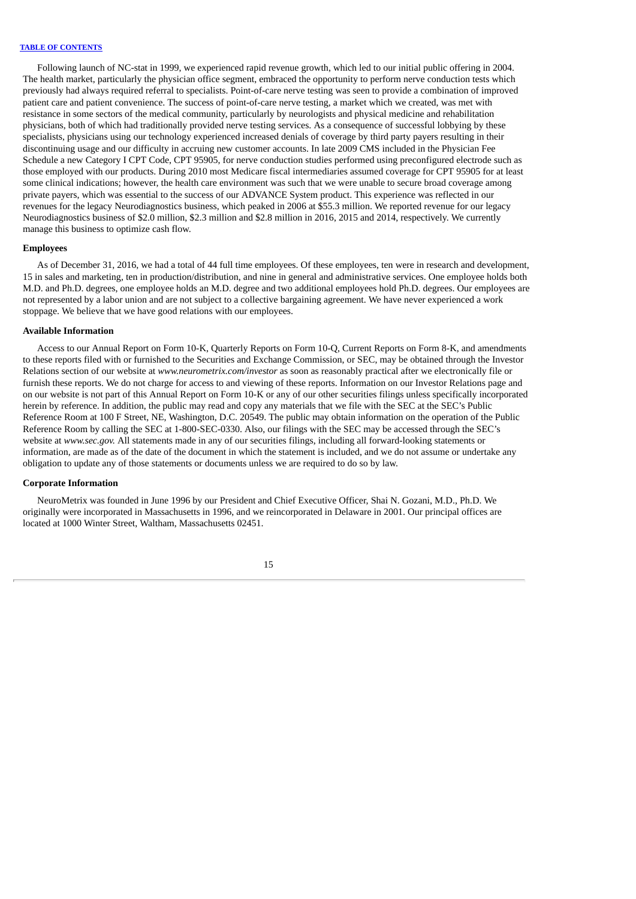Following launch of NC-stat in 1999, we experienced rapid revenue growth, which led to our initial public offering in 2004. The health market, particularly the physician office segment, embraced the opportunity to perform nerve conduction tests which previously had always required referral to specialists. Point-of-care nerve testing was seen to provide a combination of improved patient care and patient convenience. The success of point-of-care nerve testing, a market which we created, was met with resistance in some sectors of the medical community, particularly by neurologists and physical medicine and rehabilitation physicians, both of which had traditionally provided nerve testing services. As a consequence of successful lobbying by these specialists, physicians using our technology experienced increased denials of coverage by third party payers resulting in their discontinuing usage and our difficulty in accruing new customer accounts. In late 2009 CMS included in the Physician Fee Schedule a new Category I CPT Code, CPT 95905, for nerve conduction studies performed using preconfigured electrode such as those employed with our products. During 2010 most Medicare fiscal intermediaries assumed coverage for CPT 95905 for at least some clinical indications; however, the health care environment was such that we were unable to secure broad coverage among private payers, which was essential to the success of our ADVANCE System product. This experience was reflected in our revenues for the legacy Neurodiagnostics business, which peaked in 2006 at $55.3 million. We reported revenue for our legacy Neurodiagnostics business of $2.0 million, $2.3 million and $2.8 million in 2016, 2015 and 2014, respectively. We currently manage this business to optimize cash flow.

**Employees**

As of December 31, 2016, we had a total of 44 full time employees. Of these employees, ten were in research and development, 15 in sales and marketing, ten in production/distribution, and nine in general and administrative services. One employee holds both M.D. and Ph.D. degrees, one employee holds an M.D. degree and two additional employees hold Ph.D. degrees. Our employees are not represented by a labor union and are not subject to a collective bargaining agreement. We have never experienced a work stoppage. We believe that we have good relations with our employees.

**Available Information**

Access to our Annual Report on Form 10-K, Quarterly Reports on Form 10-Q, Current Reports on Form 8-K, and amendments to these reports filed with or furnished to the Securities and Exchange Commission, or SEC, may be obtained through the Investor Relations section of our website at *www.neurometrix.com/investor* as soon as reasonably practical after we electronically file or furnish these reports. We do not charge for access to and viewing of these reports. Information on our Investor Relations page and on our website is not part of this Annual Report on Form 10-K or any of our other securities filings unless specifically incorporated herein by reference. In addition, the public may read and copy any materials that we file with the SEC at the SEC's Public Reference Room at 100 F Street, NE, Washington, D.C. 20549. The public may obtain information on the operation of the Public Reference Room by calling the SEC at 1-800-SEC-0330. Also, our filings with the SEC may be accessed through the SEC's website at *www.sec.gov.* All statements made in any of our securities filings, including all forward-looking statements or information, are made as of the date of the document in which the statement is included, and we do not assume or undertake any obligation to update any of those statements or documents unless we are required to do so by law.

**Corporate Information**

NeuroMetrix was founded in June 1996 by our President and Chief Executive Officer, Shai N. Gozani, M.D., Ph.D. We originally were incorporated in Massachusetts in 1996, and we reincorporated in Delaware in 2001. Our principal offices are located at 1000 Winter Street, Waltham, Massachusetts 02451.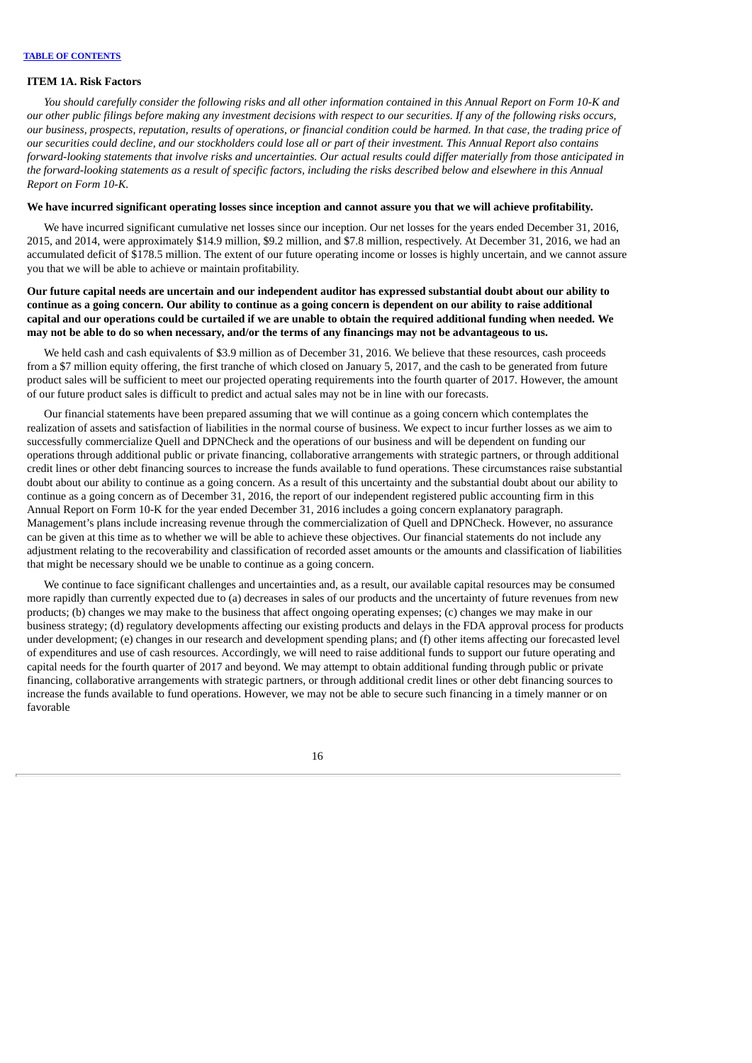### ITEM 1A. Risk Factors

*You should carefully consider the following risks and all other information contained in this Annual Report on Form 10-K and our other public filings before making any investment decisions with respect to our securities. If any of the following risks occurs, our business, prospects, reputation, results of operations, or financial condition could be harmed. In that case, the trading price of our securities could decline, and our stockholders could lose all or part of their investment. This Annual Report also contains forward-looking statements that involve risks and uncertainties. Our actual results could differ materially from those anticipated in the forward-looking statements as a result of specific factors, including the risks described below and elsewhere in this Annual Report on Form 10-K.*

**We have incurred significant operating losses since inception and cannot assure you that we will achieve profitability.**

We have incurred significant cumulative net losses since our inception. Our net losses for the years ended December 31, 2016, 2015, and 2014, were approximately $14.9 million, $9.2 million, and $7.8 million, respectively. At December 31, 2016, we had an accumulated deficit of $178.5 million. The extent of our future operating income or losses is highly uncertain, and we cannot assure you that we will be able to achieve or maintain profitability.

**Our future capital needs are uncertain and our independent auditor has expressed substantial doubt about our ability to continue as a going concern. Our ability to continue as a going concern is dependent on our ability to raise additional capital and our operations could be curtailed if we are unable to obtain the required additional funding when needed. We may not be able to do so when necessary, and/or the terms of any financings may not be advantageous to us.**

We held cash and cash equivalents of $3.9 million as of December 31, 2016. We believe that these resources, cash proceeds from a $7 million equity offering, the first tranche of which closed on January 5, 2017, and the cash to be generated from future product sales will be sufficient to meet our projected operating requirements into the fourth quarter of 2017. However, the amount of our future product sales is difficult to predict and actual sales may not be in line with our forecasts.

Our financial statements have been prepared assuming that we will continue as a going concern which contemplates the realization of assets and satisfaction of liabilities in the normal course of business. We expect to incur further losses as we aim to successfully commercialize Quell and DPNCheck and the operations of our business and will be dependent on funding our operations through additional public or private financing, collaborative arrangements with strategic partners, or through additional credit lines or other debt financing sources to increase the funds available to fund operations. These circumstances raise substantial doubt about our ability to continue as a going concern. As a result of this uncertainty and the substantial doubt about our ability to continue as a going concern as of December 31, 2016, the report of our independent registered public accounting firm in this Annual Report on Form 10-K for the year ended December 31, 2016 includes a going concern explanatory paragraph. Management's plans include increasing revenue through the commercialization of Quell and DPNCheck. However, no assurance can be given at this time as to whether we will be able to achieve these objectives. Our financial statements do not include any adjustment relating to the recoverability and classification of recorded asset amounts or the amounts and classification of liabilities that might be necessary should we be unable to continue as a going concern.

We continue to face significant challenges and uncertainties and, as a result, our available capital resources may be consumed more rapidly than currently expected due to (a) decreases in sales of our products and the uncertainty of future revenues from new products; (b) changes we may make to the business that affect ongoing operating expenses; (c) changes we may make in our business strategy; (d) regulatory developments affecting our existing products and delays in the FDA approval process for products under development; (e) changes in our research and development spending plans; and (f) other items affecting our forecasted level of expenditures and use of cash resources. Accordingly, we will need to raise additional funds to support our future operating and capital needs for the fourth quarter of 2017 and beyond. We may attempt to obtain additional funding through public or private financing, collaborative arrangements with strategic partners, or through additional credit lines or other debt financing sources to increase the funds available to fund operations. However, we may not be able to secure such financing in a timely manner or on favorable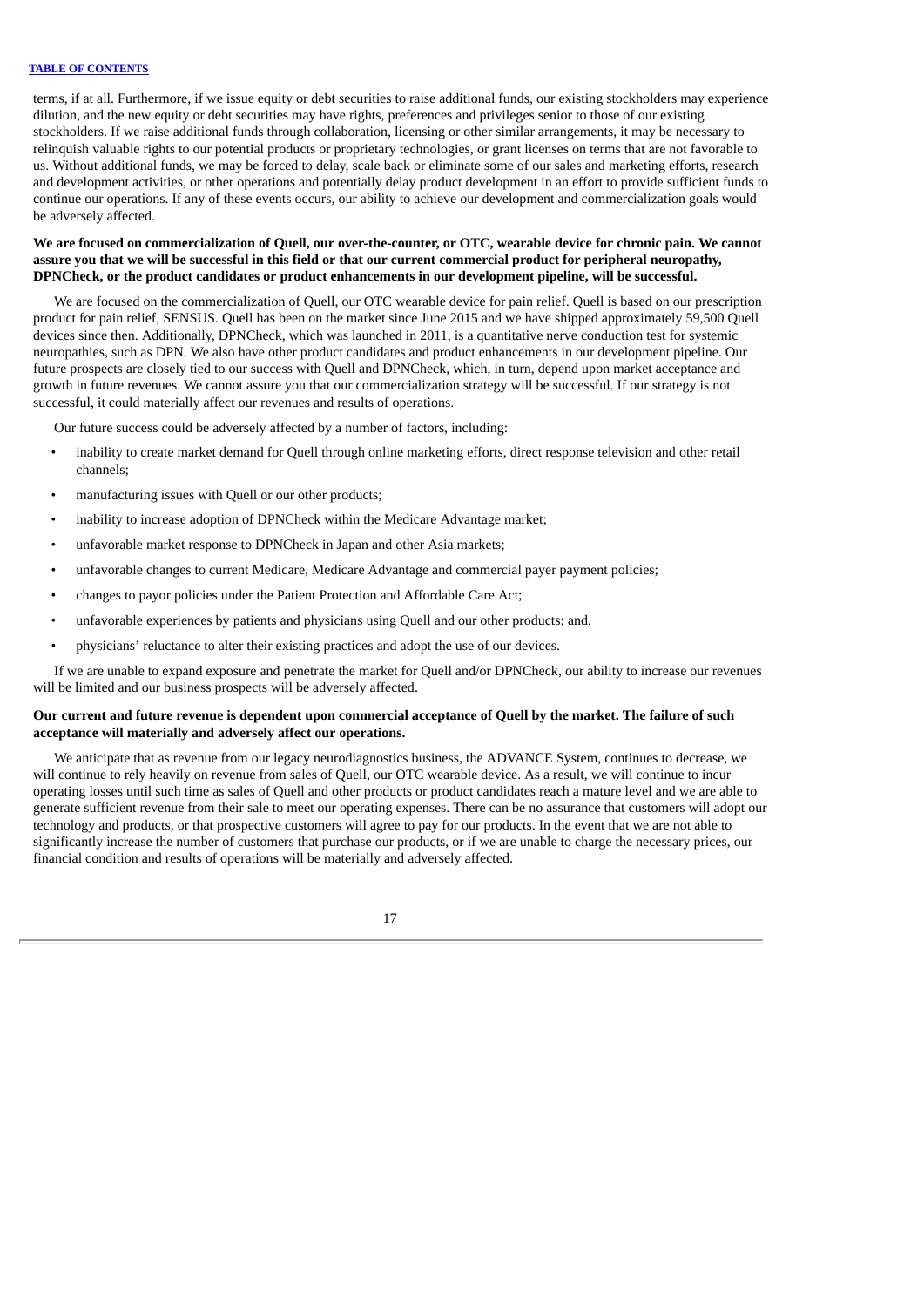terms, if at all. Furthermore, if we issue equity or debt securities to raise additional funds, our existing stockholders may experience dilution, and the new equity or debt securities may have rights, preferences and privileges senior to those of our existing stockholders. If we raise additional funds through collaboration, licensing or other similar arrangements, it may be necessary to relinquish valuable rights to our potential products or proprietary technologies, or grant licenses on terms that are not favorable to us. Without additional funds, we may be forced to delay, scale back or eliminate some of our sales and marketing efforts, research and development activities, or other operations and potentially delay product development in an effort to provide sufficient funds to continue our operations. If any of these events occurs, our ability to achieve our development and commercialization goals would be adversely affected.

**We are focused on commercialization of Quell, our over-the-counter, or OTC, wearable device for chronic pain. We cannot assure you that we will be successful in this field or that our current commercial product for peripheral neuropathy, DPNCheck, or the product candidates or product enhancements in our development pipeline, will be successful.**

We are focused on the commercialization of Quell, our OTC wearable device for pain relief. Quell is based on our prescription product for pain relief, SENSUS. Quell has been on the market since June 2015 and we have shipped approximately 59,500 Quell devices since then. Additionally, DPNCheck, which was launched in 2011, is a quantitative nerve conduction test for systemic neuropathies, such as DPN. We also have other product candidates and product enhancements in our development pipeline. Our future prospects are closely tied to our success with Quell and DPNCheck, which, in turn, depend upon market acceptance and growth in future revenues. We cannot assure you that our commercialization strategy will be successful. If our strategy is not successful, it could materially affect our revenues and results of operations.

Our future success could be adversely affected by a number of factors, including:

- inability to create market demand for Quell through online marketing efforts, direct response television and other retail channels;
- manufacturing issues with Quell or our other products;
- inability to increase adoption of DPNCheck within the Medicare Advantage market;
- unfavorable market response to DPNCheck in Japan and other Asia markets;
- unfavorable changes to current Medicare, Medicare Advantage and commercial payer payment policies;
- changes to payor policies under the Patient Protection and Affordable Care Act;
- unfavorable experiences by patients and physicians using Quell and our other products; and,
- physicians' reluctance to alter their existing practices and adopt the use of our devices.

If we are unable to expand exposure and penetrate the market for Quell and/or DPNCheck, our ability to increase our revenues will be limited and our business prospects will be adversely affected.

**Our current and future revenue is dependent upon commercial acceptance of Quell by the market. The failure of such acceptance will materially and adversely affect our operations.**

We anticipate that as revenue from our legacy neurodiagnostics business, the ADVANCE System, continues to decrease, we will continue to rely heavily on revenue from sales of Quell, our OTC wearable device. As a result, we will continue to incur operating losses until such time as sales of Quell and other products or product candidates reach a mature level and we are able to generate sufficient revenue from their sale to meet our operating expenses. There can be no assurance that customers will adopt our technology and products, or that prospective customers will agree to pay for our products. In the event that we are not able to significantly increase the number of customers that purchase our products, or if we are unable to charge the necessary prices, our financial condition and results of operations will be materially and adversely affected.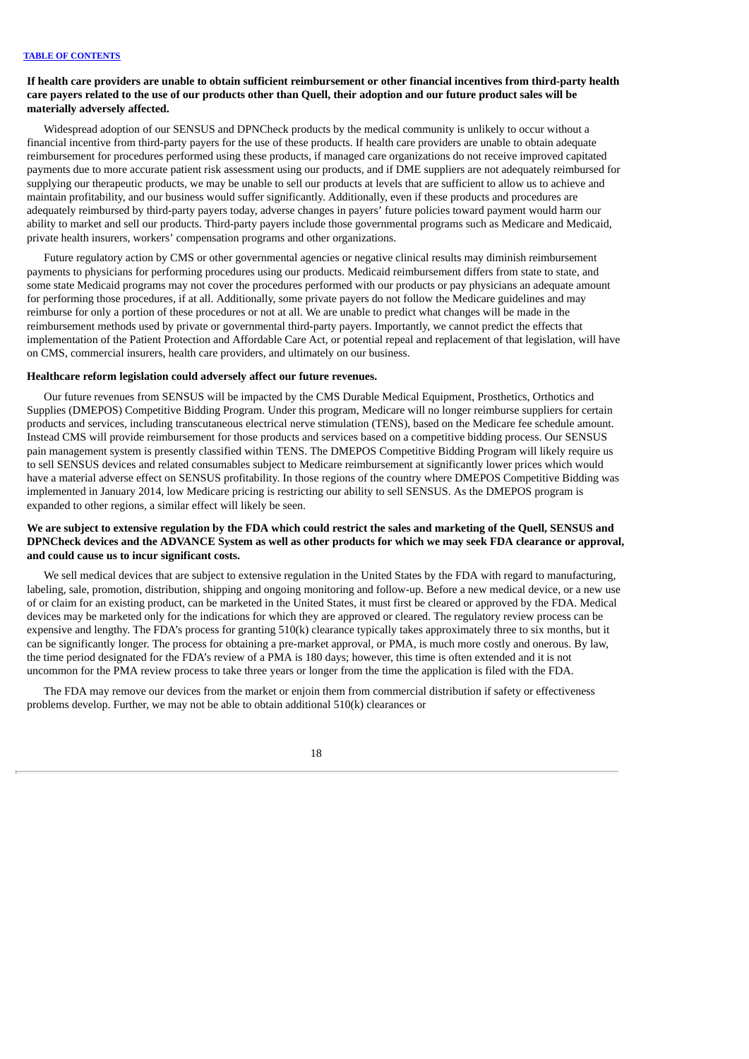**If health care providers are unable to obtain sufficient reimbursement or other financial incentives from third-party health care payers related to the use of our products other than Quell, their adoption and our future product sales will be materially adversely affected.**

Widespread adoption of our SENSUS and DPNCheck products by the medical community is unlikely to occur without a financial incentive from third-party payers for the use of these products. If health care providers are unable to obtain adequate reimbursement for procedures performed using these products, if managed care organizations do not receive improved capitated payments due to more accurate patient risk assessment using our products, and if DME suppliers are not adequately reimbursed for supplying our therapeutic products, we may be unable to sell our products at levels that are sufficient to allow us to achieve and maintain profitability, and our business would suffer significantly. Additionally, even if these products and procedures are adequately reimbursed by third-party payers today, adverse changes in payers' future policies toward payment would harm our ability to market and sell our products. Third-party payers include those governmental programs such as Medicare and Medicaid, private health insurers, workers' compensation programs and other organizations.

Future regulatory action by CMS or other governmental agencies or negative clinical results may diminish reimbursement payments to physicians for performing procedures using our products. Medicaid reimbursement differs from state to state, and some state Medicaid programs may not cover the procedures performed with our products or pay physicians an adequate amount for performing those procedures, if at all. Additionally, some private payers do not follow the Medicare guidelines and may reimburse for only a portion of these procedures or not at all. We are unable to predict what changes will be made in the reimbursement methods used by private or governmental third-party payers. Importantly, we cannot predict the effects that implementation of the Patient Protection and Affordable Care Act, or potential repeal and replacement of that legislation, will have on CMS, commercial insurers, health care providers, and ultimately on our business.

**Healthcare reform legislation could adversely affect our future revenues.**

Our future revenues from SENSUS will be impacted by the CMS Durable Medical Equipment, Prosthetics, Orthotics and Supplies (DMEPOS) Competitive Bidding Program. Under this program, Medicare will no longer reimburse suppliers for certain products and services, including transcutaneous electrical nerve stimulation (TENS), based on the Medicare fee schedule amount. Instead CMS will provide reimbursement for those products and services based on a competitive bidding process. Our SENSUS pain management system is presently classified within TENS. The DMEPOS Competitive Bidding Program will likely require us to sell SENSUS devices and related consumables subject to Medicare reimbursement at significantly lower prices which would have a material adverse effect on SENSUS profitability. In those regions of the country where DMEPOS Competitive Bidding was implemented in January 2014, low Medicare pricing is restricting our ability to sell SENSUS. As the DMEPOS program is expanded to other regions, a similar effect will likely be seen.

**We are subject to extensive regulation by the FDA which could restrict the sales and marketing of the Quell, SENSUS and DPNCheck devices and the ADVANCE System as well as other products for which we may seek FDA clearance or approval, and could cause us to incur significant costs.**

We sell medical devices that are subject to extensive regulation in the United States by the FDA with regard to manufacturing, labeling, sale, promotion, distribution, shipping and ongoing monitoring and follow-up. Before a new medical device, or a new use of or claim for an existing product, can be marketed in the United States, it must first be cleared or approved by the FDA. Medical devices may be marketed only for the indications for which they are approved or cleared. The regulatory review process can be expensive and lengthy. The FDA's process for granting 510(k) clearance typically takes approximately three to six months, but it can be significantly longer. The process for obtaining a pre-market approval, or PMA, is much more costly and onerous. By law, the time period designated for the FDA's review of a PMA is 180 days; however, this time is often extended and it is not uncommon for the PMA review process to take three years or longer from the time the application is filed with the FDA.

The FDA may remove our devices from the market or enjoin them from commercial distribution if safety or effectiveness problems develop. Further, we may not be able to obtain additional 510(k) clearances or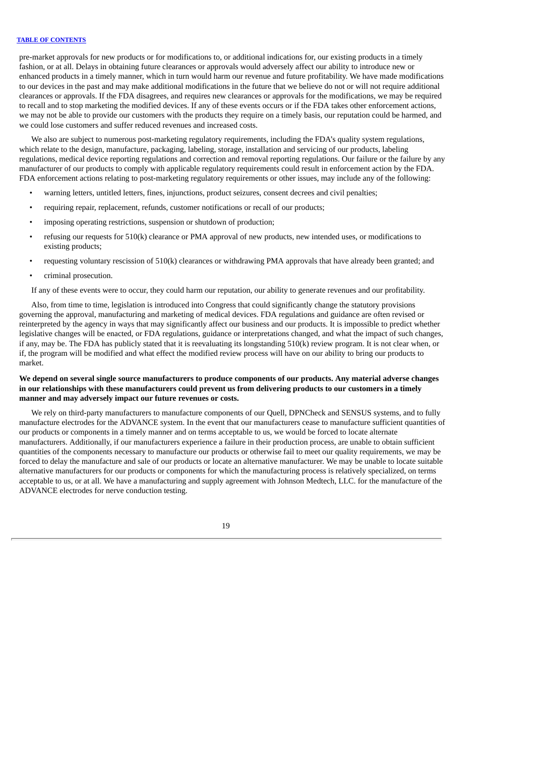pre-market approvals for new products or for modifications to, or additional indications for, our existing products in a timely fashion, or at all. Delays in obtaining future clearances or approvals would adversely affect our ability to introduce new or enhanced products in a timely manner, which in turn would harm our revenue and future profitability. We have made modifications to our devices in the past and may make additional modifications in the future that we believe do not or will not require additional clearances or approvals. If the FDA disagrees, and requires new clearances or approvals for the modifications, we may be required to recall and to stop marketing the modified devices. If any of these events occurs or if the FDA takes other enforcement actions, we may not be able to provide our customers with the products they require on a timely basis, our reputation could be harmed, and we could lose customers and suffer reduced revenues and increased costs.

We also are subject to numerous post-marketing regulatory requirements, including the FDA's quality system regulations, which relate to the design, manufacture, packaging, labeling, storage, installation and servicing of our products, labeling regulations, medical device reporting regulations and correction and removal reporting regulations. Our failure or the failure by any manufacturer of our products to comply with applicable regulatory requirements could result in enforcement action by the FDA. FDA enforcement actions relating to post-marketing regulatory requirements or other issues, may include any of the following:

- warning letters, untitled letters, fines, injunctions, product seizures, consent decrees and civil penalties;
- requiring repair, replacement, refunds, customer notifications or recall of our products;
- imposing operating restrictions, suspension or shutdown of production;
- refusing our requests for 510(k) clearance or PMA approval of new products, new intended uses, or modifications to existing products;
- requesting voluntary rescission of 510(k) clearances or withdrawing PMA approvals that have already been granted; and
- criminal prosecution.

If any of these events were to occur, they could harm our reputation, our ability to generate revenues and our profitability.

Also, from time to time, legislation is introduced into Congress that could significantly change the statutory provisions governing the approval, manufacturing and marketing of medical devices. FDA regulations and guidance are often revised or reinterpreted by the agency in ways that may significantly affect our business and our products. It is impossible to predict whether legislative changes will be enacted, or FDA regulations, guidance or interpretations changed, and what the impact of such changes, if any, may be. The FDA has publicly stated that it is reevaluating its longstanding 510(k) review program. It is not clear when, or if, the program will be modified and what effect the modified review process will have on our ability to bring our products to market.

**We depend on several single source manufacturers to produce components of our products. Any material adverse changes in our relationships with these manufacturers could prevent us from delivering products to our customers in a timely manner and may adversely impact our future revenues or costs.**

We rely on third-party manufacturers to manufacture components of our Quell, DPNCheck and SENSUS systems, and to fully manufacture electrodes for the ADVANCE system. In the event that our manufacturers cease to manufacture sufficient quantities of our products or components in a timely manner and on terms acceptable to us, we would be forced to locate alternate manufacturers. Additionally, if our manufacturers experience a failure in their production process, are unable to obtain sufficient quantities of the components necessary to manufacture our products or otherwise fail to meet our quality requirements, we may be forced to delay the manufacture and sale of our products or locate an alternative manufacturer. We may be unable to locate suitable alternative manufacturers for our products or components for which the manufacturing process is relatively specialized, on terms acceptable to us, or at all. We have a manufacturing and supply agreement with Johnson Medtech, LLC. for the manufacture of the ADVANCE electrodes for nerve conduction testing.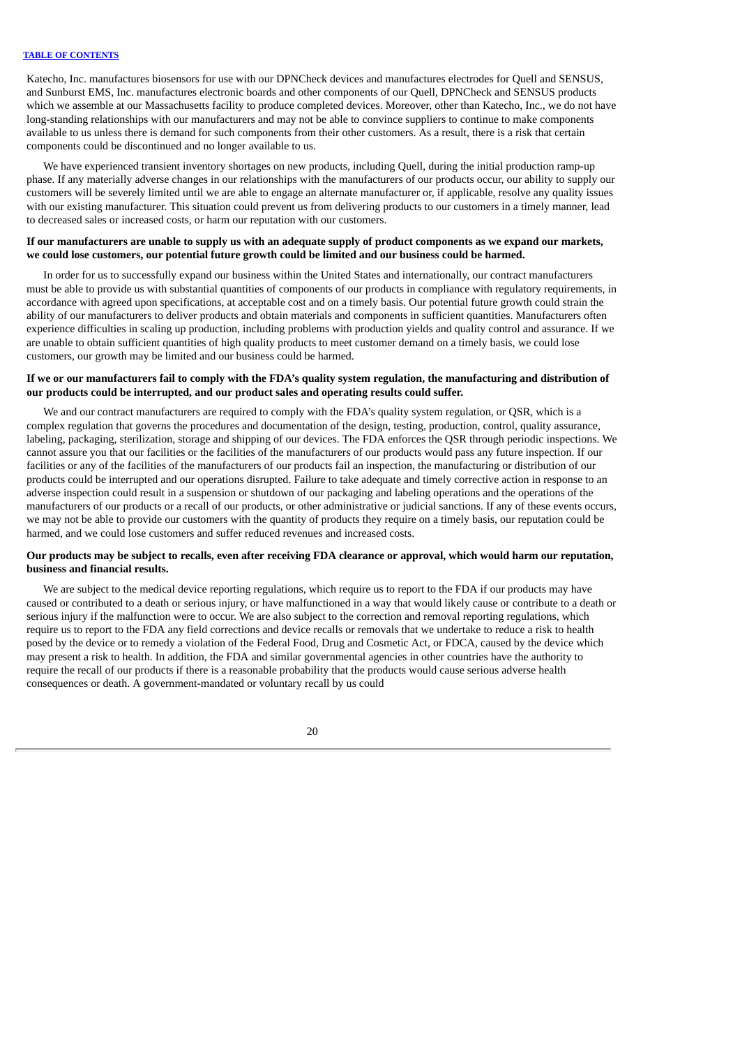Katecho, Inc. manufactures biosensors for use with our DPNCheck devices and manufactures electrodes for Quell and SENSUS, and Sunburst EMS, Inc. manufactures electronic boards and other components of our Quell, DPNCheck and SENSUS products which we assemble at our Massachusetts facility to produce completed devices. Moreover, other than Katecho, Inc., we do not have long-standing relationships with our manufacturers and may not be able to convince suppliers to continue to make components available to us unless there is demand for such components from their other customers. As a result, there is a risk that certain components could be discontinued and no longer available to us.

We have experienced transient inventory shortages on new products, including Quell, during the initial production ramp-up phase. If any materially adverse changes in our relationships with the manufacturers of our products occur, our ability to supply our customers will be severely limited until we are able to engage an alternate manufacturer or, if applicable, resolve any quality issues with our existing manufacturer. This situation could prevent us from delivering products to our customers in a timely manner, lead to decreased sales or increased costs, or harm our reputation with our customers.

**If our manufacturers are unable to supply us with an adequate supply of product components as we expand our markets, we could lose customers, our potential future growth could be limited and our business could be harmed.**

In order for us to successfully expand our business within the United States and internationally, our contract manufacturers must be able to provide us with substantial quantities of components of our products in compliance with regulatory requirements, in accordance with agreed upon specifications, at acceptable cost and on a timely basis. Our potential future growth could strain the ability of our manufacturers to deliver products and obtain materials and components in sufficient quantities. Manufacturers often experience difficulties in scaling up production, including problems with production yields and quality control and assurance. If we are unable to obtain sufficient quantities of high quality products to meet customer demand on a timely basis, we could lose customers, our growth may be limited and our business could be harmed.

**If we or our manufacturers fail to comply with the FDA's quality system regulation, the manufacturing and distribution of our products could be interrupted, and our product sales and operating results could suffer.**

We and our contract manufacturers are required to comply with the FDA's quality system regulation, or QSR, which is a complex regulation that governs the procedures and documentation of the design, testing, production, control, quality assurance, labeling, packaging, sterilization, storage and shipping of our devices. The FDA enforces the QSR through periodic inspections. We cannot assure you that our facilities or the facilities of the manufacturers of our products would pass any future inspection. If our facilities or any of the facilities of the manufacturers of our products fail an inspection, the manufacturing or distribution of our products could be interrupted and our operations disrupted. Failure to take adequate and timely corrective action in response to an adverse inspection could result in a suspension or shutdown of our packaging and labeling operations and the operations of the manufacturers of our products or a recall of our products, or other administrative or judicial sanctions. If any of these events occurs, we may not be able to provide our customers with the quantity of products they require on a timely basis, our reputation could be harmed, and we could lose customers and suffer reduced revenues and increased costs.

**Our products may be subject to recalls, even after receiving FDA clearance or approval, which would harm our reputation, business and financial results.**

We are subject to the medical device reporting regulations, which require us to report to the FDA if our products may have caused or contributed to a death or serious injury, or have malfunctioned in a way that would likely cause or contribute to a death or serious injury if the malfunction were to occur. We are also subject to the correction and removal reporting regulations, which require us to report to the FDA any field corrections and device recalls or removals that we undertake to reduce a risk to health posed by the device or to remedy a violation of the Federal Food, Drug and Cosmetic Act, or FDCA, caused by the device which may present a risk to health. In addition, the FDA and similar governmental agencies in other countries have the authority to require the recall of our products if there is a reasonable probability that the products would cause serious adverse health consequences or death. A government-mandated or voluntary recall by us could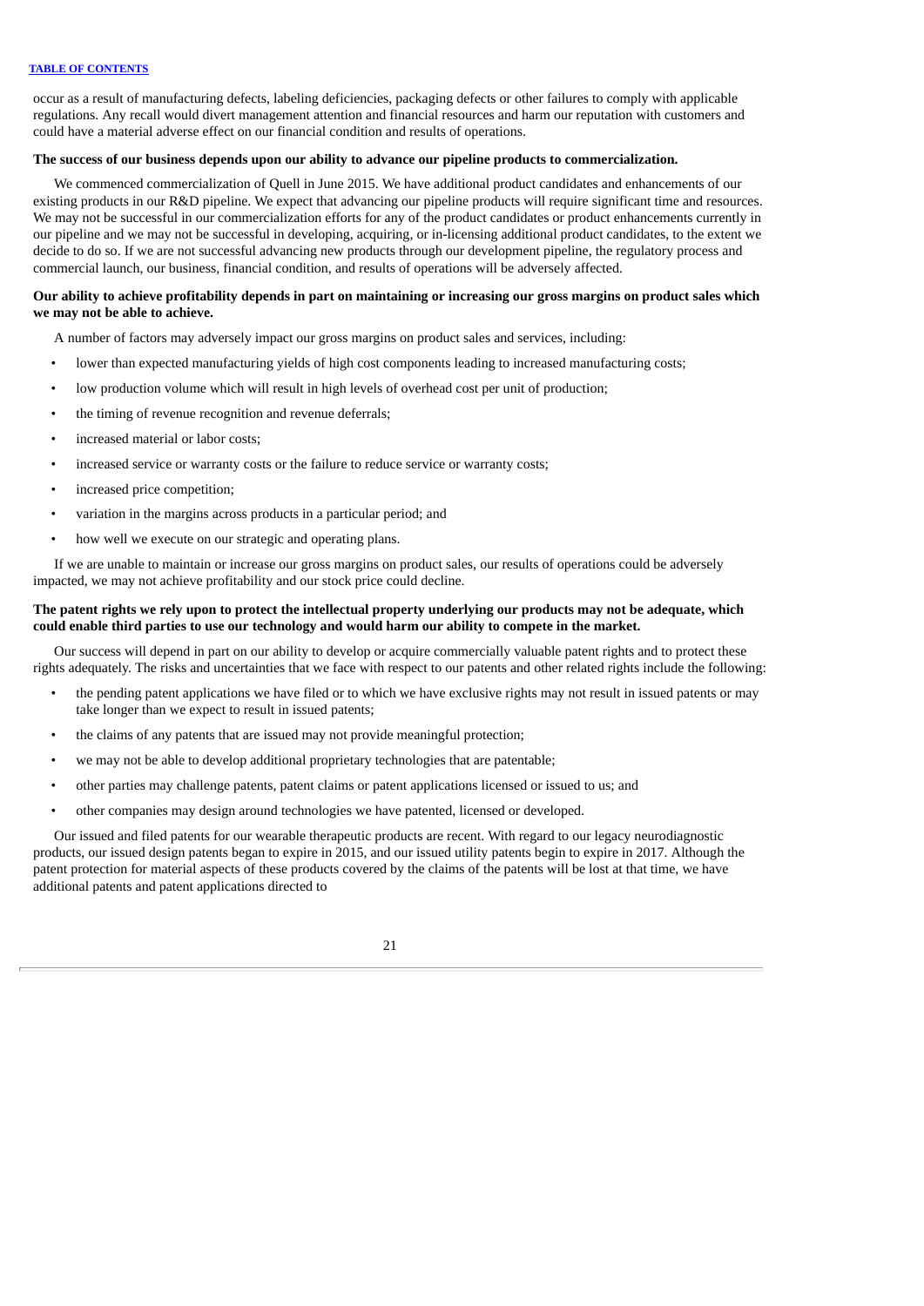occur as a result of manufacturing defects, labeling deficiencies, packaging defects or other failures to comply with applicable regulations. Any recall would divert management attention and financial resources and harm our reputation with customers and could have a material adverse effect on our financial condition and results of operations.

**The success of our business depends upon our ability to advance our pipeline products to commercialization.**

We commenced commercialization of Quell in June 2015. We have additional product candidates and enhancements of our existing products in our R&D pipeline. We expect that advancing our pipeline products will require significant time and resources. We may not be successful in our commercialization efforts for any of the product candidates or product enhancements currently in our pipeline and we may not be successful in developing, acquiring, or in-licensing additional product candidates, to the extent we decide to do so. If we are not successful advancing new products through our development pipeline, the regulatory process and commercial launch, our business, financial condition, and results of operations will be adversely affected.

**Our ability to achieve profitability depends in part on maintaining or increasing our gross margins on product sales which we may not be able to achieve.**

A number of factors may adversely impact our gross margins on product sales and services, including:

- lower than expected manufacturing yields of high cost components leading to increased manufacturing costs;
- low production volume which will result in high levels of overhead cost per unit of production;
- the timing of revenue recognition and revenue deferrals;
- increased material or labor costs;
- increased service or warranty costs or the failure to reduce service or warranty costs;
- increased price competition;
- variation in the margins across products in a particular period; and
- how well we execute on our strategic and operating plans.

If we are unable to maintain or increase our gross margins on product sales, our results of operations could be adversely impacted, we may not achieve profitability and our stock price could decline.

**The patent rights we rely upon to protect the intellectual property underlying our products may not be adequate, which could enable third parties to use our technology and would harm our ability to compete in the market.**

Our success will depend in part on our ability to develop or acquire commercially valuable patent rights and to protect these rights adequately. The risks and uncertainties that we face with respect to our patents and other related rights include the following:

- the pending patent applications we have filed or to which we have exclusive rights may not result in issued patents or may take longer than we expect to result in issued patents;
- the claims of any patents that are issued may not provide meaningful protection;
- we may not be able to develop additional proprietary technologies that are patentable;
- other parties may challenge patents, patent claims or patent applications licensed or issued to us; and
- other companies may design around technologies we have patented, licensed or developed.

Our issued and filed patents for our wearable therapeutic products are recent. With regard to our legacy neurodiagnostic products, our issued design patents began to expire in 2015, and our issued utility patents begin to expire in 2017. Although the patent protection for material aspects of these products covered by the claims of the patents will be lost at that time, we have additional patents and patent applications directed to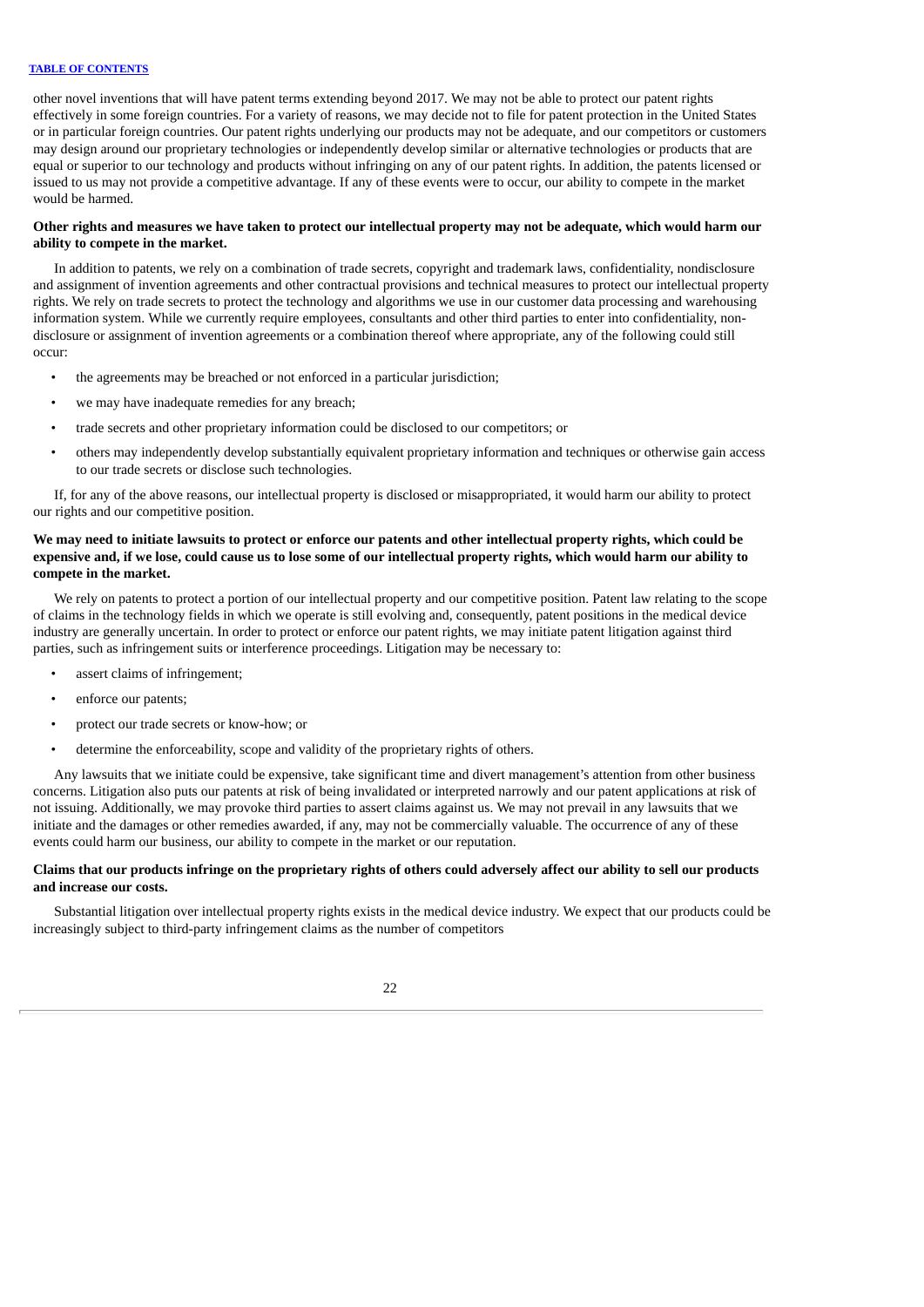other novel inventions that will have patent terms extending beyond 2017. We may not be able to protect our patent rights effectively in some foreign countries. For a variety of reasons, we may decide not to file for patent protection in the United States or in particular foreign countries. Our patent rights underlying our products may not be adequate, and our competitors or customers may design around our proprietary technologies or independently develop similar or alternative technologies or products that are equal or superior to our technology and products without infringing on any of our patent rights. In addition, the patents licensed or issued to us may not provide a competitive advantage. If any of these events were to occur, our ability to compete in the market would be harmed.

**Other rights and measures we have taken to protect our intellectual property may not be adequate, which would harm our ability to compete in the market.**

In addition to patents, we rely on a combination of trade secrets, copyright and trademark laws, confidentiality, nondisclosure and assignment of invention agreements and other contractual provisions and technical measures to protect our intellectual property rights. We rely on trade secrets to protect the technology and algorithms we use in our customer data processing and warehousing information system. While we currently require employees, consultants and other third parties to enter into confidentiality, non-disclosure or assignment of invention agreements or a combination thereof where appropriate, any of the following could still occur:

- the agreements may be breached or not enforced in a particular jurisdiction;
- we may have inadequate remedies for any breach;
- trade secrets and other proprietary information could be disclosed to our competitors; or
- others may independently develop substantially equivalent proprietary information and techniques or otherwise gain access to our trade secrets or disclose such technologies.

If, for any of the above reasons, our intellectual property is disclosed or misappropriated, it would harm our ability to protect our rights and our competitive position.

**We may need to initiate lawsuits to protect or enforce our patents and other intellectual property rights, which could be expensive and, if we lose, could cause us to lose some of our intellectual property rights, which would harm our ability to compete in the market.**

We rely on patents to protect a portion of our intellectual property and our competitive position. Patent law relating to the scope of claims in the technology fields in which we operate is still evolving and, consequently, patent positions in the medical device industry are generally uncertain. In order to protect or enforce our patent rights, we may initiate patent litigation against third parties, such as infringement suits or interference proceedings. Litigation may be necessary to:

- assert claims of infringement;
- enforce our patents;
- protect our trade secrets or know-how; or
- determine the enforceability, scope and validity of the proprietary rights of others.

Any lawsuits that we initiate could be expensive, take significant time and divert management's attention from other business concerns. Litigation also puts our patents at risk of being invalidated or interpreted narrowly and our patent applications at risk of not issuing. Additionally, we may provoke third parties to assert claims against us. We may not prevail in any lawsuits that we initiate and the damages or other remedies awarded, if any, may not be commercially valuable. The occurrence of any of these events could harm our business, our ability to compete in the market or our reputation.

**Claims that our products infringe on the proprietary rights of others could adversely affect our ability to sell our products and increase our costs.**

Substantial litigation over intellectual property rights exists in the medical device industry. We expect that our products could be increasingly subject to third-party infringement claims as the number of competitors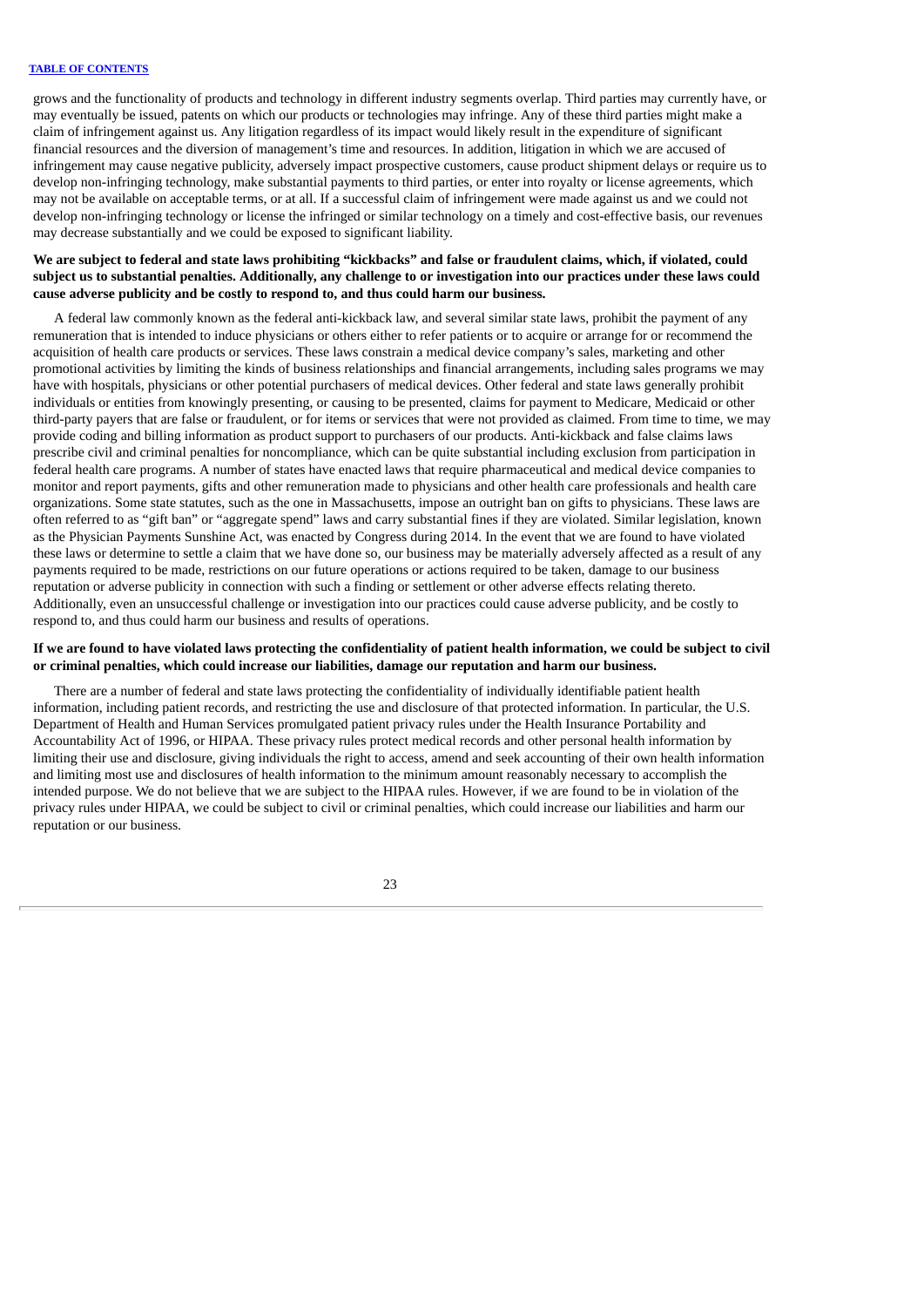grows and the functionality of products and technology in different industry segments overlap. Third parties may currently have, or may eventually be issued, patents on which our products or technologies may infringe. Any of these third parties might make a claim of infringement against us. Any litigation regardless of its impact would likely result in the expenditure of significant financial resources and the diversion of management's time and resources. In addition, litigation in which we are accused of infringement may cause negative publicity, adversely impact prospective customers, cause product shipment delays or require us to develop non-infringing technology, make substantial payments to third parties, or enter into royalty or license agreements, which may not be available on acceptable terms, or at all. If a successful claim of infringement were made against us and we could not develop non-infringing technology or license the infringed or similar technology on a timely and cost-effective basis, our revenues may decrease substantially and we could be exposed to significant liability.

**We are subject to federal and state laws prohibiting "kickbacks" and false or fraudulent claims, which, if violated, could subject us to substantial penalties. Additionally, any challenge to or investigation into our practices under these laws could cause adverse publicity and be costly to respond to, and thus could harm our business.**

A federal law commonly known as the federal anti-kickback law, and several similar state laws, prohibit the payment of any remuneration that is intended to induce physicians or others either to refer patients or to acquire or arrange for or recommend the acquisition of health care products or services. These laws constrain a medical device company's sales, marketing and other promotional activities by limiting the kinds of business relationships and financial arrangements, including sales programs we may have with hospitals, physicians or other potential purchasers of medical devices. Other federal and state laws generally prohibit individuals or entities from knowingly presenting, or causing to be presented, claims for payment to Medicare, Medicaid or other third-party payers that are false or fraudulent, or for items or services that were not provided as claimed. From time to time, we may provide coding and billing information as product support to purchasers of our products. Anti-kickback and false claims laws prescribe civil and criminal penalties for noncompliance, which can be quite substantial including exclusion from participation in federal health care programs. A number of states have enacted laws that require pharmaceutical and medical device companies to monitor and report payments, gifts and other remuneration made to physicians and other health care professionals and health care organizations. Some state statutes, such as the one in Massachusetts, impose an outright ban on gifts to physicians. These laws are often referred to as "gift ban" or "aggregate spend" laws and carry substantial fines if they are violated. Similar legislation, known as the Physician Payments Sunshine Act, was enacted by Congress during 2014. In the event that we are found to have violated these laws or determine to settle a claim that we have done so, our business may be materially adversely affected as a result of any payments required to be made, restrictions on our future operations or actions required to be taken, damage to our business reputation or adverse publicity in connection with such a finding or settlement or other adverse effects relating thereto. Additionally, even an unsuccessful challenge or investigation into our practices could cause adverse publicity, and be costly to respond to, and thus could harm our business and results of operations.

**If we are found to have violated laws protecting the confidentiality of patient health information, we could be subject to civil or criminal penalties, which could increase our liabilities, damage our reputation and harm our business.**

There are a number of federal and state laws protecting the confidentiality of individually identifiable patient health information, including patient records, and restricting the use and disclosure of that protected information. In particular, the U.S. Department of Health and Human Services promulgated patient privacy rules under the Health Insurance Portability and Accountability Act of 1996, or HIPAA. These privacy rules protect medical records and other personal health information by limiting their use and disclosure, giving individuals the right to access, amend and seek accounting of their own health information and limiting most use and disclosures of health information to the minimum amount reasonably necessary to accomplish the intended purpose. We do not believe that we are subject to the HIPAA rules. However, if we are found to be in violation of the privacy rules under HIPAA, we could be subject to civil or criminal penalties, which could increase our liabilities and harm our reputation or our business.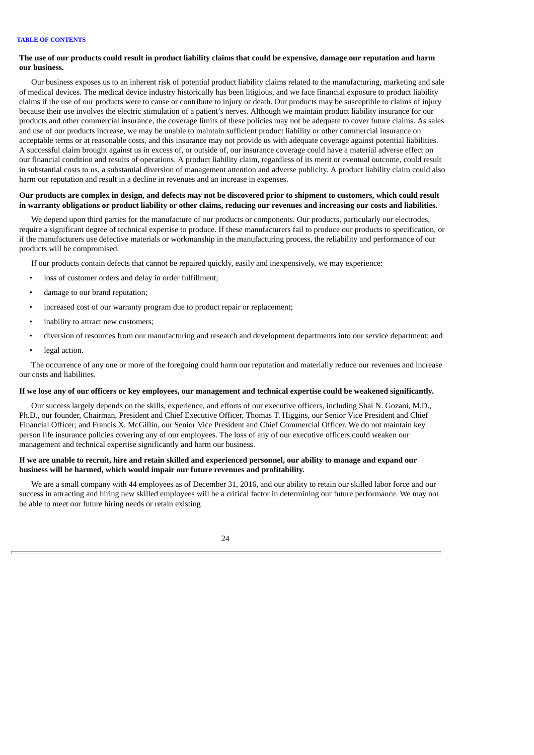**The use of our products could result in product liability claims that could be expensive, damage our reputation and harm our business.**

Our business exposes us to an inherent risk of potential product liability claims related to the manufacturing, marketing and sale of medical devices. The medical device industry historically has been litigious, and we face financial exposure to product liability claims if the use of our products were to cause or contribute to injury or death. Our products may be susceptible to claims of injury because their use involves the electric stimulation of a patient's nerves. Although we maintain product liability insurance for our products and other commercial insurance, the coverage limits of these policies may not be adequate to cover future claims. As sales and use of our products increase, we may be unable to maintain sufficient product liability or other commercial insurance on acceptable terms or at reasonable costs, and this insurance may not provide us with adequate coverage against potential liabilities. A successful claim brought against us in excess of, or outside of, our insurance coverage could have a material adverse effect on our financial condition and results of operations. A product liability claim, regardless of its merit or eventual outcome, could result in substantial costs to us, a substantial diversion of management attention and adverse publicity. A product liability claim could also harm our reputation and result in a decline in revenues and an increase in expenses.

**Our products are complex in design, and defects may not be discovered prior to shipment to customers, which could result in warranty obligations or product liability or other claims, reducing our revenues and increasing our costs and liabilities.**

We depend upon third parties for the manufacture of our products or components. Our products, particularly our electrodes, require a significant degree of technical expertise to produce. If these manufacturers fail to produce our products to specification, or if the manufacturers use defective materials or workmanship in the manufacturing process, the reliability and performance of our products will be compromised.

If our products contain defects that cannot be repaired quickly, easily and inexpensively, we may experience:

- loss of customer orders and delay in order fulfillment;
- damage to our brand reputation;
- increased cost of our warranty program due to product repair or replacement;
- inability to attract new customers;
- diversion of resources from our manufacturing and research and development departments into our service department; and
- legal action.

The occurrence of any one or more of the foregoing could harm our reputation and materially reduce our revenues and increase our costs and liabilities.

**If we lose any of our officers or key employees, our management and technical expertise could be weakened significantly.**

Our success largely depends on the skills, experience, and efforts of our executive officers, including Shai N. Gozani, M.D., Ph.D., our founder, Chairman, President and Chief Executive Officer, Thomas T. Higgins, our Senior Vice President and Chief Financial Officer; and Francis X. McGillin, our Senior Vice President and Chief Commercial Officer. We do not maintain key person life insurance policies covering any of our employees. The loss of any of our executive officers could weaken our management and technical expertise significantly and harm our business.

**If we are unable to recruit, hire and retain skilled and experienced personnel, our ability to manage and expand our business will be harmed, which would impair our future revenues and profitability.**

We are a small company with 44 employees as of December 31, 2016, and our ability to retain our skilled labor force and our success in attracting and hiring new skilled employees will be a critical factor in determining our future performance. We may not be able to meet our future hiring needs or retain existing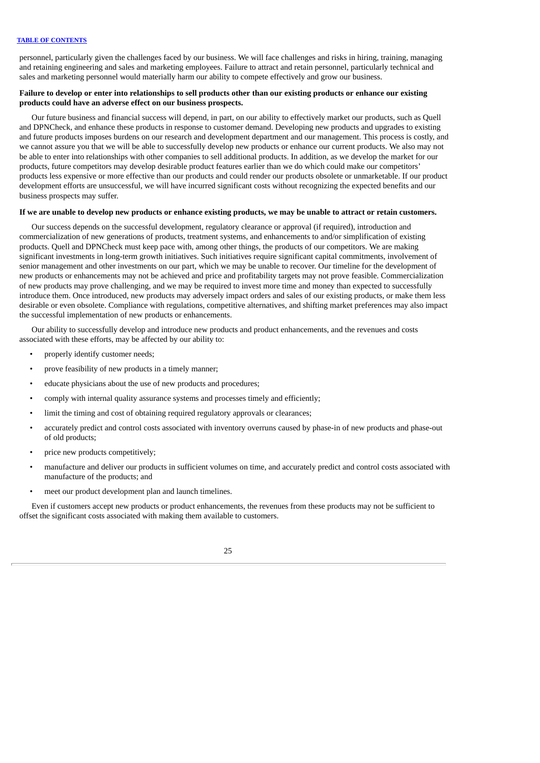personnel, particularly given the challenges faced by our business. We will face challenges and risks in hiring, training, managing and retaining engineering and sales and marketing employees. Failure to attract and retain personnel, particularly technical and sales and marketing personnel would materially harm our ability to compete effectively and grow our business.

**Failure to develop or enter into relationships to sell products other than our existing products or enhance our existing products could have an adverse effect on our business prospects.**

Our future business and financial success will depend, in part, on our ability to effectively market our products, such as Quell and DPNCheck, and enhance these products in response to customer demand. Developing new products and upgrades to existing and future products imposes burdens on our research and development department and our management. This process is costly, and we cannot assure you that we will be able to successfully develop new products or enhance our current products. We also may not be able to enter into relationships with other companies to sell additional products. In addition, as we develop the market for our products, future competitors may develop desirable product features earlier than we do which could make our competitors' products less expensive or more effective than our products and could render our products obsolete or unmarketable. If our product development efforts are unsuccessful, we will have incurred significant costs without recognizing the expected benefits and our business prospects may suffer.

**If we are unable to develop new products or enhance existing products, we may be unable to attract or retain customers.**

Our success depends on the successful development, regulatory clearance or approval (if required), introduction and commercialization of new generations of products, treatment systems, and enhancements to and/or simplification of existing products. Quell and DPNCheck must keep pace with, among other things, the products of our competitors. We are making significant investments in long-term growth initiatives. Such initiatives require significant capital commitments, involvement of senior management and other investments on our part, which we may be unable to recover. Our timeline for the development of new products or enhancements may not be achieved and price and profitability targets may not prove feasible. Commercialization of new products may prove challenging, and we may be required to invest more time and money than expected to successfully introduce them. Once introduced, new products may adversely impact orders and sales of our existing products, or make them less desirable or even obsolete. Compliance with regulations, competitive alternatives, and shifting market preferences may also impact the successful implementation of new products or enhancements.

Our ability to successfully develop and introduce new products and product enhancements, and the revenues and costs associated with these efforts, may be affected by our ability to:

- properly identify customer needs;
- prove feasibility of new products in a timely manner;
- educate physicians about the use of new products and procedures;
- comply with internal quality assurance systems and processes timely and efficiently;
- limit the timing and cost of obtaining required regulatory approvals or clearances;
- accurately predict and control costs associated with inventory overruns caused by phase-in of new products and phase-out of old products;
- price new products competitively;
- manufacture and deliver our products in sufficient volumes on time, and accurately predict and control costs associated with manufacture of the products; and
- meet our product development plan and launch timelines.

Even if customers accept new products or product enhancements, the revenues from these products may not be sufficient to offset the significant costs associated with making them available to customers.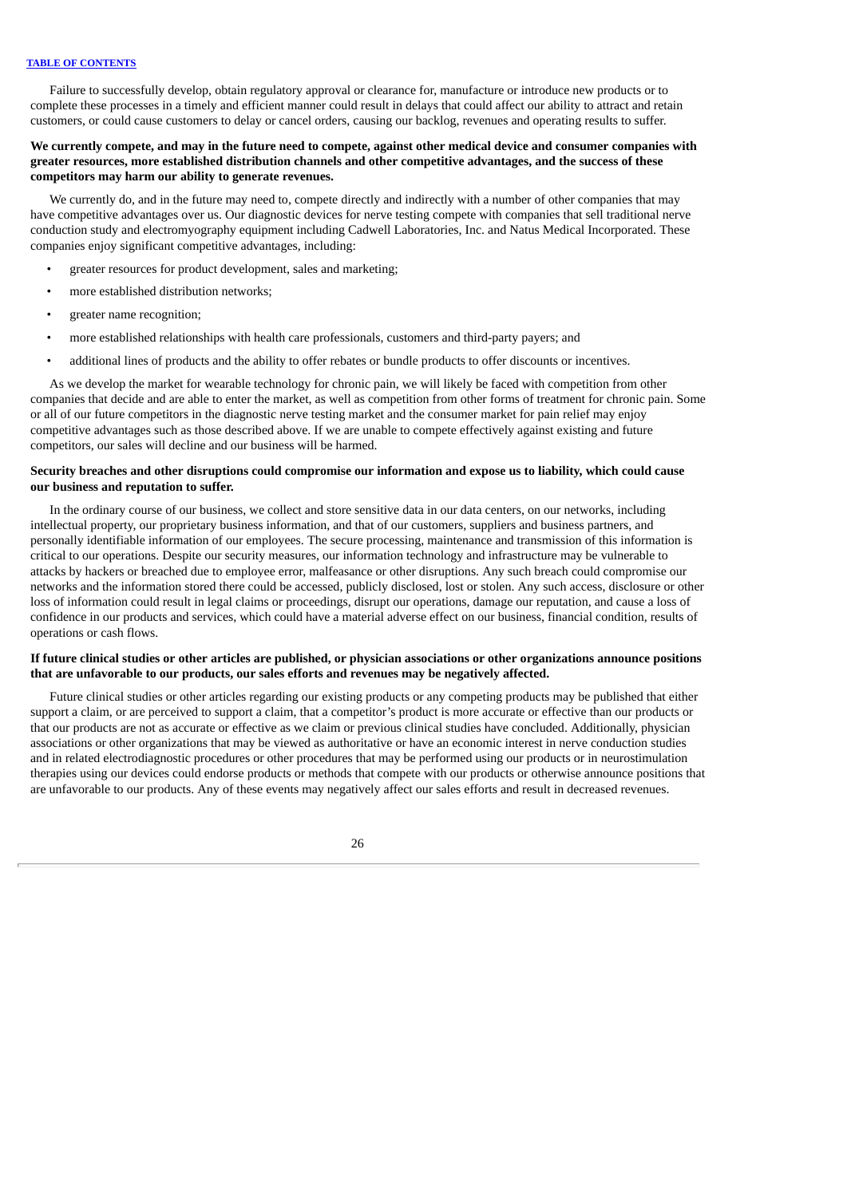Failure to successfully develop, obtain regulatory approval or clearance for, manufacture or introduce new products or to complete these processes in a timely and efficient manner could result in delays that could affect our ability to attract and retain customers, or could cause customers to delay or cancel orders, causing our backlog, revenues and operating results to suffer.

**We currently compete, and may in the future need to compete, against other medical device and consumer companies with greater resources, more established distribution channels and other competitive advantages, and the success of these competitors may harm our ability to generate revenues.**

We currently do, and in the future may need to, compete directly and indirectly with a number of other companies that may have competitive advantages over us. Our diagnostic devices for nerve testing compete with companies that sell traditional nerve conduction study and electromyography equipment including Cadwell Laboratories, Inc. and Natus Medical Incorporated. These companies enjoy significant competitive advantages, including:

- greater resources for product development, sales and marketing;
- more established distribution networks;
- greater name recognition;
- more established relationships with health care professionals, customers and third-party payers; and
- additional lines of products and the ability to offer rebates or bundle products to offer discounts or incentives.

As we develop the market for wearable technology for chronic pain, we will likely be faced with competition from other companies that decide and are able to enter the market, as well as competition from other forms of treatment for chronic pain. Some or all of our future competitors in the diagnostic nerve testing market and the consumer market for pain relief may enjoy competitive advantages such as those described above. If we are unable to compete effectively against existing and future competitors, our sales will decline and our business will be harmed.

**Security breaches and other disruptions could compromise our information and expose us to liability, which could cause our business and reputation to suffer.**

In the ordinary course of our business, we collect and store sensitive data in our data centers, on our networks, including intellectual property, our proprietary business information, and that of our customers, suppliers and business partners, and personally identifiable information of our employees. The secure processing, maintenance and transmission of this information is critical to our operations. Despite our security measures, our information technology and infrastructure may be vulnerable to attacks by hackers or breached due to employee error, malfeasance or other disruptions. Any such breach could compromise our networks and the information stored there could be accessed, publicly disclosed, lost or stolen. Any such access, disclosure or other loss of information could result in legal claims or proceedings, disrupt our operations, damage our reputation, and cause a loss of confidence in our products and services, which could have a material adverse effect on our business, financial condition, results of operations or cash flows.

**If future clinical studies or other articles are published, or physician associations or other organizations announce positions that are unfavorable to our products, our sales efforts and revenues may be negatively affected.**

Future clinical studies or other articles regarding our existing products or any competing products may be published that either support a claim, or are perceived to support a claim, that a competitor's product is more accurate or effective than our products or that our products are not as accurate or effective as we claim or previous clinical studies have concluded. Additionally, physician associations or other organizations that may be viewed as authoritative or have an economic interest in nerve conduction studies and in related electrodiagnostic procedures or other procedures that may be performed using our products or in neurostimulation therapies using our devices could endorse products or methods that compete with our products or otherwise announce positions that are unfavorable to our products. Any of these events may negatively affect our sales efforts and result in decreased revenues.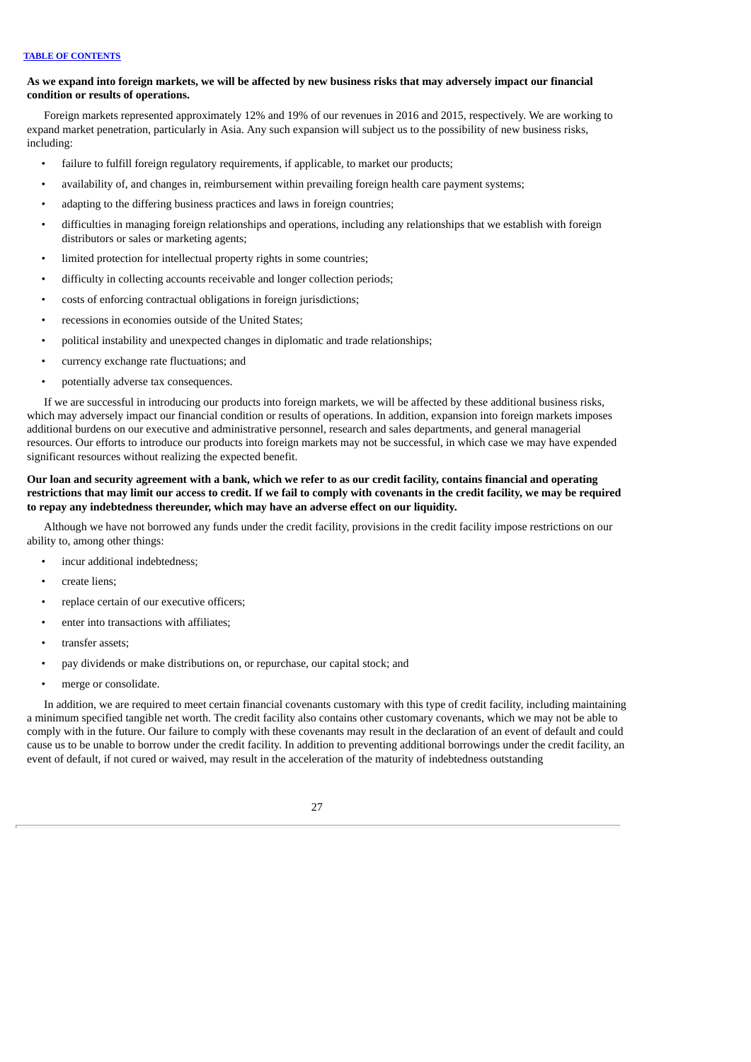**As we expand into foreign markets, we will be affected by new business risks that may adversely impact our financial condition or results of operations.**

Foreign markets represented approximately 12% and 19% of our revenues in 2016 and 2015, respectively. We are working to expand market penetration, particularly in Asia. Any such expansion will subject us to the possibility of new business risks, including:

- failure to fulfill foreign regulatory requirements, if applicable, to market our products;
- availability of, and changes in, reimbursement within prevailing foreign health care payment systems;
- adapting to the differing business practices and laws in foreign countries;
- difficulties in managing foreign relationships and operations, including any relationships that we establish with foreign distributors or sales or marketing agents;
- limited protection for intellectual property rights in some countries;
- difficulty in collecting accounts receivable and longer collection periods;
- costs of enforcing contractual obligations in foreign jurisdictions;
- recessions in economies outside of the United States;
- political instability and unexpected changes in diplomatic and trade relationships;
- currency exchange rate fluctuations; and
- potentially adverse tax consequences.

If we are successful in introducing our products into foreign markets, we will be affected by these additional business risks, which may adversely impact our financial condition or results of operations. In addition, expansion into foreign markets imposes additional burdens on our executive and administrative personnel, research and sales departments, and general managerial resources. Our efforts to introduce our products into foreign markets may not be successful, in which case we may have expended significant resources without realizing the expected benefit.

**Our loan and security agreement with a bank, which we refer to as our credit facility, contains financial and operating restrictions that may limit our access to credit. If we fail to comply with covenants in the credit facility, we may be required to repay any indebtedness thereunder, which may have an adverse effect on our liquidity.**

Although we have not borrowed any funds under the credit facility, provisions in the credit facility impose restrictions on our ability to, among other things:

- incur additional indebtedness;
- create liens;
- replace certain of our executive officers;
- enter into transactions with affiliates;
- transfer assets;
- pay dividends or make distributions on, or repurchase, our capital stock; and
- merge or consolidate.

In addition, we are required to meet certain financial covenants customary with this type of credit facility, including maintaining a minimum specified tangible net worth. The credit facility also contains other customary covenants, which we may not be able to comply with in the future. Our failure to comply with these covenants may result in the declaration of an event of default and could cause us to be unable to borrow under the credit facility. In addition to preventing additional borrowings under the credit facility, an event of default, if not cured or waived, may result in the acceleration of the maturity of indebtedness outstanding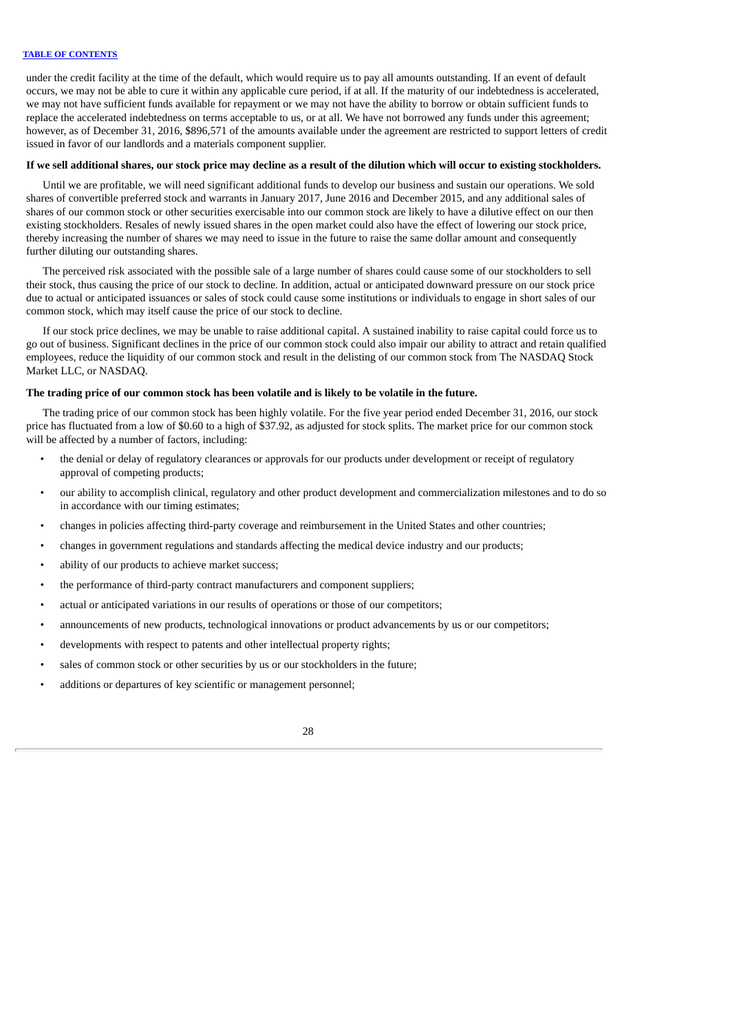under the credit facility at the time of the default, which would require us to pay all amounts outstanding. If an event of default occurs, we may not be able to cure it within any applicable cure period, if at all. If the maturity of our indebtedness is accelerated, we may not have sufficient funds available for repayment or we may not have the ability to borrow or obtain sufficient funds to replace the accelerated indebtedness on terms acceptable to us, or at all. We have not borrowed any funds under this agreement; however, as of December 31, 2016, $896,571 of the amounts available under the agreement are restricted to support letters of credit issued in favor of our landlords and a materials component supplier.

**If we sell additional shares, our stock price may decline as a result of the dilution which will occur to existing stockholders.**

Until we are profitable, we will need significant additional funds to develop our business and sustain our operations. We sold shares of convertible preferred stock and warrants in January 2017, June 2016 and December 2015, and any additional sales of shares of our common stock or other securities exercisable into our common stock are likely to have a dilutive effect on our then existing stockholders. Resales of newly issued shares in the open market could also have the effect of lowering our stock price, thereby increasing the number of shares we may need to issue in the future to raise the same dollar amount and consequently further diluting our outstanding shares.

The perceived risk associated with the possible sale of a large number of shares could cause some of our stockholders to sell their stock, thus causing the price of our stock to decline. In addition, actual or anticipated downward pressure on our stock price due to actual or anticipated issuances or sales of stock could cause some institutions or individuals to engage in short sales of our common stock, which may itself cause the price of our stock to decline.

If our stock price declines, we may be unable to raise additional capital. A sustained inability to raise capital could force us to go out of business. Significant declines in the price of our common stock could also impair our ability to attract and retain qualified employees, reduce the liquidity of our common stock and result in the delisting of our common stock from The NASDAQ Stock Market LLC, or NASDAQ.

**The trading price of our common stock has been volatile and is likely to be volatile in the future.**

The trading price of our common stock has been highly volatile. For the five year period ended December 31, 2016, our stock price has fluctuated from a low of $0.60 to a high of $37.92, as adjusted for stock splits. The market price for our common stock will be affected by a number of factors, including:

- the denial or delay of regulatory clearances or approvals for our products under development or receipt of regulatory approval of competing products;
- our ability to accomplish clinical, regulatory and other product development and commercialization milestones and to do so in accordance with our timing estimates;
- changes in policies affecting third-party coverage and reimbursement in the United States and other countries;
- changes in government regulations and standards affecting the medical device industry and our products;
- ability of our products to achieve market success;
- the performance of third-party contract manufacturers and component suppliers;
- actual or anticipated variations in our results of operations or those of our competitors;
- announcements of new products, technological innovations or product advancements by us or our competitors;
- developments with respect to patents and other intellectual property rights;
- sales of common stock or other securities by us or our stockholders in the future;
- additions or departures of key scientific or management personnel;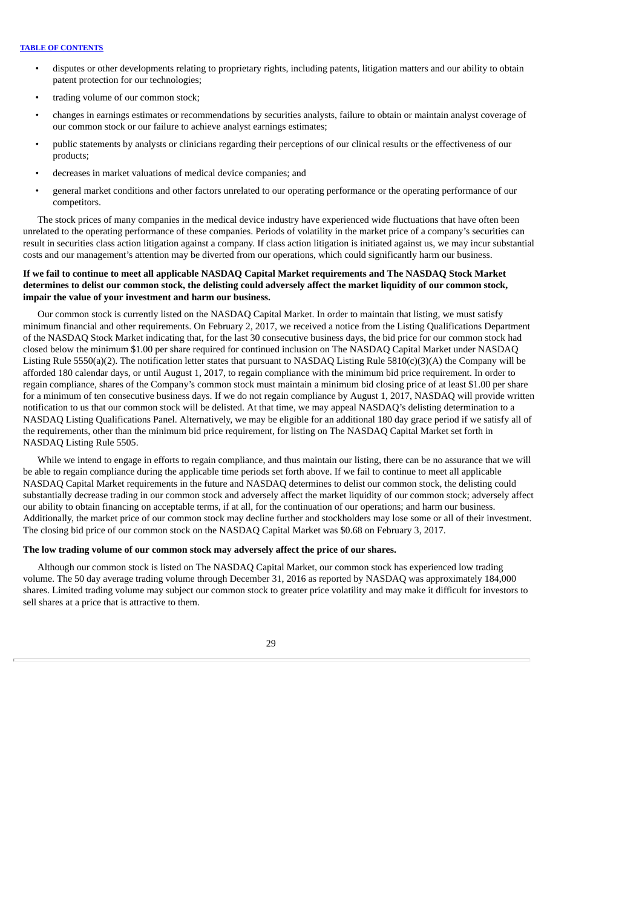- disputes or other developments relating to proprietary rights, including patents, litigation matters and our ability to obtain patent protection for our technologies;
- trading volume of our common stock;
- changes in earnings estimates or recommendations by securities analysts, failure to obtain or maintain analyst coverage of our common stock or our failure to achieve analyst earnings estimates;
- public statements by analysts or clinicians regarding their perceptions of our clinical results or the effectiveness of our products;
- decreases in market valuations of medical device companies; and
- general market conditions and other factors unrelated to our operating performance or the operating performance of our competitors.

The stock prices of many companies in the medical device industry have experienced wide fluctuations that have often been unrelated to the operating performance of these companies. Periods of volatility in the market price of a company's securities can result in securities class action litigation against a company. If class action litigation is initiated against us, we may incur substantial costs and our management's attention may be diverted from our operations, which could significantly harm our business.

**If we fail to continue to meet all applicable NASDAQ Capital Market requirements and The NASDAQ Stock Market determines to delist our common stock, the delisting could adversely affect the market liquidity of our common stock, impair the value of your investment and harm our business.**

Our common stock is currently listed on the NASDAQ Capital Market. In order to maintain that listing, we must satisfy minimum financial and other requirements. On February 2, 2017, we received a notice from the Listing Qualifications Department of the NASDAQ Stock Market indicating that, for the last 30 consecutive business days, the bid price for our common stock had closed below the minimum $1.00 per share required for continued inclusion on The NASDAQ Capital Market under NASDAQ Listing Rule 5550(a)(2). The notification letter states that pursuant to NASDAQ Listing Rule 5810(c)(3)(A) the Company will be afforded 180 calendar days, or until August 1, 2017, to regain compliance with the minimum bid price requirement. In order to regain compliance, shares of the Company's common stock must maintain a minimum bid closing price of at least $1.00 per share for a minimum of ten consecutive business days. If we do not regain compliance by August 1, 2017, NASDAQ will provide written notification to us that our common stock will be delisted. At that time, we may appeal NASDAQ's delisting determination to a NASDAQ Listing Qualifications Panel. Alternatively, we may be eligible for an additional 180 day grace period if we satisfy all of the requirements, other than the minimum bid price requirement, for listing on The NASDAQ Capital Market set forth in NASDAQ Listing Rule 5505.

While we intend to engage in efforts to regain compliance, and thus maintain our listing, there can be no assurance that we will be able to regain compliance during the applicable time periods set forth above. If we fail to continue to meet all applicable NASDAQ Capital Market requirements in the future and NASDAQ determines to delist our common stock, the delisting could substantially decrease trading in our common stock and adversely affect the market liquidity of our common stock; adversely affect our ability to obtain financing on acceptable terms, if at all, for the continuation of our operations; and harm our business. Additionally, the market price of our common stock may decline further and stockholders may lose some or all of their investment. The closing bid price of our common stock on the NASDAQ Capital Market was $0.68 on February 3, 2017.

**The low trading volume of our common stock may adversely affect the price of our shares.**

Although our common stock is listed on The NASDAQ Capital Market, our common stock has experienced low trading volume. The 50 day average trading volume through December 31, 2016 as reported by NASDAQ was approximately 184,000 shares. Limited trading volume may subject our common stock to greater price volatility and may make it difficult for investors to sell shares at a price that is attractive to them.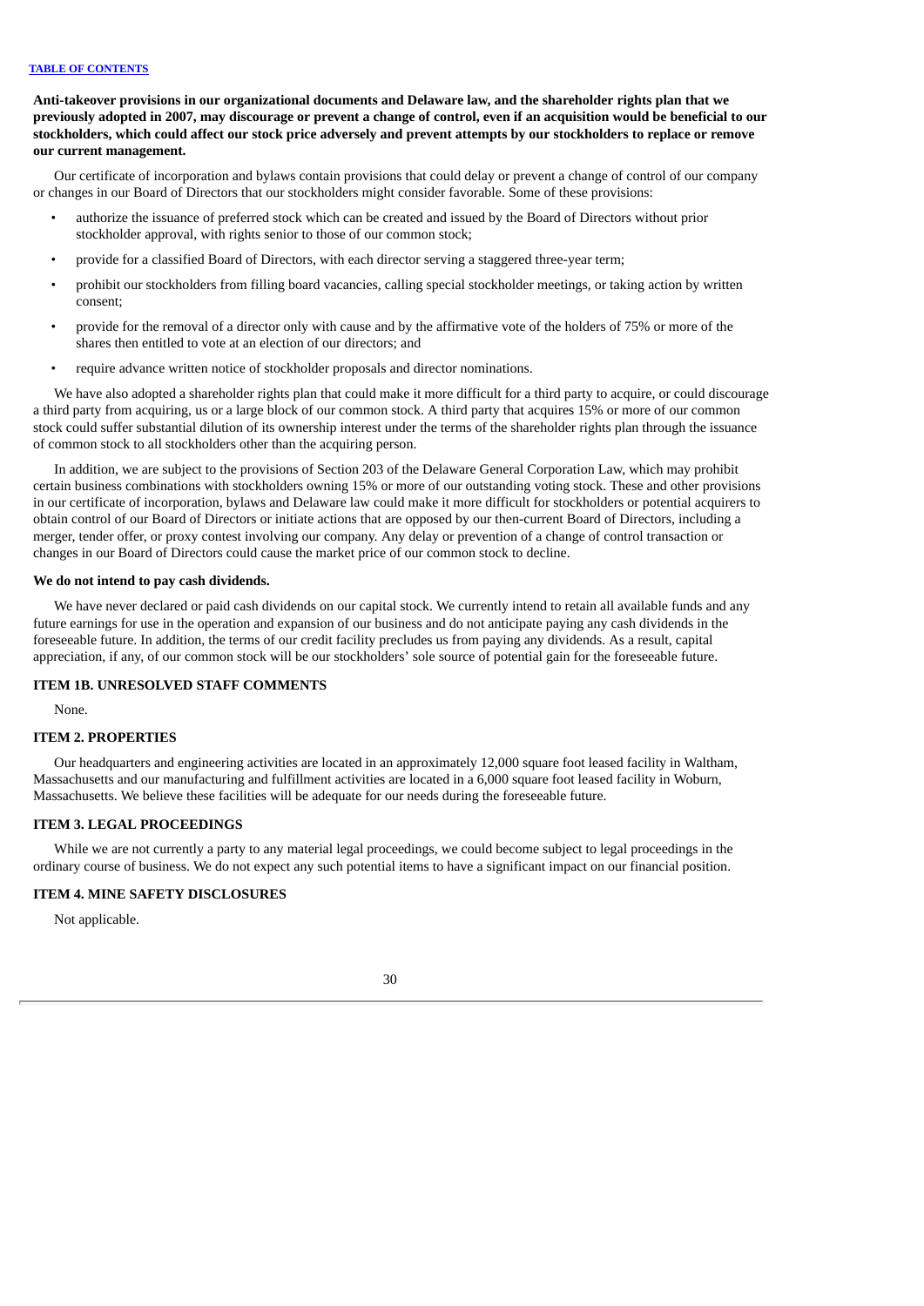**Anti-takeover provisions in our organizational documents and Delaware law, and the shareholder rights plan that we previously adopted in 2007, may discourage or prevent a change of control, even if an acquisition would be beneficial to our stockholders, which could affect our stock price adversely and prevent attempts by our stockholders to replace or remove our current management.**

Our certificate of incorporation and bylaws contain provisions that could delay or prevent a change of control of our company or changes in our Board of Directors that our stockholders might consider favorable. Some of these provisions:

- authorize the issuance of preferred stock which can be created and issued by the Board of Directors without prior stockholder approval, with rights senior to those of our common stock;
- provide for a classified Board of Directors, with each director serving a staggered three-year term;
- prohibit our stockholders from filling board vacancies, calling special stockholder meetings, or taking action by written consent;
- provide for the removal of a director only with cause and by the affirmative vote of the holders of 75% or more of the shares then entitled to vote at an election of our directors; and
- require advance written notice of stockholder proposals and director nominations.

We have also adopted a shareholder rights plan that could make it more difficult for a third party to acquire, or could discourage a third party from acquiring, us or a large block of our common stock. A third party that acquires 15% or more of our common stock could suffer substantial dilution of its ownership interest under the terms of the shareholder rights plan through the issuance of common stock to all stockholders other than the acquiring person.

In addition, we are subject to the provisions of Section 203 of the Delaware General Corporation Law, which may prohibit certain business combinations with stockholders owning 15% or more of our outstanding voting stock. These and other provisions in our certificate of incorporation, bylaws and Delaware law could make it more difficult for stockholders or potential acquirers to obtain control of our Board of Directors or initiate actions that are opposed by our then-current Board of Directors, including a merger, tender offer, or proxy contest involving our company. Any delay or prevention of a change of control transaction or changes in our Board of Directors could cause the market price of our common stock to decline.

**We do not intend to pay cash dividends.**

We have never declared or paid cash dividends on our capital stock. We currently intend to retain all available funds and any future earnings for use in the operation and expansion of our business and do not anticipate paying any cash dividends in the foreseeable future. In addition, the terms of our credit facility precludes us from paying any dividends. As a result, capital appreciation, if any, of our common stock will be our stockholders' sole source of potential gain for the foreseeable future.

## ITEM 1B. UNRESOLVED STAFF COMMENTS

None.

## ITEM 2. PROPERTIES

Our headquarters and engineering activities are located in an approximately 12,000 square foot leased facility in Waltham, Massachusetts and our manufacturing and fulfillment activities are located in a 6,000 square foot leased facility in Woburn, Massachusetts. We believe these facilities will be adequate for our needs during the foreseeable future.

## ITEM 3. LEGAL PROCEEDINGS

While we are not currently a party to any material legal proceedings, we could become subject to legal proceedings in the ordinary course of business. We do not expect any such potential items to have a significant impact on our financial position.

## ITEM 4. MINE SAFETY DISCLOSURES

Not applicable.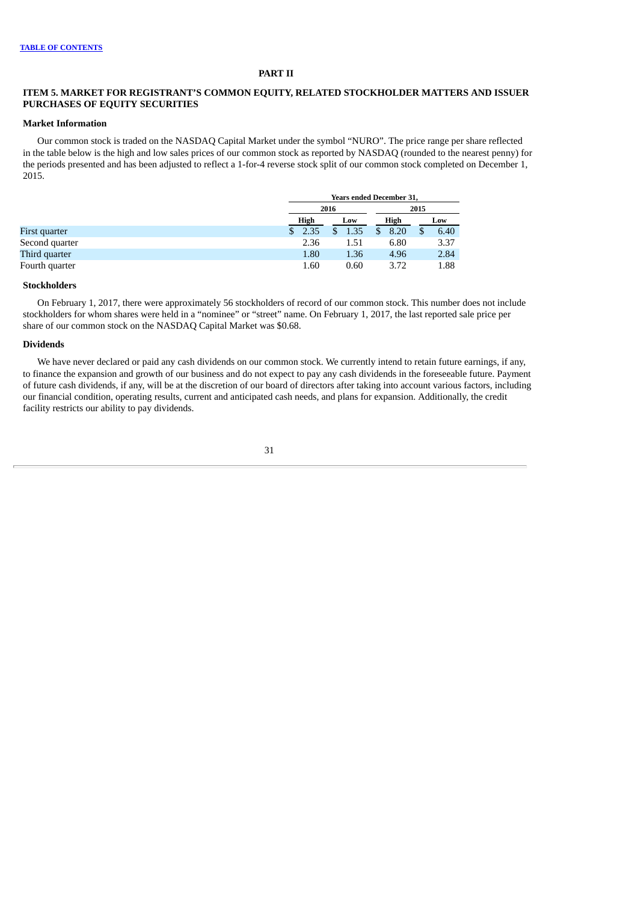## PART II

## ITEM 5. MARKET FOR REGISTRANT'S COMMON EQUITY, RELATED STOCKHOLDER MATTERS AND ISSUER PURCHASES OF EQUITY SECURITIES

### Market Information

Our common stock is traded on the NASDAQ Capital Market under the symbol "NURO". The price range per share reflected in the table below is the high and low sales prices of our common stock as reported by NASDAQ (rounded to the nearest penny) for the periods presented and has been adjusted to reflect a 1-for-4 reverse stock split of our common stock completed on December 1, 2015.

| | Years ended December 31, | | | |
|---|---|---|---|---|
| | 2016 | | 2015 | |
| | High | Low | High | Low |
| First quarter | $ 2.35 | $ 1.35 | $ 8.20 | $ 6.40 |
| Second quarter | 2.36 | 1.51 | 6.80 | 3.37 |
| Third quarter | 1.80 | 1.36 | 4.96 | 2.84 |
| Fourth quarter | 1.60 | 0.60 | 3.72 | 1.88 |

### Stockholders

On February 1, 2017, there were approximately 56 stockholders of record of our common stock. This number does not include stockholders for whom shares were held in a "nominee" or "street" name. On February 1, 2017, the last reported sale price per share of our common stock on the NASDAQ Capital Market was $0.68.

### Dividends

We have never declared or paid any cash dividends on our common stock. We currently intend to retain future earnings, if any, to finance the expansion and growth of our business and do not expect to pay any cash dividends in the foreseeable future. Payment of future cash dividends, if any, will be at the discretion of our board of directors after taking into account various factors, including our financial condition, operating results, current and anticipated cash needs, and plans for expansion. Additionally, the credit facility restricts our ability to pay dividends.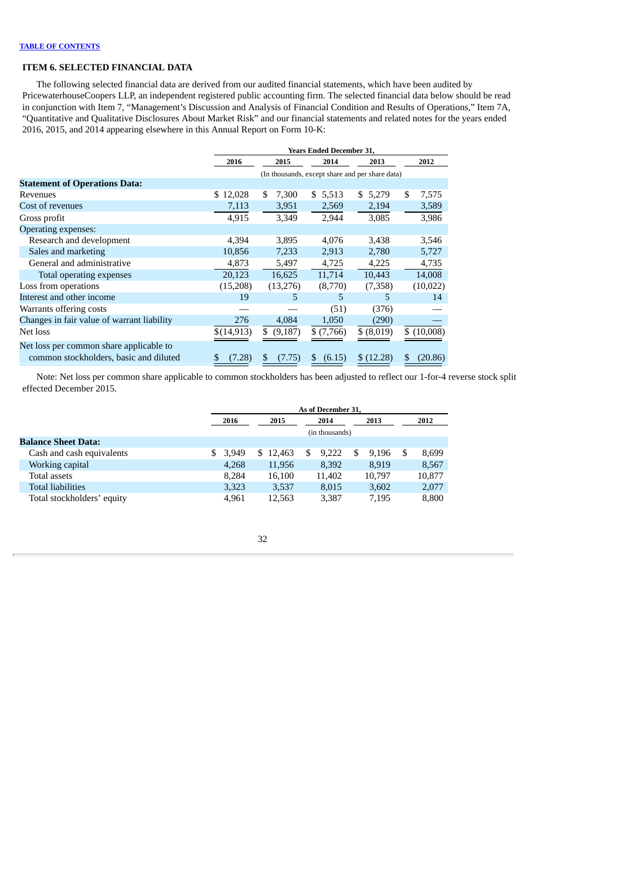[TABLE OF CONTENTS](#)

### ITEM 6. SELECTED FINANCIAL DATA

The following selected financial data are derived from our audited financial statements, which have been audited by PricewaterhouseCoopers LLP, an independent registered public accounting firm. The selected financial data below should be read in conjunction with Item 7, "Management's Discussion and Analysis of Financial Condition and Results of Operations," Item 7A, "Quantitative and Qualitative Disclosures About Market Risk" and our financial statements and related notes for the years ended 2016, 2015, and 2014 appearing elsewhere in this Annual Report on Form 10-K:

| | Years Ended December 31, | | | | |
|---|---|---|---|---|---|
| | 2016 | 2015 | 2014 | 2013 | 2012 |
| | (In thousands, except share and per share data) | | | | |
| **Statement of Operations Data:** | | | | | |
| Revenues | $ 12,028 | $ 7,300 | $ 5,513 | $ 5,279 | $ 7,575 |
| Cost of revenues | 7,113 | 3,951 | 2,569 | 2,194 | 3,589 |
| Gross profit | 4,915 | 3,349 | 2,944 | 3,085 | 3,986 |
| Operating expenses: | | | | | |
| Research and development | 4,394 | 3,895 | 4,076 | 3,438 | 3,546 |
| Sales and marketing | 10,856 | 7,233 | 2,913 | 2,780 | 5,727 |
| General and administrative | 4,873 | 5,497 | 4,725 | 4,225 | 4,735 |
| Total operating expenses | 20,123 | 16,625 | 11,714 | 10,443 | 14,008 |
| Loss from operations | (15,208) | (13,276) | (8,770) | (7,358) | (10,022) |
| Interest and other income | 19 | 5 | 5 | 5 | 14 |
| Warrants offering costs | — | — | (51) | (376) | — |
| Changes in fair value of warrant liability | 276 | 4,084 | 1,050 | (290) | — |
| Net loss | $(14,913) | $ (9,187) | $ (7,766) | $ (8,019) | $ (10,008) |
| Net loss per common share applicable to common stockholders, basic and diluted | $ (7.28) | $ (7.75) | $ (6.15) | $ (12.28) | $ (20.86) |

Note: Net loss per common share applicable to common stockholders has been adjusted to reflect our 1-for-4 reverse stock split effected December 2015.

| | As of December 31, | | | | |
|---|---|---|---|---|---|
| | 2016 | 2015 | 2014 | 2013 | 2012 |
| | (in thousands) | | | | |
| **Balance Sheet Data:** | | | | | |
| Cash and cash equivalents | $ 3,949 | $ 12,463 | $ 9,222 | $ 9,196 | $ 8,699 |
| Working capital | 4,268 | 11,956 | 8,392 | 8,919 | 8,567 |
| Total assets | 8,284 | 16,100 | 11,402 | 10,797 | 10,877 |
| Total liabilities | 3,323 | 3,537 | 8,015 | 3,602 | 2,077 |
| Total stockholders' equity | 4,961 | 12,563 | 3,387 | 7,195 | 8,800 |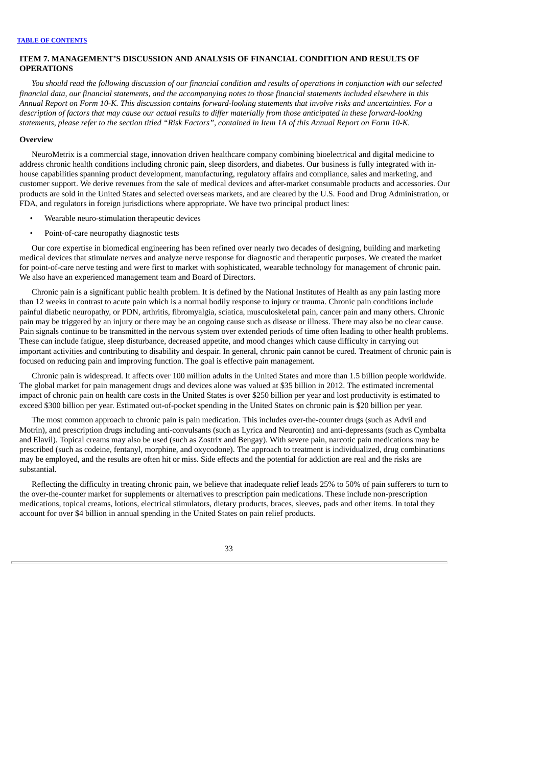## ITEM 7. MANAGEMENT'S DISCUSSION AND ANALYSIS OF FINANCIAL CONDITION AND RESULTS OF OPERATIONS

*You should read the following discussion of our financial condition and results of operations in conjunction with our selected financial data, our financial statements, and the accompanying notes to those financial statements included elsewhere in this Annual Report on Form 10-K. This discussion contains forward-looking statements that involve risks and uncertainties. For a description of factors that may cause our actual results to differ materially from those anticipated in these forward-looking statements, please refer to the section titled "Risk Factors", contained in Item 1A of this Annual Report on Form 10-K.*

### Overview

NeuroMetrix is a commercial stage, innovation driven healthcare company combining bioelectrical and digital medicine to address chronic health conditions including chronic pain, sleep disorders, and diabetes. Our business is fully integrated with in-house capabilities spanning product development, manufacturing, regulatory affairs and compliance, sales and marketing, and customer support. We derive revenues from the sale of medical devices and after-market consumable products and accessories. Our products are sold in the United States and selected overseas markets, and are cleared by the U.S. Food and Drug Administration, or FDA, and regulators in foreign jurisdictions where appropriate. We have two principal product lines:

- Wearable neuro-stimulation therapeutic devices
- Point-of-care neuropathy diagnostic tests

Our core expertise in biomedical engineering has been refined over nearly two decades of designing, building and marketing medical devices that stimulate nerves and analyze nerve response for diagnostic and therapeutic purposes. We created the market for point-of-care nerve testing and were first to market with sophisticated, wearable technology for management of chronic pain. We also have an experienced management team and Board of Directors.

Chronic pain is a significant public health problem. It is defined by the National Institutes of Health as any pain lasting more than 12 weeks in contrast to acute pain which is a normal bodily response to injury or trauma. Chronic pain conditions include painful diabetic neuropathy, or PDN, arthritis, fibromyalgia, sciatica, musculoskeletal pain, cancer pain and many others. Chronic pain may be triggered by an injury or there may be an ongoing cause such as disease or illness. There may also be no clear cause. Pain signals continue to be transmitted in the nervous system over extended periods of time often leading to other health problems. These can include fatigue, sleep disturbance, decreased appetite, and mood changes which cause difficulty in carrying out important activities and contributing to disability and despair. In general, chronic pain cannot be cured. Treatment of chronic pain is focused on reducing pain and improving function. The goal is effective pain management.

Chronic pain is widespread. It affects over 100 million adults in the United States and more than 1.5 billion people worldwide. The global market for pain management drugs and devices alone was valued at $35 billion in 2012. The estimated incremental impact of chronic pain on health care costs in the United States is over $250 billion per year and lost productivity is estimated to exceed $300 billion per year. Estimated out-of-pocket spending in the United States on chronic pain is $20 billion per year.

The most common approach to chronic pain is pain medication. This includes over-the-counter drugs (such as Advil and Motrin), and prescription drugs including anti-convulsants (such as Lyrica and Neurontin) and anti-depressants (such as Cymbalta and Elavil). Topical creams may also be used (such as Zostrix and Bengay). With severe pain, narcotic pain medications may be prescribed (such as codeine, fentanyl, morphine, and oxycodone). The approach to treatment is individualized, drug combinations may be employed, and the results are often hit or miss. Side effects and the potential for addiction are real and the risks are substantial.

Reflecting the difficulty in treating chronic pain, we believe that inadequate relief leads 25% to 50% of pain sufferers to turn to the over-the-counter market for supplements or alternatives to prescription pain medications. These include non-prescription medications, topical creams, lotions, electrical stimulators, dietary products, braces, sleeves, pads and other items. In total they account for over $4 billion in annual spending in the United States on pain relief products.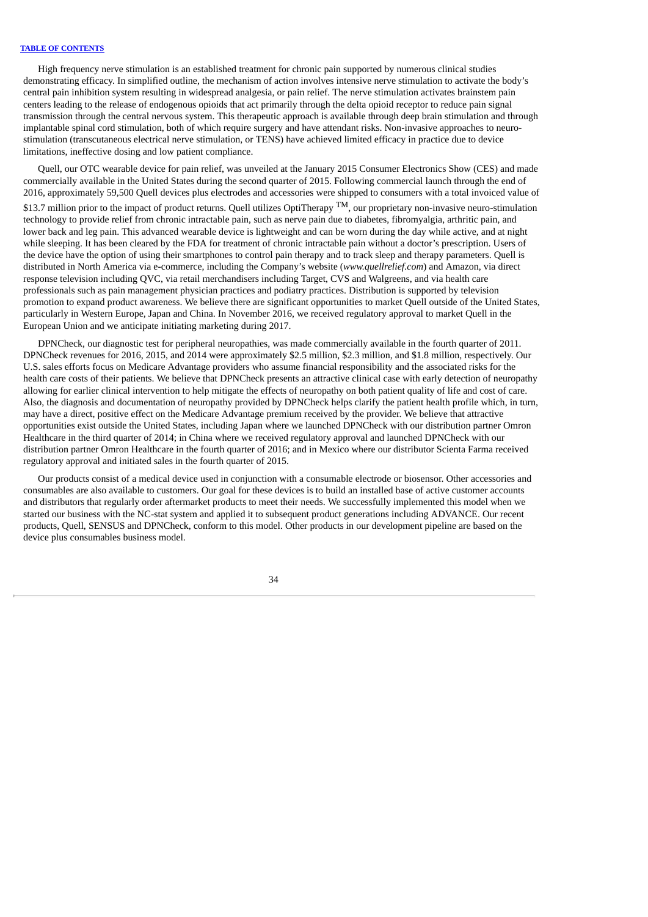High frequency nerve stimulation is an established treatment for chronic pain supported by numerous clinical studies demonstrating efficacy. In simplified outline, the mechanism of action involves intensive nerve stimulation to activate the body's central pain inhibition system resulting in widespread analgesia, or pain relief. The nerve stimulation activates brainstem pain centers leading to the release of endogenous opioids that act primarily through the delta opioid receptor to reduce pain signal transmission through the central nervous system. This therapeutic approach is available through deep brain stimulation and through implantable spinal cord stimulation, both of which require surgery and have attendant risks. Non-invasive approaches to neuro-stimulation (transcutaneous electrical nerve stimulation, or TENS) have achieved limited efficacy in practice due to device limitations, ineffective dosing and low patient compliance.

Quell, our OTC wearable device for pain relief, was unveiled at the January 2015 Consumer Electronics Show (CES) and made commercially available in the United States during the second quarter of 2015. Following commercial launch through the end of 2016, approximately 59,500 Quell devices plus electrodes and accessories were shipped to consumers with a total invoiced value of $13.7 million prior to the impact of product returns. Quell utilizes OptiTherapy™, our proprietary non-invasive neuro-stimulation technology to provide relief from chronic intractable pain, such as nerve pain due to diabetes, fibromyalgia, arthritic pain, and lower back and leg pain. This advanced wearable device is lightweight and can be worn during the day while active, and at night while sleeping. It has been cleared by the FDA for treatment of chronic intractable pain without a doctor's prescription. Users of the device have the option of using their smartphones to control pain therapy and to track sleep and therapy parameters. Quell is distributed in North America via e-commerce, including the Company's website (*www.quellrelief.com*) and Amazon, via direct response television including QVC, via retail merchandisers including Target, CVS and Walgreens, and via health care professionals such as pain management physician practices and podiatry practices. Distribution is supported by television promotion to expand product awareness. We believe there are significant opportunities to market Quell outside of the United States, particularly in Western Europe, Japan and China. In November 2016, we received regulatory approval to market Quell in the European Union and we anticipate initiating marketing during 2017.

DPNCheck, our diagnostic test for peripheral neuropathies, was made commercially available in the fourth quarter of 2011. DPNCheck revenues for 2016, 2015, and 2014 were approximately $2.5 million, $2.3 million, and $1.8 million, respectively. Our U.S. sales efforts focus on Medicare Advantage providers who assume financial responsibility and the associated risks for the health care costs of their patients. We believe that DPNCheck presents an attractive clinical case with early detection of neuropathy allowing for earlier clinical intervention to help mitigate the effects of neuropathy on both patient quality of life and cost of care. Also, the diagnosis and documentation of neuropathy provided by DPNCheck helps clarify the patient health profile which, in turn, may have a direct, positive effect on the Medicare Advantage premium received by the provider. We believe that attractive opportunities exist outside the United States, including Japan where we launched DPNCheck with our distribution partner Omron Healthcare in the third quarter of 2014; in China where we received regulatory approval and launched DPNCheck with our distribution partner Omron Healthcare in the fourth quarter of 2016; and in Mexico where our distributor Scienta Farma received regulatory approval and initiated sales in the fourth quarter of 2015.

Our products consist of a medical device used in conjunction with a consumable electrode or biosensor. Other accessories and consumables are also available to customers. Our goal for these devices is to build an installed base of active customer accounts and distributors that regularly order aftermarket products to meet their needs. We successfully implemented this model when we started our business with the NC-stat system and applied it to subsequent product generations including ADVANCE. Our recent products, Quell, SENSUS and DPNCheck, conform to this model. Other products in our development pipeline are based on the device plus consumables business model.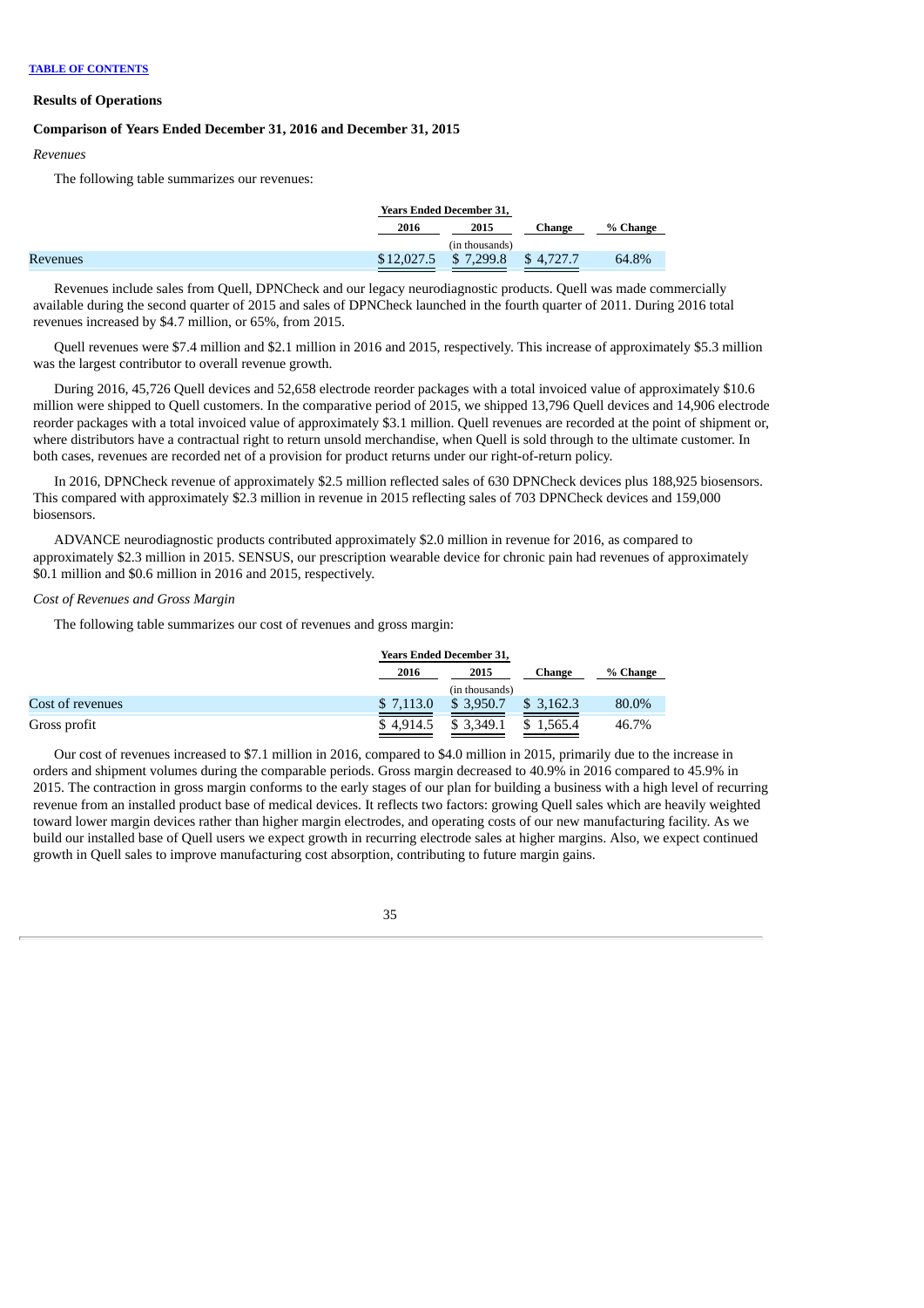**TABLE OF CONTENTS**

## Results of Operations

### Comparison of Years Ended December 31, 2016 and December 31, 2015

*Revenues*

The following table summarizes our revenues:

| | Years Ended December 31, | | | |
|---|---|---|---|---|
| | 2016 | 2015 | Change | % Change |
| | (in thousands) | | | |
| Revenues | $12,027.5 | $ 7,299.8 | $ 4,727.7 | 64.8% |

Revenues include sales from Quell, DPNCheck and our legacy neurodiagnostic products. Quell was made commercially available during the second quarter of 2015 and sales of DPNCheck launched in the fourth quarter of 2011. During 2016 total revenues increased by $4.7 million, or 65%, from 2015.

Quell revenues were $7.4 million and $2.1 million in 2016 and 2015, respectively. This increase of approximately $5.3 million was the largest contributor to overall revenue growth.

During 2016, 45,726 Quell devices and 52,658 electrode reorder packages with a total invoiced value of approximately $10.6 million were shipped to Quell customers. In the comparative period of 2015, we shipped 13,796 Quell devices and 14,906 electrode reorder packages with a total invoiced value of approximately $3.1 million. Quell revenues are recorded at the point of shipment or, where distributors have a contractual right to return unsold merchandise, when Quell is sold through to the ultimate customer. In both cases, revenues are recorded net of a provision for product returns under our right-of-return policy.

In 2016, DPNCheck revenue of approximately $2.5 million reflected sales of 630 DPNCheck devices plus 188,925 biosensors. This compared with approximately $2.3 million in revenue in 2015 reflecting sales of 703 DPNCheck devices and 159,000 biosensors.

ADVANCE neurodiagnostic products contributed approximately $2.0 million in revenue for 2016, as compared to approximately $2.3 million in 2015. SENSUS, our prescription wearable device for chronic pain had revenues of approximately $0.1 million and $0.6 million in 2016 and 2015, respectively.

*Cost of Revenues and Gross Margin*

The following table summarizes our cost of revenues and gross margin:

| | Years Ended December 31, | | | |
|---|---|---|---|---|
| | 2016 | 2015 | Change | % Change |
| | (in thousands) | | | |
| Cost of revenues | $ 7,113.0 | $ 3,950.7 | $ 3,162.3 | 80.0% |
| Gross profit | $ 4,914.5 | $ 3,349.1 | $ 1,565.4 | 46.7% |

Our cost of revenues increased to $7.1 million in 2016, compared to $4.0 million in 2015, primarily due to the increase in orders and shipment volumes during the comparable periods. Gross margin decreased to 40.9% in 2016 compared to 45.9% in 2015. The contraction in gross margin conforms to the early stages of our plan for building a business with a high level of recurring revenue from an installed product base of medical devices. It reflects two factors: growing Quell sales which are heavily weighted toward lower margin devices rather than higher margin electrodes, and operating costs of our new manufacturing facility. As we build our installed base of Quell users we expect growth in recurring electrode sales at higher margins. Also, we expect continued growth in Quell sales to improve manufacturing cost absorption, contributing to future margin gains.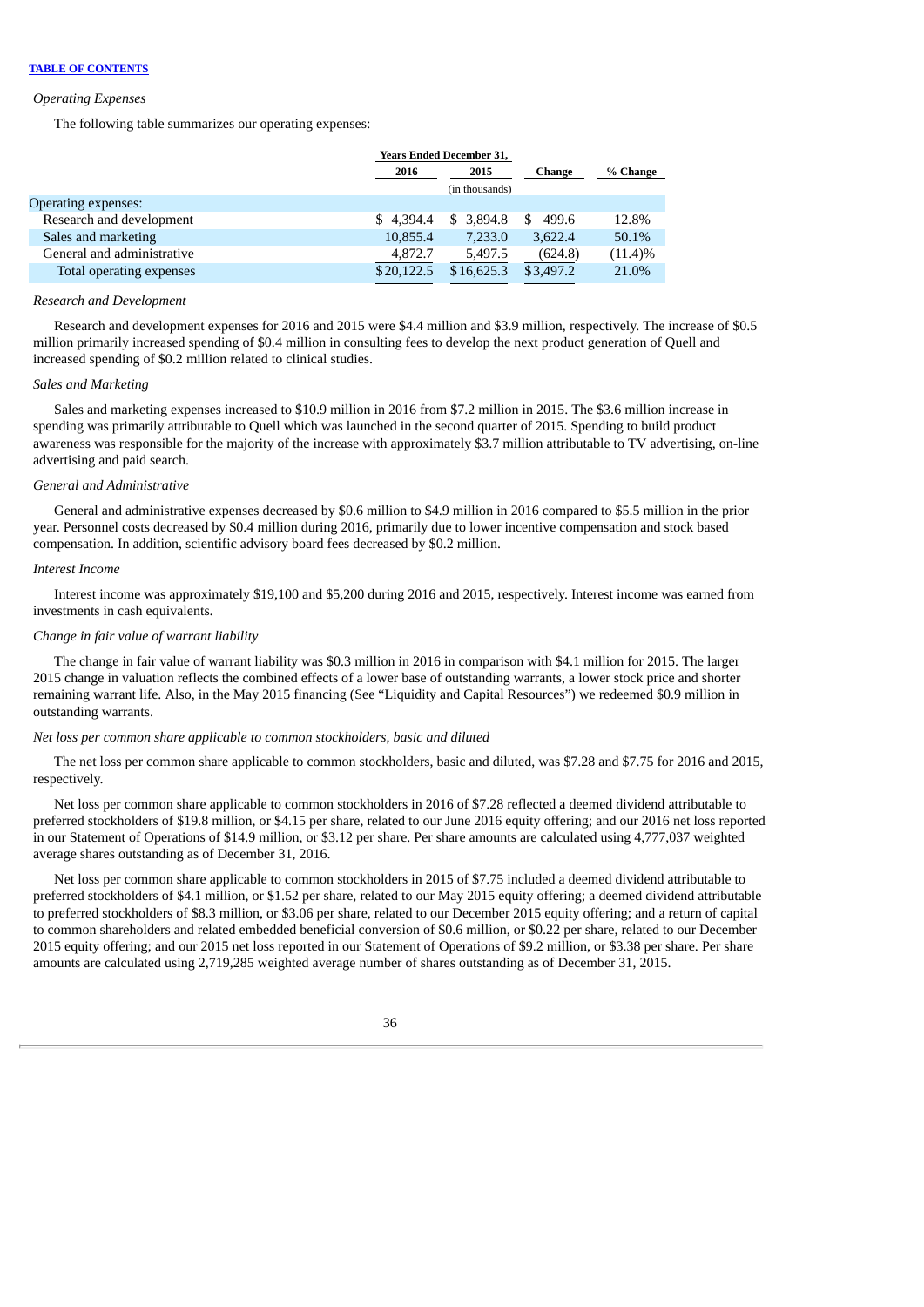[TABLE OF CONTENTS]

*Operating Expenses*

The following table summarizes our operating expenses:

| | Years Ended December 31, | | | |
|---|---|---|---|---|
| | 2016 | 2015 | Change | % Change |
| | (in thousands) | | | |
| Operating expenses: | | | | |
| Research and development | $ 4,394.4 | $ 3,894.8 | $ 499.6 | 12.8% |
| Sales and marketing | 10,855.4 | 7,233.0 | 3,622.4 | 50.1% |
| General and administrative | 4,872.7 | 5,497.5 | (624.8) | (11.4)% |
| Total operating expenses | $20,122.5 | $16,625.3 | $3,497.2 | 21.0% |

*Research and Development*

Research and development expenses for 2016 and 2015 were $4.4 million and $3.9 million, respectively. The increase of $0.5 million primarily increased spending of $0.4 million in consulting fees to develop the next product generation of Quell and increased spending of $0.2 million related to clinical studies.

*Sales and Marketing*

Sales and marketing expenses increased to $10.9 million in 2016 from $7.2 million in 2015. The $3.6 million increase in spending was primarily attributable to Quell which was launched in the second quarter of 2015. Spending to build product awareness was responsible for the majority of the increase with approximately $3.7 million attributable to TV advertising, on-line advertising and paid search.

*General and Administrative*

General and administrative expenses decreased by $0.6 million to $4.9 million in 2016 compared to $5.5 million in the prior year. Personnel costs decreased by $0.4 million during 2016, primarily due to lower incentive compensation and stock based compensation. In addition, scientific advisory board fees decreased by $0.2 million.

*Interest Income*

Interest income was approximately $19,100 and $5,200 during 2016 and 2015, respectively. Interest income was earned from investments in cash equivalents.

*Change in fair value of warrant liability*

The change in fair value of warrant liability was $0.3 million in 2016 in comparison with $4.1 million for 2015. The larger 2015 change in valuation reflects the combined effects of a lower base of outstanding warrants, a lower stock price and shorter remaining warrant life. Also, in the May 2015 financing (See "Liquidity and Capital Resources") we redeemed $0.9 million in outstanding warrants.

*Net loss per common share applicable to common stockholders, basic and diluted*

The net loss per common share applicable to common stockholders, basic and diluted, was $7.28 and $7.75 for 2016 and 2015, respectively.

Net loss per common share applicable to common stockholders in 2016 of $7.28 reflected a deemed dividend attributable to preferred stockholders of $19.8 million, or $4.15 per share, related to our June 2016 equity offering; and our 2016 net loss reported in our Statement of Operations of $14.9 million, or $3.12 per share. Per share amounts are calculated using 4,777,037 weighted average shares outstanding as of December 31, 2016.

Net loss per common share applicable to common stockholders in 2015 of $7.75 included a deemed dividend attributable to preferred stockholders of $4.1 million, or $1.52 per share, related to our May 2015 equity offering; a deemed dividend attributable to preferred stockholders of $8.3 million, or $3.06 per share, related to our December 2015 equity offering; and a return of capital to common shareholders and related embedded beneficial conversion of $0.6 million, or $0.22 per share, related to our December 2015 equity offering; and our 2015 net loss reported in our Statement of Operations of $9.2 million, or $3.38 per share. Per share amounts are calculated using 2,719,285 weighted average number of shares outstanding as of December 31, 2015.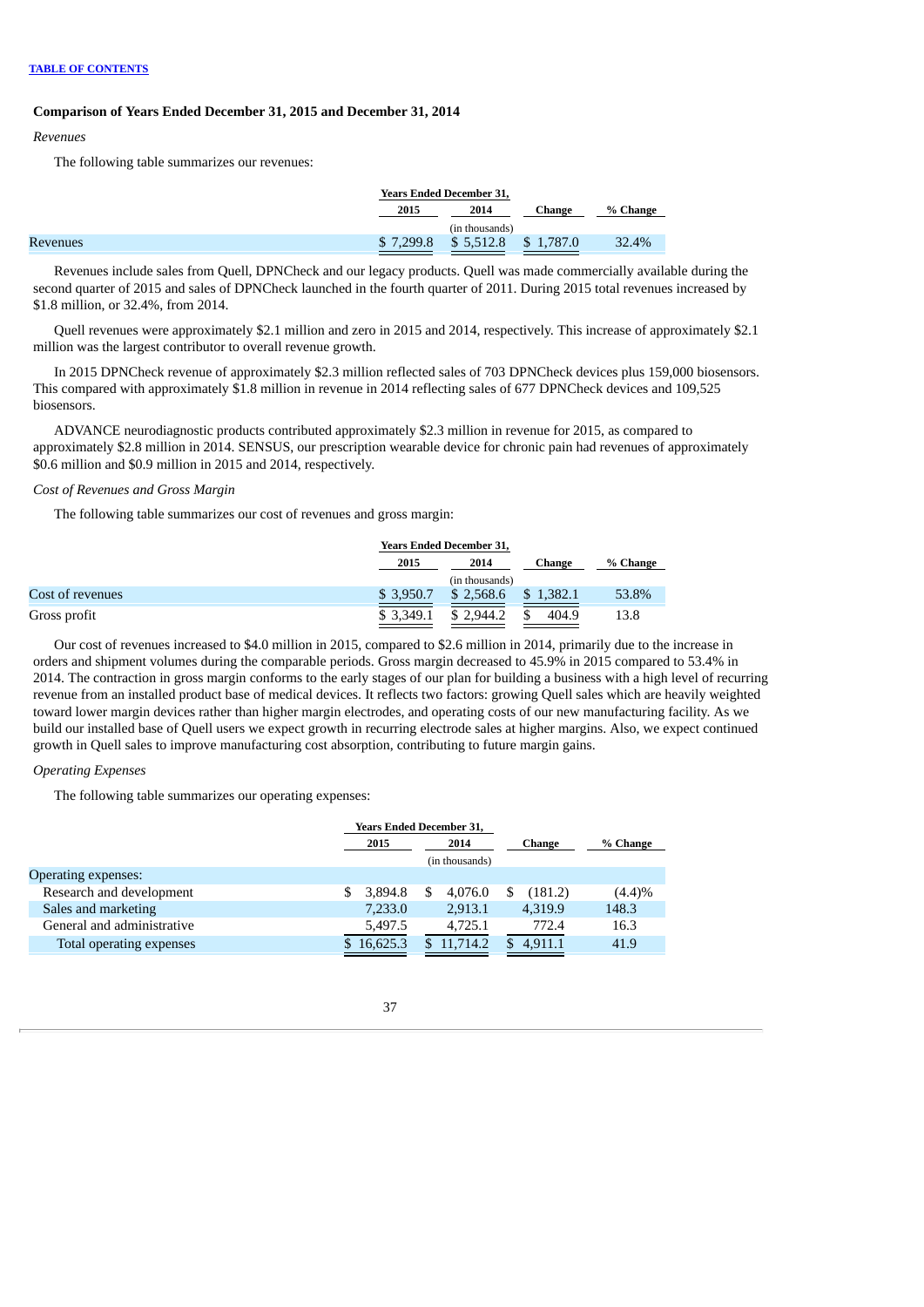**Comparison of Years Ended December 31, 2015 and December 31, 2014**

*Revenues*

The following table summarizes our revenues:

| | Years Ended December 31, | | | |
|---|---|---|---|---|
| | 2015 | 2014 | Change | % Change |
| | (in thousands) | | | |
| Revenues | $ 7,299.8 | $ 5,512.8 | $ 1,787.0 | 32.4% |

Revenues include sales from Quell, DPNCheck and our legacy products. Quell was made commercially available during the second quarter of 2015 and sales of DPNCheck launched in the fourth quarter of 2011. During 2015 total revenues increased by $1.8 million, or 32.4%, from 2014.

Quell revenues were approximately $2.1 million and zero in 2015 and 2014, respectively. This increase of approximately $2.1 million was the largest contributor to overall revenue growth.

In 2015 DPNCheck revenue of approximately $2.3 million reflected sales of 703 DPNCheck devices plus 159,000 biosensors. This compared with approximately $1.8 million in revenue in 2014 reflecting sales of 677 DPNCheck devices and 109,525 biosensors.

ADVANCE neurodiagnostic products contributed approximately $2.3 million in revenue for 2015, as compared to approximately $2.8 million in 2014. SENSUS, our prescription wearable device for chronic pain had revenues of approximately $0.6 million and $0.9 million in 2015 and 2014, respectively.

*Cost of Revenues and Gross Margin*

The following table summarizes our cost of revenues and gross margin:

| | Years Ended December 31, | | | |
|---|---|---|---|---|
| | 2015 | 2014 | Change | % Change |
| | (in thousands) | | | |
| Cost of revenues | $ 3,950.7 | $ 2,568.6 | $ 1,382.1 | 53.8% |
| Gross profit | $ 3,349.1 | $ 2,944.2 | $ 404.9 | 13.8 |

Our cost of revenues increased to $4.0 million in 2015, compared to $2.6 million in 2014, primarily due to the increase in orders and shipment volumes during the comparable periods. Gross margin decreased to 45.9% in 2015 compared to 53.4% in 2014. The contraction in gross margin conforms to the early stages of our plan for building a business with a high level of recurring revenue from an installed product base of medical devices. It reflects two factors: growing Quell sales which are heavily weighted toward lower margin devices rather than higher margin electrodes, and operating costs of our new manufacturing facility. As we build our installed base of Quell users we expect growth in recurring electrode sales at higher margins. Also, we expect continued growth in Quell sales to improve manufacturing cost absorption, contributing to future margin gains.

*Operating Expenses*

The following table summarizes our operating expenses:

| | Years Ended December 31, | | | |
|---|---|---|---|---|
| | 2015 | 2014 | Change | % Change |
| | (in thousands) | | | |
| Operating expenses: | | | | |
| Research and development | $ 3,894.8 | $ 4,076.0 | $ (181.2) | (4.4)% |
| Sales and marketing | 7,233.0 | 2,913.1 | 4,319.9 | 148.3 |
| General and administrative | 5,497.5 | 4,725.1 | 772.4 | 16.3 |
| Total operating expenses | $ 16,625.3 | $ 11,714.2 | $ 4,911.1 | 41.9 |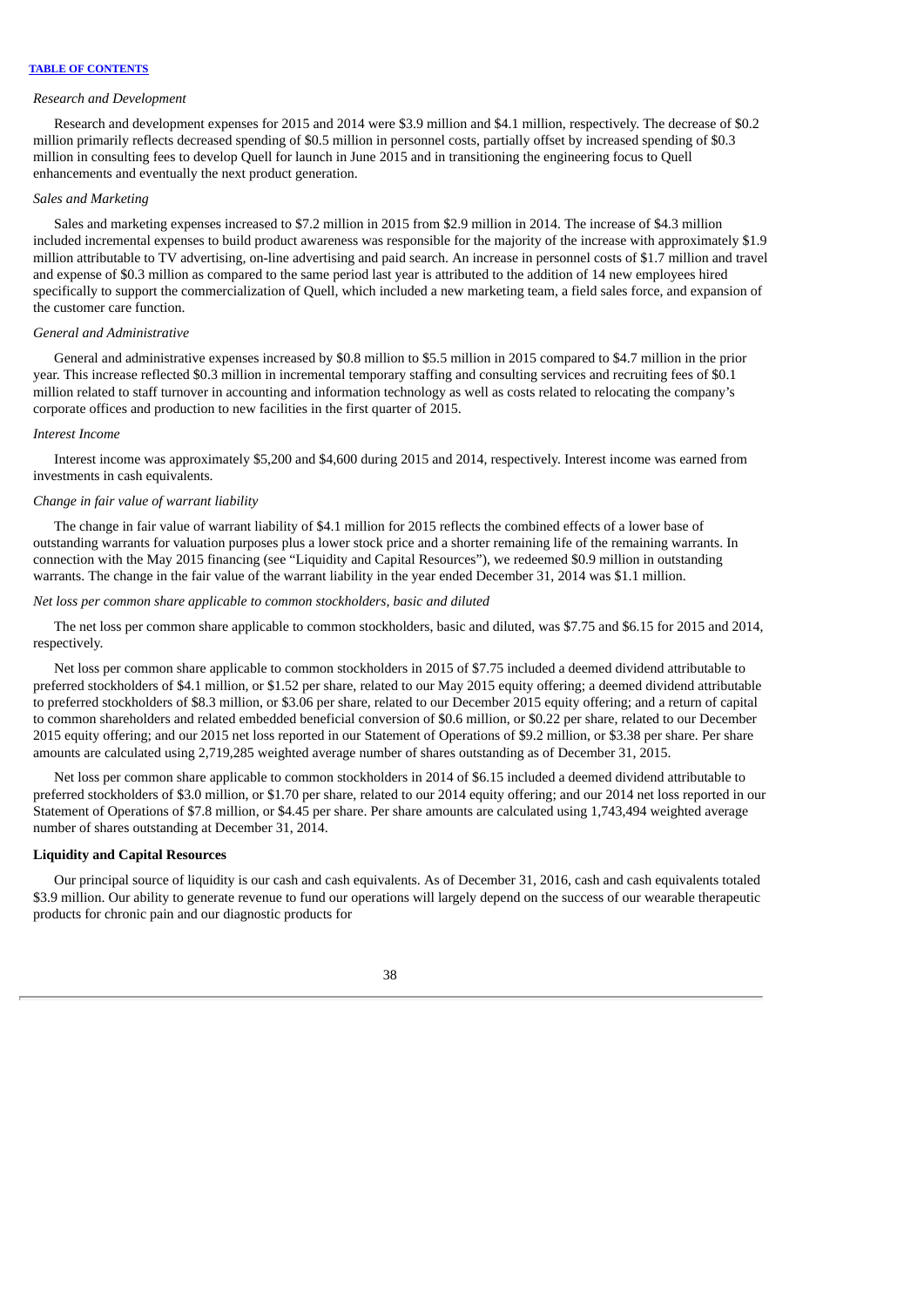*Research and Development*

Research and development expenses for 2015 and 2014 were $3.9 million and $4.1 million, respectively. The decrease of $0.2 million primarily reflects decreased spending of $0.5 million in personnel costs, partially offset by increased spending of $0.3 million in consulting fees to develop Quell for launch in June 2015 and in transitioning the engineering focus to Quell enhancements and eventually the next product generation.

*Sales and Marketing*

Sales and marketing expenses increased to $7.2 million in 2015 from $2.9 million in 2014. The increase of $4.3 million included incremental expenses to build product awareness was responsible for the majority of the increase with approximately $1.9 million attributable to TV advertising, on-line advertising and paid search. An increase in personnel costs of $1.7 million and travel and expense of $0.3 million as compared to the same period last year is attributed to the addition of 14 new employees hired specifically to support the commercialization of Quell, which included a new marketing team, a field sales force, and expansion of the customer care function.

*General and Administrative*

General and administrative expenses increased by $0.8 million to $5.5 million in 2015 compared to $4.7 million in the prior year. This increase reflected $0.3 million in incremental temporary staffing and consulting services and recruiting fees of $0.1 million related to staff turnover in accounting and information technology as well as costs related to relocating the company's corporate offices and production to new facilities in the first quarter of 2015.

*Interest Income*

Interest income was approximately $5,200 and $4,600 during 2015 and 2014, respectively. Interest income was earned from investments in cash equivalents.

*Change in fair value of warrant liability*

The change in fair value of warrant liability of $4.1 million for 2015 reflects the combined effects of a lower base of outstanding warrants for valuation purposes plus a lower stock price and a shorter remaining life of the remaining warrants. In connection with the May 2015 financing (see "Liquidity and Capital Resources"), we redeemed $0.9 million in outstanding warrants. The change in the fair value of the warrant liability in the year ended December 31, 2014 was $1.1 million.

*Net loss per common share applicable to common stockholders, basic and diluted*

The net loss per common share applicable to common stockholders, basic and diluted, was $7.75 and $6.15 for 2015 and 2014, respectively.

Net loss per common share applicable to common stockholders in 2015 of $7.75 included a deemed dividend attributable to preferred stockholders of $4.1 million, or $1.52 per share, related to our May 2015 equity offering; a deemed dividend attributable to preferred stockholders of $8.3 million, or $3.06 per share, related to our December 2015 equity offering; and a return of capital to common shareholders and related embedded beneficial conversion of $0.6 million, or $0.22 per share, related to our December 2015 equity offering; and our 2015 net loss reported in our Statement of Operations of $9.2 million, or $3.38 per share. Per share amounts are calculated using 2,719,285 weighted average number of shares outstanding as of December 31, 2015.

Net loss per common share applicable to common stockholders in 2014 of $6.15 included a deemed dividend attributable to preferred stockholders of $3.0 million, or $1.70 per share, related to our 2014 equity offering; and our 2014 net loss reported in our Statement of Operations of $7.8 million, or $4.45 per share. Per share amounts are calculated using 1,743,494 weighted average number of shares outstanding at December 31, 2014.

**Liquidity and Capital Resources**

Our principal source of liquidity is our cash and cash equivalents. As of December 31, 2016, cash and cash equivalents totaled $3.9 million. Our ability to generate revenue to fund our operations will largely depend on the success of our wearable therapeutic products for chronic pain and our diagnostic products for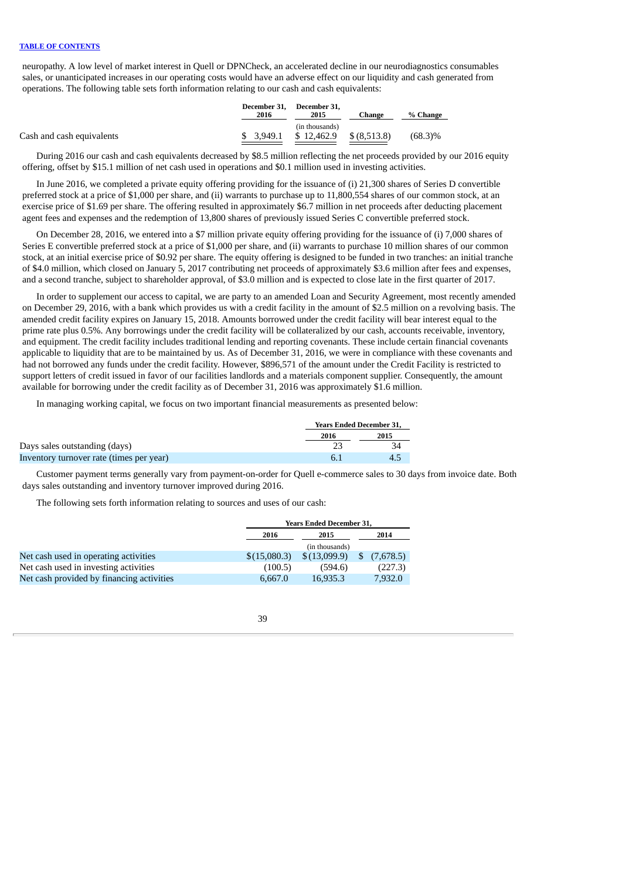neuropathy. A low level of market interest in Quell or DPNCheck, an accelerated decline in our neurodiagnostics consumables sales, or unanticipated increases in our operating costs would have an adverse effect on our liquidity and cash generated from operations. The following table sets forth information relating to our cash and cash equivalents:

| | December 31, 2016 | December 31, 2015 | Change | % Change |
|---|---|---|---|---|
| | | (in thousands) | | |
| Cash and cash equivalents | $ 3,949.1 | $ 12,462.9 | $ (8,513.8) | (68.3)% |

During 2016 our cash and cash equivalents decreased by $8.5 million reflecting the net proceeds provided by our 2016 equity offering, offset by $15.1 million of net cash used in operations and $0.1 million used in investing activities.

In June 2016, we completed a private equity offering providing for the issuance of (i) 21,300 shares of Series D convertible preferred stock at a price of $1,000 per share, and (ii) warrants to purchase up to 11,800,554 shares of our common stock, at an exercise price of $1.69 per share. The offering resulted in approximately $6.7 million in net proceeds after deducting placement agent fees and expenses and the redemption of 13,800 shares of previously issued Series C convertible preferred stock.

On December 28, 2016, we entered into a $7 million private equity offering providing for the issuance of (i) 7,000 shares of Series E convertible preferred stock at a price of $1,000 per share, and (ii) warrants to purchase 10 million shares of our common stock, at an initial exercise price of $0.92 per share. The equity offering is designed to be funded in two tranches: an initial tranche of $4.0 million, which closed on January 5, 2017 contributing net proceeds of approximately $3.6 million after fees and expenses, and a second tranche, subject to shareholder approval, of $3.0 million and is expected to close late in the first quarter of 2017.

In order to supplement our access to capital, we are party to an amended Loan and Security Agreement, most recently amended on December 29, 2016, with a bank which provides us with a credit facility in the amount of $2.5 million on a revolving basis. The amended credit facility expires on January 15, 2018. Amounts borrowed under the credit facility will bear interest equal to the prime rate plus 0.5%. Any borrowings under the credit facility will be collateralized by our cash, accounts receivable, inventory, and equipment. The credit facility includes traditional lending and reporting covenants. These include certain financial covenants applicable to liquidity that are to be maintained by us. As of December 31, 2016, we were in compliance with these covenants and had not borrowed any funds under the credit facility. However, $896,571 of the amount under the Credit Facility is restricted to support letters of credit issued in favor of our facilities landlords and a materials component supplier. Consequently, the amount available for borrowing under the credit facility as of December 31, 2016 was approximately $1.6 million.

In managing working capital, we focus on two important financial measurements as presented below:

| | Years Ended December 31, | |
|---|---|---|
| | 2016 | 2015 |
| Days sales outstanding (days) | 23 | 34 |
| Inventory turnover rate (times per year) | 6.1 | 4.5 |

Customer payment terms generally vary from payment-on-order for Quell e-commerce sales to 30 days from invoice date. Both days sales outstanding and inventory turnover improved during 2016.

The following sets forth information relating to sources and uses of our cash:

| | Years Ended December 31, | | |
|---|---|---|---|
| | 2016 | 2015 | 2014 |
| | | (in thousands) | |
| Net cash used in operating activities | $(15,080.3) | $(13,099.9) | $ (7,678.5) |
| Net cash used in investing activities | (100.5) | (594.6) | (227.3) |
| Net cash provided by financing activities | 6,667.0 | 16,935.3 | 7,932.0 |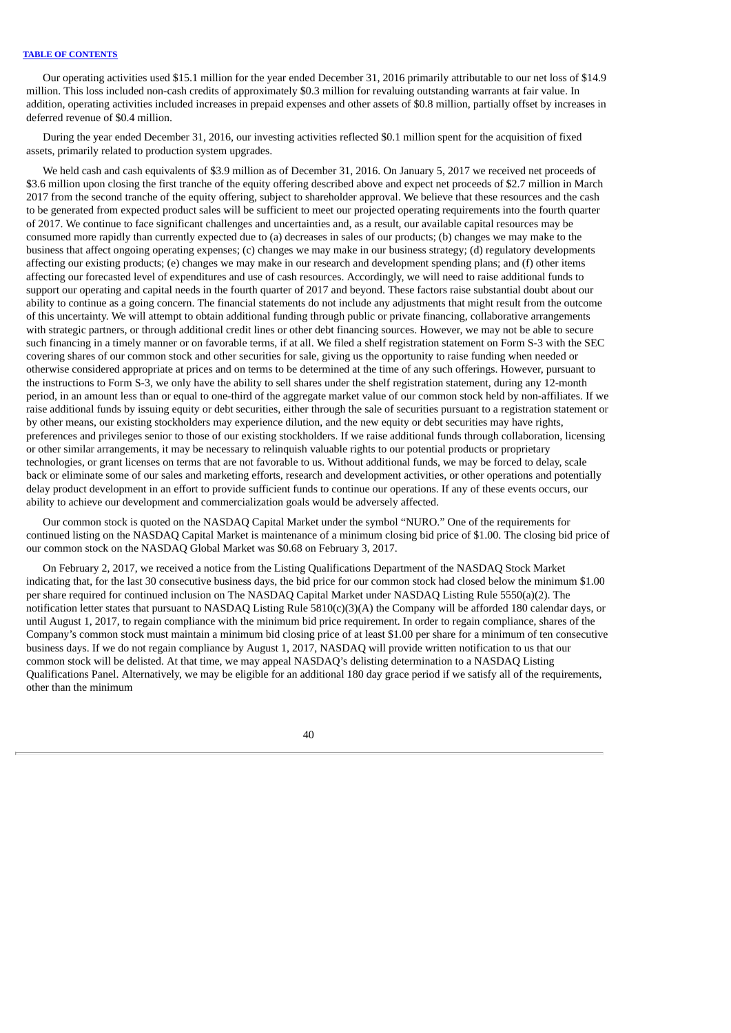Our operating activities used $15.1 million for the year ended December 31, 2016 primarily attributable to our net loss of $14.9 million. This loss included non-cash credits of approximately $0.3 million for revaluing outstanding warrants at fair value. In addition, operating activities included increases in prepaid expenses and other assets of $0.8 million, partially offset by increases in deferred revenue of $0.4 million.

During the year ended December 31, 2016, our investing activities reflected $0.1 million spent for the acquisition of fixed assets, primarily related to production system upgrades.

We held cash and cash equivalents of $3.9 million as of December 31, 2016. On January 5, 2017 we received net proceeds of $3.6 million upon closing the first tranche of the equity offering described above and expect net proceeds of $2.7 million in March 2017 from the second tranche of the equity offering, subject to shareholder approval. We believe that these resources and the cash to be generated from expected product sales will be sufficient to meet our projected operating requirements into the fourth quarter of 2017. We continue to face significant challenges and uncertainties and, as a result, our available capital resources may be consumed more rapidly than currently expected due to (a) decreases in sales of our products; (b) changes we may make to the business that affect ongoing operating expenses; (c) changes we may make in our business strategy; (d) regulatory developments affecting our existing products; (e) changes we may make in our research and development spending plans; and (f) other items affecting our forecasted level of expenditures and use of cash resources. Accordingly, we will need to raise additional funds to support our operating and capital needs in the fourth quarter of 2017 and beyond. These factors raise substantial doubt about our ability to continue as a going concern. The financial statements do not include any adjustments that might result from the outcome of this uncertainty. We will attempt to obtain additional funding through public or private financing, collaborative arrangements with strategic partners, or through additional credit lines or other debt financing sources. However, we may not be able to secure such financing in a timely manner or on favorable terms, if at all. We filed a shelf registration statement on Form S-3 with the SEC covering shares of our common stock and other securities for sale, giving us the opportunity to raise funding when needed or otherwise considered appropriate at prices and on terms to be determined at the time of any such offerings. However, pursuant to the instructions to Form S-3, we only have the ability to sell shares under the shelf registration statement, during any 12-month period, in an amount less than or equal to one-third of the aggregate market value of our common stock held by non-affiliates. If we raise additional funds by issuing equity or debt securities, either through the sale of securities pursuant to a registration statement or by other means, our existing stockholders may experience dilution, and the new equity or debt securities may have rights, preferences and privileges senior to those of our existing stockholders. If we raise additional funds through collaboration, licensing or other similar arrangements, it may be necessary to relinquish valuable rights to our potential products or proprietary technologies, or grant licenses on terms that are not favorable to us. Without additional funds, we may be forced to delay, scale back or eliminate some of our sales and marketing efforts, research and development activities, or other operations and potentially delay product development in an effort to provide sufficient funds to continue our operations. If any of these events occurs, our ability to achieve our development and commercialization goals would be adversely affected.

Our common stock is quoted on the NASDAQ Capital Market under the symbol "NURO." One of the requirements for continued listing on the NASDAQ Capital Market is maintenance of a minimum closing bid price of $1.00. The closing bid price of our common stock on the NASDAQ Global Market was $0.68 on February 3, 2017.

On February 2, 2017, we received a notice from the Listing Qualifications Department of the NASDAQ Stock Market indicating that, for the last 30 consecutive business days, the bid price for our common stock had closed below the minimum $1.00 per share required for continued inclusion on The NASDAQ Capital Market under NASDAQ Listing Rule 5550(a)(2). The notification letter states that pursuant to NASDAQ Listing Rule 5810(c)(3)(A) the Company will be afforded 180 calendar days, or until August 1, 2017, to regain compliance with the minimum bid price requirement. In order to regain compliance, shares of the Company's common stock must maintain a minimum bid closing price of at least $1.00 per share for a minimum of ten consecutive business days. If we do not regain compliance by August 1, 2017, NASDAQ will provide written notification to us that our common stock will be delisted. At that time, we may appeal NASDAQ's delisting determination to a NASDAQ Listing Qualifications Panel. Alternatively, we may be eligible for an additional 180 day grace period if we satisfy all of the requirements, other than the minimum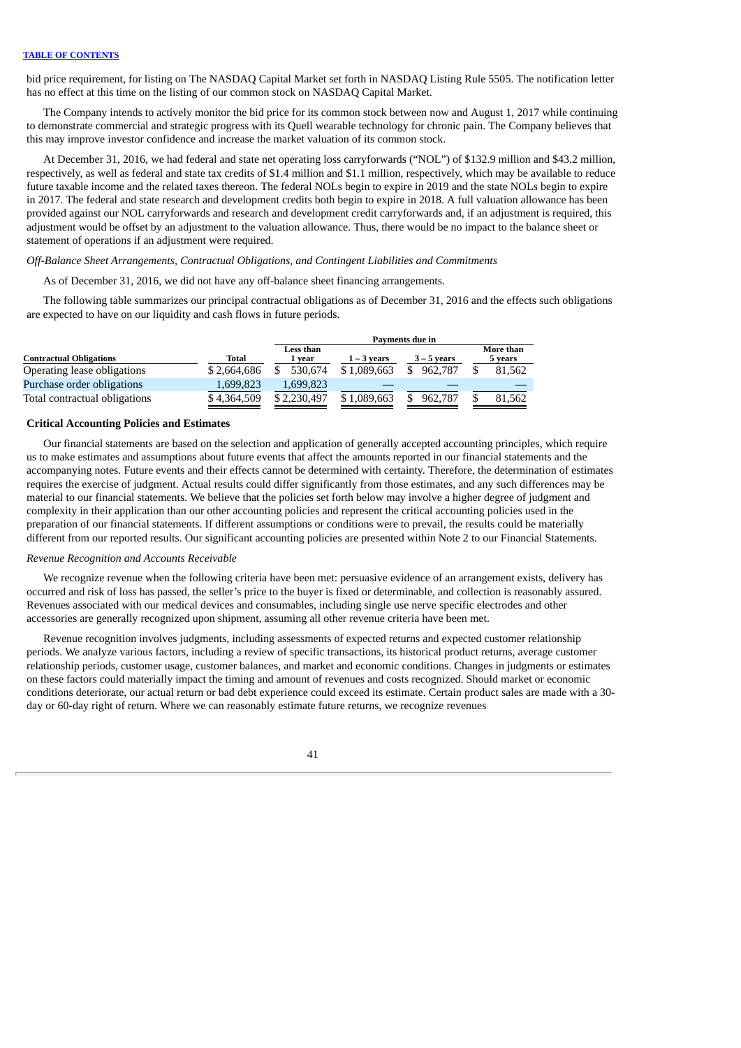bid price requirement, for listing on The NASDAQ Capital Market set forth in NASDAQ Listing Rule 5505. The notification letter has no effect at this time on the listing of our common stock on NASDAQ Capital Market.

The Company intends to actively monitor the bid price for its common stock between now and August 1, 2017 while continuing to demonstrate commercial and strategic progress with its Quell wearable technology for chronic pain. The Company believes that this may improve investor confidence and increase the market valuation of its common stock.

At December 31, 2016, we had federal and state net operating loss carryforwards ("NOL") of $132.9 million and $43.2 million, respectively, as well as federal and state tax credits of $1.4 million and $1.1 million, respectively, which may be available to reduce future taxable income and the related taxes thereon. The federal NOLs begin to expire in 2019 and the state NOLs begin to expire in 2017. The federal and state research and development credits both begin to expire in 2018. A full valuation allowance has been provided against our NOL carryforwards and research and development credit carryforwards and, if an adjustment is required, this adjustment would be offset by an adjustment to the valuation allowance. Thus, there would be no impact to the balance sheet or statement of operations if an adjustment were required.

*Off-Balance Sheet Arrangements, Contractual Obligations, and Contingent Liabilities and Commitments*

As of December 31, 2016, we did not have any off-balance sheet financing arrangements.

The following table summarizes our principal contractual obligations as of December 31, 2016 and the effects such obligations are expected to have on our liquidity and cash flows in future periods.

| | | Payments due in | | | |
|---|---|---|---|---|---|
| **Contractual Obligations** | **Total** | **Less than 1 year** | **1 – 3 years** | **3 – 5 years** | **More than 5 years** |
| Operating lease obligations | $ 2,664,686 | $ 530,674 | $ 1,089,663 | $ 962,787 | $ 81,562 |
| Purchase order obligations | 1,699,823 | 1,699,823 | — | — | — |
| Total contractual obligations | $ 4,364,509 | $ 2,230,497 | $ 1,089,663 | $ 962,787 | $ 81,562 |

### Critical Accounting Policies and Estimates

Our financial statements are based on the selection and application of generally accepted accounting principles, which require us to make estimates and assumptions about future events that affect the amounts reported in our financial statements and the accompanying notes. Future events and their effects cannot be determined with certainty. Therefore, the determination of estimates requires the exercise of judgment. Actual results could differ significantly from those estimates, and any such differences may be material to our financial statements. We believe that the policies set forth below may involve a higher degree of judgment and complexity in their application than our other accounting policies and represent the critical accounting policies used in the preparation of our financial statements. If different assumptions or conditions were to prevail, the results could be materially different from our reported results. Our significant accounting policies are presented within Note 2 to our Financial Statements.

*Revenue Recognition and Accounts Receivable*

We recognize revenue when the following criteria have been met: persuasive evidence of an arrangement exists, delivery has occurred and risk of loss has passed, the seller's price to the buyer is fixed or determinable, and collection is reasonably assured. Revenues associated with our medical devices and consumables, including single use nerve specific electrodes and other accessories are generally recognized upon shipment, assuming all other revenue criteria have been met.

Revenue recognition involves judgments, including assessments of expected returns and expected customer relationship periods. We analyze various factors, including a review of specific transactions, its historical product returns, average customer relationship periods, customer usage, customer balances, and market and economic conditions. Changes in judgments or estimates on these factors could materially impact the timing and amount of revenues and costs recognized. Should market or economic conditions deteriorate, our actual return or bad debt experience could exceed its estimate. Certain product sales are made with a 30-day or 60-day right of return. Where we can reasonably estimate future returns, we recognize revenues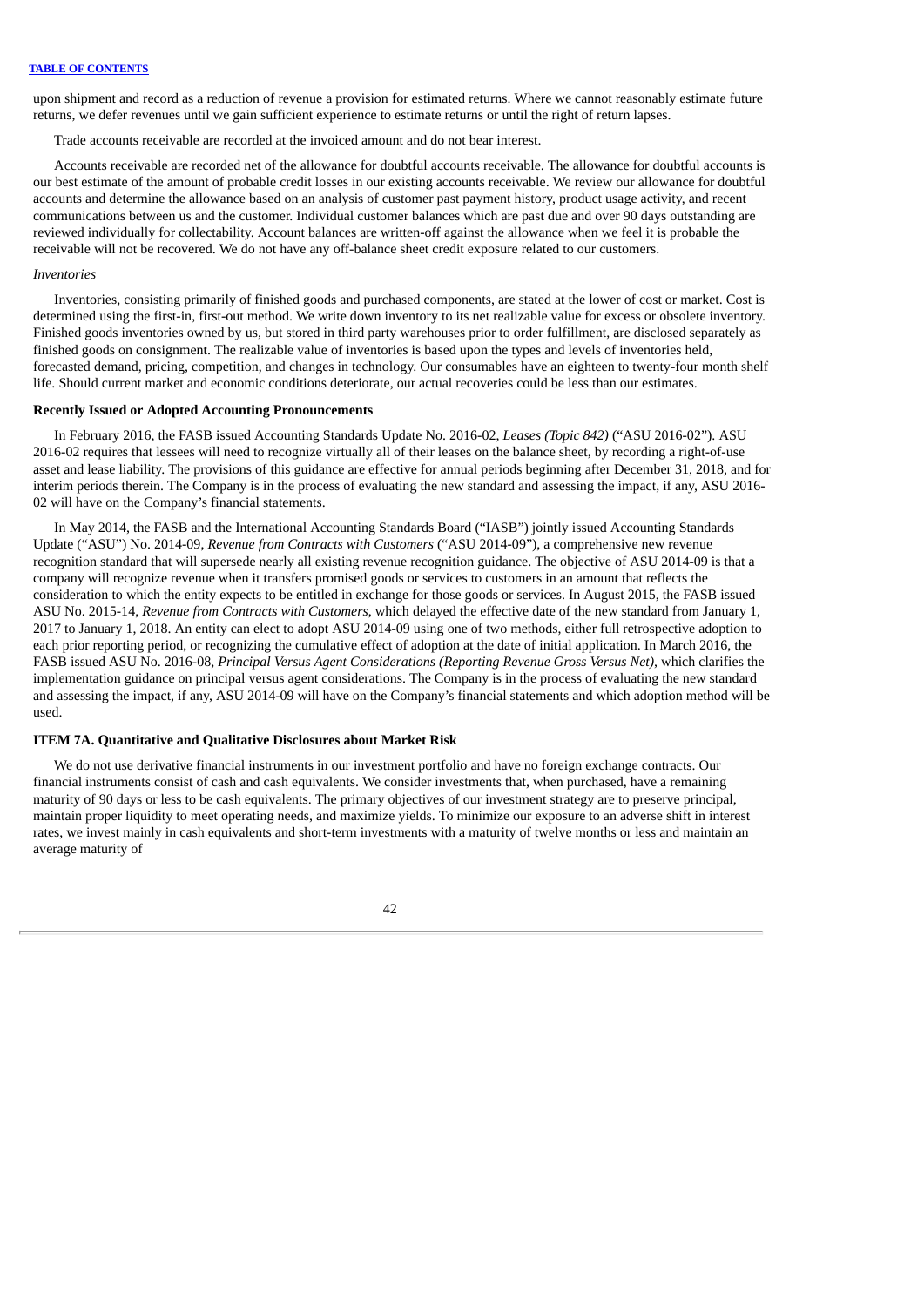upon shipment and record as a reduction of revenue a provision for estimated returns. Where we cannot reasonably estimate future returns, we defer revenues until we gain sufficient experience to estimate returns or until the right of return lapses.

Trade accounts receivable are recorded at the invoiced amount and do not bear interest.

Accounts receivable are recorded net of the allowance for doubtful accounts receivable. The allowance for doubtful accounts is our best estimate of the amount of probable credit losses in our existing accounts receivable. We review our allowance for doubtful accounts and determine the allowance based on an analysis of customer past payment history, product usage activity, and recent communications between us and the customer. Individual customer balances which are past due and over 90 days outstanding are reviewed individually for collectability. Account balances are written-off against the allowance when we feel it is probable the receivable will not be recovered. We do not have any off-balance sheet credit exposure related to our customers.

*Inventories*

Inventories, consisting primarily of finished goods and purchased components, are stated at the lower of cost or market. Cost is determined using the first-in, first-out method. We write down inventory to its net realizable value for excess or obsolete inventory. Finished goods inventories owned by us, but stored in third party warehouses prior to order fulfillment, are disclosed separately as finished goods on consignment. The realizable value of inventories is based upon the types and levels of inventories held, forecasted demand, pricing, competition, and changes in technology. Our consumables have an eighteen to twenty-four month shelf life. Should current market and economic conditions deteriorate, our actual recoveries could be less than our estimates.

**Recently Issued or Adopted Accounting Pronouncements**

In February 2016, the FASB issued Accounting Standards Update No. 2016-02, *Leases (Topic 842)* ("ASU 2016-02"). ASU 2016-02 requires that lessees will need to recognize virtually all of their leases on the balance sheet, by recording a right-of-use asset and lease liability. The provisions of this guidance are effective for annual periods beginning after December 31, 2018, and for interim periods therein. The Company is in the process of evaluating the new standard and assessing the impact, if any, ASU 2016-02 will have on the Company's financial statements.

In May 2014, the FASB and the International Accounting Standards Board ("IASB") jointly issued Accounting Standards Update ("ASU") No. 2014-09, *Revenue from Contracts with Customers* ("ASU 2014-09"), a comprehensive new revenue recognition standard that will supersede nearly all existing revenue recognition guidance. The objective of ASU 2014-09 is that a company will recognize revenue when it transfers promised goods or services to customers in an amount that reflects the consideration to which the entity expects to be entitled in exchange for those goods or services. In August 2015, the FASB issued ASU No. 2015-14, *Revenue from Contracts with Customers*, which delayed the effective date of the new standard from January 1, 2017 to January 1, 2018. An entity can elect to adopt ASU 2014-09 using one of two methods, either full retrospective adoption to each prior reporting period, or recognizing the cumulative effect of adoption at the date of initial application. In March 2016, the FASB issued ASU No. 2016-08, *Principal Versus Agent Considerations (Reporting Revenue Gross Versus Net)*, which clarifies the implementation guidance on principal versus agent considerations. The Company is in the process of evaluating the new standard and assessing the impact, if any, ASU 2014-09 will have on the Company's financial statements and which adoption method will be used.

**ITEM 7A. Quantitative and Qualitative Disclosures about Market Risk**

We do not use derivative financial instruments in our investment portfolio and have no foreign exchange contracts. Our financial instruments consist of cash and cash equivalents. We consider investments that, when purchased, have a remaining maturity of 90 days or less to be cash equivalents. The primary objectives of our investment strategy are to preserve principal, maintain proper liquidity to meet operating needs, and maximize yields. To minimize our exposure to an adverse shift in interest rates, we invest mainly in cash equivalents and short-term investments with a maturity of twelve months or less and maintain an average maturity of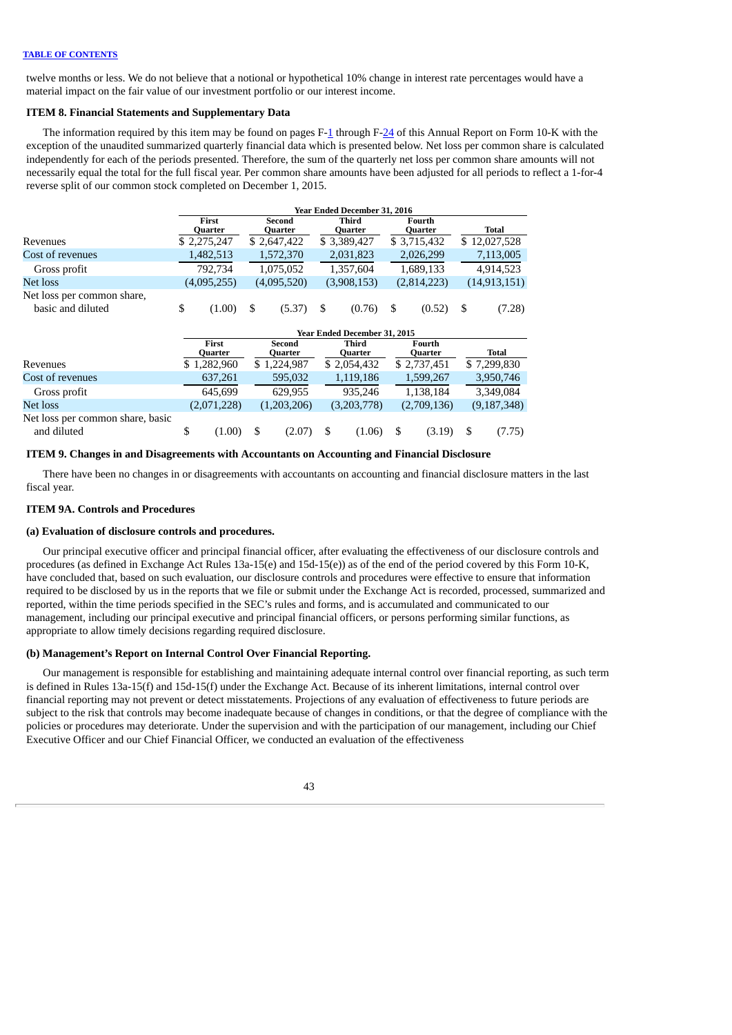[TABLE OF CONTENTS](#)

twelve months or less. We do not believe that a notional or hypothetical 10% change in interest rate percentages would have a material impact on the fair value of our investment portfolio or our interest income.

### ITEM 8. Financial Statements and Supplementary Data

The information required by this item may be found on pages F-1 through F-24 of this Annual Report on Form 10-K with the exception of the unaudited summarized quarterly financial data which is presented below. Net loss per common share is calculated independently for each of the periods presented. Therefore, the sum of the quarterly net loss per common share amounts will not necessarily equal the total for the full fiscal year. Per common share amounts have been adjusted for all periods to reflect a 1-for-4 reverse split of our common stock completed on December 1, 2015.

| | Year Ended December 31, 2016 | | | | |
|---|---|---|---|---|---|
| | First Quarter | Second Quarter | Third Quarter | Fourth Quarter | Total |
| Revenues | $ 2,275,247 | $ 2,647,422 | $ 3,389,427 | $ 3,715,432 | $ 12,027,528 |
| Cost of revenues | 1,482,513 | 1,572,370 | 2,031,823 | 2,026,299 | 7,113,005 |
| Gross profit | 792,734 | 1,075,052 | 1,357,604 | 1,689,133 | 4,914,523 |
| Net loss | (4,095,255) | (4,095,520) | (3,908,153) | (2,814,223) | (14,913,151) |
| Net loss per common share, basic and diluted | $ (1.00) | $ (5.37) | $ (0.76) | $ (0.52) | $ (7.28) |

| | Year Ended December 31, 2015 | | | | |
|---|---|---|---|---|---|
| | First Quarter | Second Quarter | Third Quarter | Fourth Quarter | Total |
| Revenues | $ 1,282,960 | $ 1,224,987 | $ 2,054,432 | $ 2,737,451 | $ 7,299,830 |
| Cost of revenues | 637,261 | 595,032 | 1,119,186 | 1,599,267 | 3,950,746 |
| Gross profit | 645,699 | 629,955 | 935,246 | 1,138,184 | 3,349,084 |
| Net loss | (2,071,228) | (1,203,206) | (3,203,778) | (2,709,136) | (9,187,348) |
| Net loss per common share, basic and diluted | $ (1.00) | $ (2.07) | $ (1.06) | $ (3.19) | $ (7.75) |

### ITEM 9. Changes in and Disagreements with Accountants on Accounting and Financial Disclosure

There have been no changes in or disagreements with accountants on accounting and financial disclosure matters in the last fiscal year.

### ITEM 9A. Controls and Procedures

#### (a) Evaluation of disclosure controls and procedures.

Our principal executive officer and principal financial officer, after evaluating the effectiveness of our disclosure controls and procedures (as defined in Exchange Act Rules 13a-15(e) and 15d-15(e)) as of the end of the period covered by this Form 10-K, have concluded that, based on such evaluation, our disclosure controls and procedures were effective to ensure that information required to be disclosed by us in the reports that we file or submit under the Exchange Act is recorded, processed, summarized and reported, within the time periods specified in the SEC's rules and forms, and is accumulated and communicated to our management, including our principal executive and principal financial officers, or persons performing similar functions, as appropriate to allow timely decisions regarding required disclosure.

#### (b) Management's Report on Internal Control Over Financial Reporting.

Our management is responsible for establishing and maintaining adequate internal control over financial reporting, as such term is defined in Rules 13a-15(f) and 15d-15(f) under the Exchange Act. Because of its inherent limitations, internal control over financial reporting may not prevent or detect misstatements. Projections of any evaluation of effectiveness to future periods are subject to the risk that controls may become inadequate because of changes in conditions, or that the degree of compliance with the policies or procedures may deteriorate. Under the supervision and with the participation of our management, including our Chief Executive Officer and our Chief Financial Officer, we conducted an evaluation of the effectiveness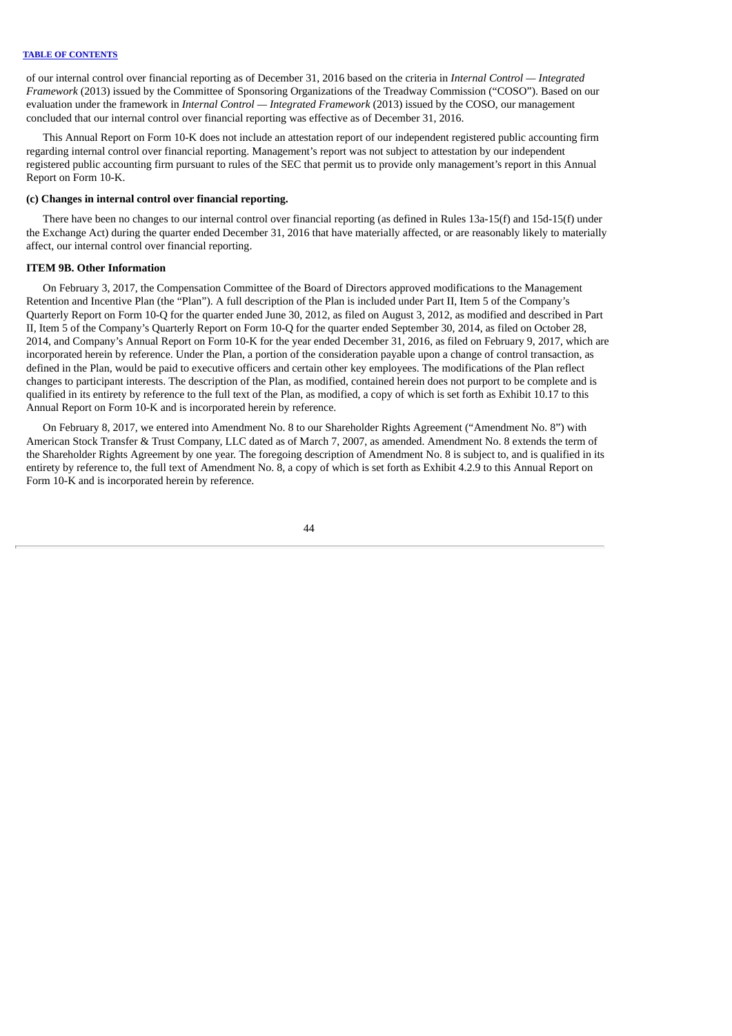of our internal control over financial reporting as of December 31, 2016 based on the criteria in *Internal Control — Integrated Framework* (2013) issued by the Committee of Sponsoring Organizations of the Treadway Commission ("COSO"). Based on our evaluation under the framework in *Internal Control — Integrated Framework* (2013) issued by the COSO, our management concluded that our internal control over financial reporting was effective as of December 31, 2016.

This Annual Report on Form 10-K does not include an attestation report of our independent registered public accounting firm regarding internal control over financial reporting. Management's report was not subject to attestation by our independent registered public accounting firm pursuant to rules of the SEC that permit us to provide only management's report in this Annual Report on Form 10-K.

**(c) Changes in internal control over financial reporting.**

There have been no changes to our internal control over financial reporting (as defined in Rules 13a-15(f) and 15d-15(f) under the Exchange Act) during the quarter ended December 31, 2016 that have materially affected, or are reasonably likely to materially affect, our internal control over financial reporting.

**ITEM 9B. Other Information**

On February 3, 2017, the Compensation Committee of the Board of Directors approved modifications to the Management Retention and Incentive Plan (the "Plan"). A full description of the Plan is included under Part II, Item 5 of the Company's Quarterly Report on Form 10-Q for the quarter ended June 30, 2012, as filed on August 3, 2012, as modified and described in Part II, Item 5 of the Company's Quarterly Report on Form 10-Q for the quarter ended September 30, 2014, as filed on October 28, 2014, and Company's Annual Report on Form 10-K for the year ended December 31, 2016, as filed on February 9, 2017, which are incorporated herein by reference. Under the Plan, a portion of the consideration payable upon a change of control transaction, as defined in the Plan, would be paid to executive officers and certain other key employees. The modifications of the Plan reflect changes to participant interests. The description of the Plan, as modified, contained herein does not purport to be complete and is qualified in its entirety by reference to the full text of the Plan, as modified, a copy of which is set forth as Exhibit 10.17 to this Annual Report on Form 10-K and is incorporated herein by reference.

On February 8, 2017, we entered into Amendment No. 8 to our Shareholder Rights Agreement ("Amendment No. 8") with American Stock Transfer & Trust Company, LLC dated as of March 7, 2007, as amended. Amendment No. 8 extends the term of the Shareholder Rights Agreement by one year. The foregoing description of Amendment No. 8 is subject to, and is qualified in its entirety by reference to, the full text of Amendment No. 8, a copy of which is set forth as Exhibit 4.2.9 to this Annual Report on Form 10-K and is incorporated herein by reference.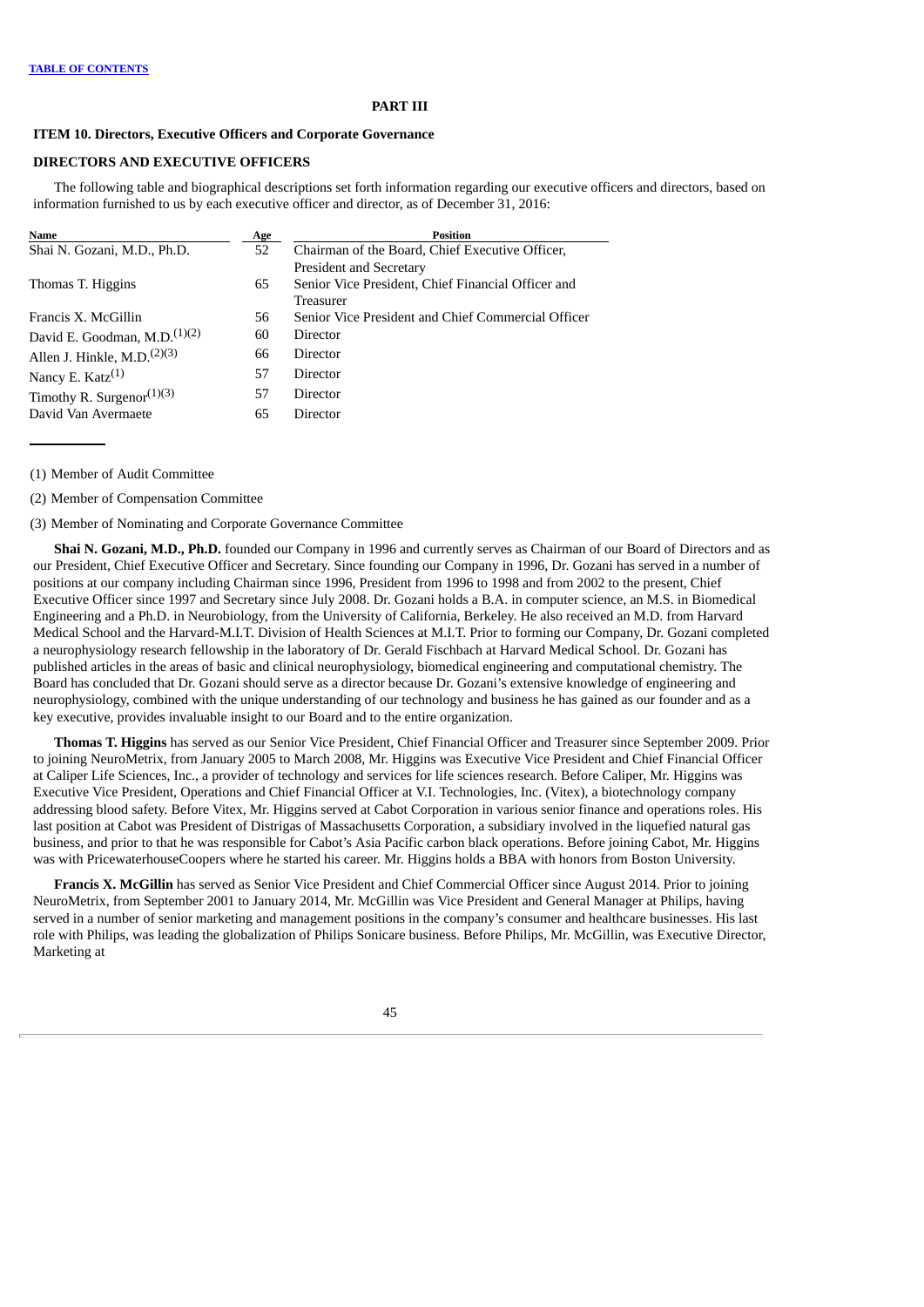# PART III

## ITEM 10. Directors, Executive Officers and Corporate Governance

### DIRECTORS AND EXECUTIVE OFFICERS

The following table and biographical descriptions set forth information regarding our executive officers and directors, based on information furnished to us by each executive officer and director, as of December 31, 2016:

| Name | Age | Position |
|---|---|---|
| Shai N. Gozani, M.D., Ph.D. | 52 | Chairman of the Board, Chief Executive Officer, President and Secretary |
| Thomas T. Higgins | 65 | Senior Vice President, Chief Financial Officer and Treasurer |
| Francis X. McGillin | 56 | Senior Vice President and Chief Commercial Officer |
| David E. Goodman, M.D.(1)(2) | 60 | Director |
| Allen J. Hinkle, M.D.(2)(3) | 66 | Director |
| Nancy E. Katz(1) | 57 | Director |
| Timothy R. Surgenor(1)(3) | 57 | Director |
| David Van Avermaete | 65 | Director |

(1) Member of Audit Committee

(2) Member of Compensation Committee

(3) Member of Nominating and Corporate Governance Committee

**Shai N. Gozani, M.D., Ph.D.** founded our Company in 1996 and currently serves as Chairman of our Board of Directors and as our President, Chief Executive Officer and Secretary. Since founding our Company in 1996, Dr. Gozani has served in a number of positions at our company including Chairman since 1996, President from 1996 to 1998 and from 2002 to the present, Chief Executive Officer since 1997 and Secretary since July 2008. Dr. Gozani holds a B.A. in computer science, an M.S. in Biomedical Engineering and a Ph.D. in Neurobiology, from the University of California, Berkeley. He also received an M.D. from Harvard Medical School and the Harvard-M.I.T. Division of Health Sciences at M.I.T. Prior to forming our Company, Dr. Gozani completed a neurophysiology research fellowship in the laboratory of Dr. Gerald Fischbach at Harvard Medical School. Dr. Gozani has published articles in the areas of basic and clinical neurophysiology, biomedical engineering and computational chemistry. The Board has concluded that Dr. Gozani should serve as a director because Dr. Gozani's extensive knowledge of engineering and neurophysiology, combined with the unique understanding of our technology and business he has gained as our founder and as a key executive, provides invaluable insight to our Board and to the entire organization.

**Thomas T. Higgins** has served as our Senior Vice President, Chief Financial Officer and Treasurer since September 2009. Prior to joining NeuroMetrix, from January 2005 to March 2008, Mr. Higgins was Executive Vice President and Chief Financial Officer at Caliper Life Sciences, Inc., a provider of technology and services for life sciences research. Before Caliper, Mr. Higgins was Executive Vice President, Operations and Chief Financial Officer at V.I. Technologies, Inc. (Vitex), a biotechnology company addressing blood safety. Before Vitex, Mr. Higgins served at Cabot Corporation in various senior finance and operations roles. His last position at Cabot was President of Distrigas of Massachusetts Corporation, a subsidiary involved in the liquefied natural gas business, and prior to that he was responsible for Cabot's Asia Pacific carbon black operations. Before joining Cabot, Mr. Higgins was with PricewaterhouseCoopers where he started his career. Mr. Higgins holds a BBA with honors from Boston University.

**Francis X. McGillin** has served as Senior Vice President and Chief Commercial Officer since August 2014. Prior to joining NeuroMetrix, from September 2001 to January 2014, Mr. McGillin was Vice President and General Manager at Philips, having served in a number of senior marketing and management positions in the company's consumer and healthcare businesses. His last role with Philips, was leading the globalization of Philips Sonicare business. Before Philips, Mr. McGillin, was Executive Director, Marketing at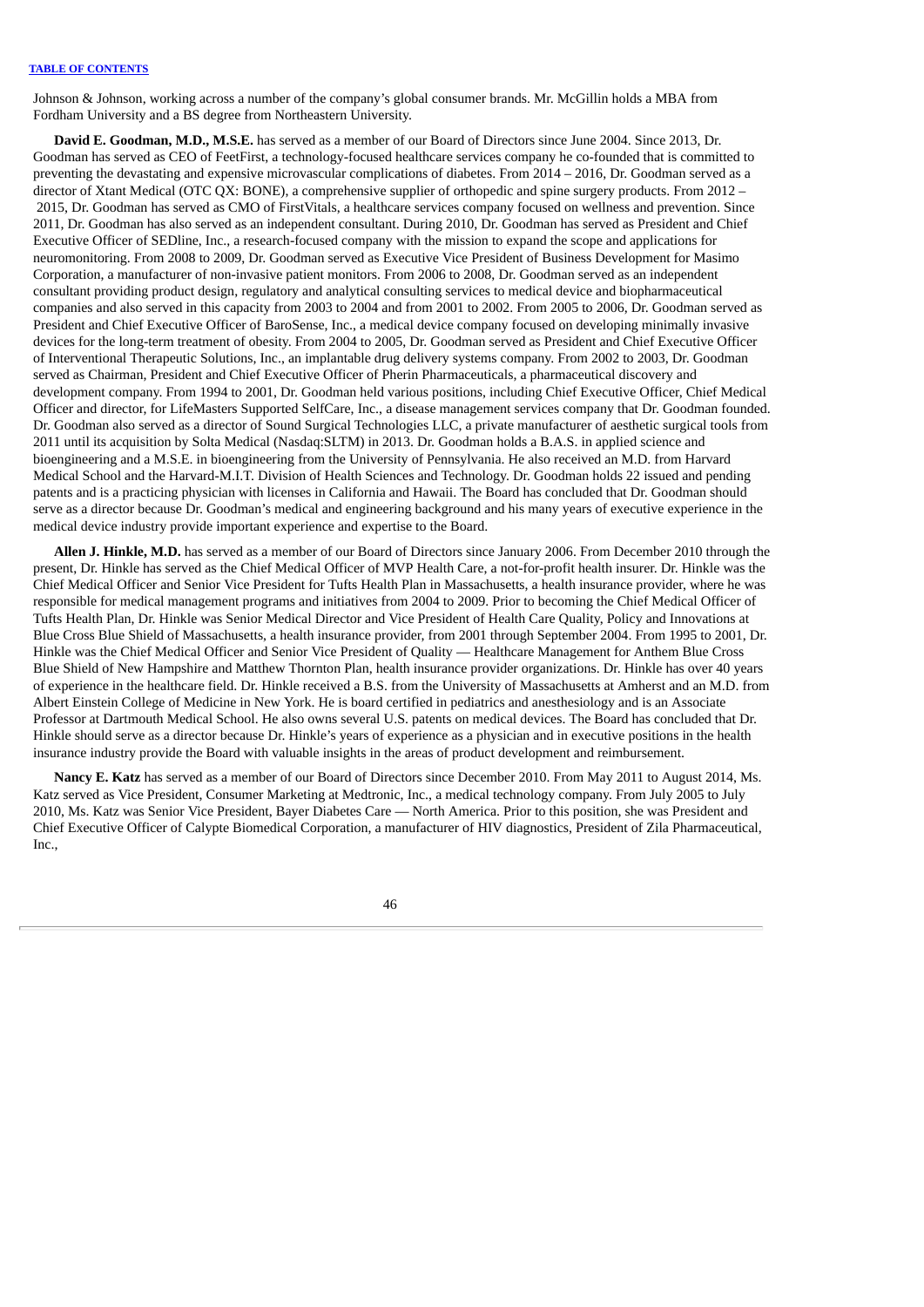Johnson & Johnson, working across a number of the company's global consumer brands. Mr. McGillin holds a MBA from Fordham University and a BS degree from Northeastern University.

**David E. Goodman, M.D., M.S.E.** has served as a member of our Board of Directors since June 2004. Since 2013, Dr. Goodman has served as CEO of FeetFirst, a technology-focused healthcare services company he co-founded that is committed to preventing the devastating and expensive microvascular complications of diabetes. From 2014 – 2016, Dr. Goodman served as a director of Xtant Medical (OTC QX: BONE), a comprehensive supplier of orthopedic and spine surgery products. From 2012 – 2015, Dr. Goodman has served as CMO of FirstVitals, a healthcare services company focused on wellness and prevention. Since 2011, Dr. Goodman has also served as an independent consultant. During 2010, Dr. Goodman has served as President and Chief Executive Officer of SEDline, Inc., a research-focused company with the mission to expand the scope and applications for neuromonitoring. From 2008 to 2009, Dr. Goodman served as Executive Vice President of Business Development for Masimo Corporation, a manufacturer of non-invasive patient monitors. From 2006 to 2008, Dr. Goodman served as an independent consultant providing product design, regulatory and analytical consulting services to medical device and biopharmaceutical companies and also served in this capacity from 2003 to 2004 and from 2001 to 2002. From 2005 to 2006, Dr. Goodman served as President and Chief Executive Officer of BaroSense, Inc., a medical device company focused on developing minimally invasive devices for the long-term treatment of obesity. From 2004 to 2005, Dr. Goodman served as President and Chief Executive Officer of Interventional Therapeutic Solutions, Inc., an implantable drug delivery systems company. From 2002 to 2003, Dr. Goodman served as Chairman, President and Chief Executive Officer of Pherin Pharmaceuticals, a pharmaceutical discovery and development company. From 1994 to 2001, Dr. Goodman held various positions, including Chief Executive Officer, Chief Medical Officer and director, for LifeMasters Supported SelfCare, Inc., a disease management services company that Dr. Goodman founded. Dr. Goodman also served as a director of Sound Surgical Technologies LLC, a private manufacturer of aesthetic surgical tools from 2011 until its acquisition by Solta Medical (Nasdaq:SLTM) in 2013. Dr. Goodman holds a B.A.S. in applied science and bioengineering and a M.S.E. in bioengineering from the University of Pennsylvania. He also received an M.D. from Harvard Medical School and the Harvard-M.I.T. Division of Health Sciences and Technology. Dr. Goodman holds 22 issued and pending patents and is a practicing physician with licenses in California and Hawaii. The Board has concluded that Dr. Goodman should serve as a director because Dr. Goodman's medical and engineering background and his many years of executive experience in the medical device industry provide important experience and expertise to the Board.

**Allen J. Hinkle, M.D.** has served as a member of our Board of Directors since January 2006. From December 2010 through the present, Dr. Hinkle has served as the Chief Medical Officer of MVP Health Care, a not-for-profit health insurer. Dr. Hinkle was the Chief Medical Officer and Senior Vice President for Tufts Health Plan in Massachusetts, a health insurance provider, where he was responsible for medical management programs and initiatives from 2004 to 2009. Prior to becoming the Chief Medical Officer of Tufts Health Plan, Dr. Hinkle was Senior Medical Director and Vice President of Health Care Quality, Policy and Innovations at Blue Cross Blue Shield of Massachusetts, a health insurance provider, from 2001 through September 2004. From 1995 to 2001, Dr. Hinkle was the Chief Medical Officer and Senior Vice President of Quality — Healthcare Management for Anthem Blue Cross Blue Shield of New Hampshire and Matthew Thornton Plan, health insurance provider organizations. Dr. Hinkle has over 40 years of experience in the healthcare field. Dr. Hinkle received a B.S. from the University of Massachusetts at Amherst and an M.D. from Albert Einstein College of Medicine in New York. He is board certified in pediatrics and anesthesiology and is an Associate Professor at Dartmouth Medical School. He also owns several U.S. patents on medical devices. The Board has concluded that Dr. Hinkle should serve as a director because Dr. Hinkle's years of experience as a physician and in executive positions in the health insurance industry provide the Board with valuable insights in the areas of product development and reimbursement.

**Nancy E. Katz** has served as a member of our Board of Directors since December 2010. From May 2011 to August 2014, Ms. Katz served as Vice President, Consumer Marketing at Medtronic, Inc., a medical technology company. From July 2005 to July 2010, Ms. Katz was Senior Vice President, Bayer Diabetes Care — North America. Prior to this position, she was President and Chief Executive Officer of Calypte Biomedical Corporation, a manufacturer of HIV diagnostics, President of Zila Pharmaceutical, Inc.,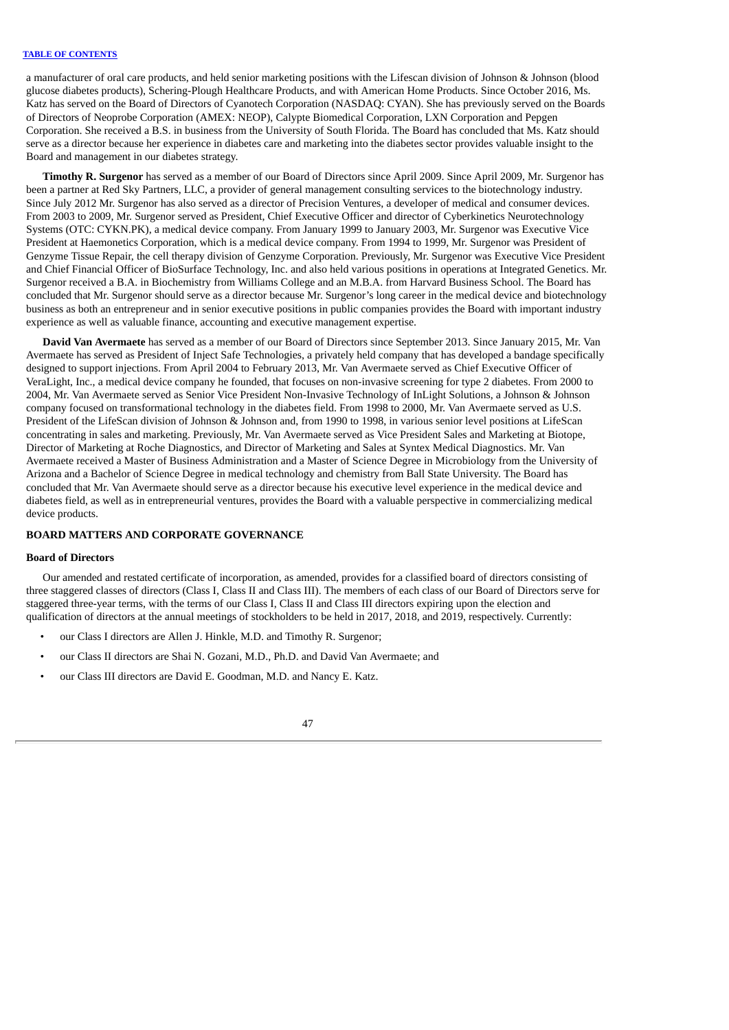a manufacturer of oral care products, and held senior marketing positions with the Lifescan division of Johnson & Johnson (blood glucose diabetes products), Schering-Plough Healthcare Products, and with American Home Products. Since October 2016, Ms. Katz has served on the Board of Directors of Cyanotech Corporation (NASDAQ: CYAN). She has previously served on the Boards of Directors of Neoprobe Corporation (AMEX: NEOP), Calypte Biomedical Corporation, LXN Corporation and Pepgen Corporation. She received a B.S. in business from the University of South Florida. The Board has concluded that Ms. Katz should serve as a director because her experience in diabetes care and marketing into the diabetes sector provides valuable insight to the Board and management in our diabetes strategy.

**Timothy R. Surgenor** has served as a member of our Board of Directors since April 2009. Since April 2009, Mr. Surgenor has been a partner at Red Sky Partners, LLC, a provider of general management consulting services to the biotechnology industry. Since July 2012 Mr. Surgenor has also served as a director of Precision Ventures, a developer of medical and consumer devices. From 2003 to 2009, Mr. Surgenor served as President, Chief Executive Officer and director of Cyberkinetics Neurotechnology Systems (OTC: CYKN.PK), a medical device company. From January 1999 to January 2003, Mr. Surgenor was Executive Vice President at Haemonetics Corporation, which is a medical device company. From 1994 to 1999, Mr. Surgenor was President of Genzyme Tissue Repair, the cell therapy division of Genzyme Corporation. Previously, Mr. Surgenor was Executive Vice President and Chief Financial Officer of BioSurface Technology, Inc. and also held various positions in operations at Integrated Genetics. Mr. Surgenor received a B.A. in Biochemistry from Williams College and an M.B.A. from Harvard Business School. The Board has concluded that Mr. Surgenor should serve as a director because Mr. Surgenor's long career in the medical device and biotechnology business as both an entrepreneur and in senior executive positions in public companies provides the Board with important industry experience as well as valuable finance, accounting and executive management expertise.

**David Van Avermaete** has served as a member of our Board of Directors since September 2013. Since January 2015, Mr. Van Avermaete has served as President of Inject Safe Technologies, a privately held company that has developed a bandage specifically designed to support injections. From April 2004 to February 2013, Mr. Van Avermaete served as Chief Executive Officer of VeraLight, Inc., a medical device company he founded, that focuses on non-invasive screening for type 2 diabetes. From 2000 to 2004, Mr. Van Avermaete served as Senior Vice President Non-Invasive Technology of InLight Solutions, a Johnson & Johnson company focused on transformational technology in the diabetes field. From 1998 to 2000, Mr. Van Avermaete served as U.S. President of the LifeScan division of Johnson & Johnson and, from 1990 to 1998, in various senior level positions at LifeScan concentrating in sales and marketing. Previously, Mr. Van Avermaete served as Vice President Sales and Marketing at Biotope, Director of Marketing at Roche Diagnostics, and Director of Marketing and Sales at Syntex Medical Diagnostics. Mr. Van Avermaete received a Master of Business Administration and a Master of Science Degree in Microbiology from the University of Arizona and a Bachelor of Science Degree in medical technology and chemistry from Ball State University. The Board has concluded that Mr. Van Avermaete should serve as a director because his executive level experience in the medical device and diabetes field, as well as in entrepreneurial ventures, provides the Board with a valuable perspective in commercializing medical device products.

## BOARD MATTERS AND CORPORATE GOVERNANCE

### Board of Directors

Our amended and restated certificate of incorporation, as amended, provides for a classified board of directors consisting of three staggered classes of directors (Class I, Class II and Class III). The members of each class of our Board of Directors serve for staggered three-year terms, with the terms of our Class I, Class II and Class III directors expiring upon the election and qualification of directors at the annual meetings of stockholders to be held in 2017, 2018, and 2019, respectively. Currently:

- our Class I directors are Allen J. Hinkle, M.D. and Timothy R. Surgenor;
- our Class II directors are Shai N. Gozani, M.D., Ph.D. and David Van Avermaete; and
- our Class III directors are David E. Goodman, M.D. and Nancy E. Katz.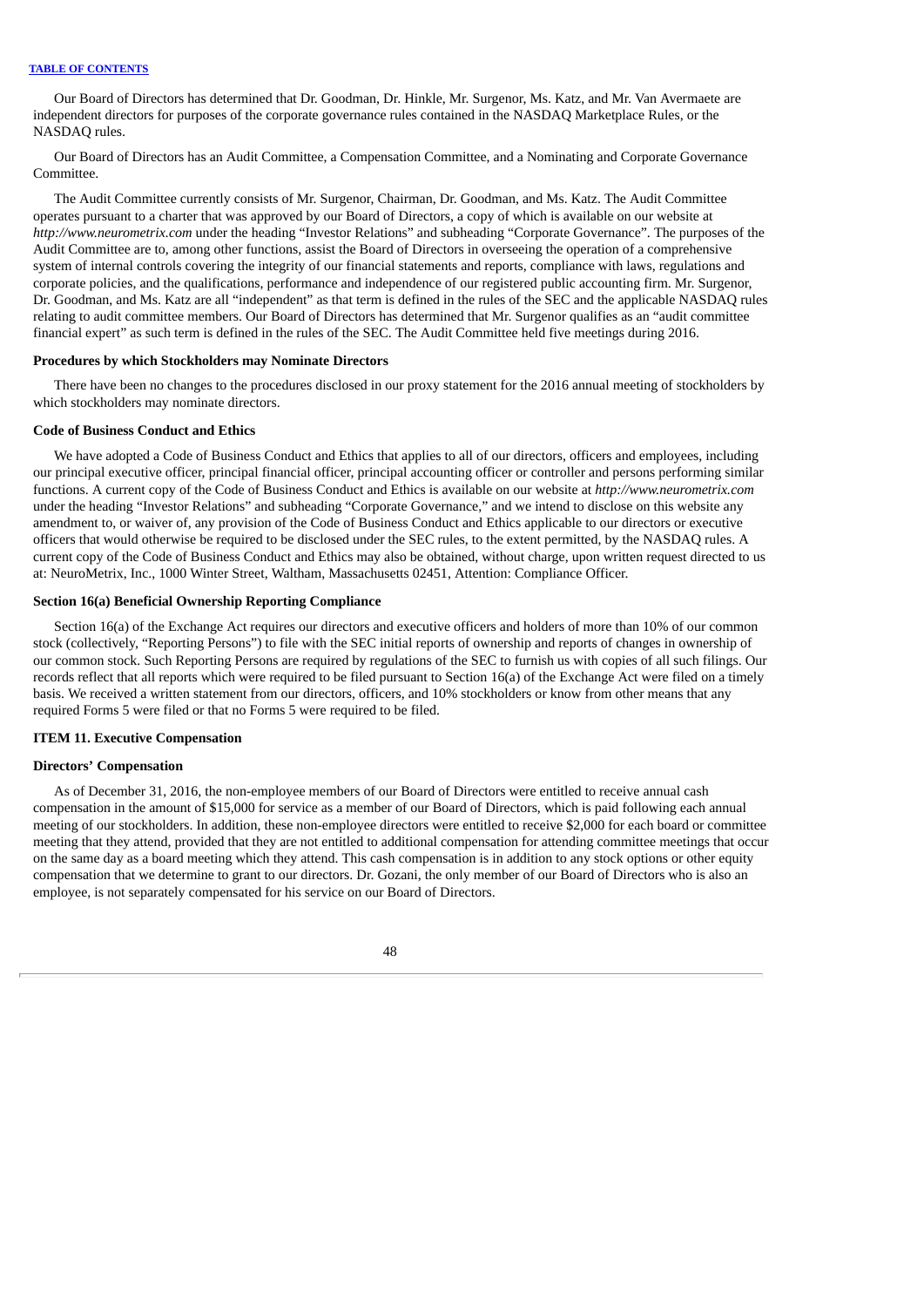Our Board of Directors has determined that Dr. Goodman, Dr. Hinkle, Mr. Surgenor, Ms. Katz, and Mr. Van Avermaete are independent directors for purposes of the corporate governance rules contained in the NASDAQ Marketplace Rules, or the NASDAQ rules.

Our Board of Directors has an Audit Committee, a Compensation Committee, and a Nominating and Corporate Governance Committee.

The Audit Committee currently consists of Mr. Surgenor, Chairman, Dr. Goodman, and Ms. Katz. The Audit Committee operates pursuant to a charter that was approved by our Board of Directors, a copy of which is available on our website at *http://www.neurometrix.com* under the heading "Investor Relations" and subheading "Corporate Governance". The purposes of the Audit Committee are to, among other functions, assist the Board of Directors in overseeing the operation of a comprehensive system of internal controls covering the integrity of our financial statements and reports, compliance with laws, regulations and corporate policies, and the qualifications, performance and independence of our registered public accounting firm. Mr. Surgenor, Dr. Goodman, and Ms. Katz are all "independent" as that term is defined in the rules of the SEC and the applicable NASDAQ rules relating to audit committee members. Our Board of Directors has determined that Mr. Surgenor qualifies as an "audit committee financial expert" as such term is defined in the rules of the SEC. The Audit Committee held five meetings during 2016.

**Procedures by which Stockholders may Nominate Directors**

There have been no changes to the procedures disclosed in our proxy statement for the 2016 annual meeting of stockholders by which stockholders may nominate directors.

**Code of Business Conduct and Ethics**

We have adopted a Code of Business Conduct and Ethics that applies to all of our directors, officers and employees, including our principal executive officer, principal financial officer, principal accounting officer or controller and persons performing similar functions. A current copy of the Code of Business Conduct and Ethics is available on our website at *http://www.neurometrix.com* under the heading "Investor Relations" and subheading "Corporate Governance," and we intend to disclose on this website any amendment to, or waiver of, any provision of the Code of Business Conduct and Ethics applicable to our directors or executive officers that would otherwise be required to be disclosed under the SEC rules, to the extent permitted, by the NASDAQ rules. A current copy of the Code of Business Conduct and Ethics may also be obtained, without charge, upon written request directed to us at: NeuroMetrix, Inc., 1000 Winter Street, Waltham, Massachusetts 02451, Attention: Compliance Officer.

**Section 16(a) Beneficial Ownership Reporting Compliance**

Section 16(a) of the Exchange Act requires our directors and executive officers and holders of more than 10% of our common stock (collectively, "Reporting Persons") to file with the SEC initial reports of ownership and reports of changes in ownership of our common stock. Such Reporting Persons are required by regulations of the SEC to furnish us with copies of all such filings. Our records reflect that all reports which were required to be filed pursuant to Section 16(a) of the Exchange Act were filed on a timely basis. We received a written statement from our directors, officers, and 10% stockholders or know from other means that any required Forms 5 were filed or that no Forms 5 were required to be filed.

**ITEM 11. Executive Compensation**

**Directors' Compensation**

As of December 31, 2016, the non-employee members of our Board of Directors were entitled to receive annual cash compensation in the amount of $15,000 for service as a member of our Board of Directors, which is paid following each annual meeting of our stockholders. In addition, these non-employee directors were entitled to receive $2,000 for each board or committee meeting that they attend, provided that they are not entitled to additional compensation for attending committee meetings that occur on the same day as a board meeting which they attend. This cash compensation is in addition to any stock options or other equity compensation that we determine to grant to our directors. Dr. Gozani, the only member of our Board of Directors who is also an employee, is not separately compensated for his service on our Board of Directors.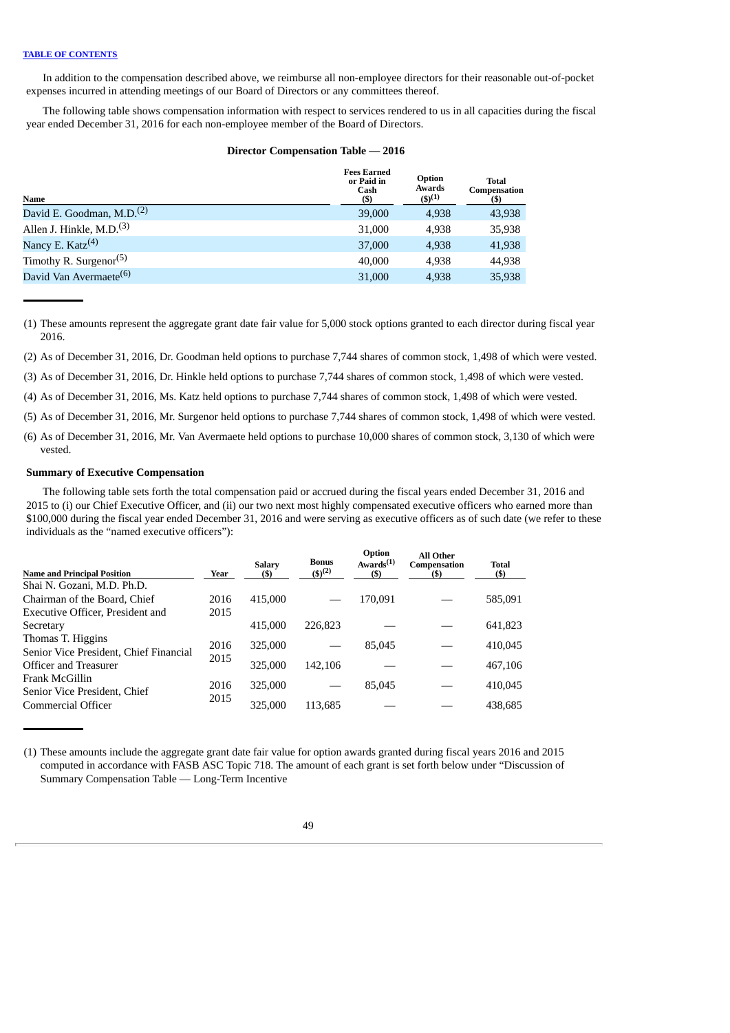In addition to the compensation described above, we reimburse all non-employee directors for their reasonable out-of-pocket expenses incurred in attending meetings of our Board of Directors or any committees thereof.

The following table shows compensation information with respect to services rendered to us in all capacities during the fiscal year ended December 31, 2016 for each non-employee member of the Board of Directors.

**Director Compensation Table — 2016**

| Name | Fees Earned or Paid in Cash ($) | Option Awards ($)[1] | Total Compensation ($) |
|---|---|---|---|
| David E. Goodman, M.D.[2] | 39,000 | 4,938 | 43,938 |
| Allen J. Hinkle, M.D.[3] | 31,000 | 4,938 | 35,938 |
| Nancy E. Katz[4] | 37,000 | 4,938 | 41,938 |
| Timothy R. Surgenor[5] | 40,000 | 4,938 | 44,938 |
| David Van Avermaete[6] | 31,000 | 4,938 | 35,938 |

(1) These amounts represent the aggregate grant date fair value for 5,000 stock options granted to each director during fiscal year 2016.

(2) As of December 31, 2016, Dr. Goodman held options to purchase 7,744 shares of common stock, 1,498 of which were vested.

(3) As of December 31, 2016, Dr. Hinkle held options to purchase 7,744 shares of common stock, 1,498 of which were vested.

(4) As of December 31, 2016, Ms. Katz held options to purchase 7,744 shares of common stock, 1,498 of which were vested.

(5) As of December 31, 2016, Mr. Surgenor held options to purchase 7,744 shares of common stock, 1,498 of which were vested.

(6) As of December 31, 2016, Mr. Van Avermaete held options to purchase 10,000 shares of common stock, 3,130 of which were vested.

**Summary of Executive Compensation**

The following table sets forth the total compensation paid or accrued during the fiscal years ended December 31, 2016 and 2015 to (i) our Chief Executive Officer, and (ii) our two next most highly compensated executive officers who earned more than $100,000 during the fiscal year ended December 31, 2016 and were serving as executive officers as of such date (we refer to these individuals as the "named executive officers"):

| Name and Principal Position | Year | Salary ($) | Bonus ($)[2] | Option Awards[1] ($) | All Other Compensation ($) | Total ($) |
|---|---|---|---|---|---|---|
| Shai N. Gozani, M.D. Ph.D.<br>Chairman of the Board, Chief Executive Officer, President and Secretary | 2016 | 415,000 | — | 170,091 | — | 585,091 |
| | 2015 | 415,000 | 226,823 | — | — | 641,823 |
| Thomas T. Higgins<br>Senior Vice President, Chief Financial Officer and Treasurer | 2016 | 325,000 | — | 85,045 | — | 410,045 |
| | 2015 | 325,000 | 142,106 | — | — | 467,106 |
| Frank McGillin<br>Senior Vice President, Chief Commercial Officer | 2016 | 325,000 | — | 85,045 | — | 410,045 |
| | 2015 | 325,000 | 113,685 | — | — | 438,685 |

(1) These amounts include the aggregate grant date fair value for option awards granted during fiscal years 2016 and 2015 computed in accordance with FASB ASC Topic 718. The amount of each grant is set forth below under "Discussion of Summary Compensation Table — Long-Term Incentive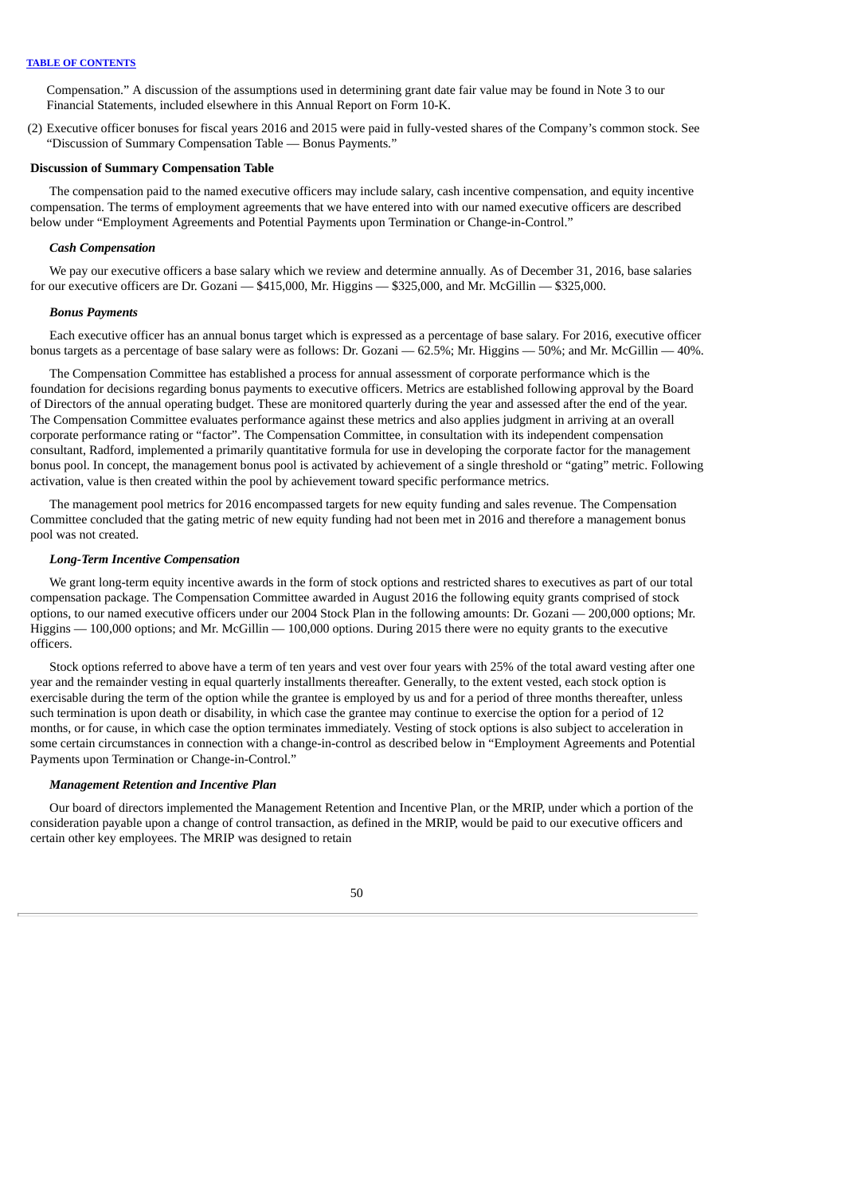Compensation." A discussion of the assumptions used in determining grant date fair value may be found in Note 3 to our Financial Statements, included elsewhere in this Annual Report on Form 10-K.

(2) Executive officer bonuses for fiscal years 2016 and 2015 were paid in fully-vested shares of the Company's common stock. See "Discussion of Summary Compensation Table — Bonus Payments."

**Discussion of Summary Compensation Table**

The compensation paid to the named executive officers may include salary, cash incentive compensation, and equity incentive compensation. The terms of employment agreements that we have entered into with our named executive officers are described below under "Employment Agreements and Potential Payments upon Termination or Change-in-Control."

***Cash Compensation***

We pay our executive officers a base salary which we review and determine annually. As of December 31, 2016, base salaries for our executive officers are Dr. Gozani — $415,000, Mr. Higgins — $325,000, and Mr. McGillin — $325,000.

***Bonus Payments***

Each executive officer has an annual bonus target which is expressed as a percentage of base salary. For 2016, executive officer bonus targets as a percentage of base salary were as follows: Dr. Gozani — 62.5%; Mr. Higgins — 50%; and Mr. McGillin — 40%.

The Compensation Committee has established a process for annual assessment of corporate performance which is the foundation for decisions regarding bonus payments to executive officers. Metrics are established following approval by the Board of Directors of the annual operating budget. These are monitored quarterly during the year and assessed after the end of the year. The Compensation Committee evaluates performance against these metrics and also applies judgment in arriving at an overall corporate performance rating or "factor". The Compensation Committee, in consultation with its independent compensation consultant, Radford, implemented a primarily quantitative formula for use in developing the corporate factor for the management bonus pool. In concept, the management bonus pool is activated by achievement of a single threshold or "gating" metric. Following activation, value is then created within the pool by achievement toward specific performance metrics.

The management pool metrics for 2016 encompassed targets for new equity funding and sales revenue. The Compensation Committee concluded that the gating metric of new equity funding had not been met in 2016 and therefore a management bonus pool was not created.

***Long-Term Incentive Compensation***

We grant long-term equity incentive awards in the form of stock options and restricted shares to executives as part of our total compensation package. The Compensation Committee awarded in August 2016 the following equity grants comprised of stock options, to our named executive officers under our 2004 Stock Plan in the following amounts: Dr. Gozani — 200,000 options; Mr. Higgins — 100,000 options; and Mr. McGillin — 100,000 options. During 2015 there were no equity grants to the executive officers.

Stock options referred to above have a term of ten years and vest over four years with 25% of the total award vesting after one year and the remainder vesting in equal quarterly installments thereafter. Generally, to the extent vested, each stock option is exercisable during the term of the option while the grantee is employed by us and for a period of three months thereafter, unless such termination is upon death or disability, in which case the grantee may continue to exercise the option for a period of 12 months, or for cause, in which case the option terminates immediately. Vesting of stock options is also subject to acceleration in some certain circumstances in connection with a change-in-control as described below in "Employment Agreements and Potential Payments upon Termination or Change-in-Control."

***Management Retention and Incentive Plan***

Our board of directors implemented the Management Retention and Incentive Plan, or the MRIP, under which a portion of the consideration payable upon a change of control transaction, as defined in the MRIP, would be paid to our executive officers and certain other key employees. The MRIP was designed to retain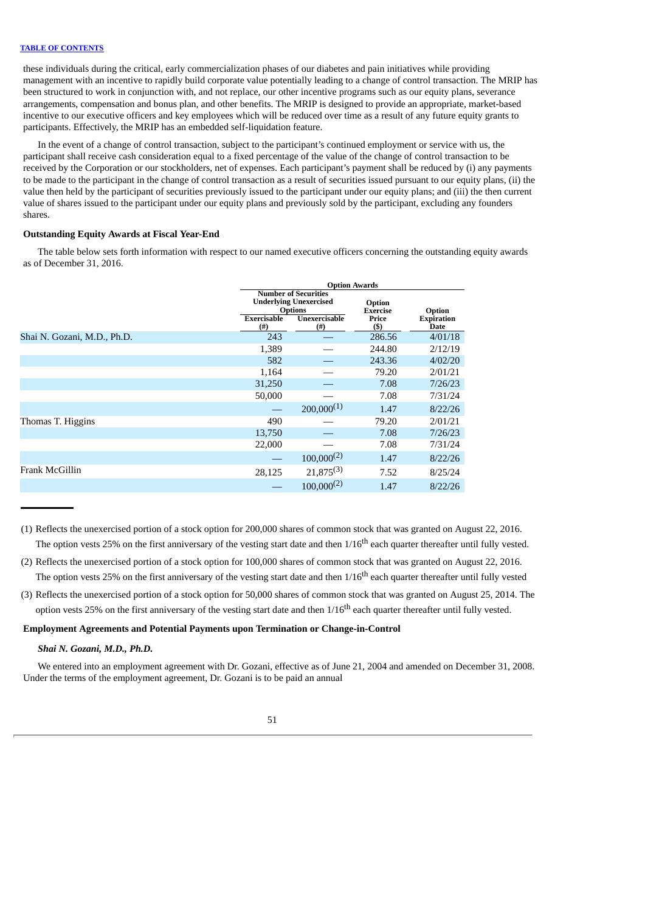these individuals during the critical, early commercialization phases of our diabetes and pain initiatives while providing management with an incentive to rapidly build corporate value potentially leading to a change of control transaction. The MRIP has been structured to work in conjunction with, and not replace, our other incentive programs such as our equity plans, severance arrangements, compensation and bonus plan, and other benefits. The MRIP is designed to provide an appropriate, market-based incentive to our executive officers and key employees which will be reduced over time as a result of any future equity grants to participants. Effectively, the MRIP has an embedded self-liquidation feature.

In the event of a change of control transaction, subject to the participant's continued employment or service with us, the participant shall receive cash consideration equal to a fixed percentage of the value of the change of control transaction to be received by the Corporation or our stockholders, net of expenses. Each participant's payment shall be reduced by (i) any payments to be made to the participant in the change of control transaction as a result of securities issued pursuant to our equity plans, (ii) the value then held by the participant of securities previously issued to the participant under our equity plans; and (iii) the then current value of shares issued to the participant under our equity plans and previously sold by the participant, excluding any founders shares.

### Outstanding Equity Awards at Fiscal Year-End

The table below sets forth information with respect to our named executive officers concerning the outstanding equity awards as of December 31, 2016.

| | Option Awards | | | |
|---|---|---|---|---|
| | Number of Securities Underlying Unexercised Options | | | |
| | Exercisable (#) | Unexercisable (#) | Option Exercise Price ($) | Option Expiration Date |
| Shai N. Gozani, M.D., Ph.D. | 243 | — | 286.56 | 4/01/18 |
| | 1,389 | — | 244.80 | 2/12/19 |
| | 582 | — | 243.36 | 4/02/20 |
| | 1,164 | — | 79.20 | 2/01/21 |
| | 31,250 | — | 7.08 | 7/26/23 |
| | 50,000 | — | 7.08 | 7/31/24 |
| | — | 200,000(1) | 1.47 | 8/22/26 |
| Thomas T. Higgins | 490 | — | 79.20 | 2/01/21 |
| | 13,750 | — | 7.08 | 7/26/23 |
| | 22,000 | — | 7.08 | 7/31/24 |
| | — | 100,000(2) | 1.47 | 8/22/26 |
| Frank McGillin | 28,125 | 21,875(3) | 7.52 | 8/25/24 |
| | — | 100,000(2) | 1.47 | 8/22/26 |

(1) Reflects the unexercised portion of a stock option for 200,000 shares of common stock that was granted on August 22, 2016. The option vests 25% on the first anniversary of the vesting start date and then 1/16th each quarter thereafter until fully vested.

(2) Reflects the unexercised portion of a stock option for 100,000 shares of common stock that was granted on August 22, 2016. The option vests 25% on the first anniversary of the vesting start date and then 1/16th each quarter thereafter until fully vested

(3) Reflects the unexercised portion of a stock option for 50,000 shares of common stock that was granted on August 25, 2014. The option vests 25% on the first anniversary of the vesting start date and then 1/16th each quarter thereafter until fully vested.

### Employment Agreements and Potential Payments upon Termination or Change-in-Control

***Shai N. Gozani, M.D., Ph.D.***

We entered into an employment agreement with Dr. Gozani, effective as of June 21, 2004 and amended on December 31, 2008. Under the terms of the employment agreement, Dr. Gozani is to be paid an annual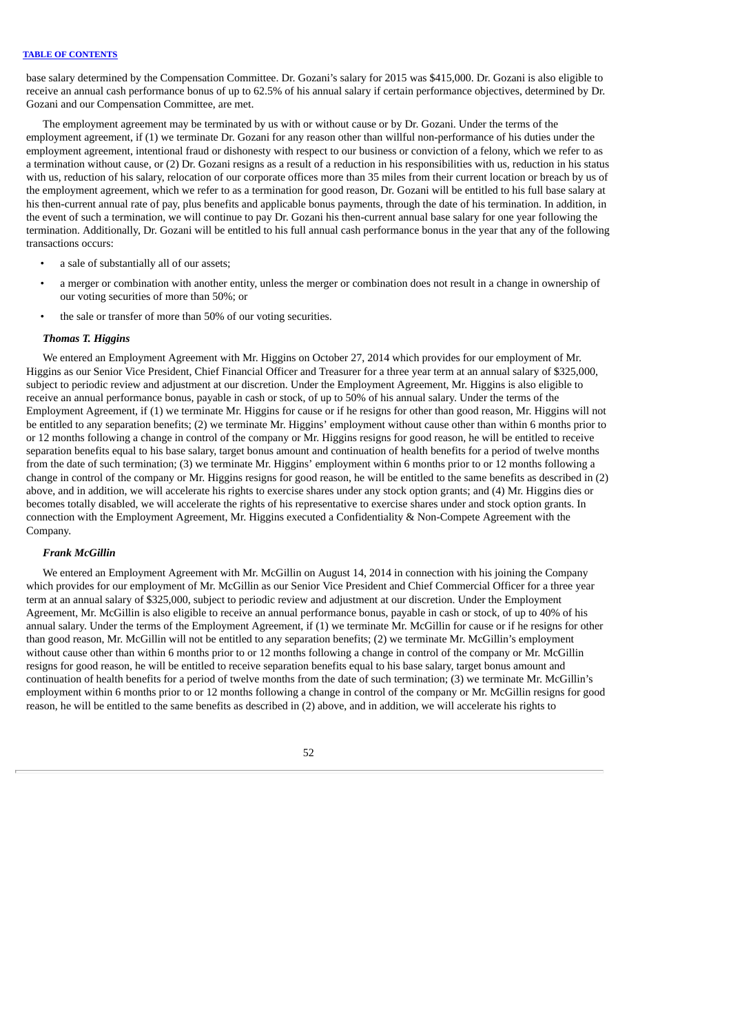base salary determined by the Compensation Committee. Dr. Gozani's salary for 2015 was $415,000. Dr. Gozani is also eligible to receive an annual cash performance bonus of up to 62.5% of his annual salary if certain performance objectives, determined by Dr. Gozani and our Compensation Committee, are met.

The employment agreement may be terminated by us with or without cause or by Dr. Gozani. Under the terms of the employment agreement, if (1) we terminate Dr. Gozani for any reason other than willful non-performance of his duties under the employment agreement, intentional fraud or dishonesty with respect to our business or conviction of a felony, which we refer to as a termination without cause, or (2) Dr. Gozani resigns as a result of a reduction in his responsibilities with us, reduction in his status with us, reduction of his salary, relocation of our corporate offices more than 35 miles from their current location or breach by us of the employment agreement, which we refer to as a termination for good reason, Dr. Gozani will be entitled to his full base salary at his then-current annual rate of pay, plus benefits and applicable bonus payments, through the date of his termination. In addition, in the event of such a termination, we will continue to pay Dr. Gozani his then-current annual base salary for one year following the termination. Additionally, Dr. Gozani will be entitled to his full annual cash performance bonus in the year that any of the following transactions occurs:

- a sale of substantially all of our assets;
- a merger or combination with another entity, unless the merger or combination does not result in a change in ownership of our voting securities of more than 50%; or
- the sale or transfer of more than 50% of our voting securities.

***Thomas T. Higgins***

We entered an Employment Agreement with Mr. Higgins on October 27, 2014 which provides for our employment of Mr. Higgins as our Senior Vice President, Chief Financial Officer and Treasurer for a three year term at an annual salary of $325,000, subject to periodic review and adjustment at our discretion. Under the Employment Agreement, Mr. Higgins is also eligible to receive an annual performance bonus, payable in cash or stock, of up to 50% of his annual salary. Under the terms of the Employment Agreement, if (1) we terminate Mr. Higgins for cause or if he resigns for other than good reason, Mr. Higgins will not be entitled to any separation benefits; (2) we terminate Mr. Higgins' employment without cause other than within 6 months prior to or 12 months following a change in control of the company or Mr. Higgins resigns for good reason, he will be entitled to receive separation benefits equal to his base salary, target bonus amount and continuation of health benefits for a period of twelve months from the date of such termination; (3) we terminate Mr. Higgins' employment within 6 months prior to or 12 months following a change in control of the company or Mr. Higgins resigns for good reason, he will be entitled to the same benefits as described in (2) above, and in addition, we will accelerate his rights to exercise shares under any stock option grants; and (4) Mr. Higgins dies or becomes totally disabled, we will accelerate the rights of his representative to exercise shares under and stock option grants. In connection with the Employment Agreement, Mr. Higgins executed a Confidentiality & Non-Compete Agreement with the Company.

***Frank McGillin***

We entered an Employment Agreement with Mr. McGillin on August 14, 2014 in connection with his joining the Company which provides for our employment of Mr. McGillin as our Senior Vice President and Chief Commercial Officer for a three year term at an annual salary of $325,000, subject to periodic review and adjustment at our discretion. Under the Employment Agreement, Mr. McGillin is also eligible to receive an annual performance bonus, payable in cash or stock, of up to 40% of his annual salary. Under the terms of the Employment Agreement, if (1) we terminate Mr. McGillin for cause or if he resigns for other than good reason, Mr. McGillin will not be entitled to any separation benefits; (2) we terminate Mr. McGillin's employment without cause other than within 6 months prior to or 12 months following a change in control of the company or Mr. McGillin resigns for good reason, he will be entitled to receive separation benefits equal to his base salary, target bonus amount and continuation of health benefits for a period of twelve months from the date of such termination; (3) we terminate Mr. McGillin's employment within 6 months prior to or 12 months following a change in control of the company or Mr. McGillin resigns for good reason, he will be entitled to the same benefits as described in (2) above, and in addition, we will accelerate his rights to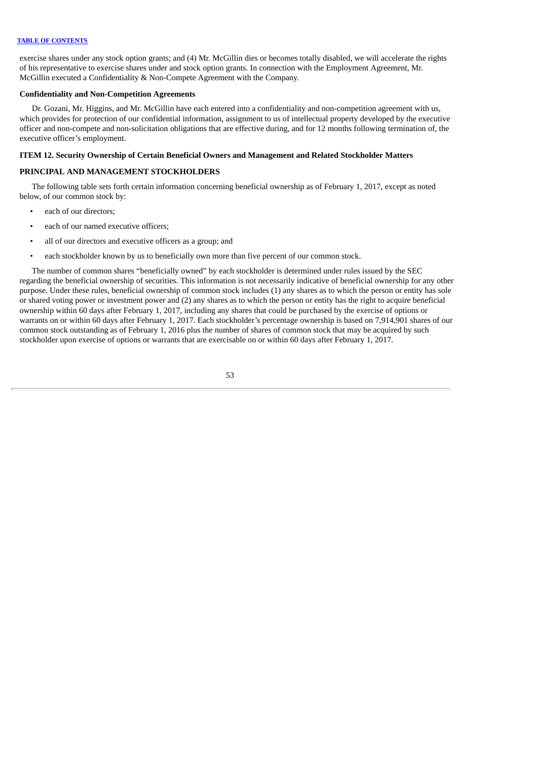exercise shares under any stock option grants; and (4) Mr. McGillin dies or becomes totally disabled, we will accelerate the rights of his representative to exercise shares under and stock option grants. In connection with the Employment Agreement, Mr. McGillin executed a Confidentiality & Non-Compete Agreement with the Company.

**Confidentiality and Non-Competition Agreements**

Dr. Gozani, Mr. Higgins, and Mr. McGillin have each entered into a confidentiality and non-competition agreement with us, which provides for protection of our confidential information, assignment to us of intellectual property developed by the executive officer and non-compete and non-solicitation obligations that are effective during, and for 12 months following termination of, the executive officer's employment.

## ITEM 12. Security Ownership of Certain Beneficial Owners and Management and Related Stockholder Matters

## PRINCIPAL AND MANAGEMENT STOCKHOLDERS

The following table sets forth certain information concerning beneficial ownership as of February 1, 2017, except as noted below, of our common stock by:

- each of our directors;
- each of our named executive officers;
- all of our directors and executive officers as a group; and
- each stockholder known by us to beneficially own more than five percent of our common stock.

The number of common shares "beneficially owned" by each stockholder is determined under rules issued by the SEC regarding the beneficial ownership of securities. This information is not necessarily indicative of beneficial ownership for any other purpose. Under these rules, beneficial ownership of common stock includes (1) any shares as to which the person or entity has sole or shared voting power or investment power and (2) any shares as to which the person or entity has the right to acquire beneficial ownership within 60 days after February 1, 2017, including any shares that could be purchased by the exercise of options or warrants on or within 60 days after February 1, 2017. Each stockholder's percentage ownership is based on 7,914,901 shares of our common stock outstanding as of February 1, 2016 plus the number of shares of common stock that may be acquired by such stockholder upon exercise of options or warrants that are exercisable on or within 60 days after February 1, 2017.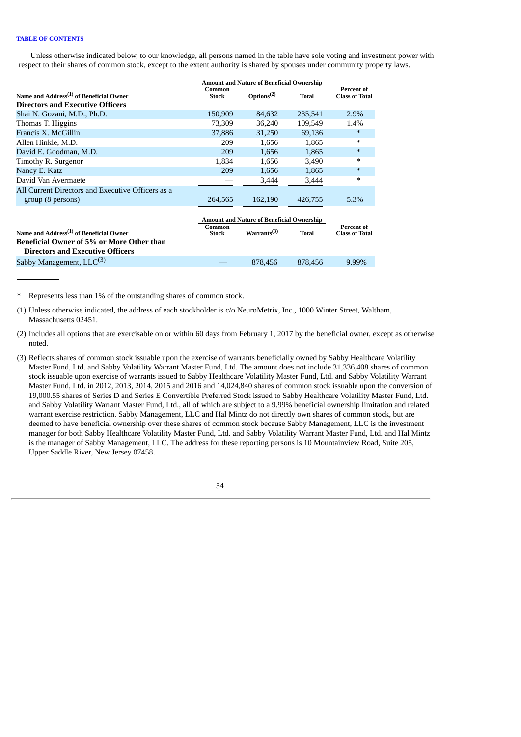Unless otherwise indicated below, to our knowledge, all persons named in the table have sole voting and investment power with respect to their shares of common stock, except to the extent authority is shared by spouses under community property laws.

| Name and Address[1] of Beneficial Owner | Amount and Nature of Beneficial Ownership | | | Percent of Class of Total |
|---|---|---|---|---|
| | Common Stock | Options[2] | Total | |
| **Directors and Executive Officers** | | | | |
| Shai N. Gozani, M.D., Ph.D. | 150,909 | 84,632 | 235,541 | 2.9% |
| Thomas T. Higgins | 73,309 | 36,240 | 109,549 | 1.4% |
| Francis X. McGillin | 37,886 | 31,250 | 69,136 | * |
| Allen Hinkle, M.D. | 209 | 1,656 | 1,865 | * |
| David E. Goodman, M.D. | 209 | 1,656 | 1,865 | * |
| Timothy R. Surgenor | 1,834 | 1,656 | 3,490 | * |
| Nancy E. Katz | 209 | 1,656 | 1,865 | * |
| David Van Avermaete | — | 3,444 | 3,444 | * |
| All Current Directors and Executive Officers as a group (8 persons) | 264,565 | 162,190 | 426,755 | 5.3% |

| Name and Address[1] of Beneficial Owner | Amount and Nature of Beneficial Ownership | | | Percent of Class of Total |
|---|---|---|---|---|
| | Common Stock | Warrants[3] | Total | |
| **Beneficial Owner of 5% or More Other than Directors and Executive Officers** | | | | |
| Sabby Management, LLC[3] | — | 878,456 | 878,456 | 9.99% |

\* Represents less than 1% of the outstanding shares of common stock.

(1) Unless otherwise indicated, the address of each stockholder is c/o NeuroMetrix, Inc., 1000 Winter Street, Waltham, Massachusetts 02451.

(2) Includes all options that are exercisable on or within 60 days from February 1, 2017 by the beneficial owner, except as otherwise noted.

(3) Reflects shares of common stock issuable upon the exercise of warrants beneficially owned by Sabby Healthcare Volatility Master Fund, Ltd. and Sabby Volatility Warrant Master Fund, Ltd. The amount does not include 31,336,408 shares of common stock issuable upon exercise of warrants issued to Sabby Healthcare Volatility Master Fund, Ltd. and Sabby Volatility Warrant Master Fund, Ltd. in 2012, 2013, 2014, 2015 and 2016 and 14,024,840 shares of common stock issuable upon the conversion of 19,000.55 shares of Series D and Series E Convertible Preferred Stock issued to Sabby Healthcare Volatility Master Fund, Ltd. and Sabby Volatility Warrant Master Fund, Ltd., all of which are subject to a 9.99% beneficial ownership limitation and related warrant exercise restriction. Sabby Management, LLC and Hal Mintz do not directly own shares of common stock, but are deemed to have beneficial ownership over these shares of common stock because Sabby Management, LLC is the investment manager for both Sabby Healthcare Volatility Master Fund, Ltd. and Sabby Volatility Warrant Master Fund, Ltd. and Hal Mintz is the manager of Sabby Management, LLC. The address for these reporting persons is 10 Mountainview Road, Suite 205, Upper Saddle River, New Jersey 07458.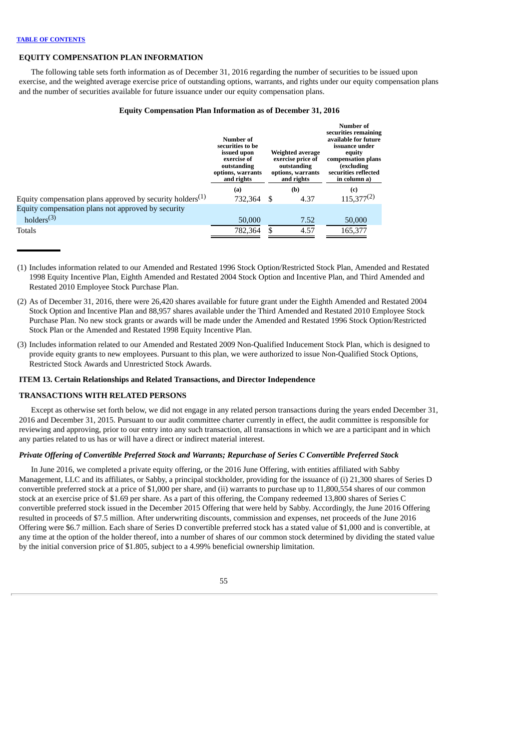## EQUITY COMPENSATION PLAN INFORMATION

The following table sets forth information as of December 31, 2016 regarding the number of securities to be issued upon exercise, and the weighted average exercise price of outstanding options, warrants, and rights under our equity compensation plans and the number of securities available for future issuance under our equity compensation plans.

**Equity Compensation Plan Information as of December 31, 2016**

| | Number of securities to be issued upon exercise of outstanding options, warrants and rights | Weighted average exercise price of outstanding options, warrants and rights | Number of securities remaining available for future issuance under equity compensation plans (excluding securities reflected in column a) |
|---|---|---|---|
| | (a) | (b) | (c) |
| Equity compensation plans approved by security holders[(1)] | 732,364 | $ 4.37 | 115,377[(2)] |
| Equity compensation plans not approved by security holders[(3)] | 50,000 | 7.52 | 50,000 |
| Totals | 782,364 | $ 4.57 | 165,377 |

(1) Includes information related to our Amended and Restated 1996 Stock Option/Restricted Stock Plan, Amended and Restated 1998 Equity Incentive Plan, Eighth Amended and Restated 2004 Stock Option and Incentive Plan, and Third Amended and Restated 2010 Employee Stock Purchase Plan.

(2) As of December 31, 2016, there were 26,420 shares available for future grant under the Eighth Amended and Restated 2004 Stock Option and Incentive Plan and 88,957 shares available under the Third Amended and Restated 2010 Employee Stock Purchase Plan. No new stock grants or awards will be made under the Amended and Restated 1996 Stock Option/Restricted Stock Plan or the Amended and Restated 1998 Equity Incentive Plan.

(3) Includes information related to our Amended and Restated 2009 Non-Qualified Inducement Stock Plan, which is designed to provide equity grants to new employees. Pursuant to this plan, we were authorized to issue Non-Qualified Stock Options, Restricted Stock Awards and Unrestricted Stock Awards.

## ITEM 13. Certain Relationships and Related Transactions, and Director Independence

## TRANSACTIONS WITH RELATED PERSONS

Except as otherwise set forth below, we did not engage in any related person transactions during the years ended December 31, 2016 and December 31, 2015. Pursuant to our audit committee charter currently in effect, the audit committee is responsible for reviewing and approving, prior to our entry into any such transaction, all transactions in which we are a participant and in which any parties related to us has or will have a direct or indirect material interest.

### *Private Offering of Convertible Preferred Stock and Warrants; Repurchase of Series C Convertible Preferred Stock*

In June 2016, we completed a private equity offering, or the 2016 June Offering, with entities affiliated with Sabby Management, LLC and its affiliates, or Sabby, a principal stockholder, providing for the issuance of (i) 21,300 shares of Series D convertible preferred stock at a price of $1,000 per share, and (ii) warrants to purchase up to 11,800,554 shares of our common stock at an exercise price of $1.69 per share. As a part of this offering, the Company redeemed 13,800 shares of Series C convertible preferred stock issued in the December 2015 Offering that were held by Sabby. Accordingly, the June 2016 Offering resulted in proceeds of $7.5 million. After underwriting discounts, commission and expenses, net proceeds of the June 2016 Offering were $6.7 million. Each share of Series D convertible preferred stock has a stated value of $1,000 and is convertible, at any time at the option of the holder thereof, into a number of shares of our common stock determined by dividing the stated value by the initial conversion price of $1.805, subject to a 4.99% beneficial ownership limitation.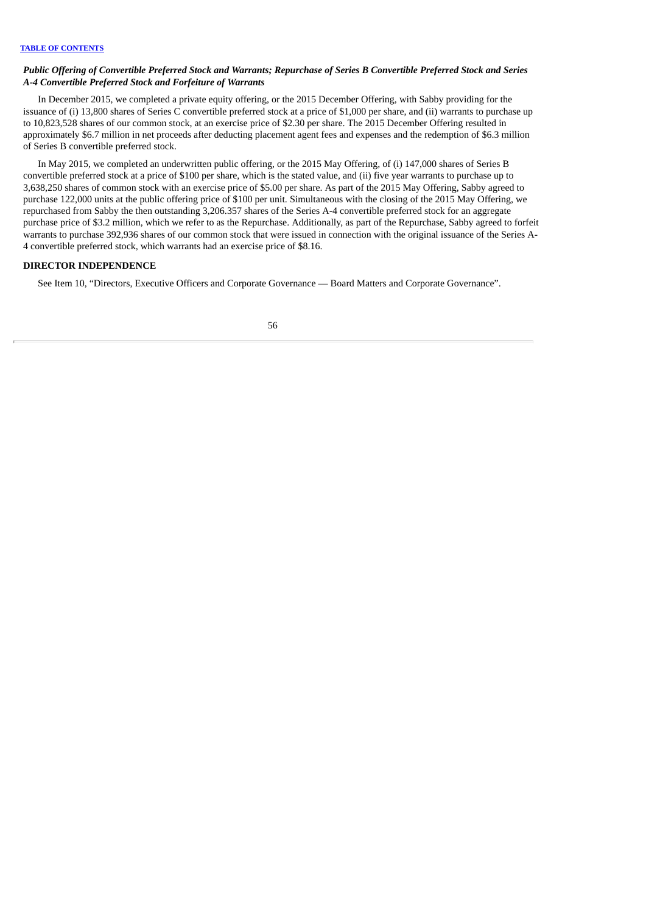***Public Offering of Convertible Preferred Stock and Warrants; Repurchase of Series B Convertible Preferred Stock and Series A-4 Convertible Preferred Stock and Forfeiture of Warrants***

In December 2015, we completed a private equity offering, or the 2015 December Offering, with Sabby providing for the issuance of (i) 13,800 shares of Series C convertible preferred stock at a price of $1,000 per share, and (ii) warrants to purchase up to 10,823,528 shares of our common stock, at an exercise price of $2.30 per share. The 2015 December Offering resulted in approximately $6.7 million in net proceeds after deducting placement agent fees and expenses and the redemption of $6.3 million of Series B convertible preferred stock.

In May 2015, we completed an underwritten public offering, or the 2015 May Offering, of (i) 147,000 shares of Series B convertible preferred stock at a price of $100 per share, which is the stated value, and (ii) five year warrants to purchase up to 3,638,250 shares of common stock with an exercise price of $5.00 per share. As part of the 2015 May Offering, Sabby agreed to purchase 122,000 units at the public offering price of $100 per unit. Simultaneous with the closing of the 2015 May Offering, we repurchased from Sabby the then outstanding 3,206.357 shares of the Series A-4 convertible preferred stock for an aggregate purchase price of $3.2 million, which we refer to as the Repurchase. Additionally, as part of the Repurchase, Sabby agreed to forfeit warrants to purchase 392,936 shares of our common stock that were issued in connection with the original issuance of the Series A-4 convertible preferred stock, which warrants had an exercise price of $8.16.

**DIRECTOR INDEPENDENCE**

See Item 10, "Directors, Executive Officers and Corporate Governance — Board Matters and Corporate Governance".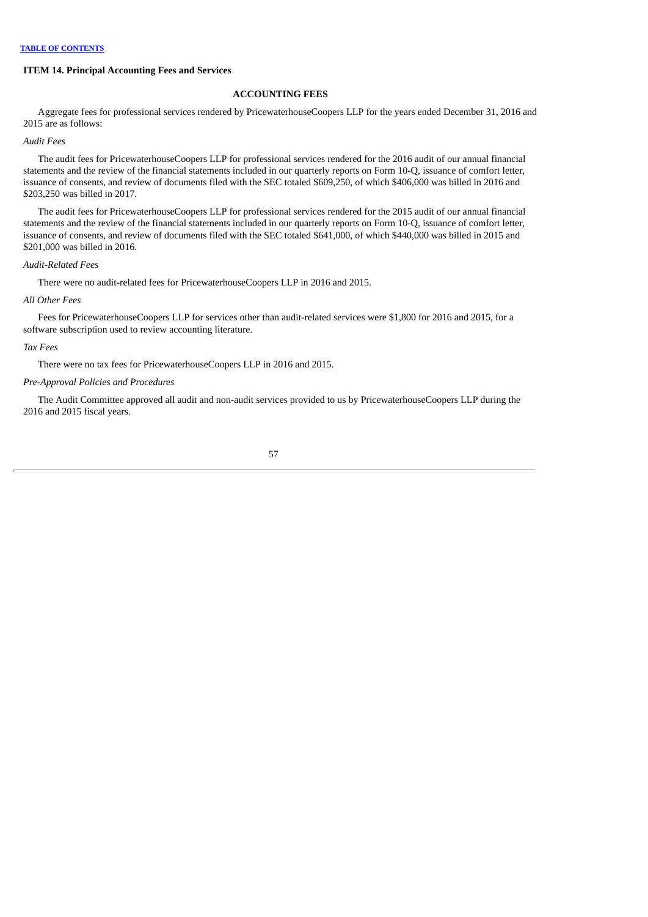**ITEM 14. Principal Accounting Fees and Services**

**ACCOUNTING FEES**

Aggregate fees for professional services rendered by PricewaterhouseCoopers LLP for the years ended December 31, 2016 and 2015 are as follows:

*Audit Fees*

The audit fees for PricewaterhouseCoopers LLP for professional services rendered for the 2016 audit of our annual financial statements and the review of the financial statements included in our quarterly reports on Form 10-Q, issuance of comfort letter, issuance of consents, and review of documents filed with the SEC totaled $609,250, of which $406,000 was billed in 2016 and $203,250 was billed in 2017.

The audit fees for PricewaterhouseCoopers LLP for professional services rendered for the 2015 audit of our annual financial statements and the review of the financial statements included in our quarterly reports on Form 10-Q, issuance of comfort letter, issuance of consents, and review of documents filed with the SEC totaled $641,000, of which $440,000 was billed in 2015 and $201,000 was billed in 2016.

*Audit-Related Fees*

There were no audit-related fees for PricewaterhouseCoopers LLP in 2016 and 2015.

*All Other Fees*

Fees for PricewaterhouseCoopers LLP for services other than audit-related services were $1,800 for 2016 and 2015, for a software subscription used to review accounting literature.

*Tax Fees*

There were no tax fees for PricewaterhouseCoopers LLP in 2016 and 2015.

*Pre-Approval Policies and Procedures*

The Audit Committee approved all audit and non-audit services provided to us by PricewaterhouseCoopers LLP during the 2016 and 2015 fiscal years.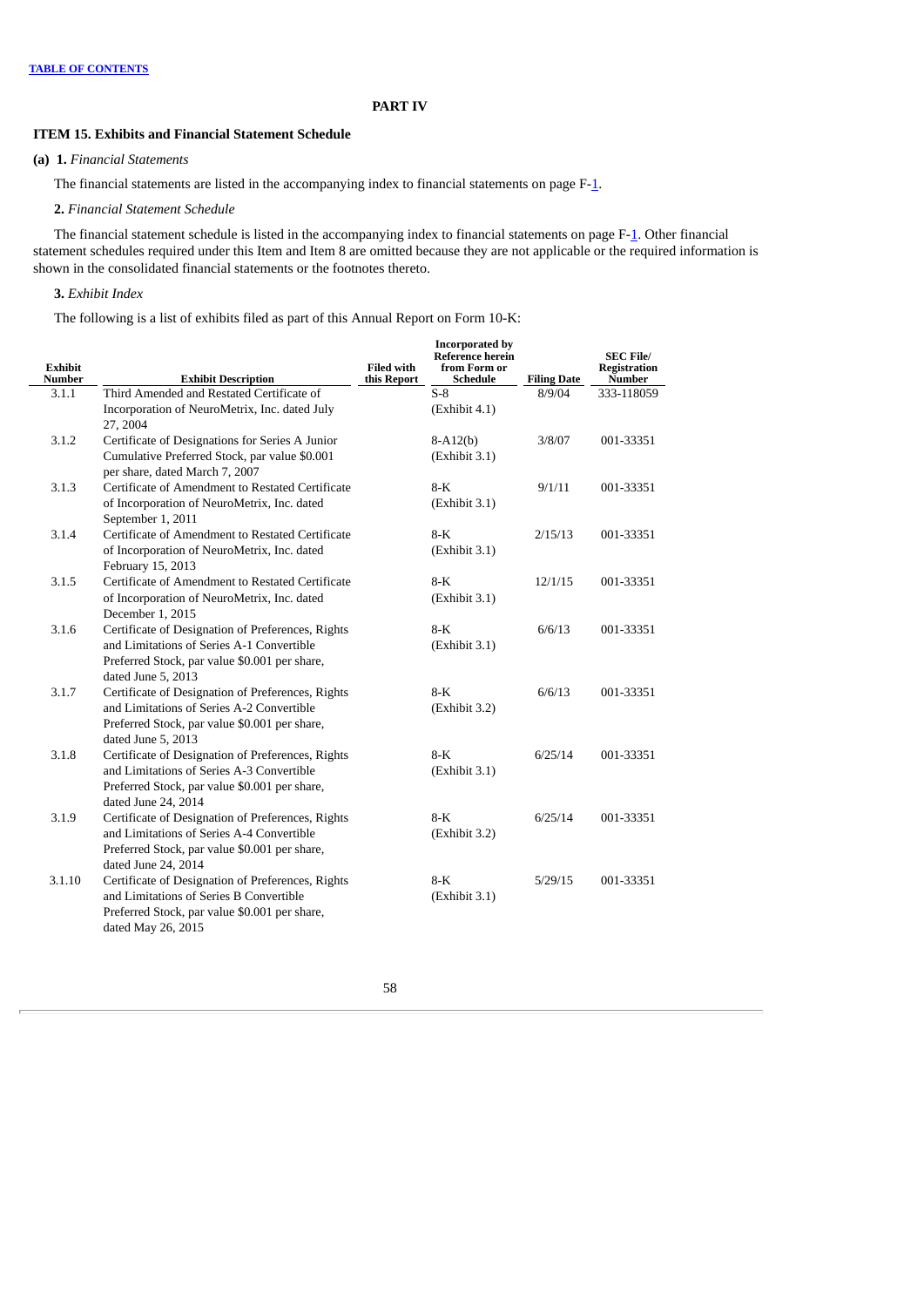TABLE OF CONTENTS

## PART IV

### ITEM 15. Exhibits and Financial Statement Schedule

**(a) 1.** *Financial Statements*

The financial statements are listed in the accompanying index to financial statements on page F-1.

**2.** *Financial Statement Schedule*

The financial statement schedule is listed in the accompanying index to financial statements on page F-1. Other financial statement schedules required under this Item and Item 8 are omitted because they are not applicable or the required information is shown in the consolidated financial statements or the footnotes thereto.

**3.** *Exhibit Index*

The following is a list of exhibits filed as part of this Annual Report on Form 10-K:

| Exhibit Number | Exhibit Description | Filed with this Report | Incorporated by Reference herein from Form or Schedule | Filing Date | SEC File/ Registration Number |
|---|---|---|---|---|---|
| 3.1.1 | Third Amended and Restated Certificate of Incorporation of NeuroMetrix, Inc. dated July 27, 2004 | | S-8 (Exhibit 4.1) | 8/9/04 | 333-118059 |
| 3.1.2 | Certificate of Designations for Series A Junior Cumulative Preferred Stock, par value $0.001 per share, dated March 7, 2007 | | 8-A12(b) (Exhibit 3.1) | 3/8/07 | 001-33351 |
| 3.1.3 | Certificate of Amendment to Restated Certificate of Incorporation of NeuroMetrix, Inc. dated September 1, 2011 | | 8-K (Exhibit 3.1) | 9/1/11 | 001-33351 |
| 3.1.4 | Certificate of Amendment to Restated Certificate of Incorporation of NeuroMetrix, Inc. dated February 15, 2013 | | 8-K (Exhibit 3.1) | 2/15/13 | 001-33351 |
| 3.1.5 | Certificate of Amendment to Restated Certificate of Incorporation of NeuroMetrix, Inc. dated December 1, 2015 | | 8-K (Exhibit 3.1) | 12/1/15 | 001-33351 |
| 3.1.6 | Certificate of Designation of Preferences, Rights and Limitations of Series A-1 Convertible Preferred Stock, par value $0.001 per share, dated June 5, 2013 | | 8-K (Exhibit 3.1) | 6/6/13 | 001-33351 |
| 3.1.7 | Certificate of Designation of Preferences, Rights and Limitations of Series A-2 Convertible Preferred Stock, par value $0.001 per share, dated June 5, 2013 | | 8-K (Exhibit 3.2) | 6/6/13 | 001-33351 |
| 3.1.8 | Certificate of Designation of Preferences, Rights and Limitations of Series A-3 Convertible Preferred Stock, par value $0.001 per share, dated June 24, 2014 | | 8-K (Exhibit 3.1) | 6/25/14 | 001-33351 |
| 3.1.9 | Certificate of Designation of Preferences, Rights and Limitations of Series A-4 Convertible Preferred Stock, par value $0.001 per share, dated June 24, 2014 | | 8-K (Exhibit 3.2) | 6/25/14 | 001-33351 |
| 3.1.10 | Certificate of Designation of Preferences, Rights and Limitations of Series B Convertible Preferred Stock, par value $0.001 per share, dated May 26, 2015 | | 8-K (Exhibit 3.1) | 5/29/15 | 001-33351 |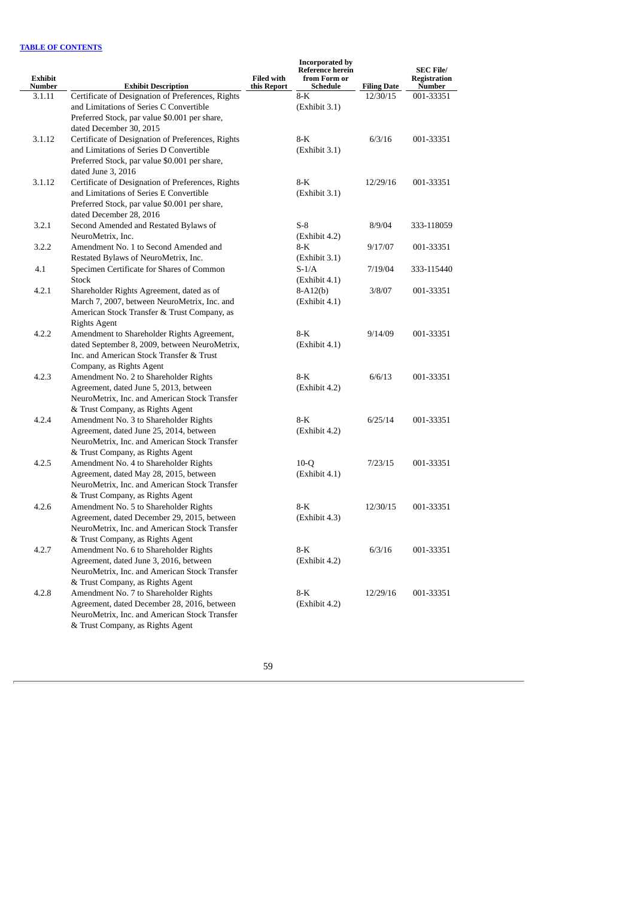[TABLE OF CONTENTS](#)

| Exhibit Number | Exhibit Description | Filed with this Report | Incorporated by Reference herein from Form or Schedule | Filing Date | SEC File/ Registration Number |
|---|---|---|---|---|---|
| 3.1.11 | Certificate of Designation of Preferences, Rights and Limitations of Series C Convertible Preferred Stock, par value $0.001 per share, dated December 30, 2015 | | 8-K (Exhibit 3.1) | 12/30/15 | 001-33351 |
| 3.1.12 | Certificate of Designation of Preferences, Rights and Limitations of Series D Convertible Preferred Stock, par value $0.001 per share, dated June 3, 2016 | | 8-K (Exhibit 3.1) | 6/3/16 | 001-33351 |
| 3.1.12 | Certificate of Designation of Preferences, Rights and Limitations of Series E Convertible Preferred Stock, par value $0.001 per share, dated December 28, 2016 | | 8-K (Exhibit 3.1) | 12/29/16 | 001-33351 |
| 3.2.1 | Second Amended and Restated Bylaws of NeuroMetrix, Inc. | | S-8 (Exhibit 4.2) | 8/9/04 | 333-118059 |
| 3.2.2 | Amendment No. 1 to Second Amended and Restated Bylaws of NeuroMetrix, Inc. | | 8-K (Exhibit 3.1) | 9/17/07 | 001-33351 |
| 4.1 | Specimen Certificate for Shares of Common Stock | | S-1/A (Exhibit 4.1) | 7/19/04 | 333-115440 |
| 4.2.1 | Shareholder Rights Agreement, dated as of March 7, 2007, between NeuroMetrix, Inc. and American Stock Transfer & Trust Company, as Rights Agent | | 8-A12(b) (Exhibit 4.1) | 3/8/07 | 001-33351 |
| 4.2.2 | Amendment to Shareholder Rights Agreement, dated September 8, 2009, between NeuroMetrix, Inc. and American Stock Transfer & Trust Company, as Rights Agent | | 8-K (Exhibit 4.1) | 9/14/09 | 001-33351 |
| 4.2.3 | Amendment No. 2 to Shareholder Rights Agreement, dated June 5, 2013, between NeuroMetrix, Inc. and American Stock Transfer & Trust Company, as Rights Agent | | 8-K (Exhibit 4.2) | 6/6/13 | 001-33351 |
| 4.2.4 | Amendment No. 3 to Shareholder Rights Agreement, dated June 25, 2014, between NeuroMetrix, Inc. and American Stock Transfer & Trust Company, as Rights Agent | | 8-K (Exhibit 4.2) | 6/25/14 | 001-33351 |
| 4.2.5 | Amendment No. 4 to Shareholder Rights Agreement, dated May 28, 2015, between NeuroMetrix, Inc. and American Stock Transfer & Trust Company, as Rights Agent | | 10-Q (Exhibit 4.1) | 7/23/15 | 001-33351 |
| 4.2.6 | Amendment No. 5 to Shareholder Rights Agreement, dated December 29, 2015, between NeuroMetrix, Inc. and American Stock Transfer & Trust Company, as Rights Agent | | 8-K (Exhibit 4.3) | 12/30/15 | 001-33351 |
| 4.2.7 | Amendment No. 6 to Shareholder Rights Agreement, dated June 3, 2016, between NeuroMetrix, Inc. and American Stock Transfer & Trust Company, as Rights Agent | | 8-K (Exhibit 4.2) | 6/3/16 | 001-33351 |
| 4.2.8 | Amendment No. 7 to Shareholder Rights Agreement, dated December 28, 2016, between NeuroMetrix, Inc. and American Stock Transfer & Trust Company, as Rights Agent | | 8-K (Exhibit 4.2) | 12/29/16 | 001-33351 |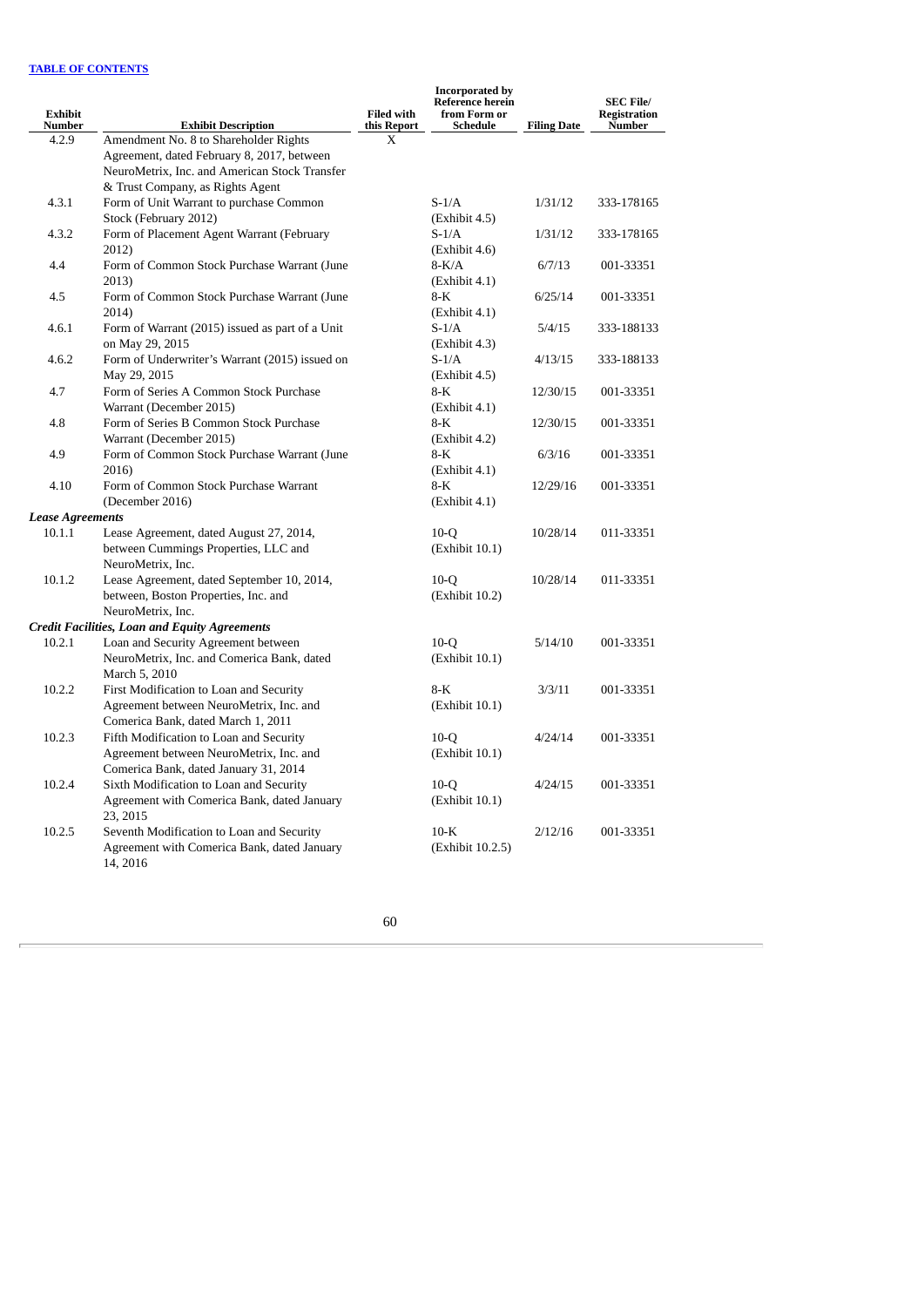[TABLE OF CONTENTS]

| Exhibit Number | Exhibit Description | Filed with this Report | Incorporated by Reference herein from Form or Schedule | Filing Date | SEC File/ Registration Number |
|---|---|---|---|---|---|
| 4.2.9 | Amendment No. 8 to Shareholder Rights Agreement, dated February 8, 2017, between NeuroMetrix, Inc. and American Stock Transfer & Trust Company, as Rights Agent | X | | | |
| 4.3.1 | Form of Unit Warrant to purchase Common Stock (February 2012) | | S-1/A (Exhibit 4.5) | 1/31/12 | 333-178165 |
| 4.3.2 | Form of Placement Agent Warrant (February 2012) | | S-1/A (Exhibit 4.6) | 1/31/12 | 333-178165 |
| 4.4 | Form of Common Stock Purchase Warrant (June 2013) | | 8-K/A (Exhibit 4.1) | 6/7/13 | 001-33351 |
| 4.5 | Form of Common Stock Purchase Warrant (June 2014) | | 8-K (Exhibit 4.1) | 6/25/14 | 001-33351 |
| 4.6.1 | Form of Warrant (2015) issued as part of a Unit on May 29, 2015 | | S-1/A (Exhibit 4.3) | 5/4/15 | 333-188133 |
| 4.6.2 | Form of Underwriter's Warrant (2015) issued on May 29, 2015 | | S-1/A (Exhibit 4.5) | 4/13/15 | 333-188133 |
| 4.7 | Form of Series A Common Stock Purchase Warrant (December 2015) | | 8-K (Exhibit 4.1) | 12/30/15 | 001-33351 |
| 4.8 | Form of Series B Common Stock Purchase Warrant (December 2015) | | 8-K (Exhibit 4.2) | 12/30/15 | 001-33351 |
| 4.9 | Form of Common Stock Purchase Warrant (June 2016) | | 8-K (Exhibit 4.1) | 6/3/16 | 001-33351 |
| 4.10 | Form of Common Stock Purchase Warrant (December 2016) | | 8-K (Exhibit 4.1) | 12/29/16 | 001-33351 |
| ***Lease Agreements*** | | | | | |
| 10.1.1 | Lease Agreement, dated August 27, 2014, between Cummings Properties, LLC and NeuroMetrix, Inc. | | 10-Q (Exhibit 10.1) | 10/28/14 | 011-33351 |
| 10.1.2 | Lease Agreement, dated September 10, 2014, between, Boston Properties, Inc. and NeuroMetrix, Inc. | | 10-Q (Exhibit 10.2) | 10/28/14 | 011-33351 |
| ***Credit Facilities, Loan and Equity Agreements*** | | | | | |
| 10.2.1 | Loan and Security Agreement between NeuroMetrix, Inc. and Comerica Bank, dated March 5, 2010 | | 10-Q (Exhibit 10.1) | 5/14/10 | 001-33351 |
| 10.2.2 | First Modification to Loan and Security Agreement between NeuroMetrix, Inc. and Comerica Bank, dated March 1, 2011 | | 8-K (Exhibit 10.1) | 3/3/11 | 001-33351 |
| 10.2.3 | Fifth Modification to Loan and Security Agreement between NeuroMetrix, Inc. and Comerica Bank, dated January 31, 2014 | | 10-Q (Exhibit 10.1) | 4/24/14 | 001-33351 |
| 10.2.4 | Sixth Modification to Loan and Security Agreement with Comerica Bank, dated January 23, 2015 | | 10-Q (Exhibit 10.1) | 4/24/15 | 001-33351 |
| 10.2.5 | Seventh Modification to Loan and Security Agreement with Comerica Bank, dated January 14, 2016 | | 10-K (Exhibit 10.2.5) | 2/12/16 | 001-33351 |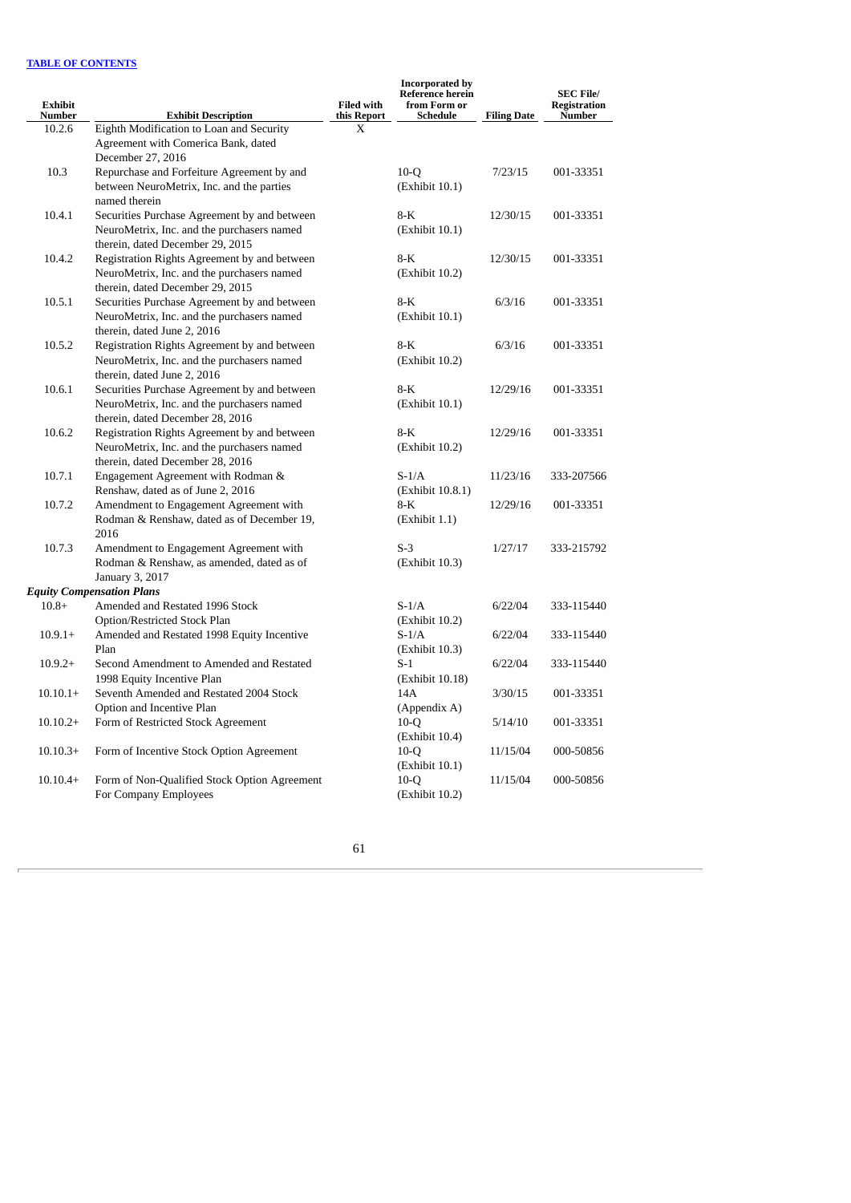[TABLE OF CONTENTS](#)

| Exhibit Number | Exhibit Description | Filed with this Report | Incorporated by Reference herein from Form or Schedule | Filing Date | SEC File/ Registration Number |
|---|---|---|---|---|---|
| 10.2.6 | Eighth Modification to Loan and Security Agreement with Comerica Bank, dated December 27, 2016 | X | | | |
| 10.3 | Repurchase and Forfeiture Agreement by and between NeuroMetrix, Inc. and the parties named therein | | 10-Q (Exhibit 10.1) | 7/23/15 | 001-33351 |
| 10.4.1 | Securities Purchase Agreement by and between NeuroMetrix, Inc. and the purchasers named therein, dated December 29, 2015 | | 8-K (Exhibit 10.1) | 12/30/15 | 001-33351 |
| 10.4.2 | Registration Rights Agreement by and between NeuroMetrix, Inc. and the purchasers named therein, dated December 29, 2015 | | 8-K (Exhibit 10.2) | 12/30/15 | 001-33351 |
| 10.5.1 | Securities Purchase Agreement by and between NeuroMetrix, Inc. and the purchasers named therein, dated June 2, 2016 | | 8-K (Exhibit 10.1) | 6/3/16 | 001-33351 |
| 10.5.2 | Registration Rights Agreement by and between NeuroMetrix, Inc. and the purchasers named therein, dated June 2, 2016 | | 8-K (Exhibit 10.2) | 6/3/16 | 001-33351 |
| 10.6.1 | Securities Purchase Agreement by and between NeuroMetrix, Inc. and the purchasers named therein, dated December 28, 2016 | | 8-K (Exhibit 10.1) | 12/29/16 | 001-33351 |
| 10.6.2 | Registration Rights Agreement by and between NeuroMetrix, Inc. and the purchasers named therein, dated December 28, 2016 | | 8-K (Exhibit 10.2) | 12/29/16 | 001-33351 |
| 10.7.1 | Engagement Agreement with Rodman & Renshaw, dated as of June 2, 2016 | | S-1/A (Exhibit 10.8.1) | 11/23/16 | 333-207566 |
| 10.7.2 | Amendment to Engagement Agreement with Rodman & Renshaw, dated as of December 19, 2016 | | 8-K (Exhibit 1.1) | 12/29/16 | 001-33351 |
| 10.7.3 | Amendment to Engagement Agreement with Rodman & Renshaw, as amended, dated as of January 3, 2017 | | S-3 (Exhibit 10.3) | 1/27/17 | 333-215792 |
| ***Equity Compensation Plans*** | | | | | |
| 10.8+ | Amended and Restated 1996 Stock Option/Restricted Stock Plan | | S-1/A (Exhibit 10.2) | 6/22/04 | 333-115440 |
| 10.9.1+ | Amended and Restated 1998 Equity Incentive Plan | | S-1/A (Exhibit 10.3) | 6/22/04 | 333-115440 |
| 10.9.2+ | Second Amendment to Amended and Restated 1998 Equity Incentive Plan | | S-1 (Exhibit 10.18) | 6/22/04 | 333-115440 |
| 10.10.1+ | Seventh Amended and Restated 2004 Stock Option and Incentive Plan | | 14A (Appendix A) | 3/30/15 | 001-33351 |
| 10.10.2+ | Form of Restricted Stock Agreement | | 10-Q (Exhibit 10.4) | 5/14/10 | 001-33351 |
| 10.10.3+ | Form of Incentive Stock Option Agreement | | 10-Q (Exhibit 10.1) | 11/15/04 | 000-50856 |
| 10.10.4+ | Form of Non-Qualified Stock Option Agreement For Company Employees | | 10-Q (Exhibit 10.2) | 11/15/04 | 000-50856 |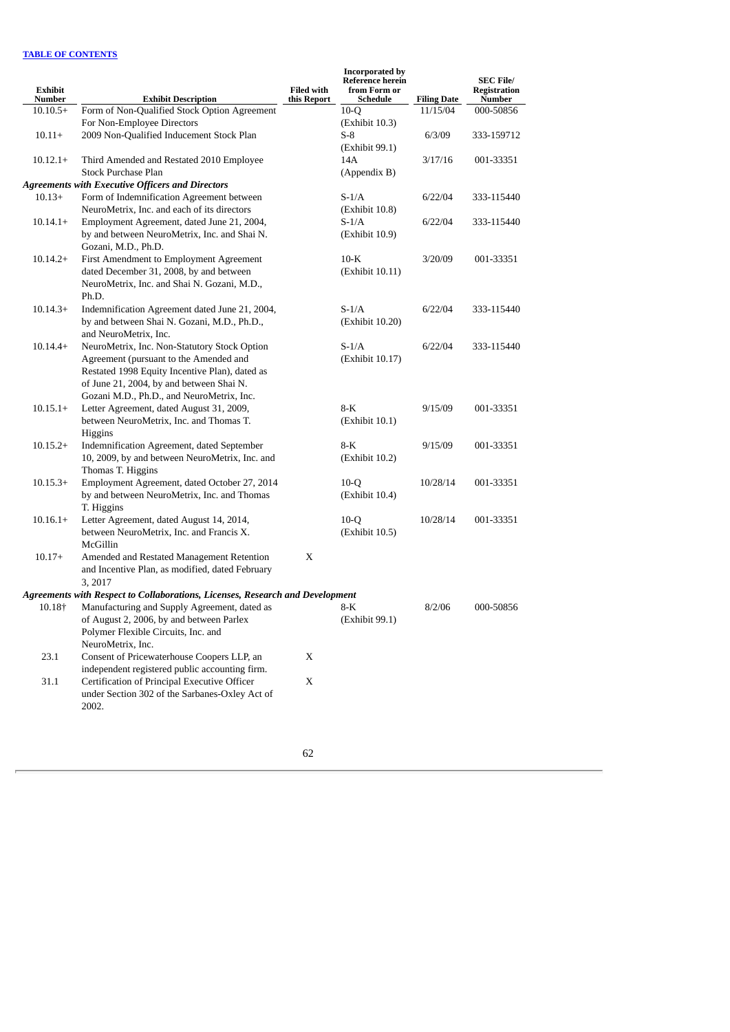[TABLE OF CONTENTS](#)

| Exhibit Number | Exhibit Description | Filed with this Report | Incorporated by Reference herein from Form or Schedule | Filing Date | SEC File/ Registration Number |
|---|---|---|---|---|---|
| 10.10.5+ | Form of Non-Qualified Stock Option Agreement For Non-Employee Directors | | 10-Q (Exhibit 10.3) | 11/15/04 | 000-50856 |
| 10.11+ | 2009 Non-Qualified Inducement Stock Plan | | S-8 (Exhibit 99.1) | 6/3/09 | 333-159712 |
| 10.12.1+ | Third Amended and Restated 2010 Employee Stock Purchase Plan | | 14A (Appendix B) | 3/17/16 | 001-33351 |
| ***Agreements with Executive Officers and Directors*** | | | | | |
| 10.13+ | Form of Indemnification Agreement between NeuroMetrix, Inc. and each of its directors | | S-1/A (Exhibit 10.8) | 6/22/04 | 333-115440 |
| 10.14.1+ | Employment Agreement, dated June 21, 2004, by and between NeuroMetrix, Inc. and Shai N. Gozani, M.D., Ph.D. | | S-1/A (Exhibit 10.9) | 6/22/04 | 333-115440 |
| 10.14.2+ | First Amendment to Employment Agreement dated December 31, 2008, by and between NeuroMetrix, Inc. and Shai N. Gozani, M.D., Ph.D. | | 10-K (Exhibit 10.11) | 3/20/09 | 001-33351 |
| 10.14.3+ | Indemnification Agreement dated June 21, 2004, by and between Shai N. Gozani, M.D., Ph.D., and NeuroMetrix, Inc. | | S-1/A (Exhibit 10.20) | 6/22/04 | 333-115440 |
| 10.14.4+ | NeuroMetrix, Inc. Non-Statutory Stock Option Agreement (pursuant to the Amended and Restated 1998 Equity Incentive Plan), dated as of June 21, 2004, by and between Shai N. Gozani M.D., Ph.D., and NeuroMetrix, Inc. | | S-1/A (Exhibit 10.17) | 6/22/04 | 333-115440 |
| 10.15.1+ | Letter Agreement, dated August 31, 2009, between NeuroMetrix, Inc. and Thomas T. Higgins | | 8-K (Exhibit 10.1) | 9/15/09 | 001-33351 |
| 10.15.2+ | Indemnification Agreement, dated September 10, 2009, by and between NeuroMetrix, Inc. and Thomas T. Higgins | | 8-K (Exhibit 10.2) | 9/15/09 | 001-33351 |
| 10.15.3+ | Employment Agreement, dated October 27, 2014 by and between NeuroMetrix, Inc. and Thomas T. Higgins | | 10-Q (Exhibit 10.4) | 10/28/14 | 001-33351 |
| 10.16.1+ | Letter Agreement, dated August 14, 2014, between NeuroMetrix, Inc. and Francis X. McGillin | | 10-Q (Exhibit 10.5) | 10/28/14 | 001-33351 |
| 10.17+ | Amended and Restated Management Retention and Incentive Plan, as modified, dated February 3, 2017 | X | | | |
| ***Agreements with Respect to Collaborations, Licenses, Research and Development*** | | | | | |
| 10.18† | Manufacturing and Supply Agreement, dated as of August 2, 2006, by and between Parlex Polymer Flexible Circuits, Inc. and NeuroMetrix, Inc. | | 8-K (Exhibit 99.1) | 8/2/06 | 000-50856 |
| 23.1 | Consent of PricewaterhouseCoopers LLP, an independent registered public accounting firm. | X | | | |
| 31.1 | Certification of Principal Executive Officer under Section 302 of the Sarbanes-Oxley Act of 2002. | X | | | |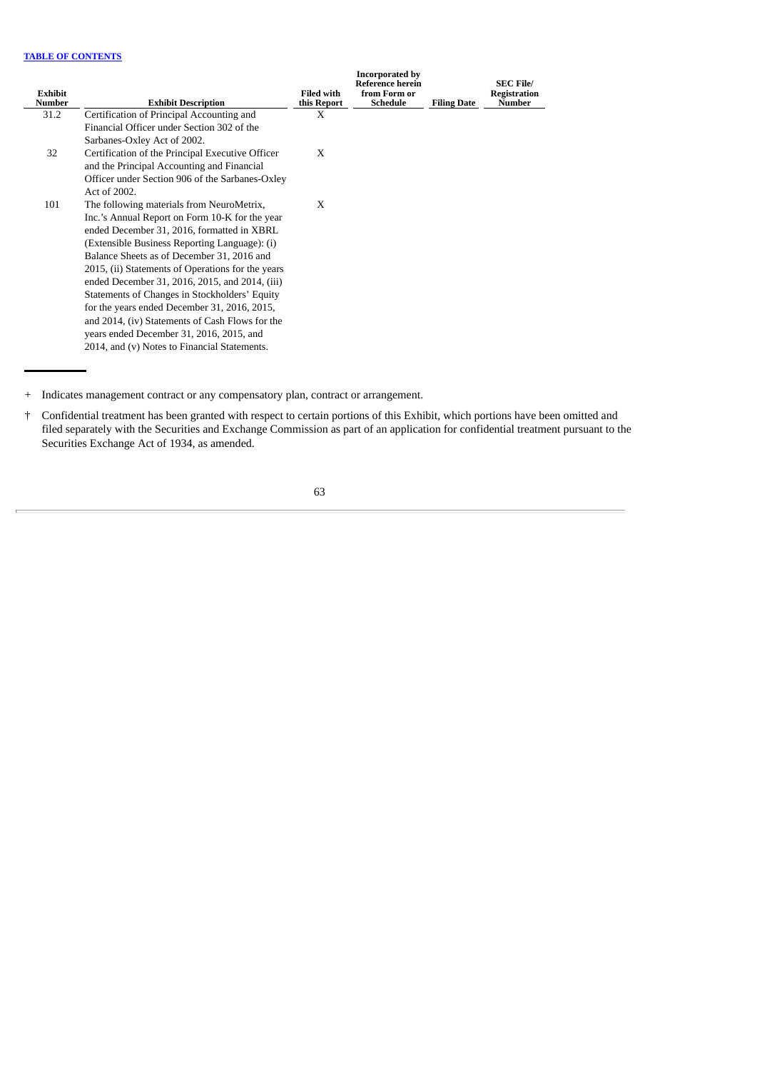[TABLE OF CONTENTS]

| Exhibit Number | Exhibit Description | Filed with this Report | Incorporated by Reference herein from Form or Schedule | Filing Date | SEC File/ Registration Number |
|---|---|---|---|---|---|
| 31.2 | Certification of Principal Accounting and Financial Officer under Section 302 of the Sarbanes-Oxley Act of 2002. | X | | | |
| 32 | Certification of the Principal Executive Officer and the Principal Accounting and Financial Officer under Section 906 of the Sarbanes-Oxley Act of 2002. | X | | | |
| 101 | The following materials from NeuroMetrix, Inc.'s Annual Report on Form 10-K for the year ended December 31, 2016, formatted in XBRL (Extensible Business Reporting Language): (i) Balance Sheets as of December 31, 2016 and 2015, (ii) Statements of Operations for the years ended December 31, 2016, 2015, and 2014, (iii) Statements of Changes in Stockholders' Equity for the years ended December 31, 2016, 2015, and 2014, (iv) Statements of Cash Flows for the years ended December 31, 2016, 2015, and 2014, and (v) Notes to Financial Statements. | X | | | |

\+ Indicates management contract or any compensatory plan, contract or arrangement.

† Confidential treatment has been granted with respect to certain portions of this Exhibit, which portions have been omitted and filed separately with the Securities and Exchange Commission as part of an application for confidential treatment pursuant to the Securities Exchange Act of 1934, as amended.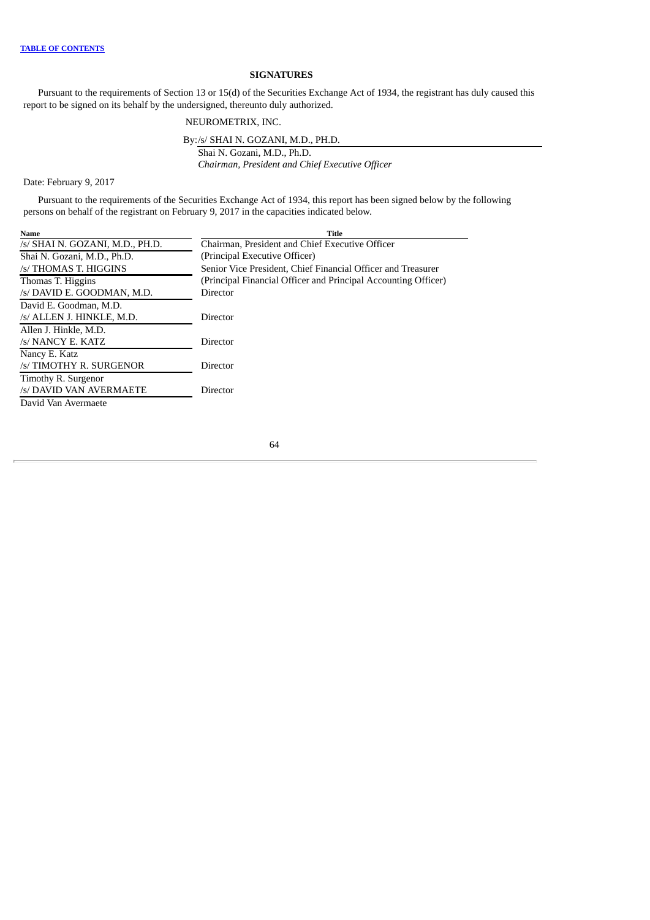[TABLE OF CONTENTS](#)

## SIGNATURES

Pursuant to the requirements of Section 13 or 15(d) of the Securities Exchange Act of 1934, the registrant has duly caused this report to be signed on its behalf by the undersigned, thereunto duly authorized.

NEUROMETRIX, INC.

By:/s/ SHAI N. GOZANI, M.D., PH.D.

Shai N. Gozani, M.D., Ph.D.
*Chairman, President and Chief Executive Officer*

Date: February 9, 2017

Pursuant to the requirements of the Securities Exchange Act of 1934, this report has been signed below by the following persons on behalf of the registrant on February 9, 2017 in the capacities indicated below.

| Name | Title |
|---|---|
| /s/ SHAI N. GOZANI, M.D., PH.D.<br>Shai N. Gozani, M.D., Ph.D. | Chairman, President and Chief Executive Officer<br>(Principal Executive Officer) |
| /s/ THOMAS T. HIGGINS<br>Thomas T. Higgins | Senior Vice President, Chief Financial Officer and Treasurer<br>(Principal Financial Officer and Principal Accounting Officer) |
| /s/ DAVID E. GOODMAN, M.D.<br>David E. Goodman, M.D. | Director |
| /s/ ALLEN J. HINKLE, M.D.<br>Allen J. Hinkle, M.D. | Director |
| /s/ NANCY E. KATZ<br>Nancy E. Katz | Director |
| /s/ TIMOTHY R. SURGENOR<br>Timothy R. Surgenor | Director |
| /s/ DAVID VAN AVERMAETE<br>David Van Avermaete | Director |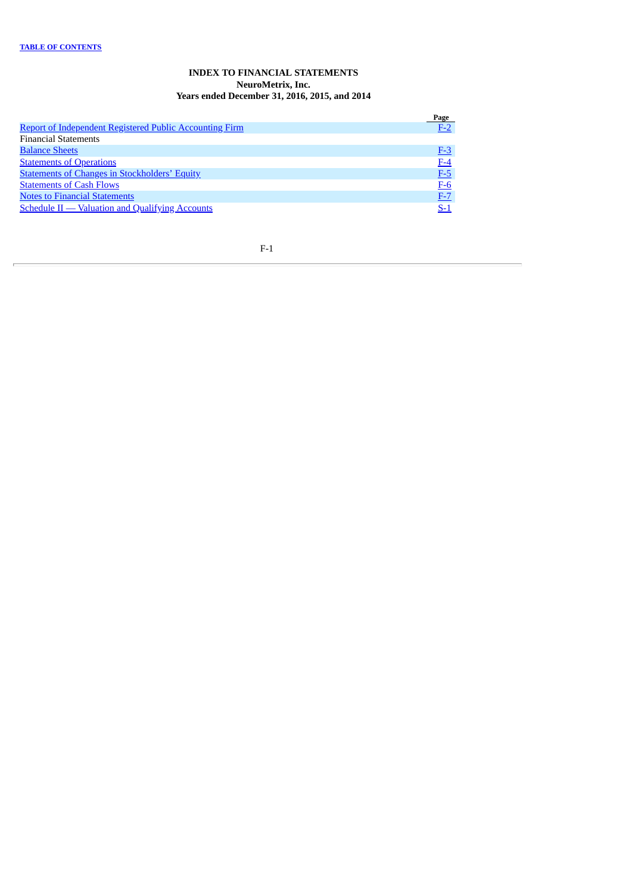**INDEX TO FINANCIAL STATEMENTS**
**NeuroMetrix, Inc.**
**Years ended December 31, 2016, 2015, and 2014**

| | Page |
|---|---|
| Report of Independent Registered Public Accounting Firm | F-2 |
| Financial Statements | |
| Balance Sheets | F-3 |
| Statements of Operations | F-4 |
| Statements of Changes in Stockholders' Equity | F-5 |
| Statements of Cash Flows | F-6 |
| Notes to Financial Statements | F-7 |
| Schedule II — Valuation and Qualifying Accounts | S-1 |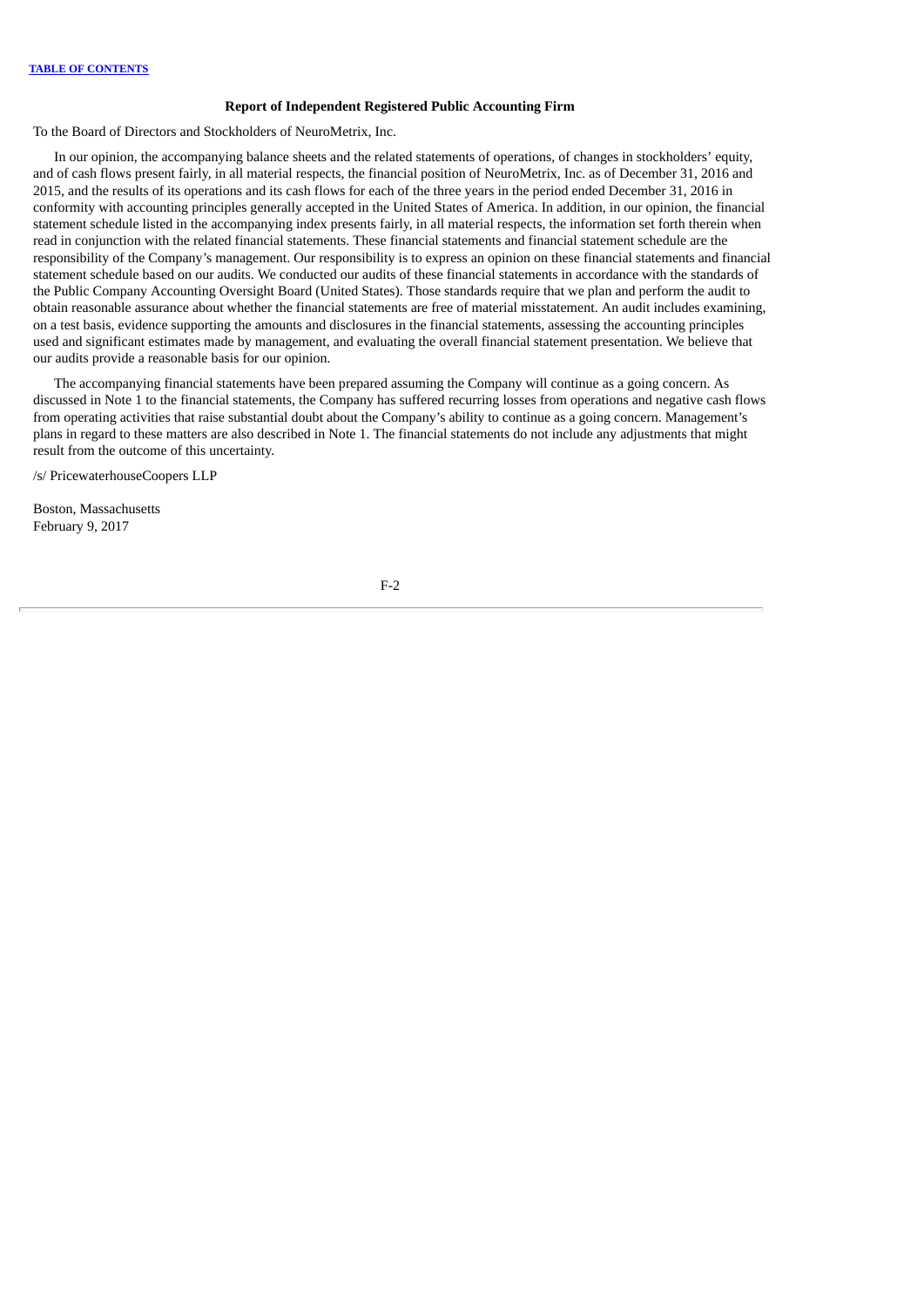## Report of Independent Registered Public Accounting Firm

To the Board of Directors and Stockholders of NeuroMetrix, Inc.

In our opinion, the accompanying balance sheets and the related statements of operations, of changes in stockholders' equity, and of cash flows present fairly, in all material respects, the financial position of NeuroMetrix, Inc. as of December 31, 2016 and 2015, and the results of its operations and its cash flows for each of the three years in the period ended December 31, 2016 in conformity with accounting principles generally accepted in the United States of America. In addition, in our opinion, the financial statement schedule listed in the accompanying index presents fairly, in all material respects, the information set forth therein when read in conjunction with the related financial statements. These financial statements and financial statement schedule are the responsibility of the Company's management. Our responsibility is to express an opinion on these financial statements and financial statement schedule based on our audits. We conducted our audits of these financial statements in accordance with the standards of the Public Company Accounting Oversight Board (United States). Those standards require that we plan and perform the audit to obtain reasonable assurance about whether the financial statements are free of material misstatement. An audit includes examining, on a test basis, evidence supporting the amounts and disclosures in the financial statements, assessing the accounting principles used and significant estimates made by management, and evaluating the overall financial statement presentation. We believe that our audits provide a reasonable basis for our opinion.

The accompanying financial statements have been prepared assuming the Company will continue as a going concern. As discussed in Note 1 to the financial statements, the Company has suffered recurring losses from operations and negative cash flows from operating activities that raise substantial doubt about the Company's ability to continue as a going concern. Management's plans in regard to these matters are also described in Note 1. The financial statements do not include any adjustments that might result from the outcome of this uncertainty.

/s/ PricewaterhouseCoopers LLP

Boston, Massachusetts
February 9, 2017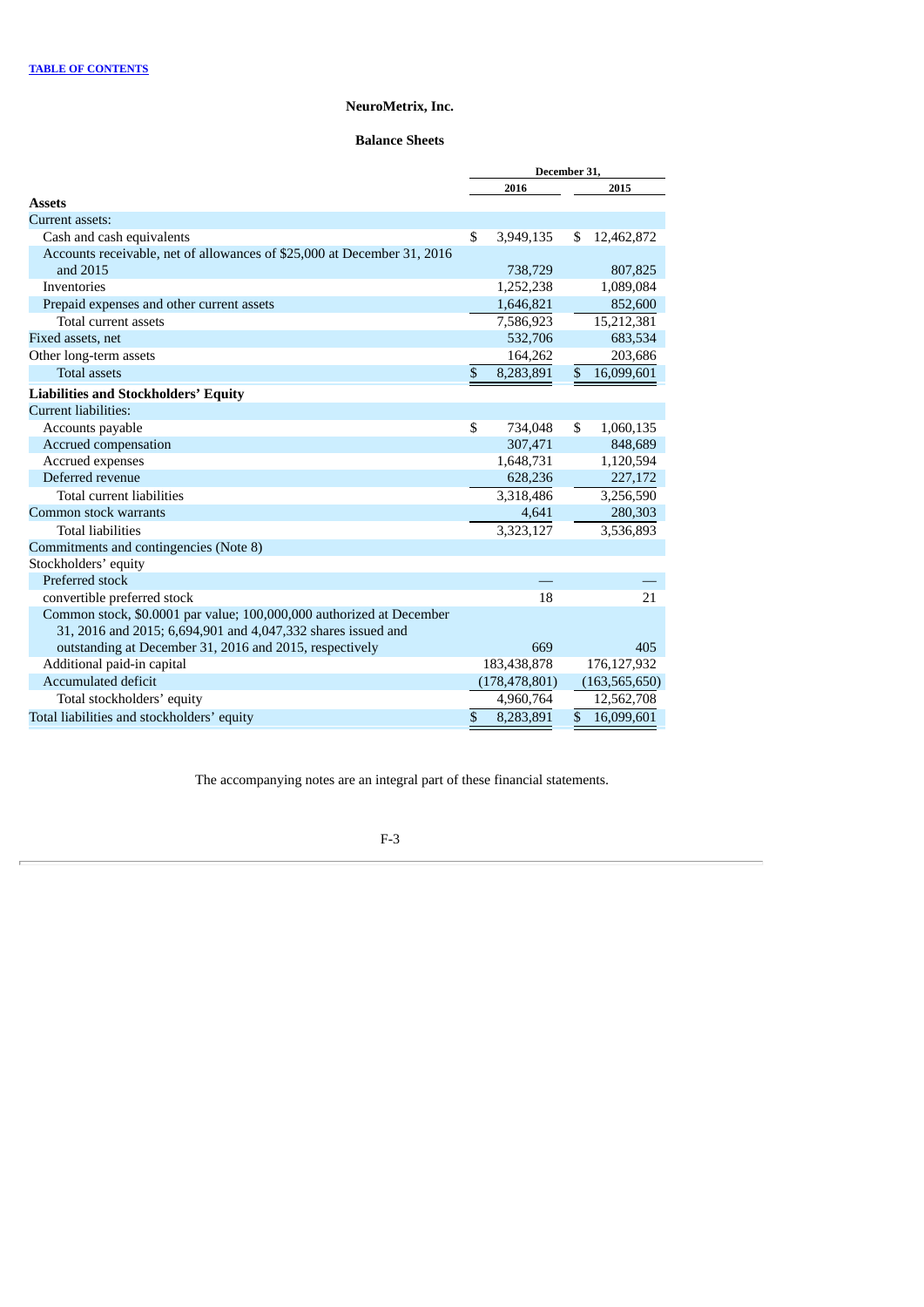[TABLE OF CONTENTS](#)

# NeuroMetrix, Inc.

## Balance Sheets

| | December 31, | |
|---|---|---|
| | 2016 | 2015 |
| **Assets** | | |
| Current assets: | | |
| Cash and cash equivalents | $ 3,949,135 | $ 12,462,872 |
| Accounts receivable, net of allowances of $25,000 at December 31, 2016 and 2015 | 738,729 | 807,825 |
| Inventories | 1,252,238 | 1,089,084 |
| Prepaid expenses and other current assets | 1,646,821 | 852,600 |
| Total current assets | 7,586,923 | 15,212,381 |
| Fixed assets, net | 532,706 | 683,534 |
| Other long-term assets | 164,262 | 203,686 |
| Total assets | $ 8,283,891 | $ 16,099,601 |
| **Liabilities and Stockholders' Equity** | | |
| Current liabilities: | | |
| Accounts payable | $ 734,048 | $ 1,060,135 |
| Accrued compensation | 307,471 | 848,689 |
| Accrued expenses | 1,648,731 | 1,120,594 |
| Deferred revenue | 628,236 | 227,172 |
| Total current liabilities | 3,318,486 | 3,256,590 |
| Common stock warrants | 4,641 | 280,303 |
| Total liabilities | 3,323,127 | 3,536,893 |
| Commitments and contingencies (Note 8) | | |
| Stockholders' equity | | |
| Preferred stock | — | — |
| convertible preferred stock | 18 | 21 |
| Common stock, $0.0001 par value; 100,000,000 authorized at December 31, 2016 and 2015; 6,694,901 and 4,047,332 shares issued and outstanding at December 31, 2016 and 2015, respectively | 669 | 405 |
| Additional paid-in capital | 183,438,878 | 176,127,932 |
| Accumulated deficit | (178,478,801) | (163,565,650) |
| Total stockholders' equity | 4,960,764 | 12,562,708 |
| Total liabilities and stockholders' equity | $ 8,283,891 | $ 16,099,601 |

The accompanying notes are an integral part of these financial statements.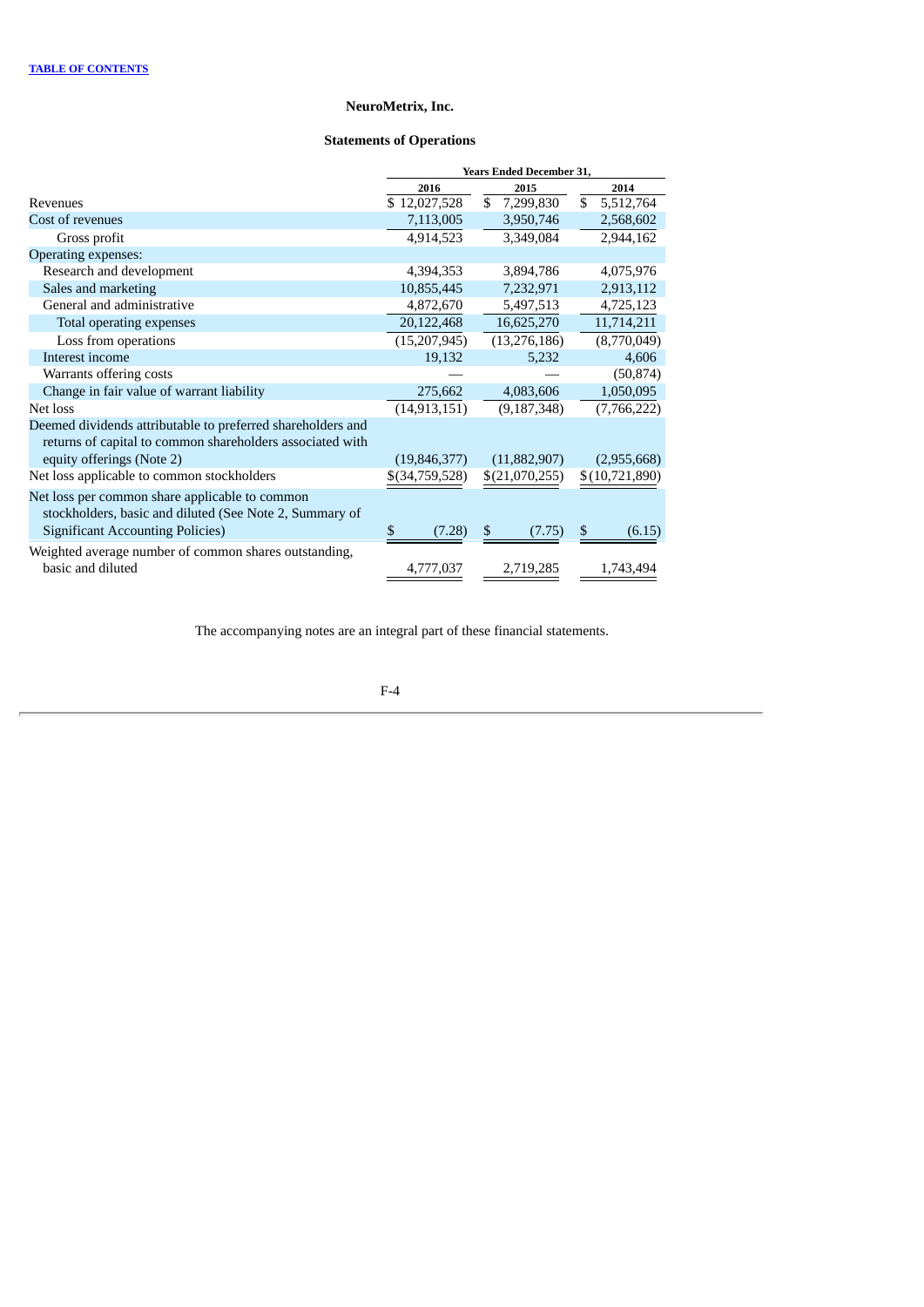**TABLE OF CONTENTS**

## NeuroMetrix, Inc.

### Statements of Operations

| | Years Ended December 31, | | |
|---|---|---|---|
| | 2016 | 2015 | 2014 |
| Revenues | $ 12,027,528 | $ 7,299,830 | $ 5,512,764 |
| Cost of revenues | 7,113,005 | 3,950,746 | 2,568,602 |
| Gross profit | 4,914,523 | 3,349,084 | 2,944,162 |
| Operating expenses: | | | |
| Research and development | 4,394,353 | 3,894,786 | 4,075,976 |
| Sales and marketing | 10,855,445 | 7,232,971 | 2,913,112 |
| General and administrative | 4,872,670 | 5,497,513 | 4,725,123 |
| Total operating expenses | 20,122,468 | 16,625,270 | 11,714,211 |
| Loss from operations | (15,207,945) | (13,276,186) | (8,770,049) |
| Interest income | 19,132 | 5,232 | 4,606 |
| Warrants offering costs | — | — | (50,874) |
| Change in fair value of warrant liability | 275,662 | 4,083,606 | 1,050,095 |
| Net loss | (14,913,151) | (9,187,348) | (7,766,222) |
| Deemed dividends attributable to preferred shareholders and returns of capital to common shareholders associated with equity offerings (Note 2) | (19,846,377) | (11,882,907) | (2,955,668) |
| Net loss applicable to common stockholders | $(34,759,528) | $(21,070,255) | $(10,721,890) |
| Net loss per common share applicable to common stockholders, basic and diluted (See Note 2, Summary of Significant Accounting Policies) | $ (7.28) | $ (7.75) | $ (6.15) |
| Weighted average number of common shares outstanding, basic and diluted | 4,777,037 | 2,719,285 | 1,743,494 |

The accompanying notes are an integral part of these financial statements.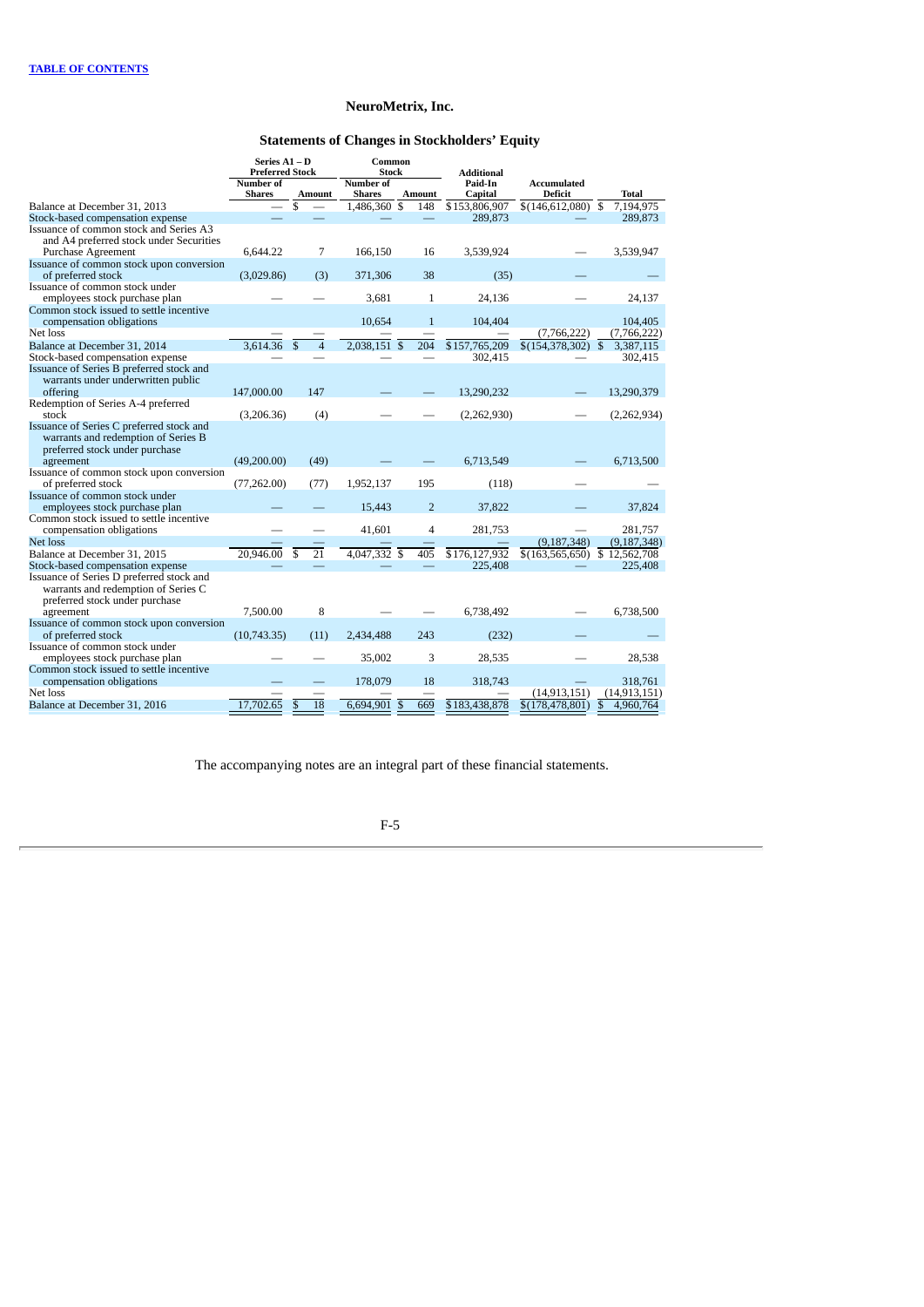[TABLE OF CONTENTS](#)

# NeuroMetrix, Inc.

## Statements of Changes in Stockholders' Equity

| | Series A1 – D Preferred Stock | | Common Stock | | Additional Paid-In Capital | Accumulated Deficit | Total |
|---|---|---|---|---|---|---|---|
| | Number of Shares | Amount | Number of Shares | Amount | | | |
| Balance at December 31, 2013 | — | $ — | 1,486,360 | $ 148 | $153,806,907 | $(146,612,080) | $ 7,194,975 |
| Stock-based compensation expense | — | — | — | — | 289,873 | — | 289,873 |
| Issuance of common stock and Series A3 and A4 preferred stock under Securities Purchase Agreement | 6,644.22 | 7 | 166,150 | 16 | 3,539,924 | — | 3,539,947 |
| Issuance of common stock upon conversion of preferred stock | (3,029.86) | (3) | 371,306 | 38 | (35) | — | — |
| Issuance of common stock under employees stock purchase plan | — | — | 3,681 | 1 | 24,136 | — | 24,137 |
| Common stock issued to settle incentive compensation obligations | | | 10,654 | 1 | 104,404 | | 104,405 |
| Net loss | — | — | — | — | — | (7,766,222) | (7,766,222) |
| Balance at December 31, 2014 | 3,614.36 | $ 4 | 2,038,151 | $ 204 | $157,765,209 | $(154,378,302) | $ 3,387,115 |
| Stock-based compensation expense | — | — | — | — | 302,415 | — | 302,415 |
| Issuance of Series B preferred stock and warrants under underwritten public offering | 147,000.00 | 147 | — | — | 13,290,232 | — | 13,290,379 |
| Redemption of Series A-4 preferred stock | (3,206.36) | (4) | — | — | (2,262,930) | — | (2,262,934) |
| Issuance of Series C preferred stock and warrants and redemption of Series B preferred stock under purchase agreement | (49,200.00) | (49) | — | — | 6,713,549 | — | 6,713,500 |
| Issuance of common stock upon conversion of preferred stock | (77,262.00) | (77) | 1,952,137 | 195 | (118) | — | — |
| Issuance of common stock under employees stock purchase plan | — | — | 15,443 | 2 | 37,822 | — | 37,824 |
| Common stock issued to settle incentive compensation obligations | — | — | 41,601 | 4 | 281,753 | — | 281,757 |
| Net loss | — | — | — | — | — | (9,187,348) | (9,187,348) |
| Balance at December 31, 2015 | 20,946.00 | $ 21 | 4,047,332 | $ 405 | $176,127,932 | $(163,565,650) | $ 12,562,708 |
| Stock-based compensation expense | — | — | — | — | 225,408 | — | 225,408 |
| Issuance of Series D preferred stock and warrants and redemption of Series C preferred stock under purchase agreement | 7,500.00 | 8 | — | — | 6,738,492 | — | 6,738,500 |
| Issuance of common stock upon conversion of preferred stock | (10,743.35) | (11) | 2,434,488 | 243 | (232) | — | — |
| Issuance of common stock under employees stock purchase plan | — | — | 35,002 | 3 | 28,535 | — | 28,538 |
| Common stock issued to settle incentive compensation obligations | — | — | 178,079 | 18 | 318,743 | — | 318,761 |
| Net loss | — | — | — | — | — | (14,913,151) | (14,913,151) |
| Balance at December 31, 2016 | 17,702.65 | $ 18 | 6,694,901 | $ 669 | $183,438,878 | $(178,478,801) | $ 4,960,764 |

The accompanying notes are an integral part of these financial statements.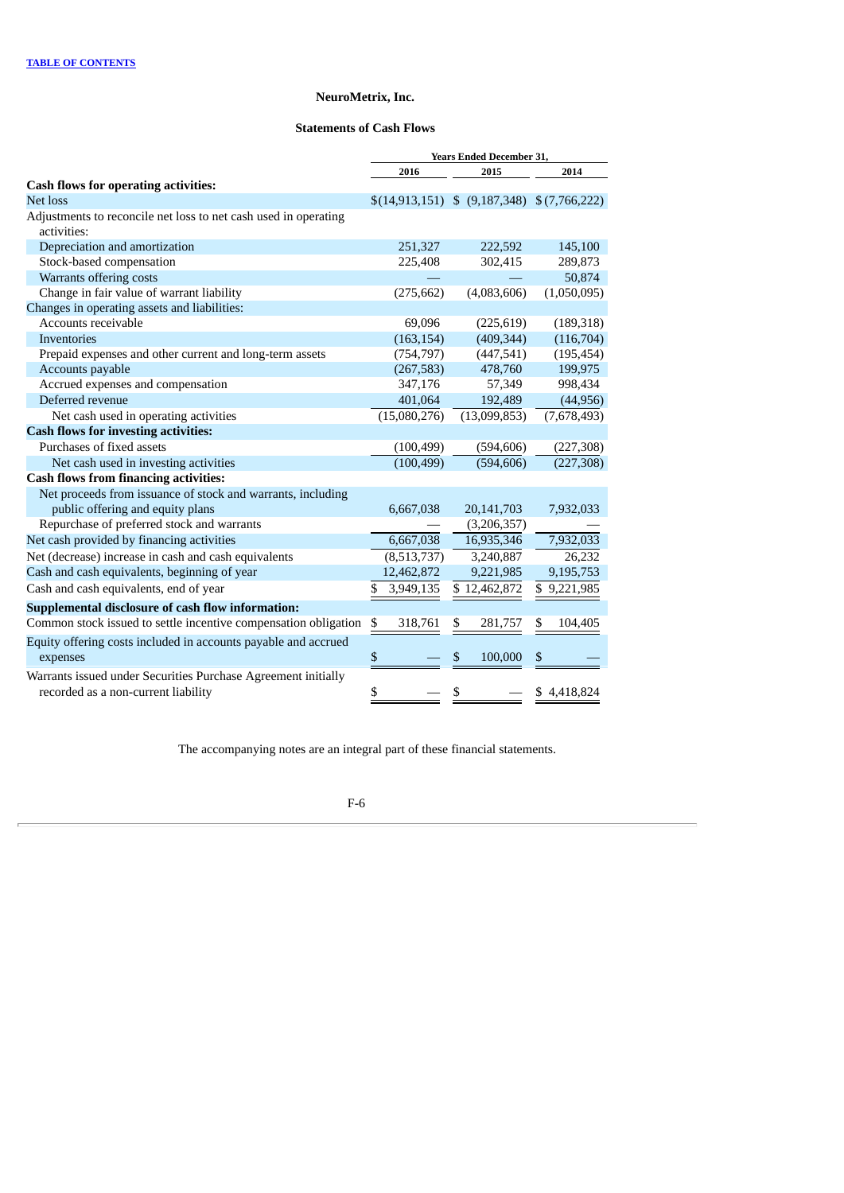TABLE OF CONTENTS

**NeuroMetrix, Inc.**

**Statements of Cash Flows**

| | Years Ended December 31, | | |
|---|---|---|---|
| | 2016 | 2015 | 2014 |
| **Cash flows for operating activities:** | | | |
| Net loss | $(14,913,151) | $ (9,187,348) | $ (7,766,222) |
| Adjustments to reconcile net loss to net cash used in operating activities: | | | |
| Depreciation and amortization | 251,327 | 222,592 | 145,100 |
| Stock-based compensation | 225,408 | 302,415 | 289,873 |
| Warrants offering costs | — | — | 50,874 |
| Change in fair value of warrant liability | (275,662) | (4,083,606) | (1,050,095) |
| Changes in operating assets and liabilities: | | | |
| Accounts receivable | 69,096 | (225,619) | (189,318) |
| Inventories | (163,154) | (409,344) | (116,704) |
| Prepaid expenses and other current and long-term assets | (754,797) | (447,541) | (195,454) |
| Accounts payable | (267,583) | 478,760 | 199,975 |
| Accrued expenses and compensation | 347,176 | 57,349 | 998,434 |
| Deferred revenue | 401,064 | 192,489 | (44,956) |
| Net cash used in operating activities | (15,080,276) | (13,099,853) | (7,678,493) |
| **Cash flows for investing activities:** | | | |
| Purchases of fixed assets | (100,499) | (594,606) | (227,308) |
| Net cash used in investing activities | (100,499) | (594,606) | (227,308) |
| **Cash flows from financing activities:** | | | |
| Net proceeds from issuance of stock and warrants, including public offering and equity plans | 6,667,038 | 20,141,703 | 7,932,033 |
| Repurchase of preferred stock and warrants | — | (3,206,357) | — |
| Net cash provided by financing activities | 6,667,038 | 16,935,346 | 7,932,033 |
| Net (decrease) increase in cash and cash equivalents | (8,513,737) | 3,240,887 | 26,232 |
| Cash and cash equivalents, beginning of year | 12,462,872 | 9,221,985 | 9,195,753 |
| Cash and cash equivalents, end of year | $ 3,949,135 | $ 12,462,872 | $ 9,221,985 |
| **Supplemental disclosure of cash flow information:** | | | |
| Common stock issued to settle incentive compensation obligation | $ 318,761 | $ 281,757 | $ 104,405 |
| Equity offering costs included in accounts payable and accrued expenses | $ — | $ 100,000 | $ — |
| Warrants issued under Securities Purchase Agreement initially recorded as a non-current liability | $ — | $ — | $ 4,418,824 |

The accompanying notes are an integral part of these financial statements.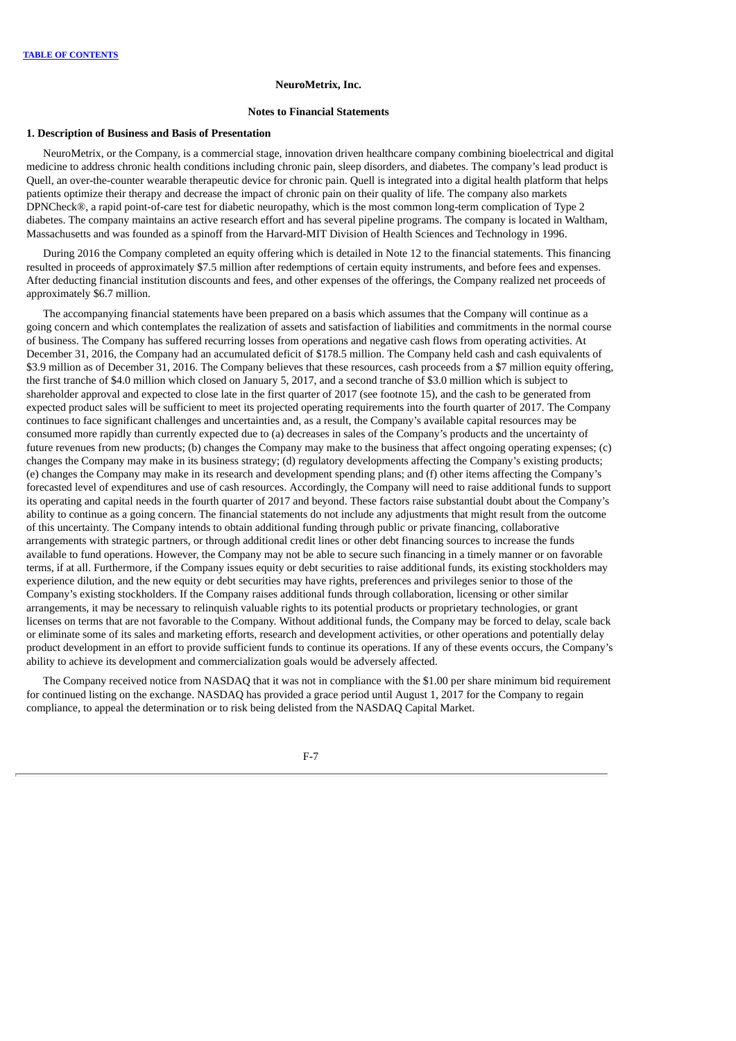**NeuroMetrix, Inc.**

**Notes to Financial Statements**

**1. Description of Business and Basis of Presentation**

NeuroMetrix, or the Company, is a commercial stage, innovation driven healthcare company combining bioelectrical and digital medicine to address chronic health conditions including chronic pain, sleep disorders, and diabetes. The company's lead product is Quell, an over-the-counter wearable therapeutic device for chronic pain. Quell is integrated into a digital health platform that helps patients optimize their therapy and decrease the impact of chronic pain on their quality of life. The company also markets DPNCheck®, a rapid point-of-care test for diabetic neuropathy, which is the most common long-term complication of Type 2 diabetes. The company maintains an active research effort and has several pipeline programs. The company is located in Waltham, Massachusetts and was founded as a spinoff from the Harvard-MIT Division of Health Sciences and Technology in 1996.

During 2016 the Company completed an equity offering which is detailed in Note 12 to the financial statements. This financing resulted in proceeds of approximately $7.5 million after redemptions of certain equity instruments, and before fees and expenses. After deducting financial institution discounts and fees, and other expenses of the offerings, the Company realized net proceeds of approximately $6.7 million.

The accompanying financial statements have been prepared on a basis which assumes that the Company will continue as a going concern and which contemplates the realization of assets and satisfaction of liabilities and commitments in the normal course of business. The Company has suffered recurring losses from operations and negative cash flows from operating activities. At December 31, 2016, the Company had an accumulated deficit of $178.5 million. The Company held cash and cash equivalents of $3.9 million as of December 31, 2016. The Company believes that these resources, cash proceeds from a $7 million equity offering, the first tranche of $4.0 million which closed on January 5, 2017, and a second tranche of $3.0 million which is subject to shareholder approval and expected to close late in the first quarter of 2017 (see footnote 15), and the cash to be generated from expected product sales will be sufficient to meet its projected operating requirements into the fourth quarter of 2017. The Company continues to face significant challenges and uncertainties and, as a result, the Company's available capital resources may be consumed more rapidly than currently expected due to (a) decreases in sales of the Company's products and the uncertainty of future revenues from new products; (b) changes the Company may make to the business that affect ongoing operating expenses; (c) changes the Company may make in its business strategy; (d) regulatory developments affecting the Company's existing products; (e) changes the Company may make in its research and development spending plans; and (f) other items affecting the Company's forecasted level of expenditures and use of cash resources. Accordingly, the Company will need to raise additional funds to support its operating and capital needs in the fourth quarter of 2017 and beyond. These factors raise substantial doubt about the Company's ability to continue as a going concern. The financial statements do not include any adjustments that might result from the outcome of this uncertainty. The Company intends to obtain additional funding through public or private financing, collaborative arrangements with strategic partners, or through additional credit lines or other debt financing sources to increase the funds available to fund operations. However, the Company may not be able to secure such financing in a timely manner or on favorable terms, if at all. Furthermore, if the Company issues equity or debt securities to raise additional funds, its existing stockholders may experience dilution, and the new equity or debt securities may have rights, preferences and privileges senior to those of the Company's existing stockholders. If the Company raises additional funds through collaboration, licensing or other similar arrangements, it may be necessary to relinquish valuable rights to its potential products or proprietary technologies, or grant licenses on terms that are not favorable to the Company. Without additional funds, the Company may be forced to delay, scale back or eliminate some of its sales and marketing efforts, research and development activities, or other operations and potentially delay product development in an effort to provide sufficient funds to continue its operations. If any of these events occurs, the Company's ability to achieve its development and commercialization goals would be adversely affected.

The Company received notice from NASDAQ that it was not in compliance with the $1.00 per share minimum bid requirement for continued listing on the exchange. NASDAQ has provided a grace period until August 1, 2017 for the Company to regain compliance, to appeal the determination or to risk being delisted from the NASDAQ Capital Market.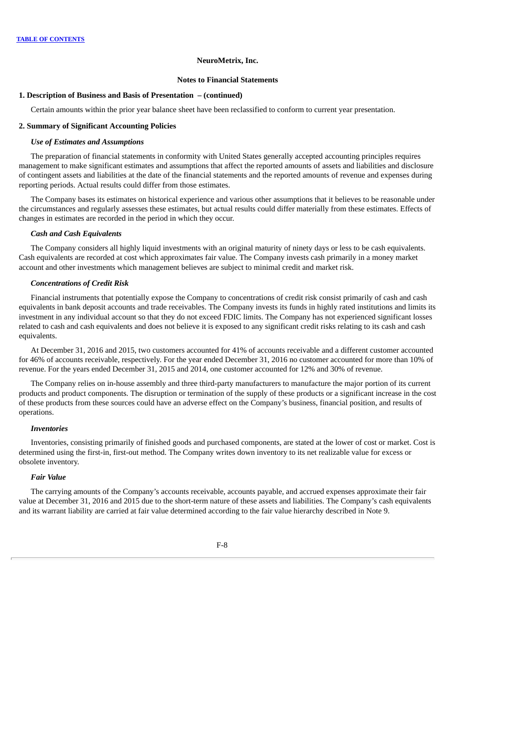**NeuroMetrix, Inc.**

**Notes to Financial Statements**

**1. Description of Business and Basis of Presentation – (continued)**

Certain amounts within the prior year balance sheet have been reclassified to conform to current year presentation.

## 2. Summary of Significant Accounting Policies

***Use of Estimates and Assumptions***

The preparation of financial statements in conformity with United States generally accepted accounting principles requires management to make significant estimates and assumptions that affect the reported amounts of assets and liabilities and disclosure of contingent assets and liabilities at the date of the financial statements and the reported amounts of revenue and expenses during reporting periods. Actual results could differ from those estimates.

The Company bases its estimates on historical experience and various other assumptions that it believes to be reasonable under the circumstances and regularly assesses these estimates, but actual results could differ materially from these estimates. Effects of changes in estimates are recorded in the period in which they occur.

***Cash and Cash Equivalents***

The Company considers all highly liquid investments with an original maturity of ninety days or less to be cash equivalents. Cash equivalents are recorded at cost which approximates fair value. The Company invests cash primarily in a money market account and other investments which management believes are subject to minimal credit and market risk.

***Concentrations of Credit Risk***

Financial instruments that potentially expose the Company to concentrations of credit risk consist primarily of cash and cash equivalents in bank deposit accounts and trade receivables. The Company invests its funds in highly rated institutions and limits its investment in any individual account so that they do not exceed FDIC limits. The Company has not experienced significant losses related to cash and cash equivalents and does not believe it is exposed to any significant credit risks relating to its cash and cash equivalents.

At December 31, 2016 and 2015, two customers accounted for 41% of accounts receivable and a different customer accounted for 46% of accounts receivable, respectively. For the year ended December 31, 2016 no customer accounted for more than 10% of revenue. For the years ended December 31, 2015 and 2014, one customer accounted for 12% and 30% of revenue.

The Company relies on in-house assembly and three third-party manufacturers to manufacture the major portion of its current products and product components. The disruption or termination of the supply of these products or a significant increase in the cost of these products from these sources could have an adverse effect on the Company's business, financial position, and results of operations.

***Inventories***

Inventories, consisting primarily of finished goods and purchased components, are stated at the lower of cost or market. Cost is determined using the first-in, first-out method. The Company writes down inventory to its net realizable value for excess or obsolete inventory.

***Fair Value***

The carrying amounts of the Company's accounts receivable, accounts payable, and accrued expenses approximate their fair value at December 31, 2016 and 2015 due to the short-term nature of these assets and liabilities. The Company's cash equivalents and its warrant liability are carried at fair value determined according to the fair value hierarchy described in Note 9.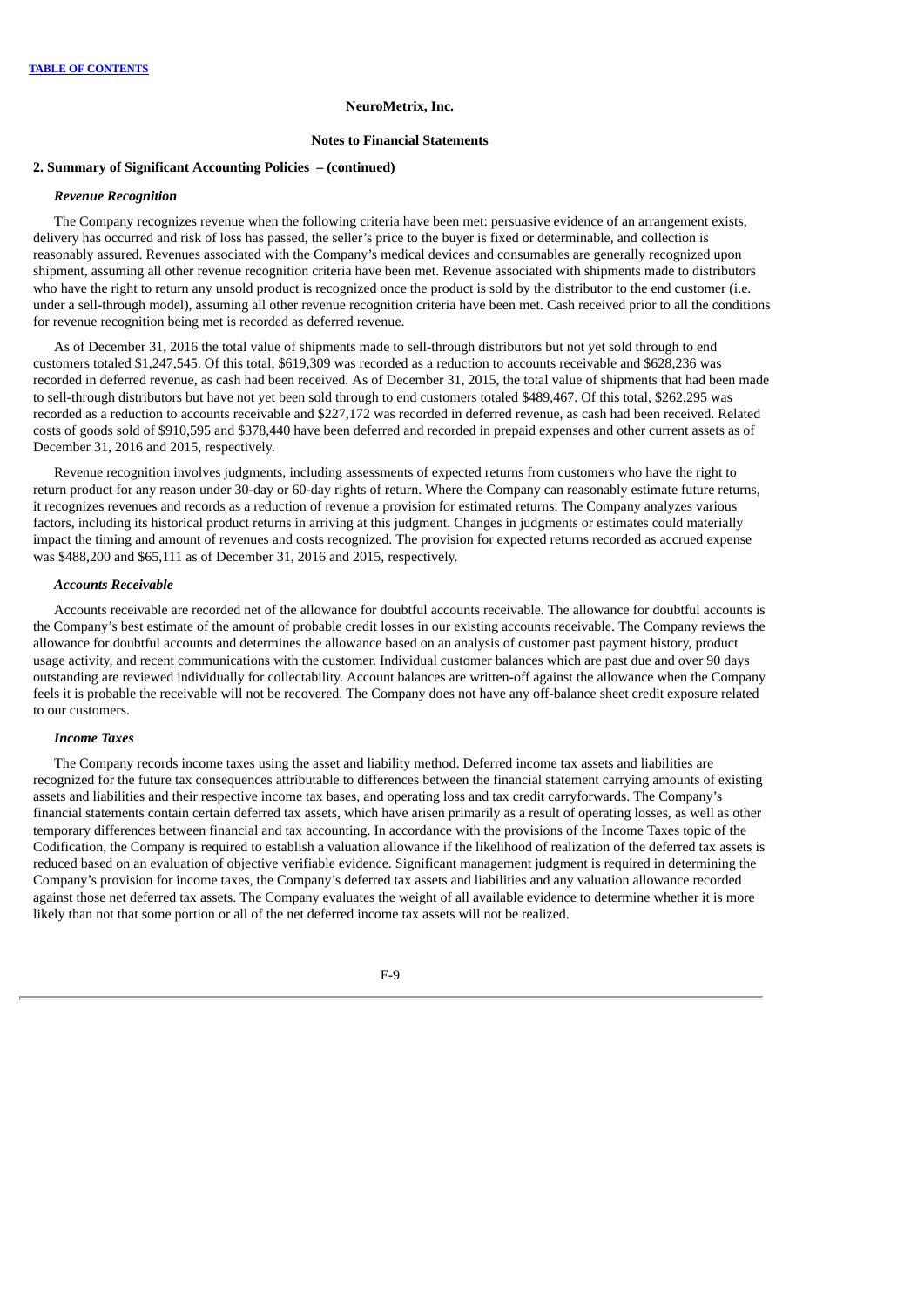**NeuroMetrix, Inc.**

**Notes to Financial Statements**

**2. Summary of Significant Accounting Policies – (continued)**

***Revenue Recognition***

The Company recognizes revenue when the following criteria have been met: persuasive evidence of an arrangement exists, delivery has occurred and risk of loss has passed, the seller's price to the buyer is fixed or determinable, and collection is reasonably assured. Revenues associated with the Company's medical devices and consumables are generally recognized upon shipment, assuming all other revenue recognition criteria have been met. Revenue associated with shipments made to distributors who have the right to return any unsold product is recognized once the product is sold by the distributor to the end customer (i.e. under a sell-through model), assuming all other revenue recognition criteria have been met. Cash received prior to all the conditions for revenue recognition being met is recorded as deferred revenue.

As of December 31, 2016 the total value of shipments made to sell-through distributors but not yet sold through to end customers totaled $1,247,545. Of this total, $619,309 was recorded as a reduction to accounts receivable and $628,236 was recorded in deferred revenue, as cash had been received. As of December 31, 2015, the total value of shipments that had been made to sell-through distributors but have not yet been sold through to end customers totaled $489,467. Of this total, $262,295 was recorded as a reduction to accounts receivable and $227,172 was recorded in deferred revenue, as cash had been received. Related costs of goods sold of $910,595 and $378,440 have been deferred and recorded in prepaid expenses and other current assets as of December 31, 2016 and 2015, respectively.

Revenue recognition involves judgments, including assessments of expected returns from customers who have the right to return product for any reason under 30-day or 60-day rights of return. Where the Company can reasonably estimate future returns, it recognizes revenues and records as a reduction of revenue a provision for estimated returns. The Company analyzes various factors, including its historical product returns in arriving at this judgment. Changes in judgments or estimates could materially impact the timing and amount of revenues and costs recognized. The provision for expected returns recorded as accrued expense was $488,200 and $65,111 as of December 31, 2016 and 2015, respectively.

***Accounts Receivable***

Accounts receivable are recorded net of the allowance for doubtful accounts receivable. The allowance for doubtful accounts is the Company's best estimate of the amount of probable credit losses in our existing accounts receivable. The Company reviews the allowance for doubtful accounts and determines the allowance based on an analysis of customer past payment history, product usage activity, and recent communications with the customer. Individual customer balances which are past due and over 90 days outstanding are reviewed individually for collectability. Account balances are written-off against the allowance when the Company feels it is probable the receivable will not be recovered. The Company does not have any off-balance sheet credit exposure related to our customers.

***Income Taxes***

The Company records income taxes using the asset and liability method. Deferred income tax assets and liabilities are recognized for the future tax consequences attributable to differences between the financial statement carrying amounts of existing assets and liabilities and their respective income tax bases, and operating loss and tax credit carryforwards. The Company's financial statements contain certain deferred tax assets, which have arisen primarily as a result of operating losses, as well as other temporary differences between financial and tax accounting. In accordance with the provisions of the Income Taxes topic of the Codification, the Company is required to establish a valuation allowance if the likelihood of realization of the deferred tax assets is reduced based on an evaluation of objective verifiable evidence. Significant management judgment is required in determining the Company's provision for income taxes, the Company's deferred tax assets and liabilities and any valuation allowance recorded against those net deferred tax assets. The Company evaluates the weight of all available evidence to determine whether it is more likely than not that some portion or all of the net deferred income tax assets will not be realized.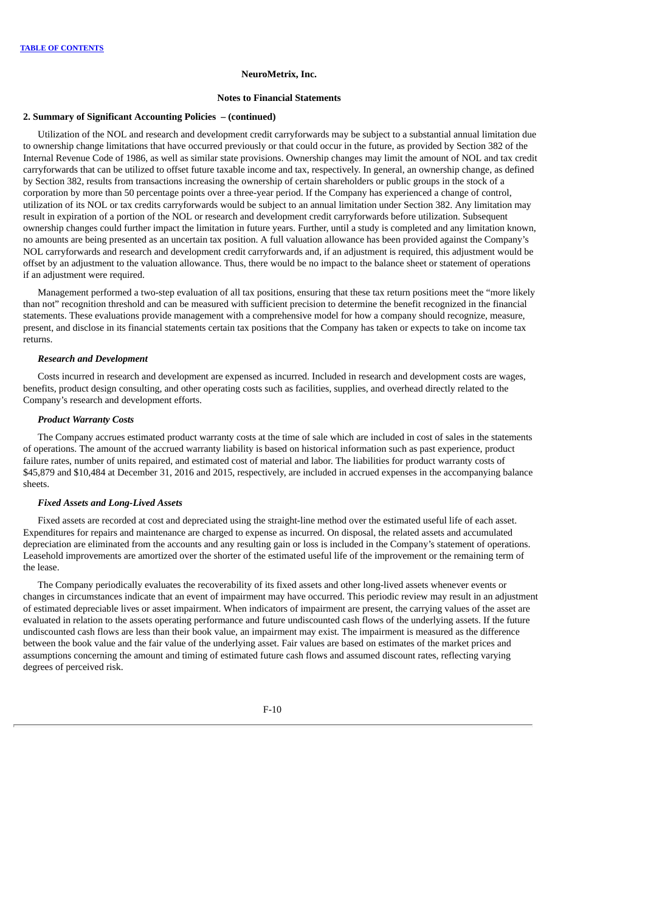**NeuroMetrix, Inc.**

**Notes to Financial Statements**

**2. Summary of Significant Accounting Policies – (continued)**

Utilization of the NOL and research and development credit carryforwards may be subject to a substantial annual limitation due to ownership change limitations that have occurred previously or that could occur in the future, as provided by Section 382 of the Internal Revenue Code of 1986, as well as similar state provisions. Ownership changes may limit the amount of NOL and tax credit carryforwards that can be utilized to offset future taxable income and tax, respectively. In general, an ownership change, as defined by Section 382, results from transactions increasing the ownership of certain shareholders or public groups in the stock of a corporation by more than 50 percentage points over a three-year period. If the Company has experienced a change of control, utilization of its NOL or tax credits carryforwards would be subject to an annual limitation under Section 382. Any limitation may result in expiration of a portion of the NOL or research and development credit carryforwards before utilization. Subsequent ownership changes could further impact the limitation in future years. Further, until a study is completed and any limitation known, no amounts are being presented as an uncertain tax position. A full valuation allowance has been provided against the Company's NOL carryforwards and research and development credit carryforwards and, if an adjustment is required, this adjustment would be offset by an adjustment to the valuation allowance. Thus, there would be no impact to the balance sheet or statement of operations if an adjustment were required.

Management performed a two-step evaluation of all tax positions, ensuring that these tax return positions meet the "more likely than not" recognition threshold and can be measured with sufficient precision to determine the benefit recognized in the financial statements. These evaluations provide management with a comprehensive model for how a company should recognize, measure, present, and disclose in its financial statements certain tax positions that the Company has taken or expects to take on income tax returns.

***Research and Development***

Costs incurred in research and development are expensed as incurred. Included in research and development costs are wages, benefits, product design consulting, and other operating costs such as facilities, supplies, and overhead directly related to the Company's research and development efforts.

***Product Warranty Costs***

The Company accrues estimated product warranty costs at the time of sale which are included in cost of sales in the statements of operations. The amount of the accrued warranty liability is based on historical information such as past experience, product failure rates, number of units repaired, and estimated cost of material and labor. The liabilities for product warranty costs of $45,879 and $10,484 at December 31, 2016 and 2015, respectively, are included in accrued expenses in the accompanying balance sheets.

***Fixed Assets and Long-Lived Assets***

Fixed assets are recorded at cost and depreciated using the straight-line method over the estimated useful life of each asset. Expenditures for repairs and maintenance are charged to expense as incurred. On disposal, the related assets and accumulated depreciation are eliminated from the accounts and any resulting gain or loss is included in the Company's statement of operations. Leasehold improvements are amortized over the shorter of the estimated useful life of the improvement or the remaining term of the lease.

The Company periodically evaluates the recoverability of its fixed assets and other long-lived assets whenever events or changes in circumstances indicate that an event of impairment may have occurred. This periodic review may result in an adjustment of estimated depreciable lives or asset impairment. When indicators of impairment are present, the carrying values of the asset are evaluated in relation to the assets operating performance and future undiscounted cash flows of the underlying assets. If the future undiscounted cash flows are less than their book value, an impairment may exist. The impairment is measured as the difference between the book value and the fair value of the underlying asset. Fair values are based on estimates of the market prices and assumptions concerning the amount and timing of estimated future cash flows and assumed discount rates, reflecting varying degrees of perceived risk.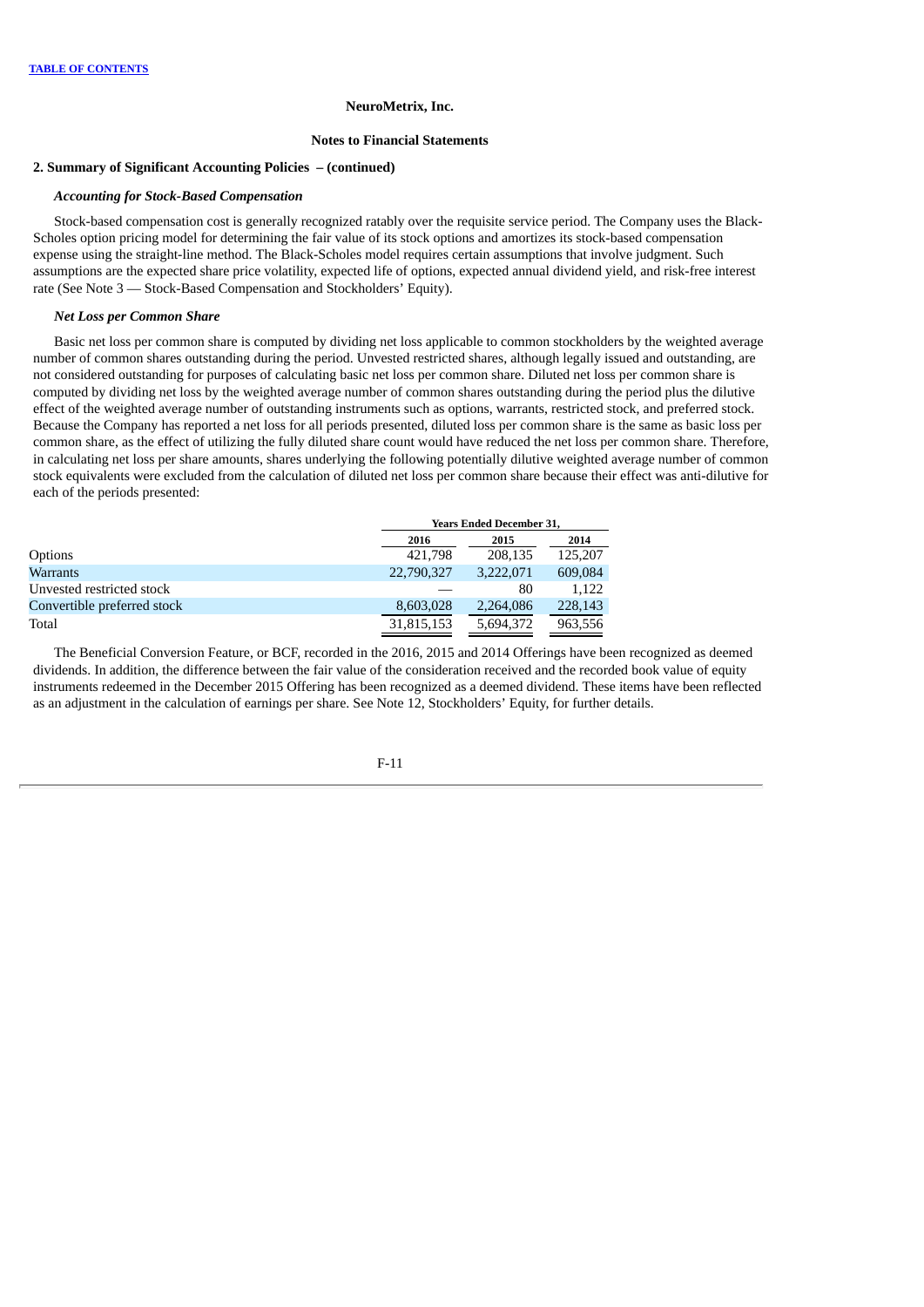NeuroMetrix, Inc.

Notes to Financial Statements

**2. Summary of Significant Accounting Policies – (continued)**

***Accounting for Stock-Based Compensation***

Stock-based compensation cost is generally recognized ratably over the requisite service period. The Company uses the Black-Scholes option pricing model for determining the fair value of its stock options and amortizes its stock-based compensation expense using the straight-line method. The Black-Scholes model requires certain assumptions that involve judgment. Such assumptions are the expected share price volatility, expected life of options, expected annual dividend yield, and risk-free interest rate (See Note 3 — Stock-Based Compensation and Stockholders' Equity).

***Net Loss per Common Share***

Basic net loss per common share is computed by dividing net loss applicable to common stockholders by the weighted average number of common shares outstanding during the period. Unvested restricted shares, although legally issued and outstanding, are not considered outstanding for purposes of calculating basic net loss per common share. Diluted net loss per common share is computed by dividing net loss by the weighted average number of common shares outstanding during the period plus the dilutive effect of the weighted average number of outstanding instruments such as options, warrants, restricted stock, and preferred stock. Because the Company has reported a net loss for all periods presented, diluted loss per common share is the same as basic loss per common share, as the effect of utilizing the fully diluted share count would have reduced the net loss per common share. Therefore, in calculating net loss per share amounts, shares underlying the following potentially dilutive weighted average number of common stock equivalents were excluded from the calculation of diluted net loss per common share because their effect was anti-dilutive for each of the periods presented:

| | Years Ended December 31, | | |
|---|---|---|---|
| | 2016 | 2015 | 2014 |
| Options | 421,798 | 208,135 | 125,207 |
| Warrants | 22,790,327 | 3,222,071 | 609,084 |
| Unvested restricted stock | — | 80 | 1,122 |
| Convertible preferred stock | 8,603,028 | 2,264,086 | 228,143 |
| Total | 31,815,153 | 5,694,372 | 963,556 |

The Beneficial Conversion Feature, or BCF, recorded in the 2016, 2015 and 2014 Offerings have been recognized as deemed dividends. In addition, the difference between the fair value of the consideration received and the recorded book value of equity instruments redeemed in the December 2015 Offering has been recognized as a deemed dividend. These items have been reflected as an adjustment in the calculation of earnings per share. See Note 12, Stockholders' Equity, for further details.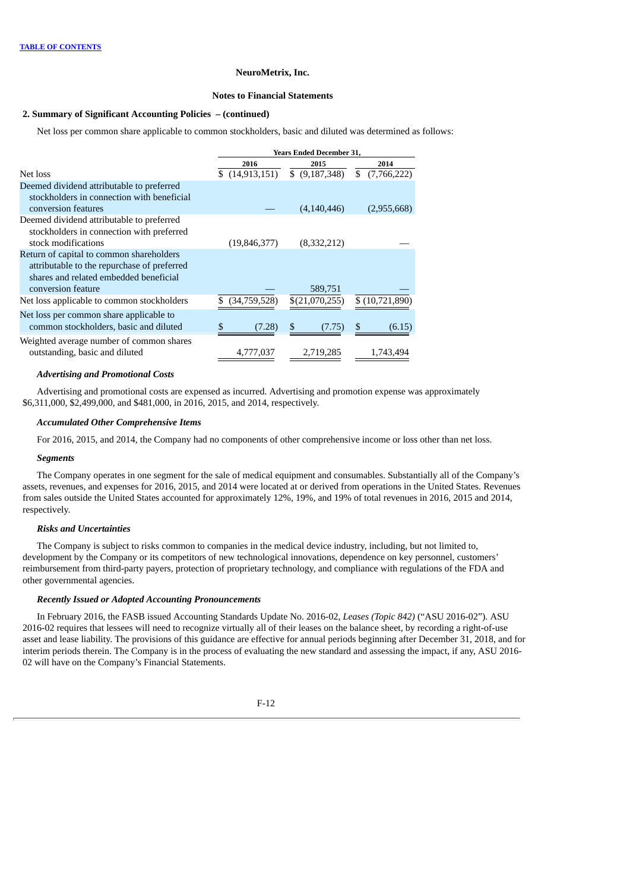NeuroMetrix, Inc.

Notes to Financial Statements

**2. Summary of Significant Accounting Policies – (continued)**

Net loss per common share applicable to common stockholders, basic and diluted was determined as follows:

| | Years Ended December 31, | | |
|---|---|---|---|
| | 2016 | 2015 | 2014 |
| Net loss | $ (14,913,151) | $ (9,187,348) | $ (7,766,222) |
| Deemed dividend attributable to preferred stockholders in connection with beneficial conversion features | — | (4,140,446) | (2,955,668) |
| Deemed dividend attributable to preferred stockholders in connection with preferred stock modifications | (19,846,377) | (8,332,212) | — |
| Return of capital to common shareholders attributable to the repurchase of preferred shares and related embedded beneficial conversion feature | — | 589,751 | — |
| Net loss applicable to common stockholders | $ (34,759,528) | $(21,070,255) | $ (10,721,890) |
| Net loss per common share applicable to common stockholders, basic and diluted | $ (7.28) | $ (7.75) | $ (6.15) |
| Weighted average number of common shares outstanding, basic and diluted | 4,777,037 | 2,719,285 | 1,743,494 |

***Advertising and Promotional Costs***

Advertising and promotional costs are expensed as incurred. Advertising and promotion expense was approximately $6,311,000, $2,499,000, and $481,000, in 2016, 2015, and 2014, respectively.

***Accumulated Other Comprehensive Items***

For 2016, 2015, and 2014, the Company had no components of other comprehensive income or loss other than net loss.

***Segments***

The Company operates in one segment for the sale of medical equipment and consumables. Substantially all of the Company's assets, revenues, and expenses for 2016, 2015, and 2014 were located at or derived from operations in the United States. Revenues from sales outside the United States accounted for approximately 12%, 19%, and 19% of total revenues in 2016, 2015 and 2014, respectively.

***Risks and Uncertainties***

The Company is subject to risks common to companies in the medical device industry, including, but not limited to, development by the Company or its competitors of new technological innovations, dependence on key personnel, customers' reimbursement from third-party payers, protection of proprietary technology, and compliance with regulations of the FDA and other governmental agencies.

***Recently Issued or Adopted Accounting Pronouncements***

In February 2016, the FASB issued Accounting Standards Update No. 2016-02, *Leases (Topic 842)* ("ASU 2016-02"). ASU 2016-02 requires that lessees will need to recognize virtually all of their leases on the balance sheet, by recording a right-of-use asset and lease liability. The provisions of this guidance are effective for annual periods beginning after December 31, 2018, and for interim periods therein. The Company is in the process of evaluating the new standard and assessing the impact, if any, ASU 2016-02 will have on the Company's Financial Statements.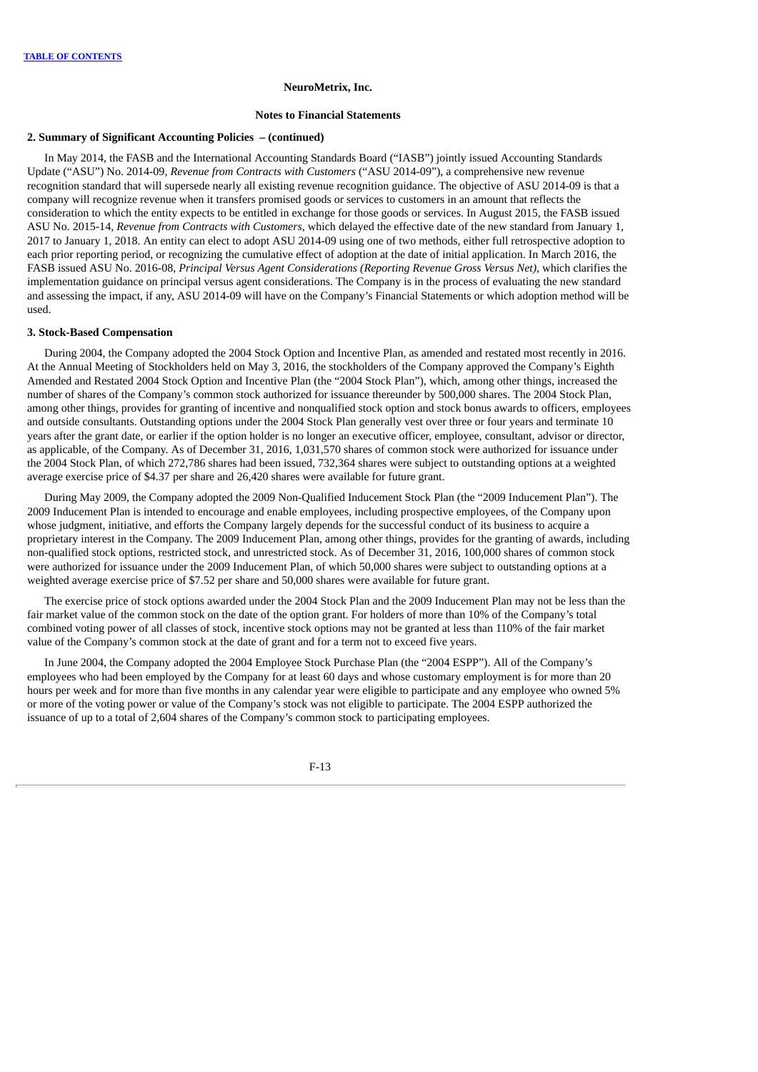**NeuroMetrix, Inc.**

**Notes to Financial Statements**

### 2. Summary of Significant Accounting Policies – (continued)

In May 2014, the FASB and the International Accounting Standards Board ("IASB") jointly issued Accounting Standards Update ("ASU") No. 2014-09, *Revenue from Contracts with Customers* ("ASU 2014-09"), a comprehensive new revenue recognition standard that will supersede nearly all existing revenue recognition guidance. The objective of ASU 2014-09 is that a company will recognize revenue when it transfers promised goods or services to customers in an amount that reflects the consideration to which the entity expects to be entitled in exchange for those goods or services. In August 2015, the FASB issued ASU No. 2015-14, *Revenue from Contracts with Customers*, which delayed the effective date of the new standard from January 1, 2017 to January 1, 2018. An entity can elect to adopt ASU 2014-09 using one of two methods, either full retrospective adoption to each prior reporting period, or recognizing the cumulative effect of adoption at the date of initial application. In March 2016, the FASB issued ASU No. 2016-08, *Principal Versus Agent Considerations (Reporting Revenue Gross Versus Net)*, which clarifies the implementation guidance on principal versus agent considerations. The Company is in the process of evaluating the new standard and assessing the impact, if any, ASU 2014-09 will have on the Company's Financial Statements or which adoption method will be used.

### 3. Stock-Based Compensation

During 2004, the Company adopted the 2004 Stock Option and Incentive Plan, as amended and restated most recently in 2016. At the Annual Meeting of Stockholders held on May 3, 2016, the stockholders of the Company approved the Company's Eighth Amended and Restated 2004 Stock Option and Incentive Plan (the "2004 Stock Plan"), which, among other things, increased the number of shares of the Company's common stock authorized for issuance thereunder by 500,000 shares. The 2004 Stock Plan, among other things, provides for granting of incentive and nonqualified stock option and stock bonus awards to officers, employees and outside consultants. Outstanding options under the 2004 Stock Plan generally vest over three or four years and terminate 10 years after the grant date, or earlier if the option holder is no longer an executive officer, employee, consultant, advisor or director, as applicable, of the Company. As of December 31, 2016, 1,031,570 shares of common stock were authorized for issuance under the 2004 Stock Plan, of which 272,786 shares had been issued, 732,364 shares were subject to outstanding options at a weighted average exercise price of $4.37 per share and 26,420 shares were available for future grant.

During May 2009, the Company adopted the 2009 Non-Qualified Inducement Stock Plan (the "2009 Inducement Plan"). The 2009 Inducement Plan is intended to encourage and enable employees, including prospective employees, of the Company upon whose judgment, initiative, and efforts the Company largely depends for the successful conduct of its business to acquire a proprietary interest in the Company. The 2009 Inducement Plan, among other things, provides for the granting of awards, including non-qualified stock options, restricted stock, and unrestricted stock. As of December 31, 2016, 100,000 shares of common stock were authorized for issuance under the 2009 Inducement Plan, of which 50,000 shares were subject to outstanding options at a weighted average exercise price of $7.52 per share and 50,000 shares were available for future grant.

The exercise price of stock options awarded under the 2004 Stock Plan and the 2009 Inducement Plan may not be less than the fair market value of the common stock on the date of the option grant. For holders of more than 10% of the Company's total combined voting power of all classes of stock, incentive stock options may not be granted at less than 110% of the fair market value of the Company's common stock at the date of grant and for a term not to exceed five years.

In June 2004, the Company adopted the 2004 Employee Stock Purchase Plan (the "2004 ESPP"). All of the Company's employees who had been employed by the Company for at least 60 days and whose customary employment is for more than 20 hours per week and for more than five months in any calendar year were eligible to participate and any employee who owned 5% or more of the voting power or value of the Company's stock was not eligible to participate. The 2004 ESPP authorized the issuance of up to a total of 2,604 shares of the Company's common stock to participating employees.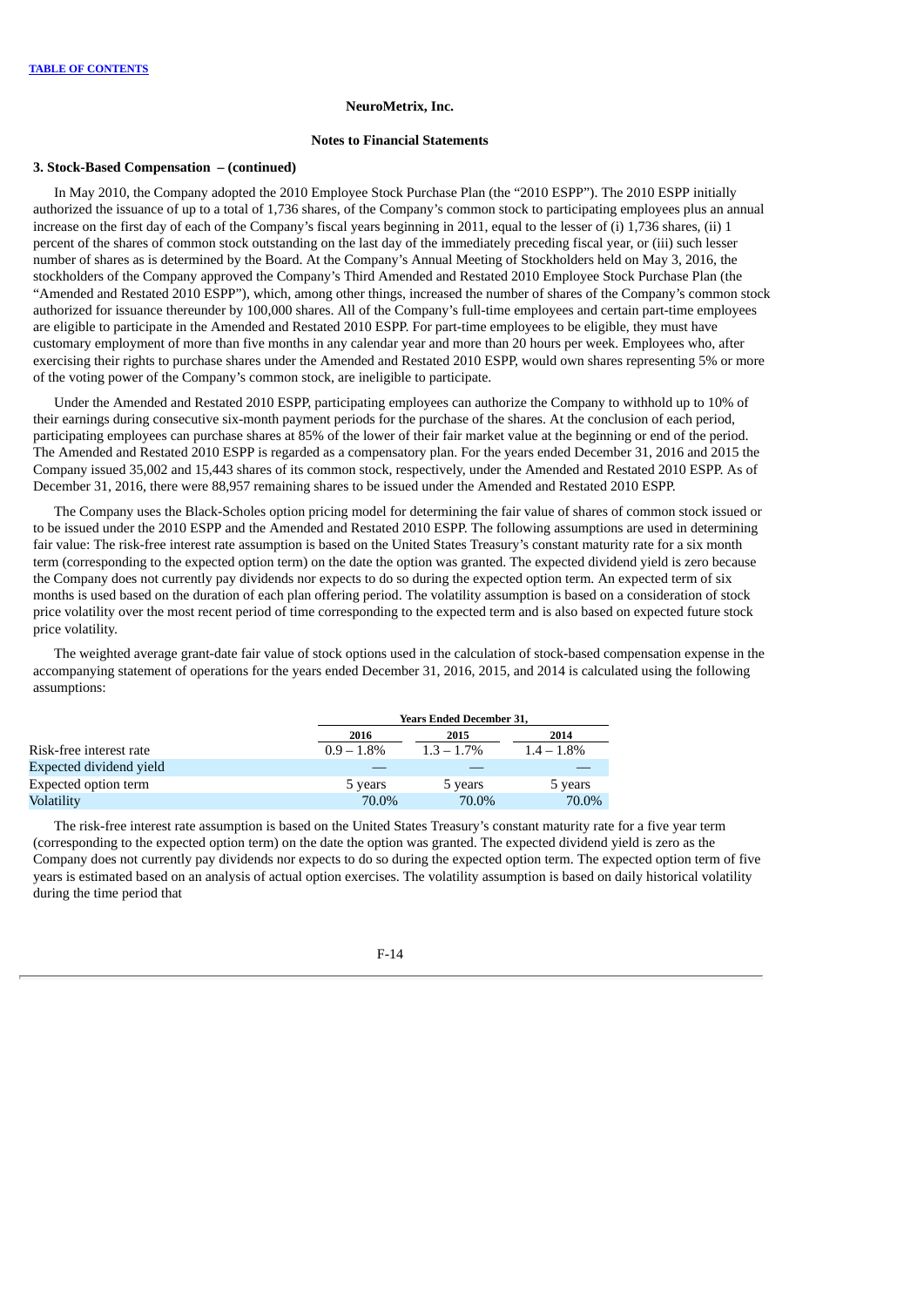NeuroMetrix, Inc.

Notes to Financial Statements

**3. Stock-Based Compensation – (continued)**

In May 2010, the Company adopted the 2010 Employee Stock Purchase Plan (the "2010 ESPP"). The 2010 ESPP initially authorized the issuance of up to a total of 1,736 shares, of the Company's common stock to participating employees plus an annual increase on the first day of each of the Company's fiscal years beginning in 2011, equal to the lesser of (i) 1,736 shares, (ii) 1 percent of the shares of common stock outstanding on the last day of the immediately preceding fiscal year, or (iii) such lesser number of shares as is determined by the Board. At the Company's Annual Meeting of Stockholders held on May 3, 2016, the stockholders of the Company approved the Company's Third Amended and Restated 2010 Employee Stock Purchase Plan (the "Amended and Restated 2010 ESPP"), which, among other things, increased the number of shares of the Company's common stock authorized for issuance thereunder by 100,000 shares. All of the Company's full-time employees and certain part-time employees are eligible to participate in the Amended and Restated 2010 ESPP. For part-time employees to be eligible, they must have customary employment of more than five months in any calendar year and more than 20 hours per week. Employees who, after exercising their rights to purchase shares under the Amended and Restated 2010 ESPP, would own shares representing 5% or more of the voting power of the Company's common stock, are ineligible to participate.

Under the Amended and Restated 2010 ESPP, participating employees can authorize the Company to withhold up to 10% of their earnings during consecutive six-month payment periods for the purchase of the shares. At the conclusion of each period, participating employees can purchase shares at 85% of the lower of their fair market value at the beginning or end of the period. The Amended and Restated 2010 ESPP is regarded as a compensatory plan. For the years ended December 31, 2016 and 2015 the Company issued 35,002 and 15,443 shares of its common stock, respectively, under the Amended and Restated 2010 ESPP. As of December 31, 2016, there were 88,957 remaining shares to be issued under the Amended and Restated 2010 ESPP.

The Company uses the Black-Scholes option pricing model for determining the fair value of shares of common stock issued or to be issued under the 2010 ESPP and the Amended and Restated 2010 ESPP. The following assumptions are used in determining fair value: The risk-free interest rate assumption is based on the United States Treasury's constant maturity rate for a six month term (corresponding to the expected option term) on the date the option was granted. The expected dividend yield is zero because the Company does not currently pay dividends nor expects to do so during the expected option term. An expected term of six months is used based on the duration of each plan offering period. The volatility assumption is based on a consideration of stock price volatility over the most recent period of time corresponding to the expected term and is also based on expected future stock price volatility.

The weighted average grant-date fair value of stock options used in the calculation of stock-based compensation expense in the accompanying statement of operations for the years ended December 31, 2016, 2015, and 2014 is calculated using the following assumptions:

| | Years Ended December 31, | | |
|---|---|---|---|
| | 2016 | 2015 | 2014 |
| Risk-free interest rate | 0.9 – 1.8% | 1.3 – 1.7% | 1.4 – 1.8% |
| Expected dividend yield | — | — | — |
| Expected option term | 5 years | 5 years | 5 years |
| Volatility | 70.0% | 70.0% | 70.0% |

The risk-free interest rate assumption is based on the United States Treasury's constant maturity rate for a five year term (corresponding to the expected option term) on the date the option was granted. The expected dividend yield is zero as the Company does not currently pay dividends nor expects to do so during the expected option term. The expected option term of five years is estimated based on an analysis of actual option exercises. The volatility assumption is based on daily historical volatility during the time period that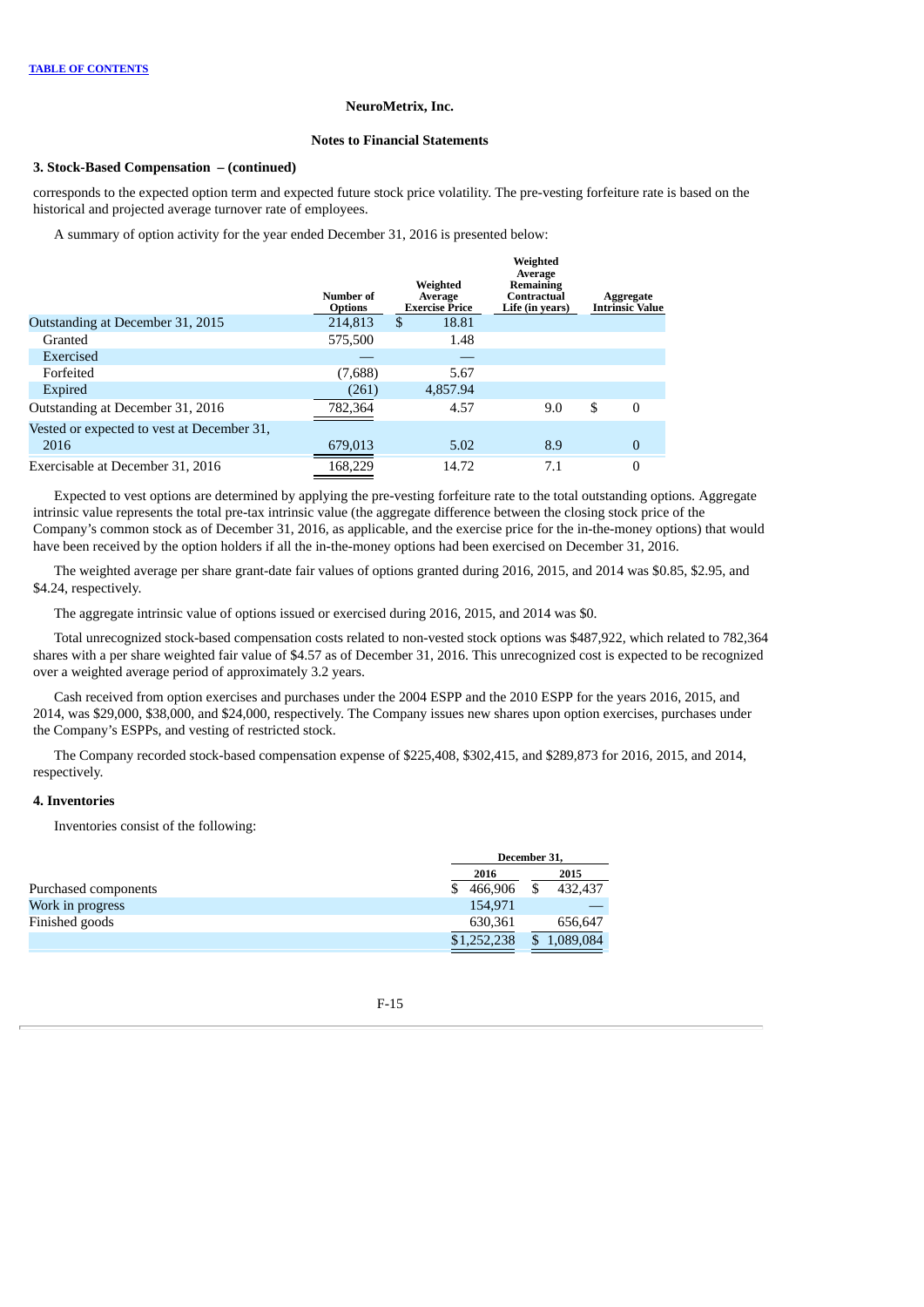NeuroMetrix, Inc.

Notes to Financial Statements

### 3. Stock-Based Compensation – (continued)

corresponds to the expected option term and expected future stock price volatility. The pre-vesting forfeiture rate is based on the historical and projected average turnover rate of employees.

A summary of option activity for the year ended December 31, 2016 is presented below:

| | Number of Options | Weighted Average Exercise Price | Weighted Average Remaining Contractual Life (in years) | Aggregate Intrinsic Value |
|---|---|---|---|---|
| Outstanding at December 31, 2015 | 214,813 | $ 18.81 | | |
| Granted | 575,500 | 1.48 | | |
| Exercised | — | — | | |
| Forfeited | (7,688) | 5.67 | | |
| Expired | (261) | 4,857.94 | | |
| Outstanding at December 31, 2016 | 782,364 | 4.57 | 9.0 | $ 0 |
| Vested or expected to vest at December 31, 2016 | 679,013 | 5.02 | 8.9 | 0 |
| Exercisable at December 31, 2016 | 168,229 | 14.72 | 7.1 | 0 |

Expected to vest options are determined by applying the pre-vesting forfeiture rate to the total outstanding options. Aggregate intrinsic value represents the total pre-tax intrinsic value (the aggregate difference between the closing stock price of the Company's common stock as of December 31, 2016, as applicable, and the exercise price for the in-the-money options) that would have been received by the option holders if all the in-the-money options had been exercised on December 31, 2016.

The weighted average per share grant-date fair values of options granted during 2016, 2015, and 2014 was $0.85, $2.95, and $4.24, respectively.

The aggregate intrinsic value of options issued or exercised during 2016, 2015, and 2014 was $0.

Total unrecognized stock-based compensation costs related to non-vested stock options was $487,922, which related to 782,364 shares with a per share weighted fair value of $4.57 as of December 31, 2016. This unrecognized cost is expected to be recognized over a weighted average period of approximately 3.2 years.

Cash received from option exercises and purchases under the 2004 ESPP and the 2010 ESPP for the years 2016, 2015, and 2014, was $29,000, $38,000, and $24,000, respectively. The Company issues new shares upon option exercises, purchases under the Company's ESPPs, and vesting of restricted stock.

The Company recorded stock-based compensation expense of $225,408, $302,415, and $289,873 for 2016, 2015, and 2014, respectively.

### 4. Inventories

Inventories consist of the following:

| | December 31, | |
|---|---|---|
| | 2016 | 2015 |
| Purchased components | $ 466,906 | $ 432,437 |
| Work in progress | 154,971 | — |
| Finished goods | 630,361 | 656,647 |
| | $1,252,238 | $ 1,089,084 |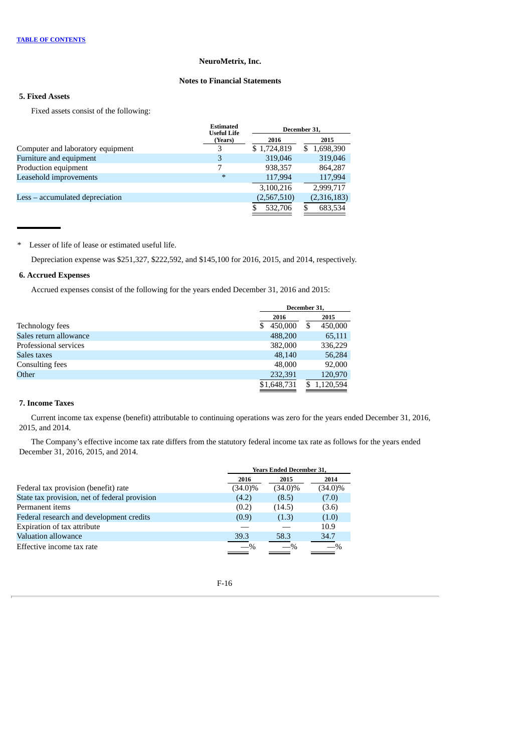[TABLE OF CONTENTS](#)

**NeuroMetrix, Inc.**

**Notes to Financial Statements**

### 5. Fixed Assets

Fixed assets consist of the following:

| | Estimated Useful Life (Years) | December 31, 2016 | December 31, 2015 |
|---|---|---|---|
| Computer and laboratory equipment | 3 | $ 1,724,819 | $ 1,698,390 |
| Furniture and equipment | 3 | 319,046 | 319,046 |
| Production equipment | 7 | 938,357 | 864,287 |
| Leasehold improvements | * | 117,994 | 117,994 |
| | | 3,100,216 | 2,999,717 |
| Less – accumulated depreciation | | (2,567,510) | (2,316,183) |
| | | $ 532,706 | $ 683,534 |

\* Lesser of life of lease or estimated useful life.

Depreciation expense was $251,327, $222,592, and $145,100 for 2016, 2015, and 2014, respectively.

### 6. Accrued Expenses

Accrued expenses consist of the following for the years ended December 31, 2016 and 2015:

| | December 31, 2016 | December 31, 2015 |
|---|---|---|
| Technology fees | $ 450,000 | $ 450,000 |
| Sales return allowance | 488,200 | 65,111 |
| Professional services | 382,000 | 336,229 |
| Sales taxes | 48,140 | 56,284 |
| Consulting fees | 48,000 | 92,000 |
| Other | 232,391 | 120,970 |
| | $1,648,731 | $ 1,120,594 |

### 7. Income Taxes

Current income tax expense (benefit) attributable to continuing operations was zero for the years ended December 31, 2016, 2015, and 2014.

The Company's effective income tax rate differs from the statutory federal income tax rate as follows for the years ended December 31, 2016, 2015, and 2014.

| | Years Ended December 31, 2016 | 2015 | 2014 |
|---|---|---|---|
| Federal tax provision (benefit) rate | (34.0)% | (34.0)% | (34.0)% |
| State tax provision, net of federal provision | (4.2) | (8.5) | (7.0) |
| Permanent items | (0.2) | (14.5) | (3.6) |
| Federal research and development credits | (0.9) | (1.3) | (1.0) |
| Expiration of tax attribute | — | — | 10.9 |
| Valuation allowance | 39.3 | 58.3 | 34.7 |
| Effective income tax rate | —% | —% | —% |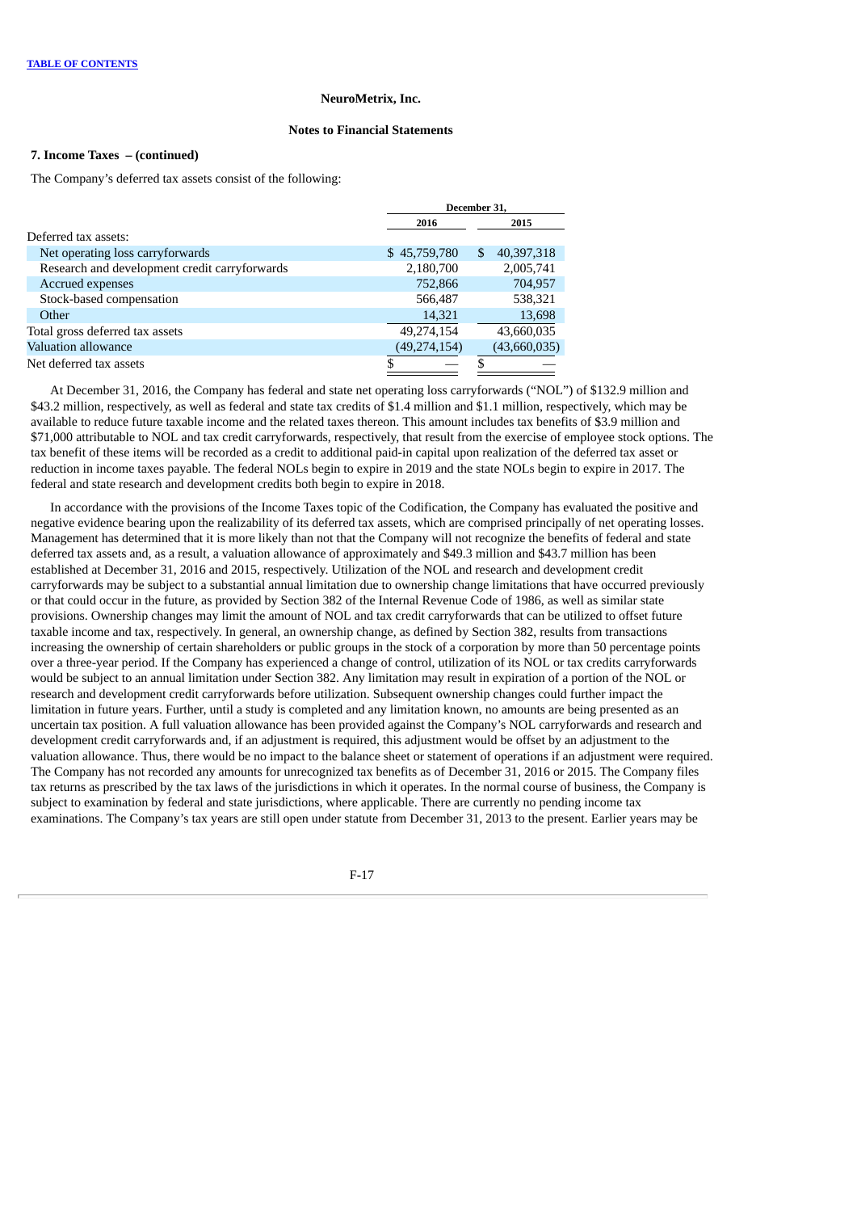NeuroMetrix, Inc.

Notes to Financial Statements

**7. Income Taxes – (continued)**

The Company's deferred tax assets consist of the following:

| | December 31, | |
|---|---|---|
| | 2016 | 2015 |
| Deferred tax assets: | | |
| Net operating loss carryforwards | $ 45,759,780 | $ 40,397,318 |
| Research and development credit carryforwards | 2,180,700 | 2,005,741 |
| Accrued expenses | 752,866 | 704,957 |
| Stock-based compensation | 566,487 | 538,321 |
| Other | 14,321 | 13,698 |
| Total gross deferred tax assets | 49,274,154 | 43,660,035 |
| Valuation allowance | (49,274,154) | (43,660,035) |
| Net deferred tax assets | $ — | $ — |

At December 31, 2016, the Company has federal and state net operating loss carryforwards ("NOL") of $132.9 million and $43.2 million, respectively, as well as federal and state tax credits of $1.4 million and $1.1 million, respectively, which may be available to reduce future taxable income and the related taxes thereon. This amount includes tax benefits of $3.9 million and $71,000 attributable to NOL and tax credit carryforwards, respectively, that result from the exercise of employee stock options. The tax benefit of these items will be recorded as a credit to additional paid-in capital upon realization of the deferred tax asset or reduction in income taxes payable. The federal NOLs begin to expire in 2019 and the state NOLs begin to expire in 2017. The federal and state research and development credits both begin to expire in 2018.

In accordance with the provisions of the Income Taxes topic of the Codification, the Company has evaluated the positive and negative evidence bearing upon the realizability of its deferred tax assets, which are comprised principally of net operating losses. Management has determined that it is more likely than not that the Company will not recognize the benefits of federal and state deferred tax assets and, as a result, a valuation allowance of approximately and $49.3 million and $43.7 million has been established at December 31, 2016 and 2015, respectively. Utilization of the NOL and research and development credit carryforwards may be subject to a substantial annual limitation due to ownership change limitations that have occurred previously or that could occur in the future, as provided by Section 382 of the Internal Revenue Code of 1986, as well as similar state provisions. Ownership changes may limit the amount of NOL and tax credit carryforwards that can be utilized to offset future taxable income and tax, respectively. In general, an ownership change, as defined by Section 382, results from transactions increasing the ownership of certain shareholders or public groups in the stock of a corporation by more than 50 percentage points over a three-year period. If the Company has experienced a change of control, utilization of its NOL or tax credits carryforwards would be subject to an annual limitation under Section 382. Any limitation may result in expiration of a portion of the NOL or research and development credit carryforwards before utilization. Subsequent ownership changes could further impact the limitation in future years. Further, until a study is completed and any limitation known, no amounts are being presented as an uncertain tax position. A full valuation allowance has been provided against the Company's NOL carryforwards and research and development credit carryforwards and, if an adjustment is required, this adjustment would be offset by an adjustment to the valuation allowance. Thus, there would be no impact to the balance sheet or statement of operations if an adjustment were required. The Company has not recorded any amounts for unrecognized tax benefits as of December 31, 2016 or 2015. The Company files tax returns as prescribed by the tax laws of the jurisdictions in which it operates. In the normal course of business, the Company is subject to examination by federal and state jurisdictions, where applicable. There are currently no pending income tax examinations. The Company's tax years are still open under statute from December 31, 2013 to the present. Earlier years may be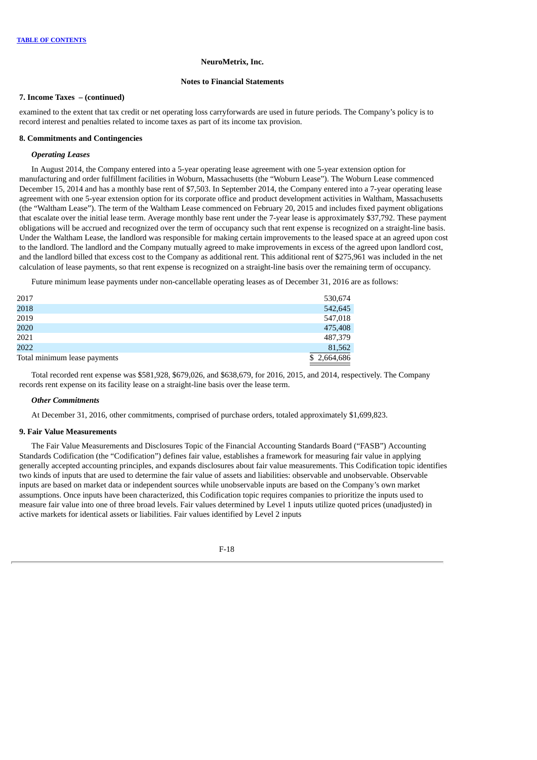## 7. Income Taxes – (continued)

examined to the extent that tax credit or net operating loss carryforwards are used in future periods. The Company's policy is to record interest and penalties related to income taxes as part of its income tax provision.

## 8. Commitments and Contingencies

### *Operating Leases*

In August 2014, the Company entered into a 5-year operating lease agreement with one 5-year extension option for manufacturing and order fulfillment facilities in Woburn, Massachusetts (the "Woburn Lease"). The Woburn Lease commenced December 15, 2014 and has a monthly base rent of $7,503. In September 2014, the Company entered into a 7-year operating lease agreement with one 5-year extension option for its corporate office and product development activities in Waltham, Massachusetts (the "Waltham Lease"). The term of the Waltham Lease commenced on February 20, 2015 and includes fixed payment obligations that escalate over the initial lease term. Average monthly base rent under the 7-year lease is approximately $37,792. These payment obligations will be accrued and recognized over the term of occupancy such that rent expense is recognized on a straight-line basis. Under the Waltham Lease, the landlord was responsible for making certain improvements to the leased space at an agreed upon cost to the landlord. The landlord and the Company mutually agreed to make improvements in excess of the agreed upon landlord cost, and the landlord billed that excess cost to the Company as additional rent. This additional rent of $275,961 was included in the net calculation of lease payments, so that rent expense is recognized on a straight-line basis over the remaining term of occupancy.

Future minimum lease payments under non-cancellable operating leases as of December 31, 2016 are as follows:

| | |
|---|---|
| 2017 | 530,674 |
| 2018 | 542,645 |
| 2019 | 547,018 |
| 2020 | 475,408 |
| 2021 | 487,379 |
| 2022 | 81,562 |
| Total minimum lease payments | $ 2,664,686 |

Total recorded rent expense was $581,928, $679,026, and $638,679, for 2016, 2015, and 2014, respectively. The Company records rent expense on its facility lease on a straight-line basis over the lease term.

### *Other Commitments*

At December 31, 2016, other commitments, comprised of purchase orders, totaled approximately $1,699,823.

## 9. Fair Value Measurements

The Fair Value Measurements and Disclosures Topic of the Financial Accounting Standards Board ("FASB") Accounting Standards Codification (the "Codification") defines fair value, establishes a framework for measuring fair value in applying generally accepted accounting principles, and expands disclosures about fair value measurements. This Codification topic identifies two kinds of inputs that are used to determine the fair value of assets and liabilities: observable and unobservable. Observable inputs are based on market data or independent sources while unobservable inputs are based on the Company's own market assumptions. Once inputs have been characterized, this Codification topic requires companies to prioritize the inputs used to measure fair value into one of three broad levels. Fair values determined by Level 1 inputs utilize quoted prices (unadjusted) in active markets for identical assets or liabilities. Fair values identified by Level 2 inputs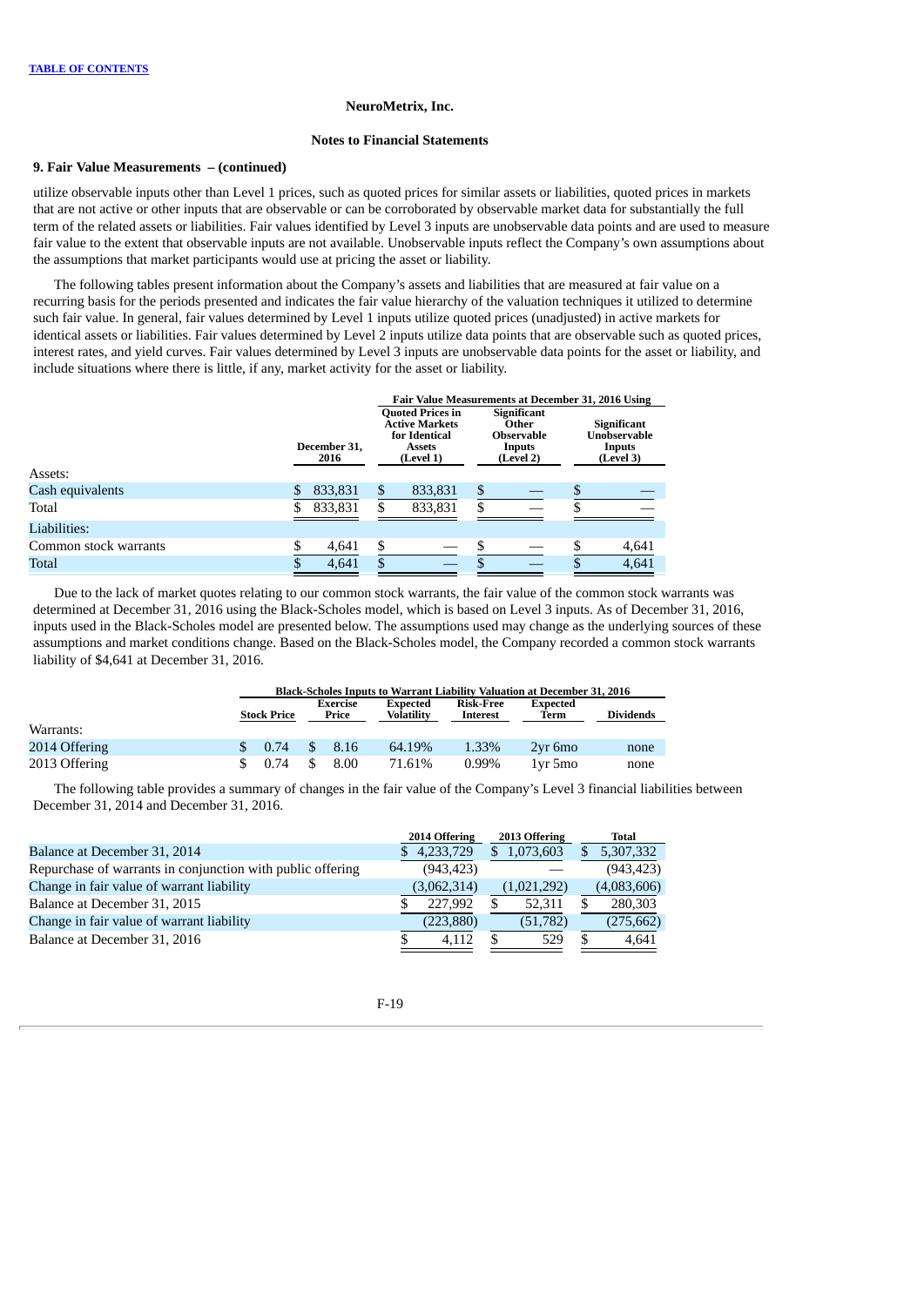NeuroMetrix, Inc.

Notes to Financial Statements

### 9. Fair Value Measurements – (continued)

utilize observable inputs other than Level 1 prices, such as quoted prices for similar assets or liabilities, quoted prices in markets that are not active or other inputs that are observable or can be corroborated by observable market data for substantially the full term of the related assets or liabilities. Fair values identified by Level 3 inputs are unobservable data points and are used to measure fair value to the extent that observable inputs are not available. Unobservable inputs reflect the Company's own assumptions about the assumptions that market participants would use at pricing the asset or liability.

The following tables present information about the Company's assets and liabilities that are measured at fair value on a recurring basis for the periods presented and indicates the fair value hierarchy of the valuation techniques it utilized to determine such fair value. In general, fair values determined by Level 1 inputs utilize quoted prices (unadjusted) in active markets for identical assets or liabilities. Fair values determined by Level 2 inputs utilize data points that are observable such as quoted prices, interest rates, and yield curves. Fair values determined by Level 3 inputs are unobservable data points for the asset or liability, and include situations where there is little, if any, market activity for the asset or liability.

| | | Fair Value Measurements at December 31, 2016 Using | | |
|---|---|---|---|---|
| | December 31, 2016 | Quoted Prices in Active Markets for Identical Assets (Level 1) | Significant Other Observable Inputs (Level 2) | Significant Unobservable Inputs (Level 3) |
| Assets: | | | | |
| Cash equivalents | $ 833,831 | $ 833,831 | $ — | $ — |
| Total | $ 833,831 | $ 833,831 | $ — | $ — |
| Liabilities: | | | | |
| Common stock warrants | $ 4,641 | $ — | $ — | $ 4,641 |
| Total | $ 4,641 | $ — | $ — | $ 4,641 |

Due to the lack of market quotes relating to our common stock warrants, the fair value of the common stock warrants was determined at December 31, 2016 using the Black-Scholes model, which is based on Level 3 inputs. As of December 31, 2016, inputs used in the Black-Scholes model are presented below. The assumptions used may change as the underlying sources of these assumptions and market conditions change. Based on the Black-Scholes model, the Company recorded a common stock warrants liability of $4,641 at December 31, 2016.

| | Black-Scholes Inputs to Warrant Liability Valuation at December 31, 2016 | | | | | |
|---|---|---|---|---|---|---|
| | Stock Price | Exercise Price | Expected Volatility | Risk-Free Interest | Expected Term | Dividends |
| Warrants: | | | | | | |
| 2014 Offering | $ 0.74 | $ 8.16 | 64.19% | 1.33% | 2yr 6mo | none |
| 2013 Offering | $ 0.74 | $ 8.00 | 71.61% | 0.99% | 1yr 5mo | none |

The following table provides a summary of changes in the fair value of the Company's Level 3 financial liabilities between December 31, 2014 and December 31, 2016.

| | 2014 Offering | 2013 Offering | Total |
|---|---|---|---|
| Balance at December 31, 2014 | $ 4,233,729 | $ 1,073,603 | $ 5,307,332 |
| Repurchase of warrants in conjunction with public offering | (943,423) | — | (943,423) |
| Change in fair value of warrant liability | (3,062,314) | (1,021,292) | (4,083,606) |
| Balance at December 31, 2015 | $ 227,992 | $ 52,311 | $ 280,303 |
| Change in fair value of warrant liability | (223,880) | (51,782) | (275,662) |
| Balance at December 31, 2016 | $ 4,112 | $ 529 | $ 4,641 |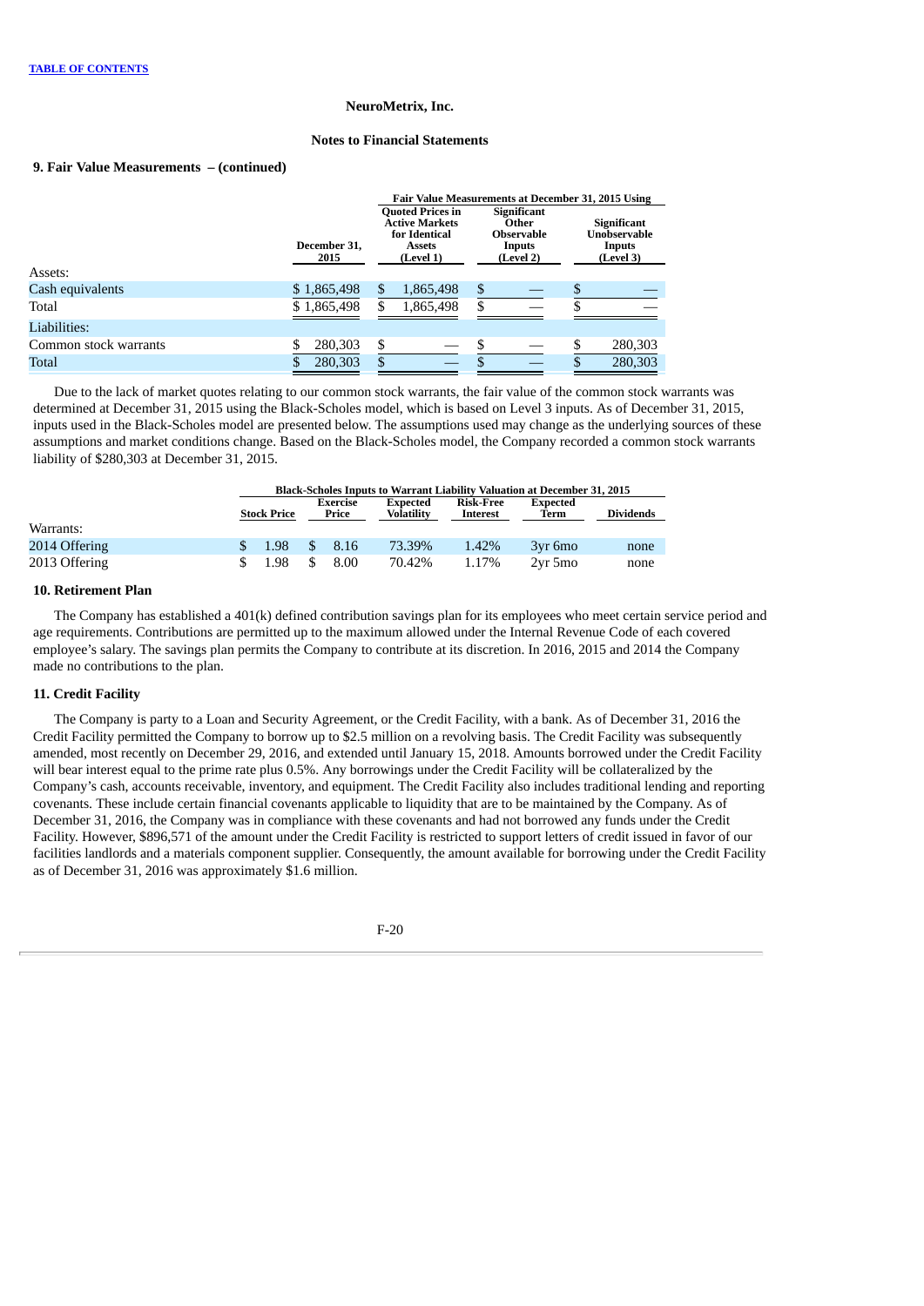NeuroMetrix, Inc.

Notes to Financial Statements

**9. Fair Value Measurements – (continued)**

| | December 31, 2015 | Fair Value Measurements at December 31, 2015 Using | | |
|---|---|---|---|---|
| | | Quoted Prices in Active Markets for Identical Assets (Level 1) | Significant Other Observable Inputs (Level 2) | Significant Unobservable Inputs (Level 3) |
| Assets: | | | | |
| Cash equivalents | $ 1,865,498 | $ 1,865,498 | $ — | $ — |
| Total | $ 1,865,498 | $ 1,865,498 | $ — | $ — |
| Liabilities: | | | | |
| Common stock warrants | $ 280,303 | $ — | $ — | $ 280,303 |
| Total | $ 280,303 | $ — | $ — | $ 280,303 |

Due to the lack of market quotes relating to our common stock warrants, the fair value of the common stock warrants was determined at December 31, 2015 using the Black-Scholes model, which is based on Level 3 inputs. As of December 31, 2015, inputs used in the Black-Scholes model are presented below. The assumptions used may change as the underlying sources of these assumptions and market conditions change. Based on the Black-Scholes model, the Company recorded a common stock warrants liability of $280,303 at December 31, 2015.

| | Black-Scholes Inputs to Warrant Liability Valuation at December 31, 2015 | | | | | |
|---|---|---|---|---|---|---|
| | Stock Price | Exercise Price | Expected Volatility | Risk-Free Interest | Expected Term | Dividends |
| Warrants: | | | | | | |
| 2014 Offering | $ 1.98 | $ 8.16 | 73.39% | 1.42% | 3yr 6mo | none |
| 2013 Offering | $ 1.98 | $ 8.00 | 70.42% | 1.17% | 2yr 5mo | none |

**10. Retirement Plan**

The Company has established a 401(k) defined contribution savings plan for its employees who meet certain service period and age requirements. Contributions are permitted up to the maximum allowed under the Internal Revenue Code of each covered employee's salary. The savings plan permits the Company to contribute at its discretion. In 2016, 2015 and 2014 the Company made no contributions to the plan.

**11. Credit Facility**

The Company is party to a Loan and Security Agreement, or the Credit Facility, with a bank. As of December 31, 2016 the Credit Facility permitted the Company to borrow up to $2.5 million on a revolving basis. The Credit Facility was subsequently amended, most recently on December 29, 2016, and extended until January 15, 2018. Amounts borrowed under the Credit Facility will bear interest equal to the prime rate plus 0.5%. Any borrowings under the Credit Facility will be collateralized by the Company's cash, accounts receivable, inventory, and equipment. The Credit Facility also includes traditional lending and reporting covenants. These include certain financial covenants applicable to liquidity that are to be maintained by the Company. As of December 31, 2016, the Company was in compliance with these covenants and had not borrowed any funds under the Credit Facility. However, $896,571 of the amount under the Credit Facility is restricted to support letters of credit issued in favor of our facilities landlords and a materials component supplier. Consequently, the amount available for borrowing under the Credit Facility as of December 31, 2016 was approximately $1.6 million.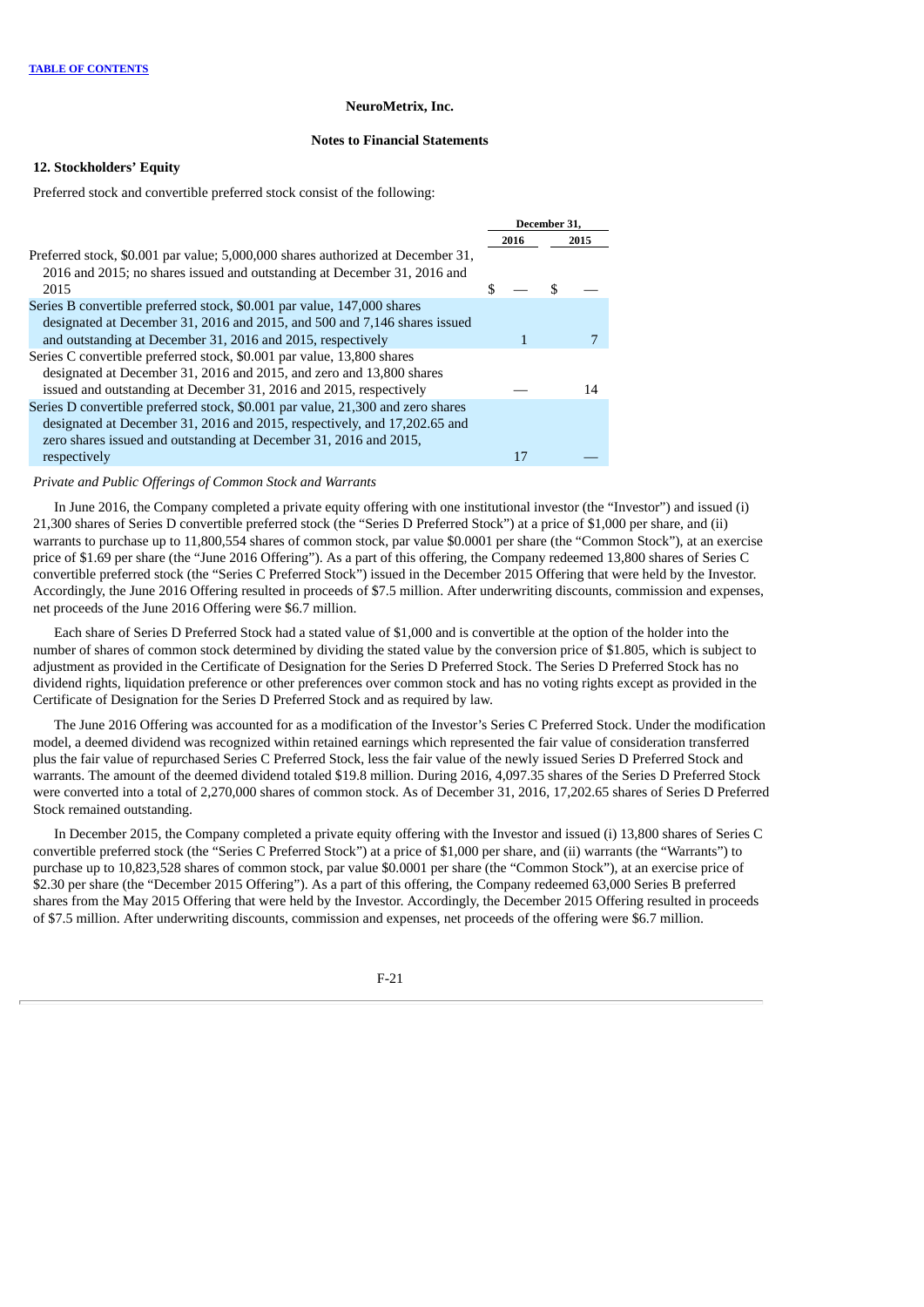NeuroMetrix, Inc.

Notes to Financial Statements

**12. Stockholders' Equity**

Preferred stock and convertible preferred stock consist of the following:

| | December 31, | |
|---|---|---|
| | 2016 | 2015 |
| Preferred stock, $0.001 par value; 5,000,000 shares authorized at December 31, 2016 and 2015; no shares issued and outstanding at December 31, 2016 and 2015 | $ — | $ — |
| Series B convertible preferred stock, $0.001 par value, 147,000 shares designated at December 31, 2016 and 2015, and 500 and 7,146 shares issued and outstanding at December 31, 2016 and 2015, respectively | 1 | 7 |
| Series C convertible preferred stock, $0.001 par value, 13,800 shares designated at December 31, 2016 and 2015, and zero and 13,800 shares issued and outstanding at December 31, 2016 and 2015, respectively | — | 14 |
| Series D convertible preferred stock, $0.001 par value, 21,300 and zero shares designated at December 31, 2016 and 2015, respectively, and 17,202.65 and zero shares issued and outstanding at December 31, 2016 and 2015, respectively | 17 | — |

*Private and Public Offerings of Common Stock and Warrants*

In June 2016, the Company completed a private equity offering with one institutional investor (the "Investor") and issued (i) 21,300 shares of Series D convertible preferred stock (the "Series D Preferred Stock") at a price of $1,000 per share, and (ii) warrants to purchase up to 11,800,554 shares of common stock, par value $0.0001 per share (the "Common Stock"), at an exercise price of $1.69 per share (the "June 2016 Offering"). As a part of this offering, the Company redeemed 13,800 shares of Series C convertible preferred stock (the "Series C Preferred Stock") issued in the December 2015 Offering that were held by the Investor. Accordingly, the June 2016 Offering resulted in proceeds of $7.5 million. After underwriting discounts, commission and expenses, net proceeds of the June 2016 Offering were $6.7 million.

Each share of Series D Preferred Stock had a stated value of $1,000 and is convertible at the option of the holder into the number of shares of common stock determined by dividing the stated value by the conversion price of $1.805, which is subject to adjustment as provided in the Certificate of Designation for the Series D Preferred Stock. The Series D Preferred Stock has no dividend rights, liquidation preference or other preferences over common stock and has no voting rights except as provided in the Certificate of Designation for the Series D Preferred Stock and as required by law.

The June 2016 Offering was accounted for as a modification of the Investor's Series C Preferred Stock. Under the modification model, a deemed dividend was recognized within retained earnings which represented the fair value of consideration transferred plus the fair value of repurchased Series C Preferred Stock, less the fair value of the newly issued Series D Preferred Stock and warrants. The amount of the deemed dividend totaled $19.8 million. During 2016, 4,097.35 shares of the Series D Preferred Stock were converted into a total of 2,270,000 shares of common stock. As of December 31, 2016, 17,202.65 shares of Series D Preferred Stock remained outstanding.

In December 2015, the Company completed a private equity offering with the Investor and issued (i) 13,800 shares of Series C convertible preferred stock (the "Series C Preferred Stock") at a price of $1,000 per share, and (ii) warrants (the "Warrants") to purchase up to 10,823,528 shares of common stock, par value $0.0001 per share (the "Common Stock"), at an exercise price of $2.30 per share (the "December 2015 Offering"). As a part of this offering, the Company redeemed 63,000 Series B preferred shares from the May 2015 Offering that were held by the Investor. Accordingly, the December 2015 Offering resulted in proceeds of $7.5 million. After underwriting discounts, commission and expenses, net proceeds of the offering were $6.7 million.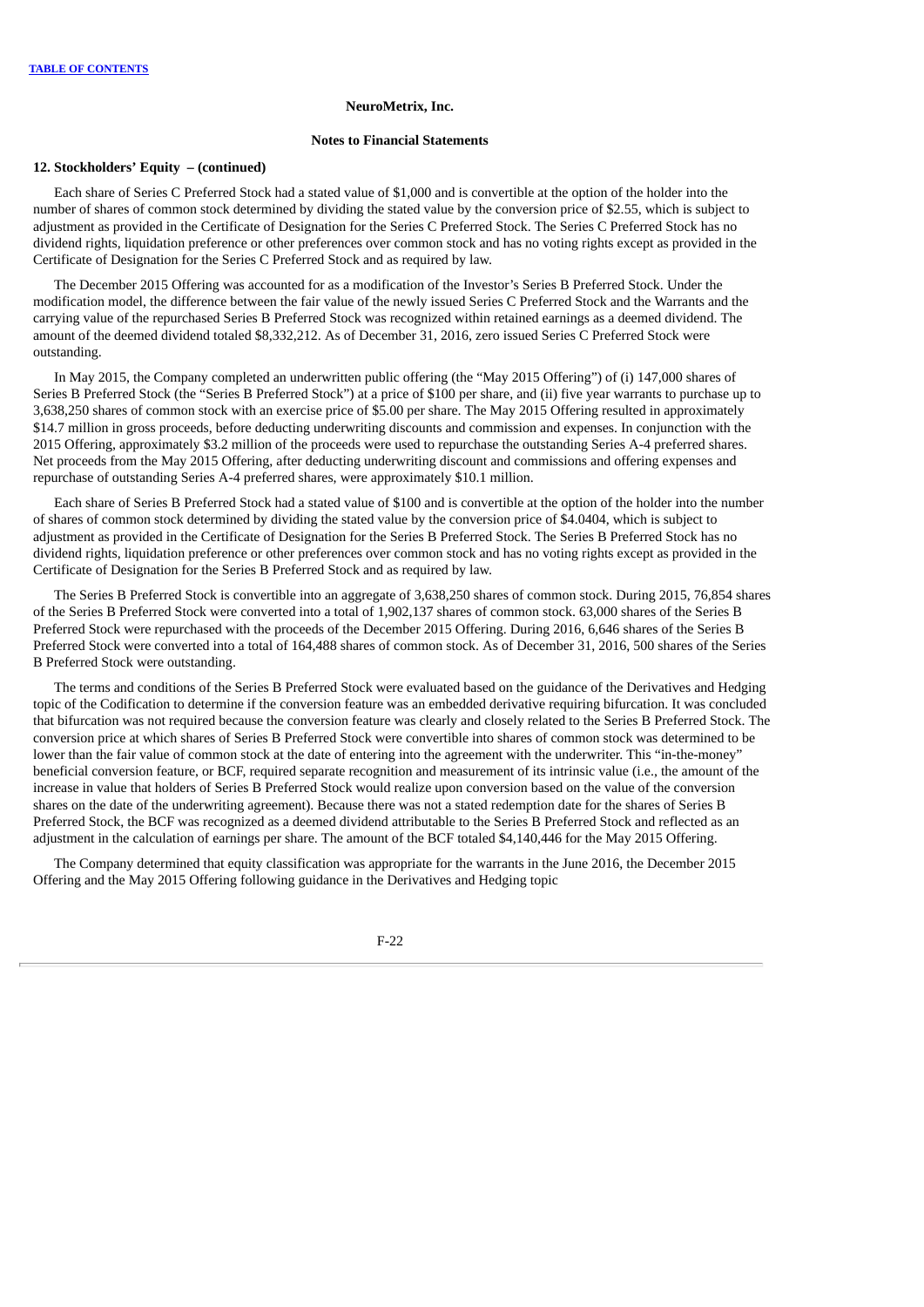**12. Stockholders' Equity – (continued)**

Each share of Series C Preferred Stock had a stated value of $1,000 and is convertible at the option of the holder into the number of shares of common stock determined by dividing the stated value by the conversion price of $2.55, which is subject to adjustment as provided in the Certificate of Designation for the Series C Preferred Stock. The Series C Preferred Stock has no dividend rights, liquidation preference or other preferences over common stock and has no voting rights except as provided in the Certificate of Designation for the Series C Preferred Stock and as required by law.

The December 2015 Offering was accounted for as a modification of the Investor's Series B Preferred Stock. Under the modification model, the difference between the fair value of the newly issued Series C Preferred Stock and the Warrants and the carrying value of the repurchased Series B Preferred Stock was recognized within retained earnings as a deemed dividend. The amount of the deemed dividend totaled $8,332,212. As of December 31, 2016, zero issued Series C Preferred Stock were outstanding.

In May 2015, the Company completed an underwritten public offering (the "May 2015 Offering") of (i) 147,000 shares of Series B Preferred Stock (the "Series B Preferred Stock") at a price of $100 per share, and (ii) five year warrants to purchase up to 3,638,250 shares of common stock with an exercise price of $5.00 per share. The May 2015 Offering resulted in approximately $14.7 million in gross proceeds, before deducting underwriting discounts and commission and expenses. In conjunction with the 2015 Offering, approximately $3.2 million of the proceeds were used to repurchase the outstanding Series A-4 preferred shares. Net proceeds from the May 2015 Offering, after deducting underwriting discount and commissions and offering expenses and repurchase of outstanding Series A-4 preferred shares, were approximately $10.1 million.

Each share of Series B Preferred Stock had a stated value of $100 and is convertible at the option of the holder into the number of shares of common stock determined by dividing the stated value by the conversion price of $4.0404, which is subject to adjustment as provided in the Certificate of Designation for the Series B Preferred Stock. The Series B Preferred Stock has no dividend rights, liquidation preference or other preferences over common stock and has no voting rights except as provided in the Certificate of Designation for the Series B Preferred Stock and as required by law.

The Series B Preferred Stock is convertible into an aggregate of 3,638,250 shares of common stock. During 2015, 76,854 shares of the Series B Preferred Stock were converted into a total of 1,902,137 shares of common stock. 63,000 shares of the Series B Preferred Stock were repurchased with the proceeds of the December 2015 Offering. During 2016, 6,646 shares of the Series B Preferred Stock were converted into a total of 164,488 shares of common stock. As of December 31, 2016, 500 shares of the Series B Preferred Stock were outstanding.

The terms and conditions of the Series B Preferred Stock were evaluated based on the guidance of the Derivatives and Hedging topic of the Codification to determine if the conversion feature was an embedded derivative requiring bifurcation. It was concluded that bifurcation was not required because the conversion feature was clearly and closely related to the Series B Preferred Stock. The conversion price at which shares of Series B Preferred Stock were convertible into shares of common stock was determined to be lower than the fair value of common stock at the date of entering into the agreement with the underwriter. This "in-the-money" beneficial conversion feature, or BCF, required separate recognition and measurement of its intrinsic value (i.e., the amount of the increase in value that holders of Series B Preferred Stock would realize upon conversion based on the value of the conversion shares on the date of the underwriting agreement). Because there was not a stated redemption date for the shares of Series B Preferred Stock, the BCF was recognized as a deemed dividend attributable to the Series B Preferred Stock and reflected as an adjustment in the calculation of earnings per share. The amount of the BCF totaled $4,140,446 for the May 2015 Offering.

The Company determined that equity classification was appropriate for the warrants in the June 2016, the December 2015 Offering and the May 2015 Offering following guidance in the Derivatives and Hedging topic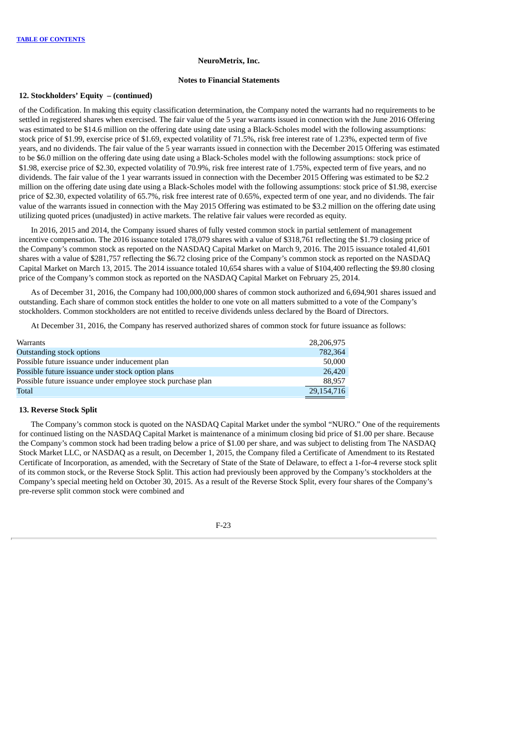NeuroMetrix, Inc.

Notes to Financial Statements

**12. Stockholders' Equity – (continued)**

of the Codification. In making this equity classification determination, the Company noted the warrants had no requirements to be settled in registered shares when exercised. The fair value of the 5 year warrants issued in connection with the June 2016 Offering was estimated to be $14.6 million on the offering date using date using a Black-Scholes model with the following assumptions: stock price of $1.99, exercise price of $1.69, expected volatility of 71.5%, risk free interest rate of 1.23%, expected term of five years, and no dividends. The fair value of the 5 year warrants issued in connection with the December 2015 Offering was estimated to be $6.0 million on the offering date using date using a Black-Scholes model with the following assumptions: stock price of $1.98, exercise price of $2.30, expected volatility of 70.9%, risk free interest rate of 1.75%, expected term of five years, and no dividends. The fair value of the 1 year warrants issued in connection with the December 2015 Offering was estimated to be $2.2 million on the offering date using date using a Black-Scholes model with the following assumptions: stock price of $1.98, exercise price of $2.30, expected volatility of 65.7%, risk free interest rate of 0.65%, expected term of one year, and no dividends. The fair value of the warrants issued in connection with the May 2015 Offering was estimated to be $3.2 million on the offering date using utilizing quoted prices (unadjusted) in active markets. The relative fair values were recorded as equity.

In 2016, 2015 and 2014, the Company issued shares of fully vested common stock in partial settlement of management incentive compensation. The 2016 issuance totaled 178,079 shares with a value of $318,761 reflecting the $1.79 closing price of the Company's common stock as reported on the NASDAQ Capital Market on March 9, 2016. The 2015 issuance totaled 41,601 shares with a value of $281,757 reflecting the $6.72 closing price of the Company's common stock as reported on the NASDAQ Capital Market on March 13, 2015. The 2014 issuance totaled 10,654 shares with a value of $104,400 reflecting the $9.80 closing price of the Company's common stock as reported on the NASDAQ Capital Market on February 25, 2014.

As of December 31, 2016, the Company had 100,000,000 shares of common stock authorized and 6,694,901 shares issued and outstanding. Each share of common stock entitles the holder to one vote on all matters submitted to a vote of the Company's stockholders. Common stockholders are not entitled to receive dividends unless declared by the Board of Directors.

At December 31, 2016, the Company has reserved authorized shares of common stock for future issuance as follows:

| | |
|---|---|
| Warrants | 28,206,975 |
| Outstanding stock options | 782,364 |
| Possible future issuance under inducement plan | 50,000 |
| Possible future issuance under stock option plans | 26,420 |
| Possible future issuance under employee stock purchase plan | 88,957 |
| Total | 29,154,716 |

**13. Reverse Stock Split**

The Company's common stock is quoted on the NASDAQ Capital Market under the symbol "NURO." One of the requirements for continued listing on the NASDAQ Capital Market is maintenance of a minimum closing bid price of $1.00 per share. Because the Company's common stock had been trading below a price of $1.00 per share, and was subject to delisting from The NASDAQ Stock Market LLC, or NASDAQ as a result, on December 1, 2015, the Company filed a Certificate of Amendment to its Restated Certificate of Incorporation, as amended, with the Secretary of State of the State of Delaware, to effect a 1-for-4 reverse stock split of its common stock, or the Reverse Stock Split. This action had previously been approved by the Company's stockholders at the Company's special meeting held on October 30, 2015. As a result of the Reverse Stock Split, every four shares of the Company's pre-reverse split common stock were combined and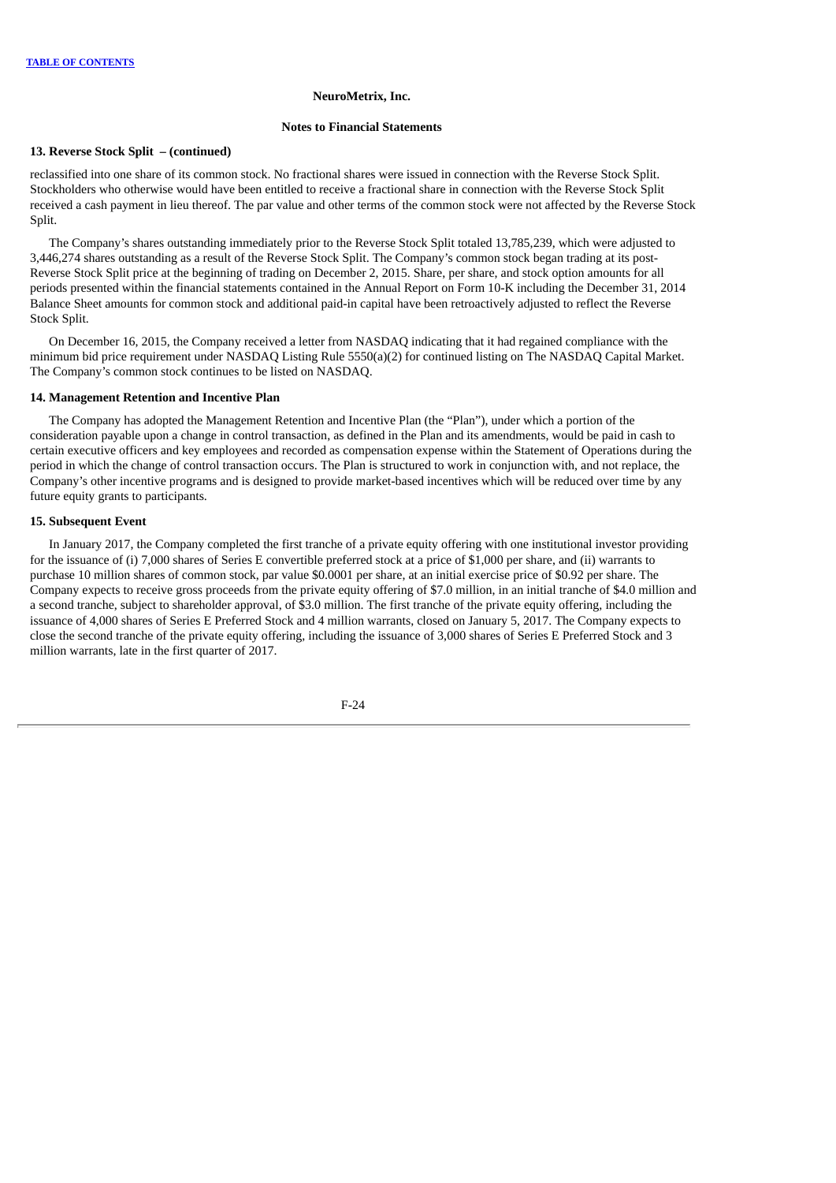NeuroMetrix, Inc.

Notes to Financial Statements

### 13. Reverse Stock Split – (continued)

reclassified into one share of its common stock. No fractional shares were issued in connection with the Reverse Stock Split. Stockholders who otherwise would have been entitled to receive a fractional share in connection with the Reverse Stock Split received a cash payment in lieu thereof. The par value and other terms of the common stock were not affected by the Reverse Stock Split.

The Company's shares outstanding immediately prior to the Reverse Stock Split totaled 13,785,239, which were adjusted to 3,446,274 shares outstanding as a result of the Reverse Stock Split. The Company's common stock began trading at its post-Reverse Stock Split price at the beginning of trading on December 2, 2015. Share, per share, and stock option amounts for all periods presented within the financial statements contained in the Annual Report on Form 10-K including the December 31, 2014 Balance Sheet amounts for common stock and additional paid-in capital have been retroactively adjusted to reflect the Reverse Stock Split.

On December 16, 2015, the Company received a letter from NASDAQ indicating that it had regained compliance with the minimum bid price requirement under NASDAQ Listing Rule 5550(a)(2) for continued listing on The NASDAQ Capital Market. The Company's common stock continues to be listed on NASDAQ.

### 14. Management Retention and Incentive Plan

The Company has adopted the Management Retention and Incentive Plan (the "Plan"), under which a portion of the consideration payable upon a change in control transaction, as defined in the Plan and its amendments, would be paid in cash to certain executive officers and key employees and recorded as compensation expense within the Statement of Operations during the period in which the change of control transaction occurs. The Plan is structured to work in conjunction with, and not replace, the Company's other incentive programs and is designed to provide market-based incentives which will be reduced over time by any future equity grants to participants.

### 15. Subsequent Event

In January 2017, the Company completed the first tranche of a private equity offering with one institutional investor providing for the issuance of (i) 7,000 shares of Series E convertible preferred stock at a price of $1,000 per share, and (ii) warrants to purchase 10 million shares of common stock, par value $0.0001 per share, at an initial exercise price of $0.92 per share. The Company expects to receive gross proceeds from the private equity offering of $7.0 million, in an initial tranche of $4.0 million and a second tranche, subject to shareholder approval, of $3.0 million. The first tranche of the private equity offering, including the issuance of 4,000 shares of Series E Preferred Stock and 4 million warrants, closed on January 5, 2017. The Company expects to close the second tranche of the private equity offering, including the issuance of 3,000 shares of Series E Preferred Stock and 3 million warrants, late in the first quarter of 2017.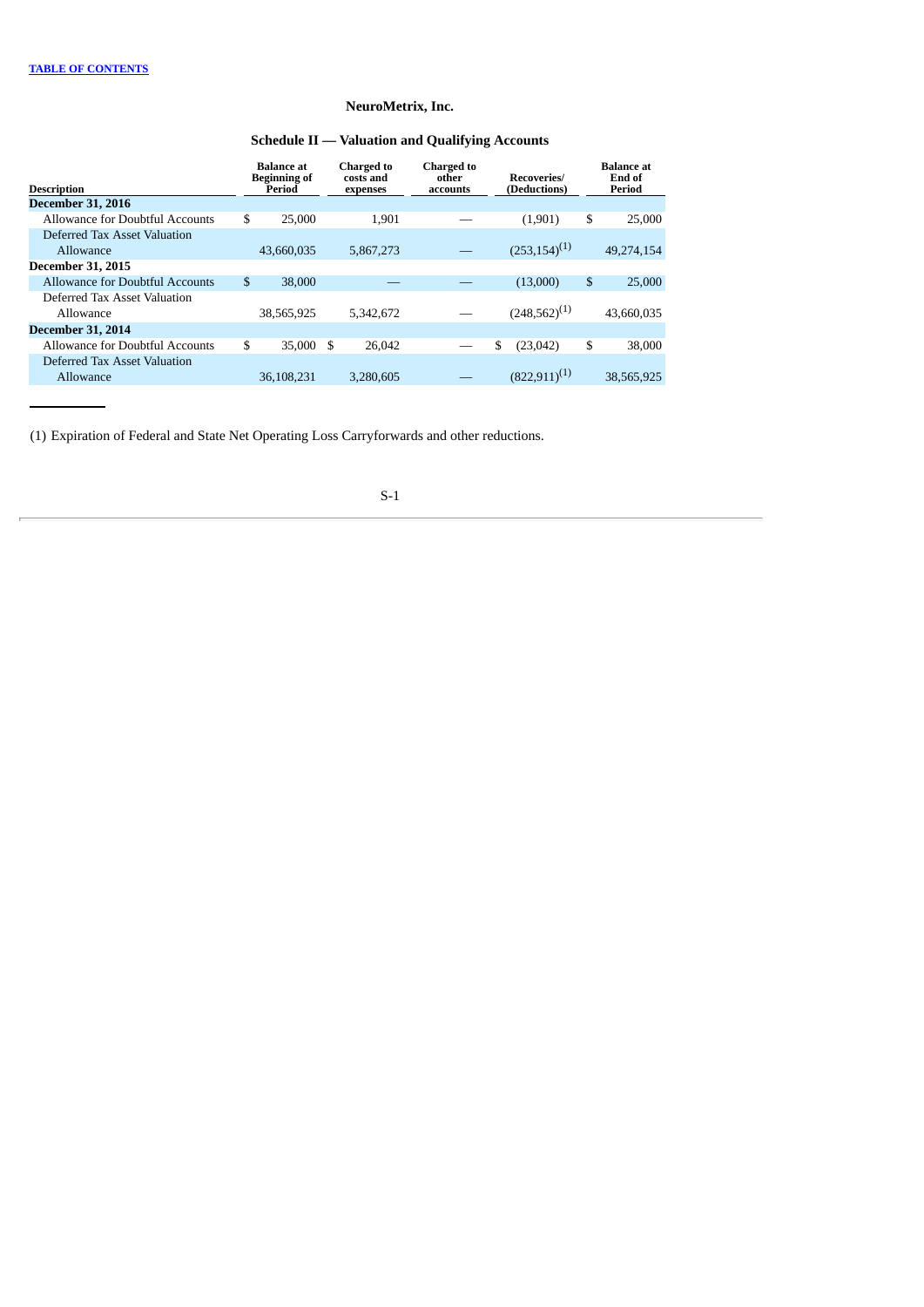NeuroMetrix, Inc.

## Schedule II — Valuation and Qualifying Accounts

| Description | Balance at Beginning of Period | Charged to costs and expenses | Charged to other accounts | Recoveries/ (Deductions) | Balance at End of Period |
|---|---|---|---|---|---|
| **December 31, 2016** | | | | | |
| Allowance for Doubtful Accounts | $ 25,000 | 1,901 | — | (1,901) | $ 25,000 |
| Deferred Tax Asset Valuation Allowance | 43,660,035 | 5,867,273 | — | (253,154)[(1)] | 49,274,154 |
| **December 31, 2015** | | | | | |
| Allowance for Doubtful Accounts | $ 38,000 | — | — | (13,000) | $ 25,000 |
| Deferred Tax Asset Valuation Allowance | 38,565,925 | 5,342,672 | — | (248,562)[(1)] | 43,660,035 |
| **December 31, 2014** | | | | | |
| Allowance for Doubtful Accounts | $ 35,000 | $ 26,042 | — | $ (23,042) | $ 38,000 |
| Deferred Tax Asset Valuation Allowance | 36,108,231 | 3,280,605 | — | (822,911)[(1)] | 38,565,925 |

(1) Expiration of Federal and State Net Operating Loss Carryforwards and other reductions.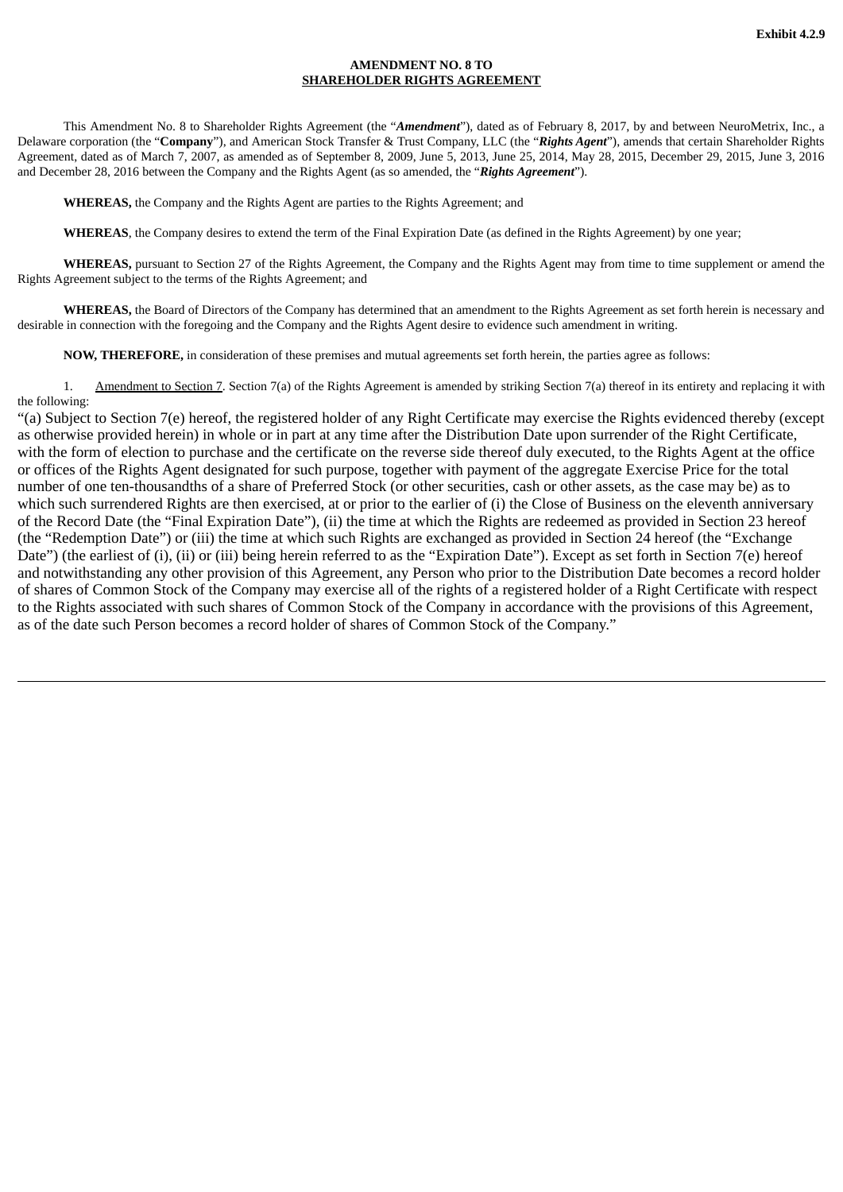Exhibit 4.2.9

**AMENDMENT NO. 8 TO**
**SHAREHOLDER RIGHTS AGREEMENT**

This Amendment No. 8 to Shareholder Rights Agreement (the "***Amendment***"), dated as of February 8, 2017, by and between NeuroMetrix, Inc., a Delaware corporation (the "**Company**"), and American Stock Transfer & Trust Company, LLC (the "***Rights Agent***"), amends that certain Shareholder Rights Agreement, dated as of March 7, 2007, as amended as of September 8, 2009, June 5, 2013, June 25, 2014, May 28, 2015, December 29, 2015, June 3, 2016 and December 28, 2016 between the Company and the Rights Agent (as so amended, the "***Rights Agreement***").

**WHEREAS,** the Company and the Rights Agent are parties to the Rights Agreement; and

**WHEREAS**, the Company desires to extend the term of the Final Expiration Date (as defined in the Rights Agreement) by one year;

**WHEREAS,** pursuant to Section 27 of the Rights Agreement, the Company and the Rights Agent may from time to time supplement or amend the Rights Agreement subject to the terms of the Rights Agreement; and

**WHEREAS,** the Board of Directors of the Company has determined that an amendment to the Rights Agreement as set forth herein is necessary and desirable in connection with the foregoing and the Company and the Rights Agent desire to evidence such amendment in writing.

**NOW, THEREFORE,** in consideration of these premises and mutual agreements set forth herein, the parties agree as follows:

1. Amendment to Section 7. Section 7(a) of the Rights Agreement is amended by striking Section 7(a) thereof in its entirety and replacing it with the following:

"(a) Subject to Section 7(e) hereof, the registered holder of any Right Certificate may exercise the Rights evidenced thereby (except as otherwise provided herein) in whole or in part at any time after the Distribution Date upon surrender of the Right Certificate, with the form of election to purchase and the certificate on the reverse side thereof duly executed, to the Rights Agent at the office or offices of the Rights Agent designated for such purpose, together with payment of the aggregate Exercise Price for the total number of one ten-thousandths of a share of Preferred Stock (or other securities, cash or other assets, as the case may be) as to which such surrendered Rights are then exercised, at or prior to the earlier of (i) the Close of Business on the eleventh anniversary of the Record Date (the "Final Expiration Date"), (ii) the time at which the Rights are redeemed as provided in Section 23 hereof (the "Redemption Date") or (iii) the time at which such Rights are exchanged as provided in Section 24 hereof (the "Exchange Date") (the earliest of (i), (ii) or (iii) being herein referred to as the "Expiration Date"). Except as set forth in Section 7(e) hereof and notwithstanding any other provision of this Agreement, any Person who prior to the Distribution Date becomes a record holder of shares of Common Stock of the Company may exercise all of the rights of a registered holder of a Right Certificate with respect to the Rights associated with such shares of Common Stock of the Company in accordance with the provisions of this Agreement, as of the date such Person becomes a record holder of shares of Common Stock of the Company."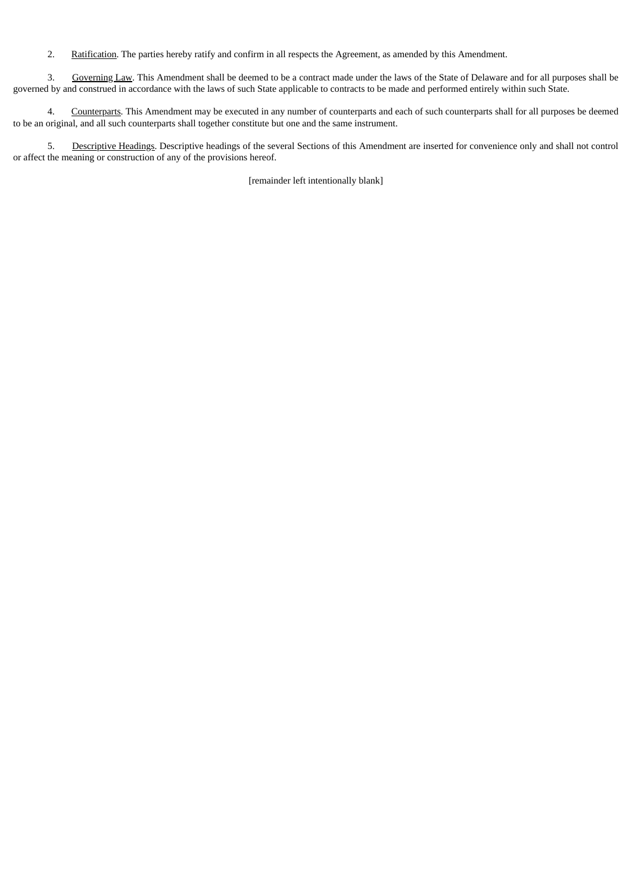2. Ratification. The parties hereby ratify and confirm in all respects the Agreement, as amended by this Amendment.

3. Governing Law. This Amendment shall be deemed to be a contract made under the laws of the State of Delaware and for all purposes shall be governed by and construed in accordance with the laws of such State applicable to contracts to be made and performed entirely within such State.

4. Counterparts. This Amendment may be executed in any number of counterparts and each of such counterparts shall for all purposes be deemed to be an original, and all such counterparts shall together constitute but one and the same instrument.

5. Descriptive Headings. Descriptive headings of the several Sections of this Amendment are inserted for convenience only and shall not control or affect the meaning or construction of any of the provisions hereof.

[remainder left intentionally blank]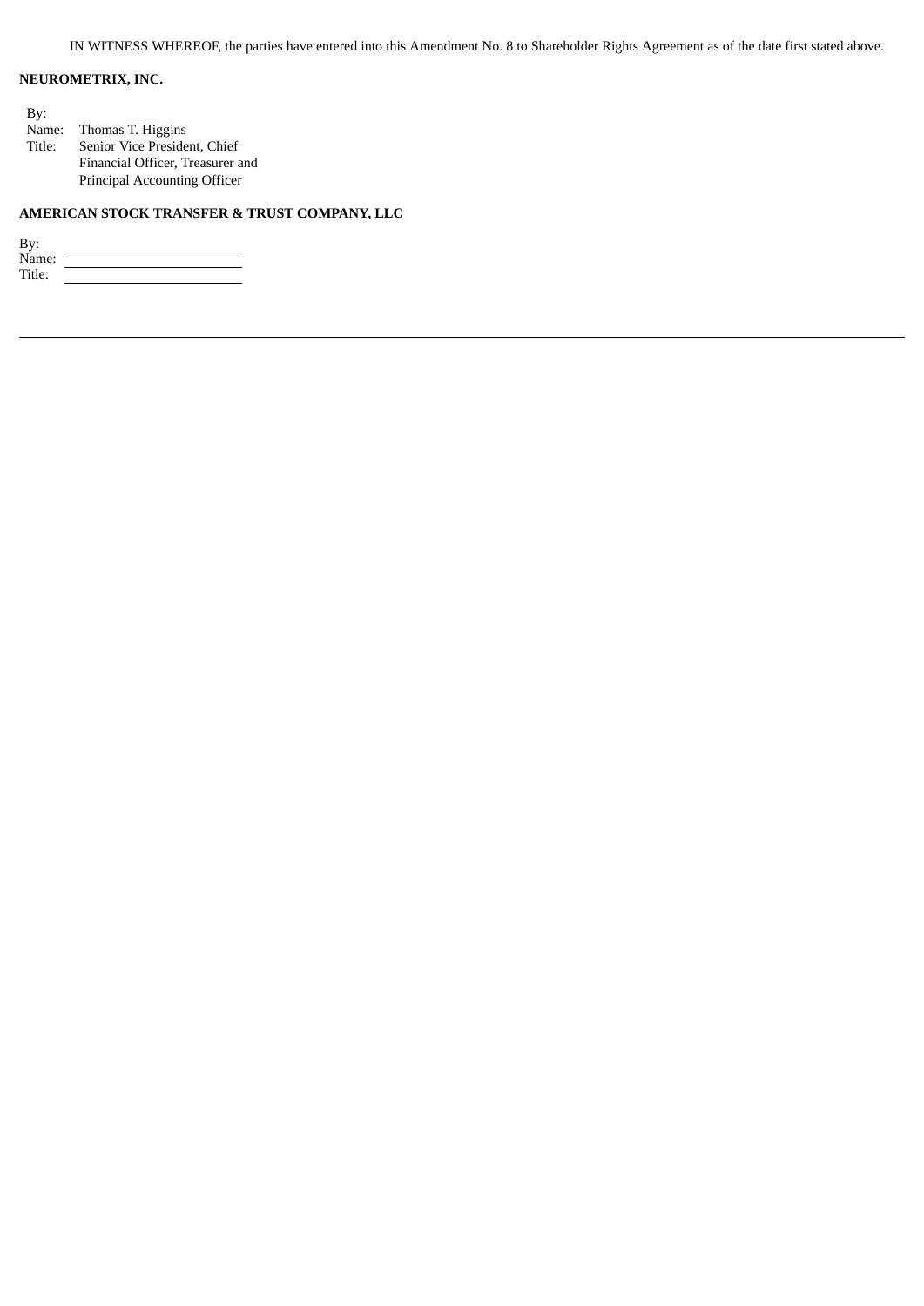IN WITNESS WHEREOF, the parties have entered into this Amendment No. 8 to Shareholder Rights Agreement as of the date first stated above.

**NEUROMETRIX, INC.**

By:
Name: Thomas T. Higgins
Title: Senior Vice President, Chief Financial Officer, Treasurer and Principal Accounting Officer

**AMERICAN STOCK TRANSFER & TRUST COMPANY, LLC**

By: \_\_\_\_\_\_\_\_\_\_\_\_\_\_\_\_\_\_\_\_\_\_\_\_
Name: \_\_\_\_\_\_\_\_\_\_\_\_\_\_\_\_\_\_\_\_\_\_\_\_
Title: \_\_\_\_\_\_\_\_\_\_\_\_\_\_\_\_\_\_\_\_\_\_\_\_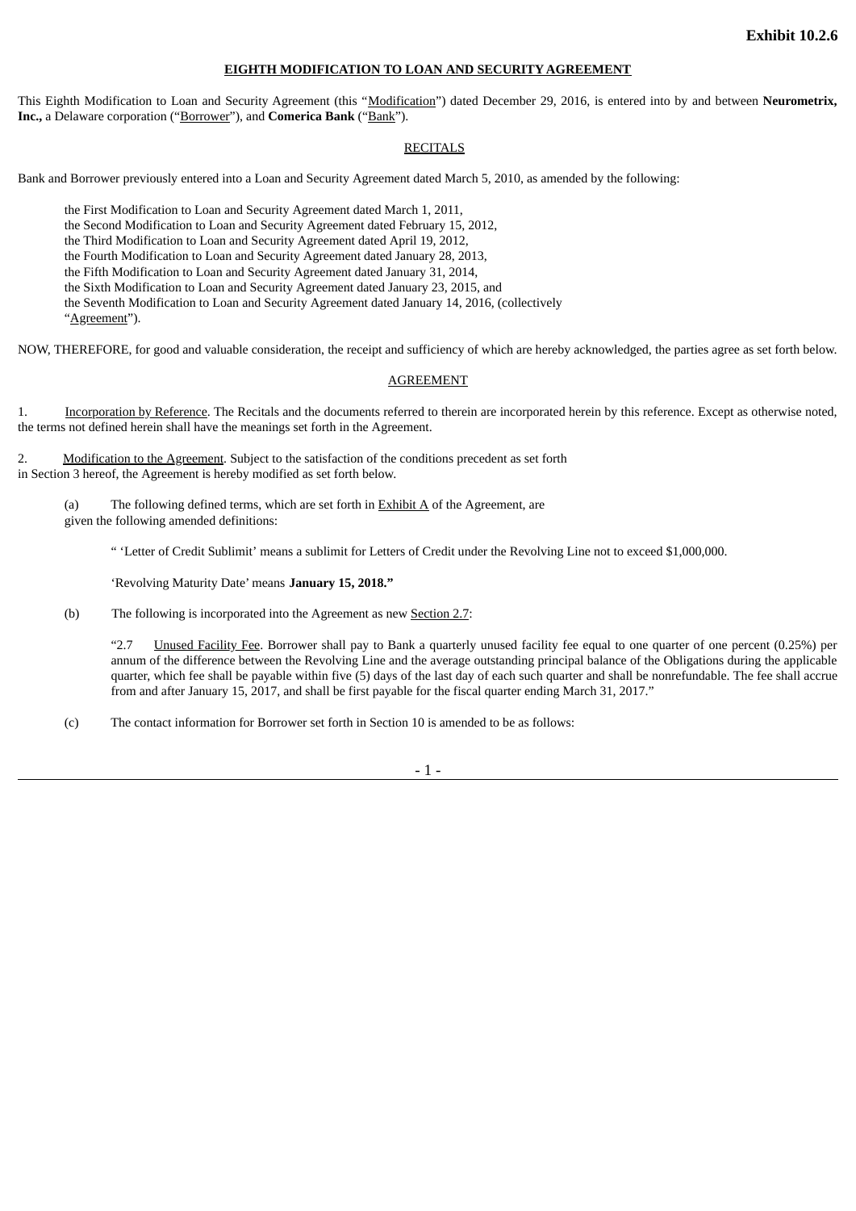**Exhibit 10.2.6**

**EIGHTH MODIFICATION TO LOAN AND SECURITY AGREEMENT**

This Eighth Modification to Loan and Security Agreement (this "Modification") dated December 29, 2016, is entered into by and between **Neurometrix, Inc.,** a Delaware corporation ("Borrower"), and **Comerica Bank** ("Bank").

RECITALS

Bank and Borrower previously entered into a Loan and Security Agreement dated March 5, 2010, as amended by the following:

the First Modification to Loan and Security Agreement dated March 1, 2011,
the Second Modification to Loan and Security Agreement dated February 15, 2012,
the Third Modification to Loan and Security Agreement dated April 19, 2012,
the Fourth Modification to Loan and Security Agreement dated January 28, 2013,
the Fifth Modification to Loan and Security Agreement dated January 31, 2014,
the Sixth Modification to Loan and Security Agreement dated January 23, 2015, and
the Seventh Modification to Loan and Security Agreement dated January 14, 2016, (collectively "Agreement").

NOW, THEREFORE, for good and valuable consideration, the receipt and sufficiency of which are hereby acknowledged, the parties agree as set forth below.

AGREEMENT

1. Incorporation by Reference. The Recitals and the documents referred to therein are incorporated herein by this reference. Except as otherwise noted, the terms not defined herein shall have the meanings set forth in the Agreement.

2. Modification to the Agreement. Subject to the satisfaction of the conditions precedent as set forth in Section 3 hereof, the Agreement is hereby modified as set forth below.

(a) The following defined terms, which are set forth in Exhibit A of the Agreement, are given the following amended definitions:

" 'Letter of Credit Sublimit' means a sublimit for Letters of Credit under the Revolving Line not to exceed $1,000,000.

'Revolving Maturity Date' means **January 15, 2018."**

(b) The following is incorporated into the Agreement as new Section 2.7:

"2.7 Unused Facility Fee. Borrower shall pay to Bank a quarterly unused facility fee equal to one quarter of one percent (0.25%) per annum of the difference between the Revolving Line and the average outstanding principal balance of the Obligations during the applicable quarter, which fee shall be payable within five (5) days of the last day of each such quarter and shall be nonrefundable. The fee shall accrue from and after January 15, 2017, and shall be first payable for the fiscal quarter ending March 31, 2017."

(c) The contact information for Borrower set forth in Section 10 is amended to be as follows: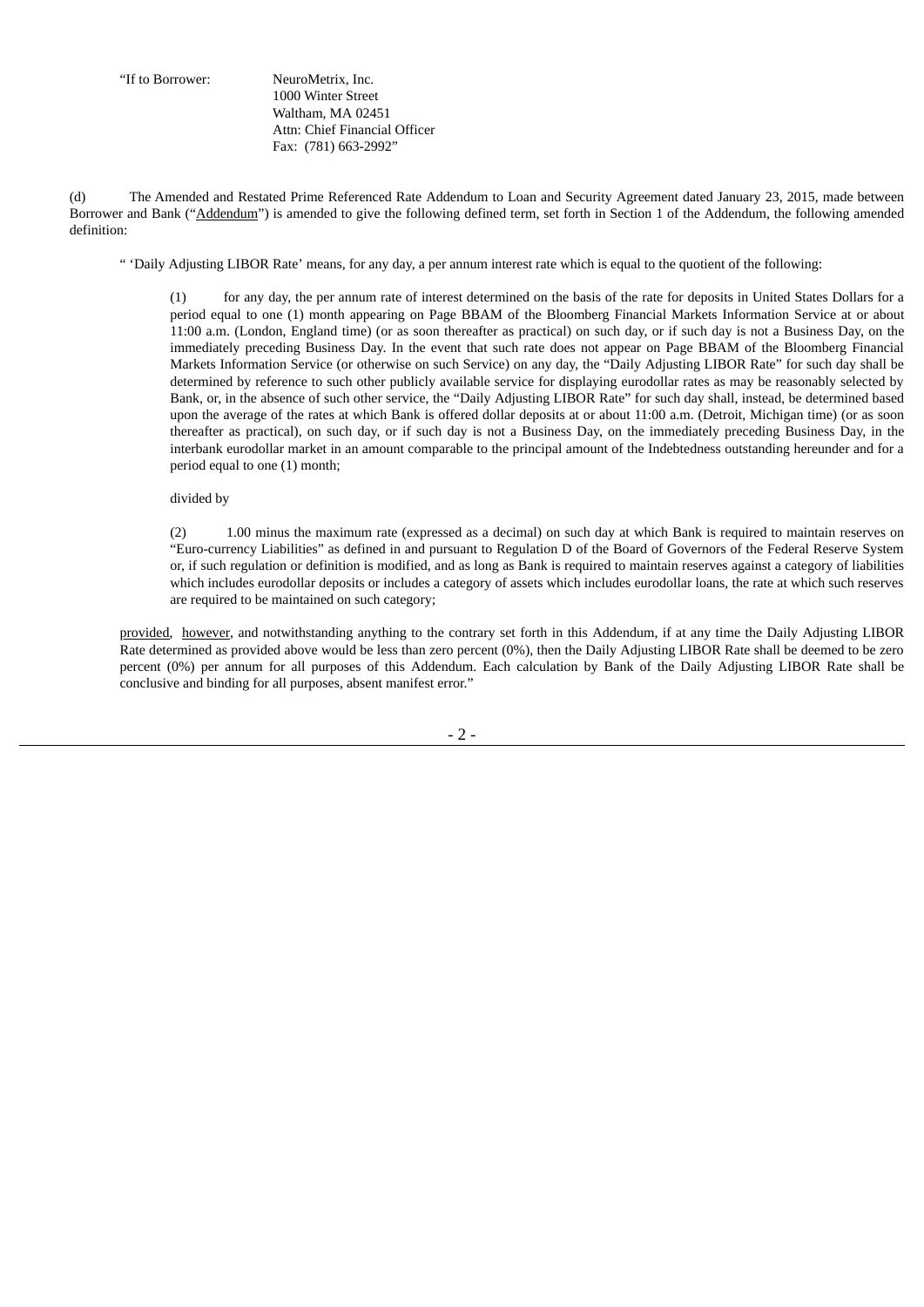"If to Borrower: NeuroMetrix, Inc.
1000 Winter Street
Waltham, MA 02451
Attn: Chief Financial Officer
Fax: (781) 663-2992"

(d) The Amended and Restated Prime Referenced Rate Addendum to Loan and Security Agreement dated January 23, 2015, made between Borrower and Bank ("Addendum") is amended to give the following defined term, set forth in Section 1 of the Addendum, the following amended definition:

" 'Daily Adjusting LIBOR Rate' means, for any day, a per annum interest rate which is equal to the quotient of the following:

> (1) for any day, the per annum rate of interest determined on the basis of the rate for deposits in United States Dollars for a period equal to one (1) month appearing on Page BBAM of the Bloomberg Financial Markets Information Service at or about 11:00 a.m. (London, England time) (or as soon thereafter as practical) on such day, or if such day is not a Business Day, on the immediately preceding Business Day. In the event that such rate does not appear on Page BBAM of the Bloomberg Financial Markets Information Service (or otherwise on such Service) on any day, the "Daily Adjusting LIBOR Rate" for such day shall be determined by reference to such other publicly available service for displaying eurodollar rates as may be reasonably selected by Bank, or, in the absence of such other service, the "Daily Adjusting LIBOR Rate" for such day shall, instead, be determined based upon the average of the rates at which Bank is offered dollar deposits at or about 11:00 a.m. (Detroit, Michigan time) (or as soon thereafter as practical), on such day, or if such day is not a Business Day, on the immediately preceding Business Day, in the interbank eurodollar market in an amount comparable to the principal amount of the Indebtedness outstanding hereunder and for a period equal to one (1) month;
>
> divided by
>
> (2) 1.00 minus the maximum rate (expressed as a decimal) on such day at which Bank is required to maintain reserves on "Euro-currency Liabilities" as defined in and pursuant to Regulation D of the Board of Governors of the Federal Reserve System or, if such regulation or definition is modified, and as long as Bank is required to maintain reserves against a category of liabilities which includes eurodollar deposits or includes a category of assets which includes eurodollar loans, the rate at which such reserves are required to be maintained on such category;

provided, however, and notwithstanding anything to the contrary set forth in this Addendum, if at any time the Daily Adjusting LIBOR Rate determined as provided above would be less than zero percent (0%), then the Daily Adjusting LIBOR Rate shall be deemed to be zero percent (0%) per annum for all purposes of this Addendum. Each calculation by Bank of the Daily Adjusting LIBOR Rate shall be conclusive and binding for all purposes, absent manifest error."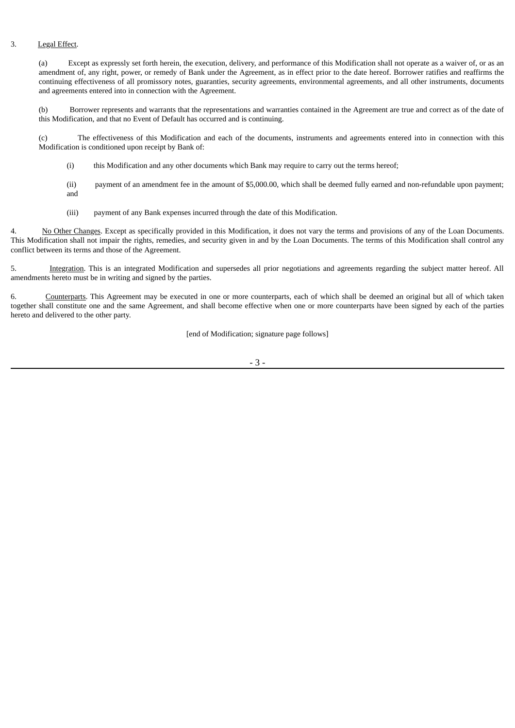3. Legal Effect.

(a) Except as expressly set forth herein, the execution, delivery, and performance of this Modification shall not operate as a waiver of, or as an amendment of, any right, power, or remedy of Bank under the Agreement, as in effect prior to the date hereof. Borrower ratifies and reaffirms the continuing effectiveness of all promissory notes, guaranties, security agreements, environmental agreements, and all other instruments, documents and agreements entered into in connection with the Agreement.

(b) Borrower represents and warrants that the representations and warranties contained in the Agreement are true and correct as of the date of this Modification, and that no Event of Default has occurred and is continuing.

(c) The effectiveness of this Modification and each of the documents, instruments and agreements entered into in connection with this Modification is conditioned upon receipt by Bank of:

(i) this Modification and any other documents which Bank may require to carry out the terms hereof;

(ii) payment of an amendment fee in the amount of $5,000.00, which shall be deemed fully earned and non-refundable upon payment; and

(iii) payment of any Bank expenses incurred through the date of this Modification.

4. No Other Changes. Except as specifically provided in this Modification, it does not vary the terms and provisions of any of the Loan Documents. This Modification shall not impair the rights, remedies, and security given in and by the Loan Documents. The terms of this Modification shall control any conflict between its terms and those of the Agreement.

5. Integration. This is an integrated Modification and supersedes all prior negotiations and agreements regarding the subject matter hereof. All amendments hereto must be in writing and signed by the parties.

6. Counterparts. This Agreement may be executed in one or more counterparts, each of which shall be deemed an original but all of which taken together shall constitute one and the same Agreement, and shall become effective when one or more counterparts have been signed by each of the parties hereto and delivered to the other party.

[end of Modification; signature page follows]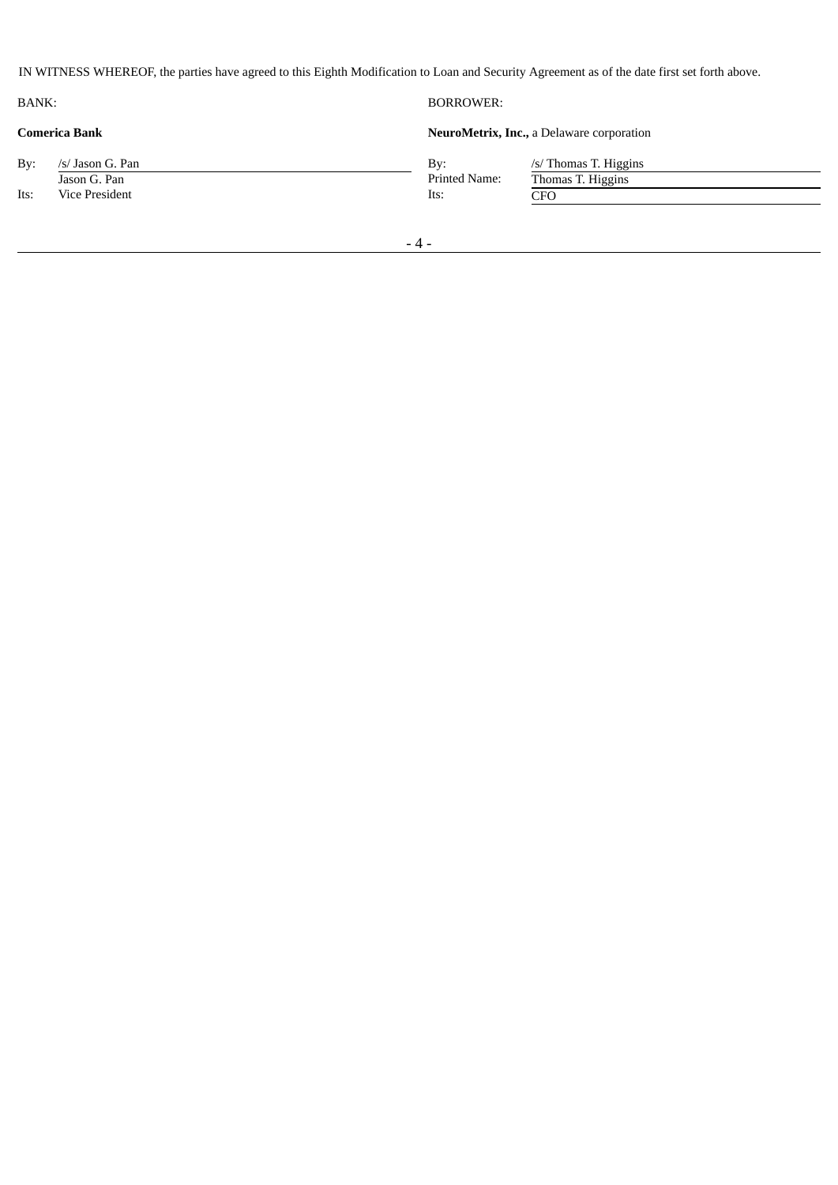IN WITNESS WHEREOF, the parties have agreed to this Eighth Modification to Loan and Security Agreement as of the date first set forth above.

| BANK: | | BORROWER: | |
|---|---|---|---|
| **Comerica Bank** | | **NeuroMetrix, Inc.,** a Delaware corporation | |
| By: | /s/ Jason G. Pan | By: | /s/ Thomas T. Higgins |
| | Jason G. Pan | Printed Name: | Thomas T. Higgins |
| Its: | Vice President | Its: | CFO |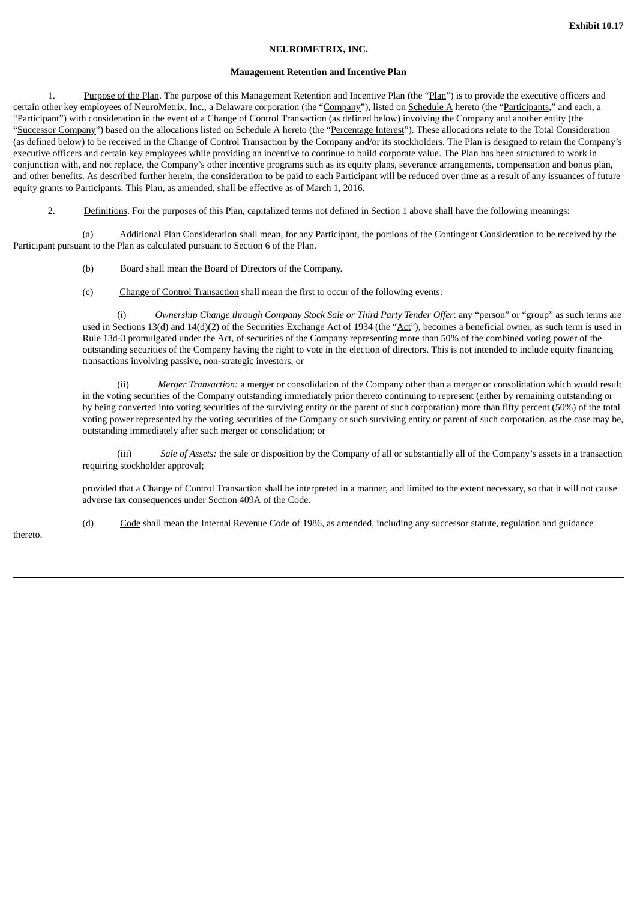Exhibit 10.17

**NEUROMETRIX, INC.**

**Management Retention and Incentive Plan**

1. Purpose of the Plan. The purpose of this Management Retention and Incentive Plan (the "Plan") is to provide the executive officers and certain other key employees of NeuroMetrix, Inc., a Delaware corporation (the "Company"), listed on Schedule A hereto (the "Participants," and each, a "Participant") with consideration in the event of a Change of Control Transaction (as defined below) involving the Company and another entity (the "Successor Company") based on the allocations listed on Schedule A hereto (the "Percentage Interest"). These allocations relate to the Total Consideration (as defined below) to be received in the Change of Control Transaction by the Company and/or its stockholders. The Plan is designed to retain the Company's executive officers and certain key employees while providing an incentive to continue to build corporate value. The Plan has been structured to work in conjunction with, and not replace, the Company's other incentive programs such as its equity plans, severance arrangements, compensation and bonus plan, and other benefits. As described further herein, the consideration to be paid to each Participant will be reduced over time as a result of any issuances of future equity grants to Participants. This Plan, as amended, shall be effective as of March 1, 2016.

2. Definitions. For the purposes of this Plan, capitalized terms not defined in Section 1 above shall have the following meanings:

(a) Additional Plan Consideration shall mean, for any Participant, the portions of the Contingent Consideration to be received by the Participant pursuant to the Plan as calculated pursuant to Section 6 of the Plan.

(b) Board shall mean the Board of Directors of the Company.

(c) Change of Control Transaction shall mean the first to occur of the following events:

(i) *Ownership Change through Company Stock Sale or Third Party Tender Offer*: any "person" or "group" as such terms are used in Sections 13(d) and 14(d)(2) of the Securities Exchange Act of 1934 (the "Act"), becomes a beneficial owner, as such term is used in Rule 13d-3 promulgated under the Act, of securities of the Company representing more than 50% of the combined voting power of the outstanding securities of the Company having the right to vote in the election of directors. This is not intended to include equity financing transactions involving passive, non-strategic investors; or

(ii) *Merger Transaction:* a merger or consolidation of the Company other than a merger or consolidation which would result in the voting securities of the Company outstanding immediately prior thereto continuing to represent (either by remaining outstanding or by being converted into voting securities of the surviving entity or the parent of such corporation) more than fifty percent (50%) of the total voting power represented by the voting securities of the Company or such surviving entity or parent of such corporation, as the case may be, outstanding immediately after such merger or consolidation; or

(iii) *Sale of Assets:* the sale or disposition by the Company of all or substantially all of the Company's assets in a transaction requiring stockholder approval;

provided that a Change of Control Transaction shall be interpreted in a manner, and limited to the extent necessary, so that it will not cause adverse tax consequences under Section 409A of the Code.

(d) Code shall mean the Internal Revenue Code of 1986, as amended, including any successor statute, regulation and guidance thereto.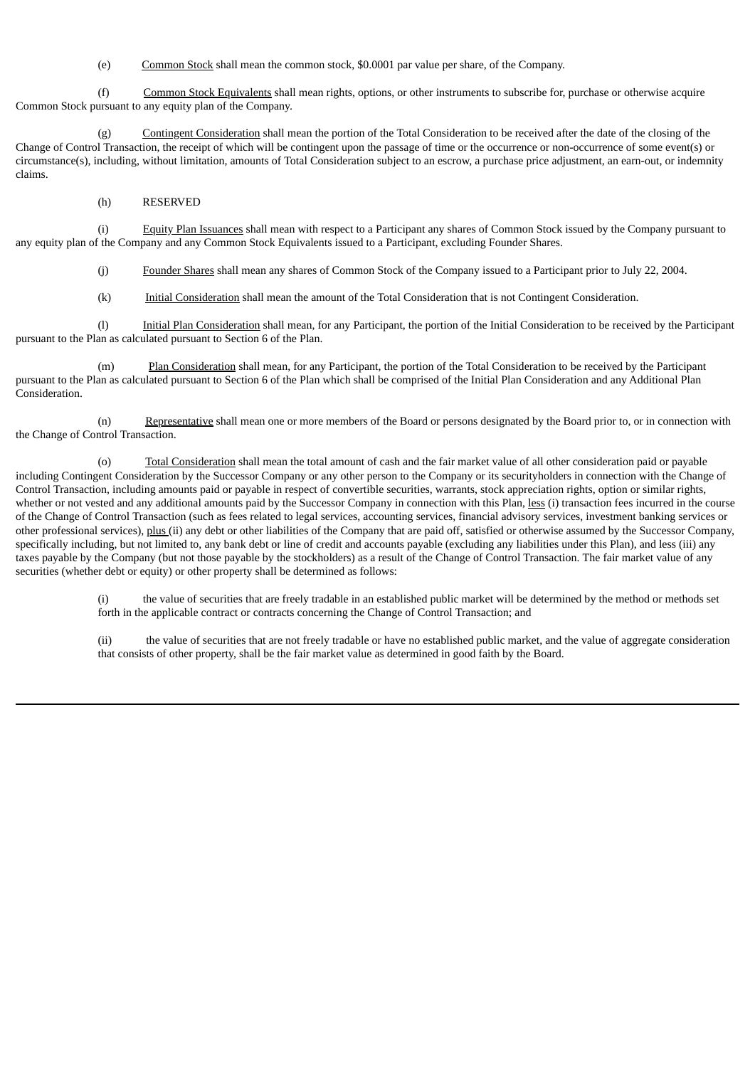(e) Common Stock shall mean the common stock, $0.0001 par value per share, of the Company.

(f) Common Stock Equivalents shall mean rights, options, or other instruments to subscribe for, purchase or otherwise acquire Common Stock pursuant to any equity plan of the Company.

(g) Contingent Consideration shall mean the portion of the Total Consideration to be received after the date of the closing of the Change of Control Transaction, the receipt of which will be contingent upon the passage of time or the occurrence or non-occurrence of some event(s) or circumstance(s), including, without limitation, amounts of Total Consideration subject to an escrow, a purchase price adjustment, an earn-out, or indemnity claims.

(h) RESERVED

(i) Equity Plan Issuances shall mean with respect to a Participant any shares of Common Stock issued by the Company pursuant to any equity plan of the Company and any Common Stock Equivalents issued to a Participant, excluding Founder Shares.

(j) Founder Shares shall mean any shares of Common Stock of the Company issued to a Participant prior to July 22, 2004.

(k) Initial Consideration shall mean the amount of the Total Consideration that is not Contingent Consideration.

(l) Initial Plan Consideration shall mean, for any Participant, the portion of the Initial Consideration to be received by the Participant pursuant to the Plan as calculated pursuant to Section 6 of the Plan.

(m) Plan Consideration shall mean, for any Participant, the portion of the Total Consideration to be received by the Participant pursuant to the Plan as calculated pursuant to Section 6 of the Plan which shall be comprised of the Initial Plan Consideration and any Additional Plan Consideration.

(n) Representative shall mean one or more members of the Board or persons designated by the Board prior to, or in connection with the Change of Control Transaction.

(o) Total Consideration shall mean the total amount of cash and the fair market value of all other consideration paid or payable including Contingent Consideration by the Successor Company or any other person to the Company or its securityholders in connection with the Change of Control Transaction, including amounts paid or payable in respect of convertible securities, warrants, stock appreciation rights, option or similar rights, whether or not vested and any additional amounts paid by the Successor Company in connection with this Plan, less (i) transaction fees incurred in the course of the Change of Control Transaction (such as fees related to legal services, accounting services, financial advisory services, investment banking services or other professional services), plus (ii) any debt or other liabilities of the Company that are paid off, satisfied or otherwise assumed by the Successor Company, specifically including, but not limited to, any bank debt or line of credit and accounts payable (excluding any liabilities under this Plan), and less (iii) any taxes payable by the Company (but not those payable by the stockholders) as a result of the Change of Control Transaction. The fair market value of any securities (whether debt or equity) or other property shall be determined as follows:

(i) the value of securities that are freely tradable in an established public market will be determined by the method or methods set forth in the applicable contract or contracts concerning the Change of Control Transaction; and

(ii) the value of securities that are not freely tradable or have no established public market, and the value of aggregate consideration that consists of other property, shall be the fair market value as determined in good faith by the Board.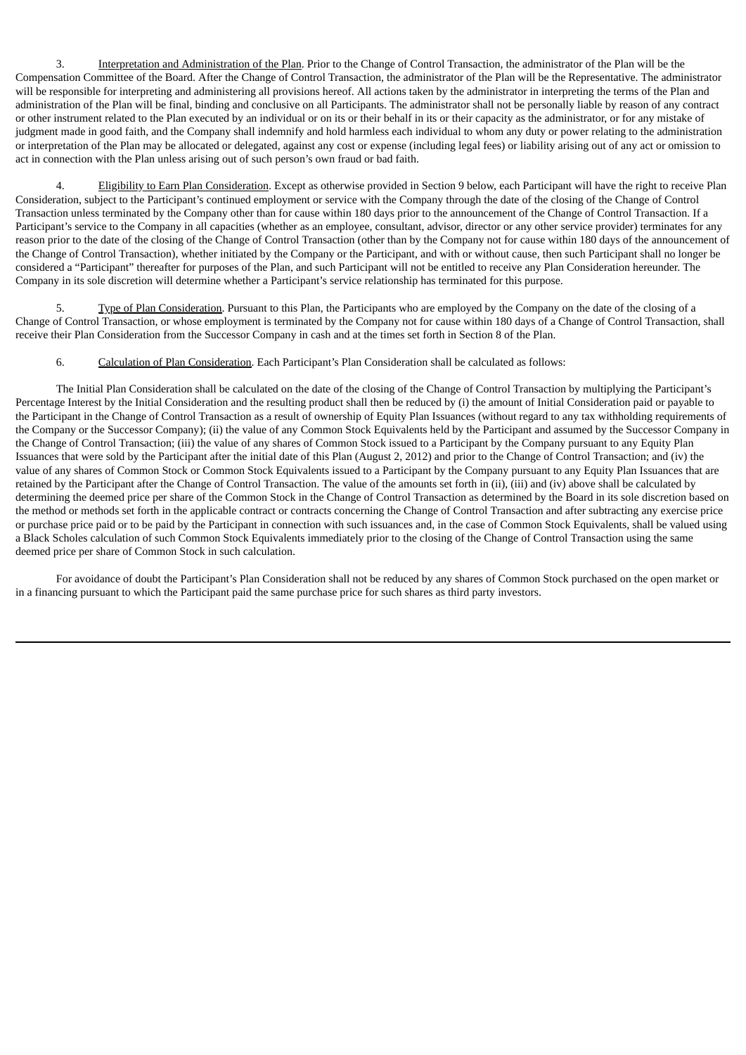3. Interpretation and Administration of the Plan. Prior to the Change of Control Transaction, the administrator of the Plan will be the Compensation Committee of the Board. After the Change of Control Transaction, the administrator of the Plan will be the Representative. The administrator will be responsible for interpreting and administering all provisions hereof. All actions taken by the administrator in interpreting the terms of the Plan and administration of the Plan will be final, binding and conclusive on all Participants. The administrator shall not be personally liable by reason of any contract or other instrument related to the Plan executed by an individual or on its or their behalf in its or their capacity as the administrator, or for any mistake of judgment made in good faith, and the Company shall indemnify and hold harmless each individual to whom any duty or power relating to the administration or interpretation of the Plan may be allocated or delegated, against any cost or expense (including legal fees) or liability arising out of any act or omission to act in connection with the Plan unless arising out of such person's own fraud or bad faith.

4. Eligibility to Earn Plan Consideration. Except as otherwise provided in Section 9 below, each Participant will have the right to receive Plan Consideration, subject to the Participant's continued employment or service with the Company through the date of the closing of the Change of Control Transaction unless terminated by the Company other than for cause within 180 days prior to the announcement of the Change of Control Transaction. If a Participant's service to the Company in all capacities (whether as an employee, consultant, advisor, director or any other service provider) terminates for any reason prior to the date of the closing of the Change of Control Transaction (other than by the Company not for cause within 180 days of the announcement of the Change of Control Transaction), whether initiated by the Company or the Participant, and with or without cause, then such Participant shall no longer be considered a "Participant" thereafter for purposes of the Plan, and such Participant will not be entitled to receive any Plan Consideration hereunder. The Company in its sole discretion will determine whether a Participant's service relationship has terminated for this purpose.

5. Type of Plan Consideration. Pursuant to this Plan, the Participants who are employed by the Company on the date of the closing of a Change of Control Transaction, or whose employment is terminated by the Company not for cause within 180 days of a Change of Control Transaction, shall receive their Plan Consideration from the Successor Company in cash and at the times set forth in Section 8 of the Plan.

6. Calculation of Plan Consideration. Each Participant's Plan Consideration shall be calculated as follows:

The Initial Plan Consideration shall be calculated on the date of the closing of the Change of Control Transaction by multiplying the Participant's Percentage Interest by the Initial Consideration and the resulting product shall then be reduced by (i) the amount of Initial Consideration paid or payable to the Participant in the Change of Control Transaction as a result of ownership of Equity Plan Issuances (without regard to any tax withholding requirements of the Company or the Successor Company); (ii) the value of any Common Stock Equivalents held by the Participant and assumed by the Successor Company in the Change of Control Transaction; (iii) the value of any shares of Common Stock issued to a Participant by the Company pursuant to any Equity Plan Issuances that were sold by the Participant after the initial date of this Plan (August 2, 2012) and prior to the Change of Control Transaction; and (iv) the value of any shares of Common Stock or Common Stock Equivalents issued to a Participant by the Company pursuant to any Equity Plan Issuances that are retained by the Participant after the Change of Control Transaction. The value of the amounts set forth in (ii), (iii) and (iv) above shall be calculated by determining the deemed price per share of the Common Stock in the Change of Control Transaction as determined by the Board in its sole discretion based on the method or methods set forth in the applicable contract or contracts concerning the Change of Control Transaction and after subtracting any exercise price or purchase price paid or to be paid by the Participant in connection with such issuances and, in the case of Common Stock Equivalents, shall be valued using a Black Scholes calculation of such Common Stock Equivalents immediately prior to the closing of the Change of Control Transaction using the same deemed price per share of Common Stock in such calculation.

For avoidance of doubt the Participant's Plan Consideration shall not be reduced by any shares of Common Stock purchased on the open market or in a financing pursuant to which the Participant paid the same purchase price for such shares as third party investors.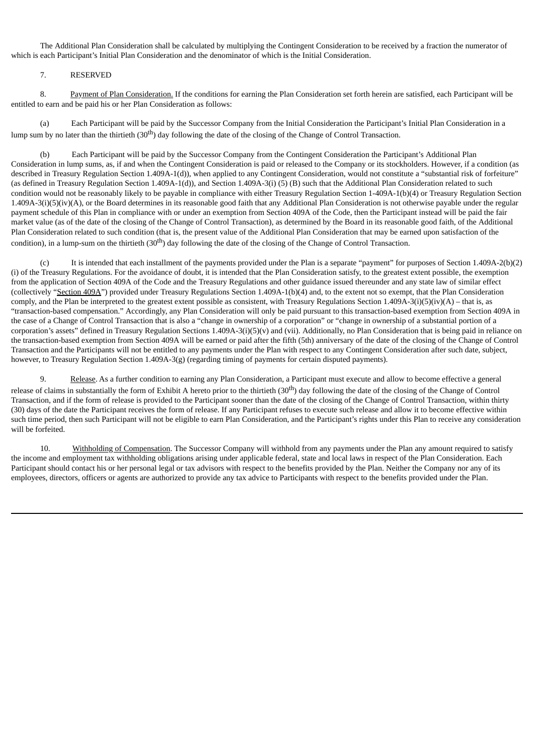The Additional Plan Consideration shall be calculated by multiplying the Contingent Consideration to be received by a fraction the numerator of which is each Participant's Initial Plan Consideration and the denominator of which is the Initial Consideration.

7. RESERVED

8. Payment of Plan Consideration. If the conditions for earning the Plan Consideration set forth herein are satisfied, each Participant will be entitled to earn and be paid his or her Plan Consideration as follows:

(a) Each Participant will be paid by the Successor Company from the Initial Consideration the Participant's Initial Plan Consideration in a lump sum by no later than the thirtieth (30th) day following the date of the closing of the Change of Control Transaction.

(b) Each Participant will be paid by the Successor Company from the Contingent Consideration the Participant's Additional Plan Consideration in lump sums, as, if and when the Contingent Consideration is paid or released to the Company or its stockholders. However, if a condition (as described in Treasury Regulation Section 1.409A-1(d)), when applied to any Contingent Consideration, would not constitute a "substantial risk of forfeiture" (as defined in Treasury Regulation Section 1.409A-1(d)), and Section 1.409A-3(i) (5) (B) such that the Additional Plan Consideration related to such condition would not be reasonably likely to be payable in compliance with either Treasury Regulation Section 1-409A-1(b)(4) or Treasury Regulation Section 1.409A-3(i)(5)(iv)(A), or the Board determines in its reasonable good faith that any Additional Plan Consideration is not otherwise payable under the regular payment schedule of this Plan in compliance with or under an exemption from Section 409A of the Code, then the Participant instead will be paid the fair market value (as of the date of the closing of the Change of Control Transaction), as determined by the Board in its reasonable good faith, of the Additional Plan Consideration related to such condition (that is, the present value of the Additional Plan Consideration that may be earned upon satisfaction of the condition), in a lump-sum on the thirtieth (30th) day following the date of the closing of the Change of Control Transaction.

(c) It is intended that each installment of the payments provided under the Plan is a separate "payment" for purposes of Section 1.409A-2(b)(2)(i) of the Treasury Regulations. For the avoidance of doubt, it is intended that the Plan Consideration satisfy, to the greatest extent possible, the exemption from the application of Section 409A of the Code and the Treasury Regulations and other guidance issued thereunder and any state law of similar effect (collectively "Section 409A") provided under Treasury Regulations Section 1.409A-1(b)(4) and, to the extent not so exempt, that the Plan Consideration comply, and the Plan be interpreted to the greatest extent possible as consistent, with Treasury Regulations Section 1.409A-3(i)(5)(iv)(A) – that is, as "transaction-based compensation." Accordingly, any Plan Consideration will only be paid pursuant to this transaction-based exemption from Section 409A in the case of a Change of Control Transaction that is also a "change in ownership of a corporation" or "change in ownership of a substantial portion of a corporation's assets" defined in Treasury Regulation Sections 1.409A-3(i)(5)(v) and (vii). Additionally, no Plan Consideration that is being paid in reliance on the transaction-based exemption from Section 409A will be earned or paid after the fifth (5th) anniversary of the date of the closing of the Change of Control Transaction and the Participants will not be entitled to any payments under the Plan with respect to any Contingent Consideration after such date, subject, however, to Treasury Regulation Section 1.409A-3(g) (regarding timing of payments for certain disputed payments).

9. Release. As a further condition to earning any Plan Consideration, a Participant must execute and allow to become effective a general release of claims in substantially the form of Exhibit A hereto prior to the thirtieth (30th) day following the date of the closing of the Change of Control Transaction, and if the form of release is provided to the Participant sooner than the date of the closing of the Change of Control Transaction, within thirty (30) days of the date the Participant receives the form of release. If any Participant refuses to execute such release and allow it to become effective within such time period, then such Participant will not be eligible to earn Plan Consideration, and the Participant's rights under this Plan to receive any consideration will be forfeited.

10. Withholding of Compensation. The Successor Company will withhold from any payments under the Plan any amount required to satisfy the income and employment tax withholding obligations arising under applicable federal, state and local laws in respect of the Plan Consideration. Each Participant should contact his or her personal legal or tax advisors with respect to the benefits provided by the Plan. Neither the Company nor any of its employees, directors, officers or agents are authorized to provide any tax advice to Participants with respect to the benefits provided under the Plan.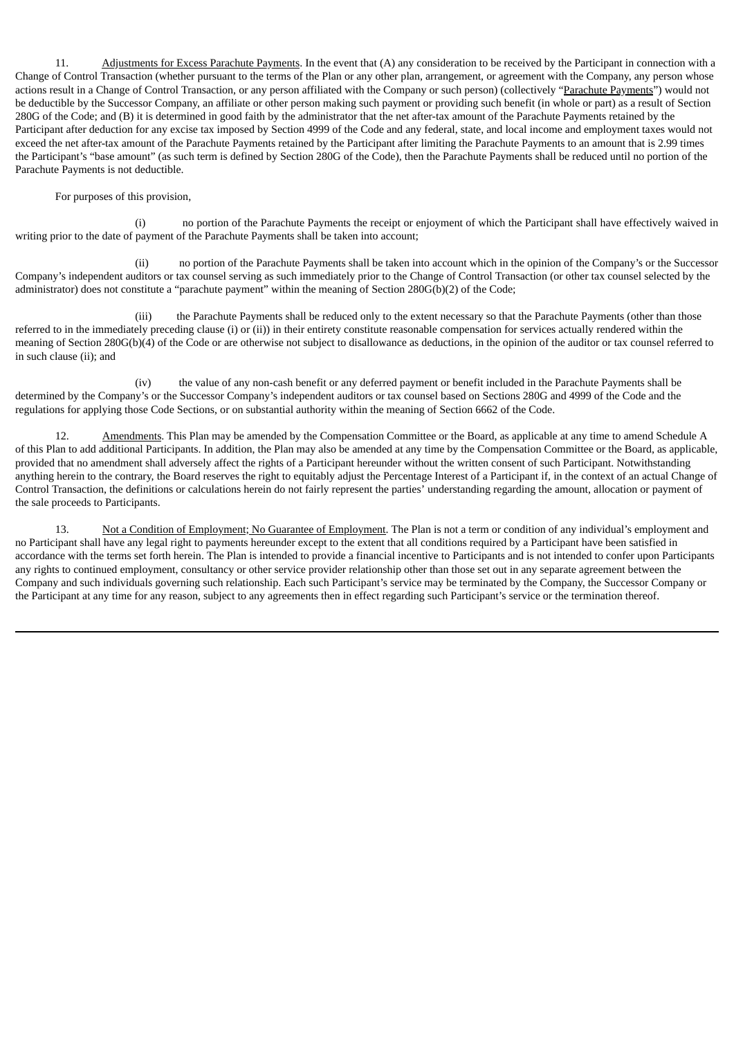11. <u>Adjustments for Excess Parachute Payments</u>. In the event that (A) any consideration to be received by the Participant in connection with a Change of Control Transaction (whether pursuant to the terms of the Plan or any other plan, arrangement, or agreement with the Company, any person whose actions result in a Change of Control Transaction, or any person affiliated with the Company or such person) (collectively "<u>Parachute Payments</u>") would not be deductible by the Successor Company, an affiliate or other person making such payment or providing such benefit (in whole or part) as a result of Section 280G of the Code; and (B) it is determined in good faith by the administrator that the net after-tax amount of the Parachute Payments retained by the Participant after deduction for any excise tax imposed by Section 4999 of the Code and any federal, state, and local income and employment taxes would not exceed the net after-tax amount of the Parachute Payments retained by the Participant after limiting the Parachute Payments to an amount that is 2.99 times the Participant's "base amount" (as such term is defined by Section 280G of the Code), then the Parachute Payments shall be reduced until no portion of the Parachute Payments is not deductible.

For purposes of this provision,

(i) no portion of the Parachute Payments the receipt or enjoyment of which the Participant shall have effectively waived in writing prior to the date of payment of the Parachute Payments shall be taken into account;

(ii) no portion of the Parachute Payments shall be taken into account which in the opinion of the Company's or the Successor Company's independent auditors or tax counsel serving as such immediately prior to the Change of Control Transaction (or other tax counsel selected by the administrator) does not constitute a "parachute payment" within the meaning of Section 280G(b)(2) of the Code;

(iii) the Parachute Payments shall be reduced only to the extent necessary so that the Parachute Payments (other than those referred to in the immediately preceding clause (i) or (ii)) in their entirety constitute reasonable compensation for services actually rendered within the meaning of Section 280G(b)(4) of the Code or are otherwise not subject to disallowance as deductions, in the opinion of the auditor or tax counsel referred to in such clause (ii); and

(iv) the value of any non-cash benefit or any deferred payment or benefit included in the Parachute Payments shall be determined by the Company's or the Successor Company's independent auditors or tax counsel based on Sections 280G and 4999 of the Code and the regulations for applying those Code Sections, or on substantial authority within the meaning of Section 6662 of the Code.

12. <u>Amendments</u>. This Plan may be amended by the Compensation Committee or the Board, as applicable at any time to amend Schedule A of this Plan to add additional Participants. In addition, the Plan may also be amended at any time by the Compensation Committee or the Board, as applicable, provided that no amendment shall adversely affect the rights of a Participant hereunder without the written consent of such Participant. Notwithstanding anything herein to the contrary, the Board reserves the right to equitably adjust the Percentage Interest of a Participant if, in the context of an actual Change of Control Transaction, the definitions or calculations herein do not fairly represent the parties' understanding regarding the amount, allocation or payment of the sale proceeds to Participants.

13. <u>Not a Condition of Employment; No Guarantee of Employment</u>. The Plan is not a term or condition of any individual's employment and no Participant shall have any legal right to payments hereunder except to the extent that all conditions required by a Participant have been satisfied in accordance with the terms set forth herein. The Plan is intended to provide a financial incentive to Participants and is not intended to confer upon Participants any rights to continued employment, consultancy or other service provider relationship other than those set out in any separate agreement between the Company and such individuals governing such relationship. Each such Participant's service may be terminated by the Company, the Successor Company or the Participant at any time for any reason, subject to any agreements then in effect regarding such Participant's service or the termination thereof.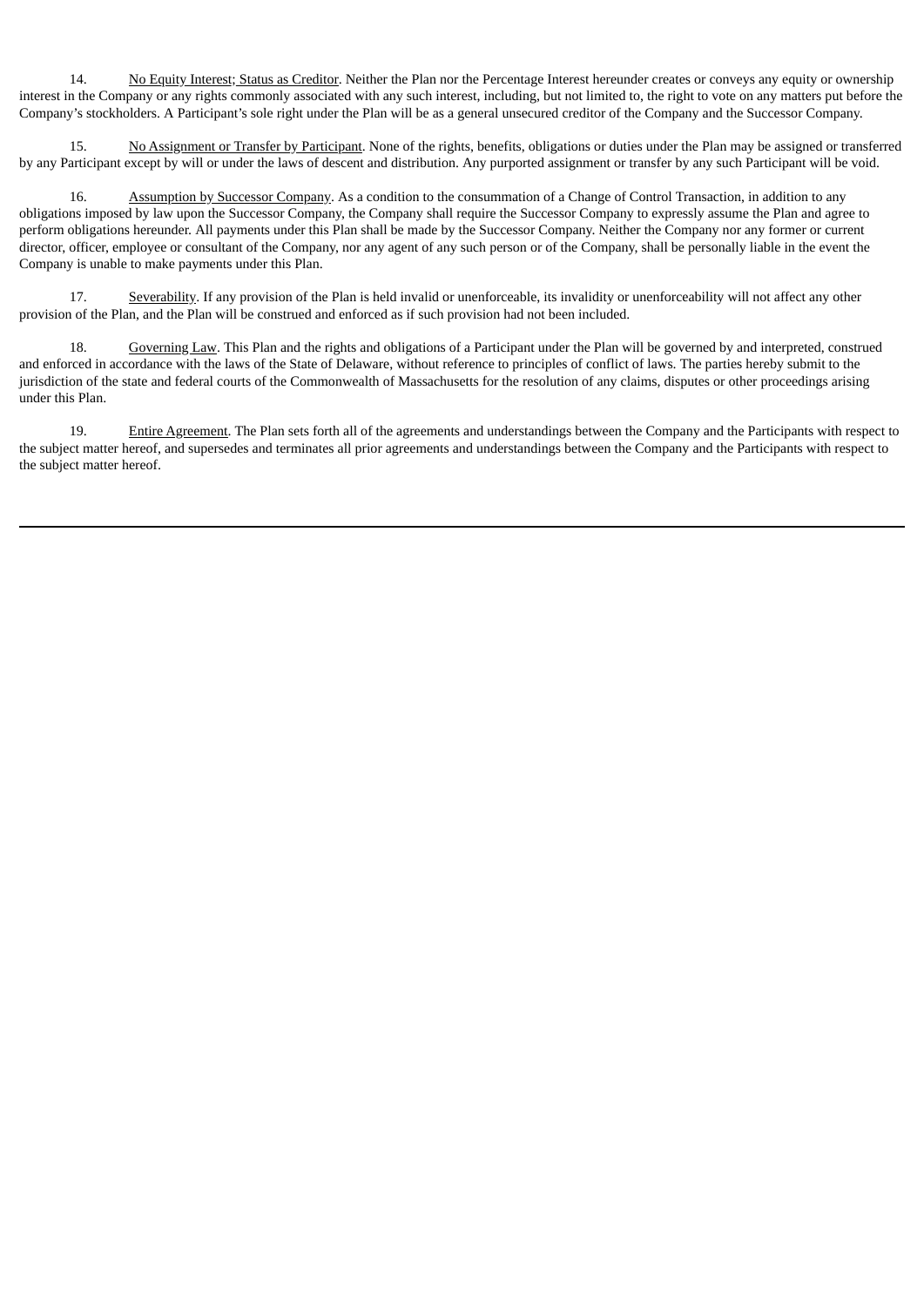14. <u>No Equity Interest; Status as Creditor</u>. Neither the Plan nor the Percentage Interest hereunder creates or conveys any equity or ownership interest in the Company or any rights commonly associated with any such interest, including, but not limited to, the right to vote on any matters put before the Company's stockholders. A Participant's sole right under the Plan will be as a general unsecured creditor of the Company and the Successor Company.

15. <u>No Assignment or Transfer by Participant</u>. None of the rights, benefits, obligations or duties under the Plan may be assigned or transferred by any Participant except by will or under the laws of descent and distribution. Any purported assignment or transfer by any such Participant will be void.

16. <u>Assumption by Successor Company</u>. As a condition to the consummation of a Change of Control Transaction, in addition to any obligations imposed by law upon the Successor Company, the Company shall require the Successor Company to expressly assume the Plan and agree to perform obligations hereunder. All payments under this Plan shall be made by the Successor Company. Neither the Company nor any former or current director, officer, employee or consultant of the Company, nor any agent of any such person or of the Company, shall be personally liable in the event the Company is unable to make payments under this Plan.

17. <u>Severability</u>. If any provision of the Plan is held invalid or unenforceable, its invalidity or unenforceability will not affect any other provision of the Plan, and the Plan will be construed and enforced as if such provision had not been included.

18. <u>Governing Law</u>. This Plan and the rights and obligations of a Participant under the Plan will be governed by and interpreted, construed and enforced in accordance with the laws of the State of Delaware, without reference to principles of conflict of laws. The parties hereby submit to the jurisdiction of the state and federal courts of the Commonwealth of Massachusetts for the resolution of any claims, disputes or other proceedings arising under this Plan.

19. <u>Entire Agreement</u>. The Plan sets forth all of the agreements and understandings between the Company and the Participants with respect to the subject matter hereof, and supersedes and terminates all prior agreements and understandings between the Company and the Participants with respect to the subject matter hereof.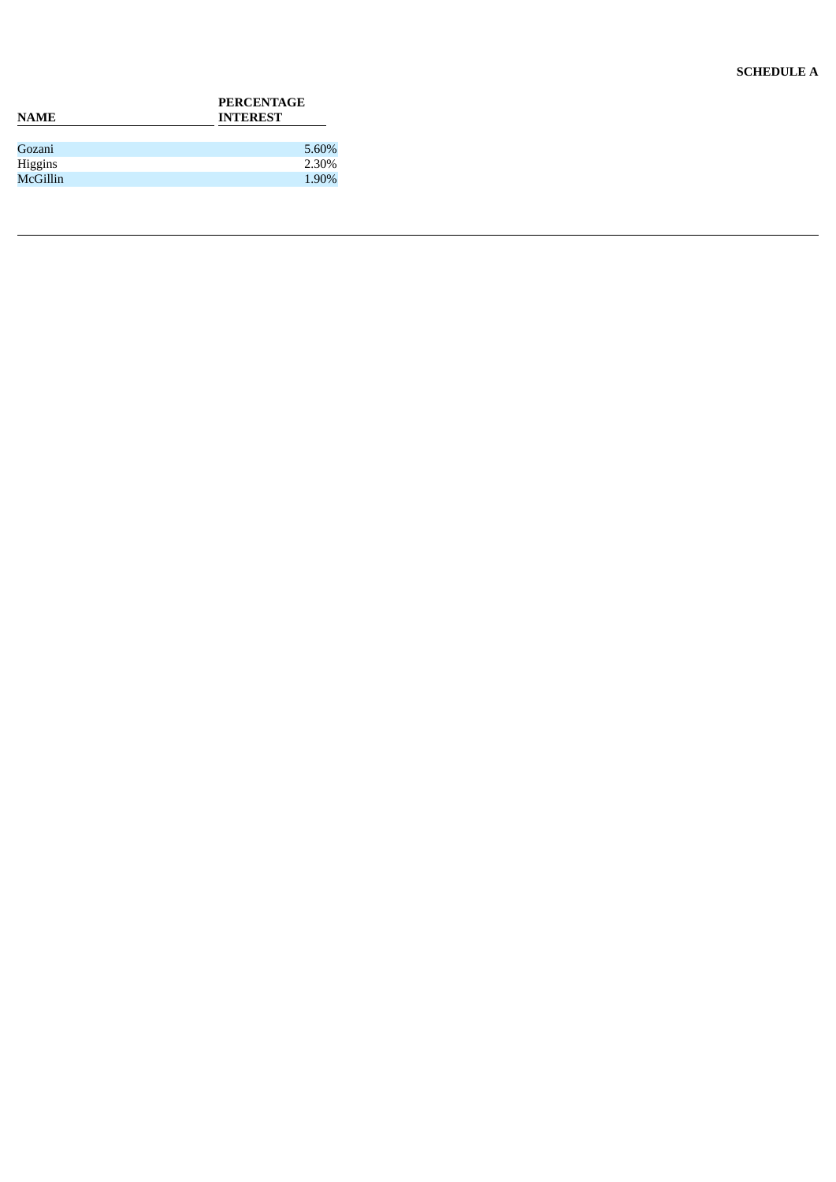**SCHEDULE A**

| NAME | PERCENTAGE INTEREST |
| --- | --- |
| Gozani | 5.60% |
| Higgins | 2.30% |
| McGillin | 1.90% |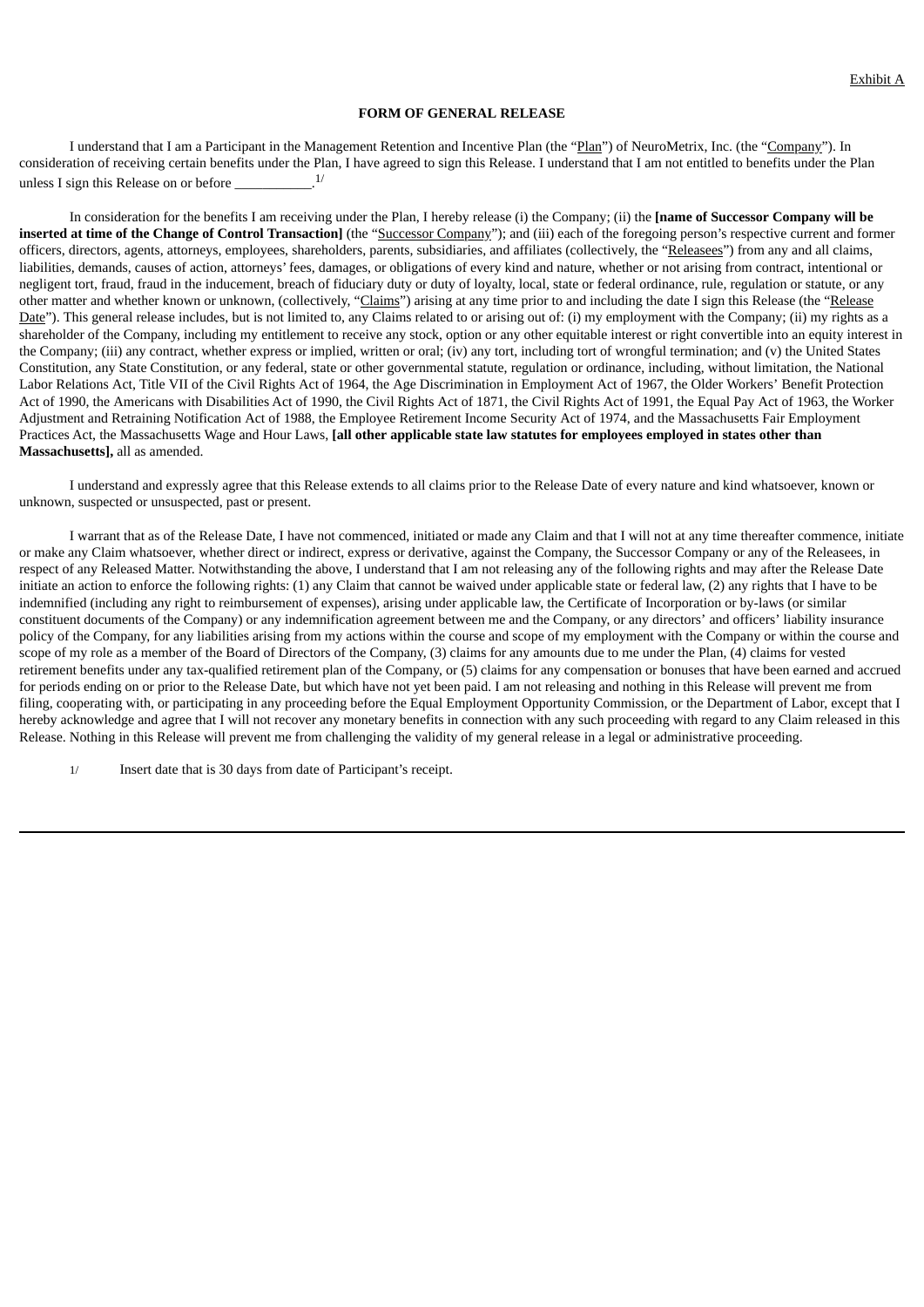Exhibit A

**FORM OF GENERAL RELEASE**

I understand that I am a Participant in the Management Retention and Incentive Plan (the "Plan") of NeuroMetrix, Inc. (the "Company"). In consideration of receiving certain benefits under the Plan, I have agreed to sign this Release. I understand that I am not entitled to benefits under the Plan unless I sign this Release on or before ___________.[1/]

In consideration for the benefits I am receiving under the Plan, I hereby release (i) the Company; (ii) the **[name of Successor Company will be inserted at time of the Change of Control Transaction]** (the "Successor Company"); and (iii) each of the foregoing person's respective current and former officers, directors, agents, attorneys, employees, shareholders, parents, subsidiaries, and affiliates (collectively, the "Releasees") from any and all claims, liabilities, demands, causes of action, attorneys' fees, damages, or obligations of every kind and nature, whether or not arising from contract, intentional or negligent tort, fraud, fraud in the inducement, breach of fiduciary duty or duty of loyalty, local, state or federal ordinance, rule, regulation or statute, or any other matter and whether known or unknown, (collectively, "Claims") arising at any time prior to and including the date I sign this Release (the "Release Date"). This general release includes, but is not limited to, any Claims related to or arising out of: (i) my employment with the Company; (ii) my rights as a shareholder of the Company, including my entitlement to receive any stock, option or any other equitable interest or right convertible into an equity interest in the Company; (iii) any contract, whether express or implied, written or oral; (iv) any tort, including tort of wrongful termination; and (v) the United States Constitution, any State Constitution, or any federal, state or other governmental statute, regulation or ordinance, including, without limitation, the National Labor Relations Act, Title VII of the Civil Rights Act of 1964, the Age Discrimination in Employment Act of 1967, the Older Workers' Benefit Protection Act of 1990, the Americans with Disabilities Act of 1990, the Civil Rights Act of 1871, the Civil Rights Act of 1991, the Equal Pay Act of 1963, the Worker Adjustment and Retraining Notification Act of 1988, the Employee Retirement Income Security Act of 1974, and the Massachusetts Fair Employment Practices Act, the Massachusetts Wage and Hour Laws, **[all other applicable state law statutes for employees employed in states other than Massachusetts],** all as amended.

I understand and expressly agree that this Release extends to all claims prior to the Release Date of every nature and kind whatsoever, known or unknown, suspected or unsuspected, past or present.

I warrant that as of the Release Date, I have not commenced, initiated or made any Claim and that I will not at any time thereafter commence, initiate or make any Claim whatsoever, whether direct or indirect, express or derivative, against the Company, the Successor Company or any of the Releasees, in respect of any Released Matter. Notwithstanding the above, I understand that I am not releasing any of the following rights and may after the Release Date initiate an action to enforce the following rights: (1) any Claim that cannot be waived under applicable state or federal law, (2) any rights that I have to be indemnified (including any right to reimbursement of expenses), arising under applicable law, the Certificate of Incorporation or by-laws (or similar constituent documents of the Company) or any indemnification agreement between me and the Company, or any directors' and officers' liability insurance policy of the Company, for any liabilities arising from my actions within the course and scope of my employment with the Company or within the course and scope of my role as a member of the Board of Directors of the Company, (3) claims for any amounts due to me under the Plan, (4) claims for vested retirement benefits under any tax-qualified retirement plan of the Company, or (5) claims for any compensation or bonuses that have been earned and accrued for periods ending on or prior to the Release Date, but which have not yet been paid. I am not releasing and nothing in this Release will prevent me from filing, cooperating with, or participating in any proceeding before the Equal Employment Opportunity Commission, or the Department of Labor, except that I hereby acknowledge and agree that I will not recover any monetary benefits in connection with any such proceeding with regard to any Claim released in this Release. Nothing in this Release will prevent me from challenging the validity of my general release in a legal or administrative proceeding.

[1/] Insert date that is 30 days from date of Participant's receipt.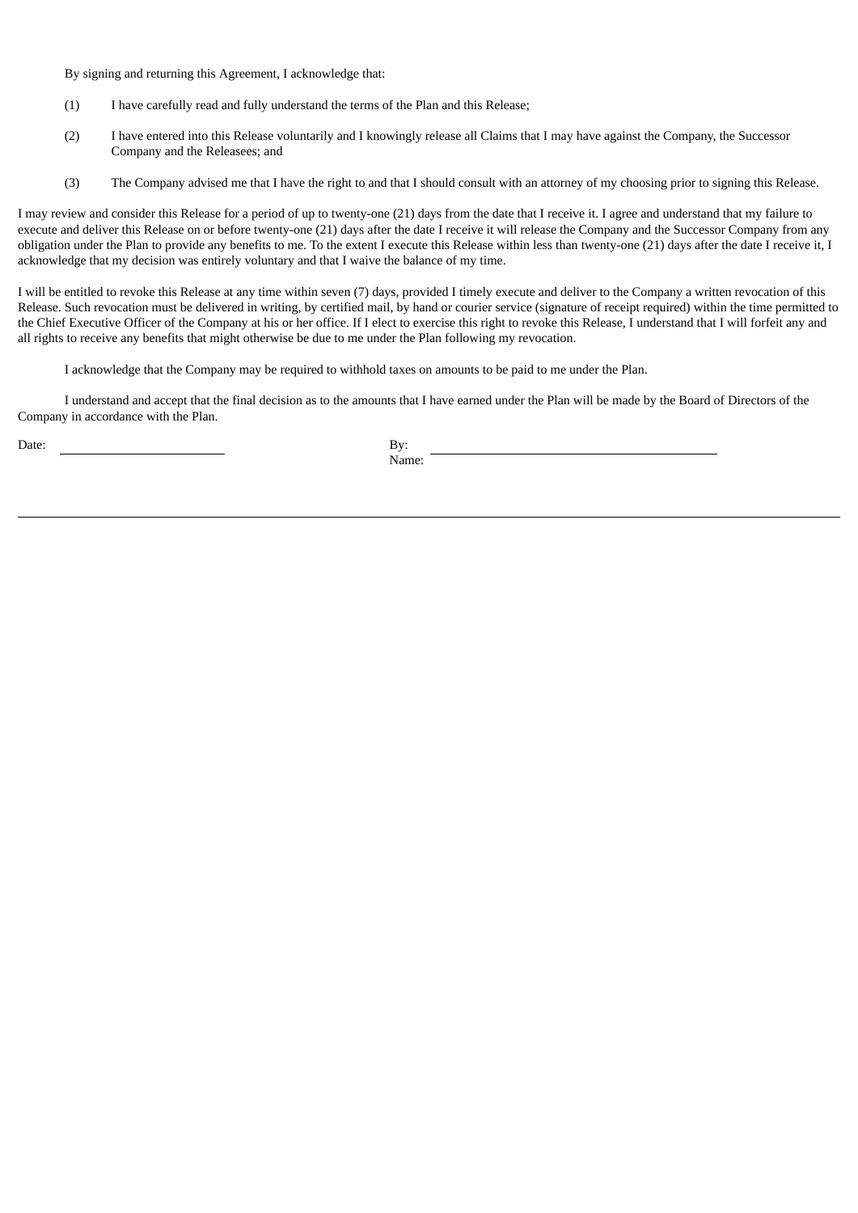By signing and returning this Agreement, I acknowledge that:

(1) I have carefully read and fully understand the terms of the Plan and this Release;

(2) I have entered into this Release voluntarily and I knowingly release all Claims that I may have against the Company, the Successor Company and the Releasees; and

(3) The Company advised me that I have the right to and that I should consult with an attorney of my choosing prior to signing this Release.

I may review and consider this Release for a period of up to twenty-one (21) days from the date that I receive it. I agree and understand that my failure to execute and deliver this Release on or before twenty-one (21) days after the date I receive it will release the Company and the Successor Company from any obligation under the Plan to provide any benefits to me. To the extent I execute this Release within less than twenty-one (21) days after the date I receive it, I acknowledge that my decision was entirely voluntary and that I waive the balance of my time.

I will be entitled to revoke this Release at any time within seven (7) days, provided I timely execute and deliver to the Company a written revocation of this Release. Such revocation must be delivered in writing, by certified mail, by hand or courier service (signature of receipt required) within the time permitted to the Chief Executive Officer of the Company at his or her office. If I elect to exercise this right to revoke this Release, I understand that I will forfeit any and all rights to receive any benefits that might otherwise be due to me under the Plan following my revocation.

I acknowledge that the Company may be required to withhold taxes on amounts to be paid to me under the Plan.

I understand and accept that the final decision as to the amounts that I have earned under the Plan will be made by the Board of Directors of the Company in accordance with the Plan.

Date: \_\_\_\_\_\_\_\_\_\_\_\_\_\_\_\_\_\_\_\_\_\_\_\_

By: \_\_\_\_\_\_\_\_\_\_\_\_\_\_\_\_\_\_\_\_\_\_\_\_\_\_\_\_\_\_\_\_\_\_\_\_\_\_\_\_
Name: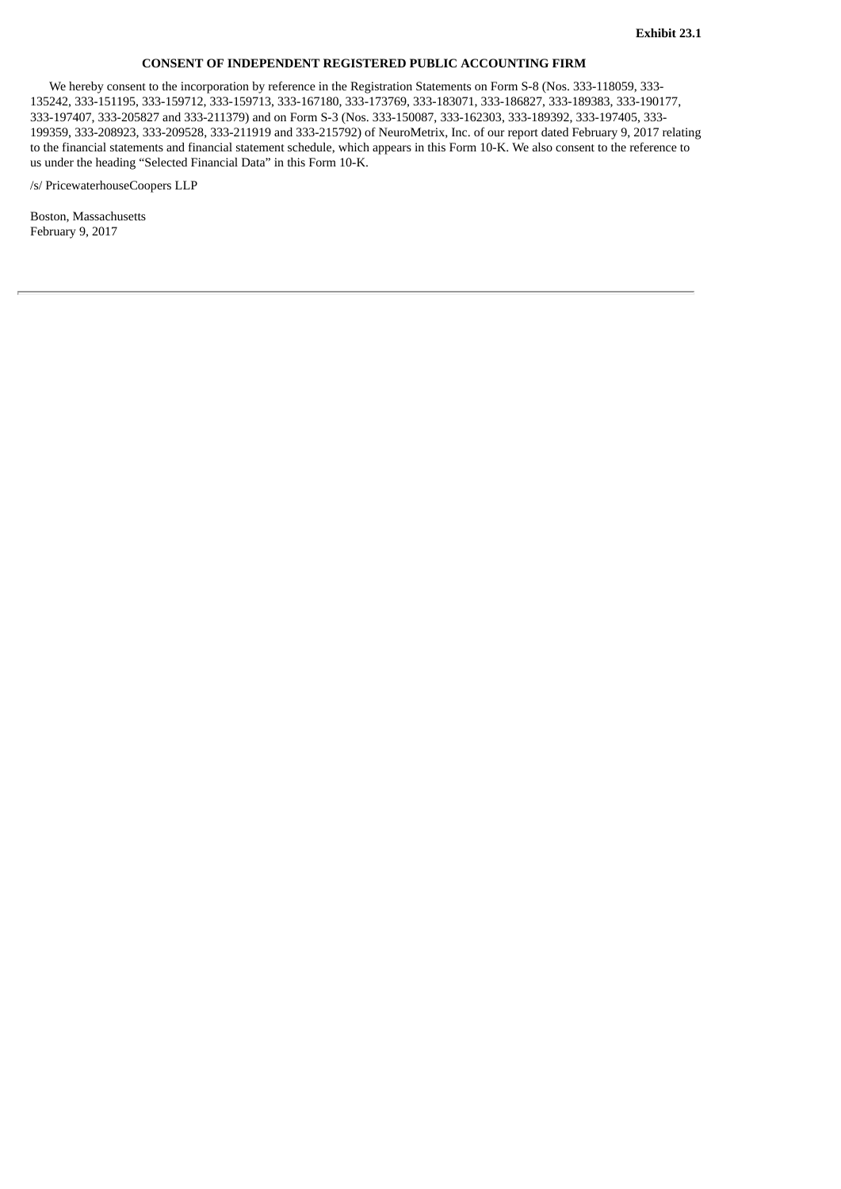**Exhibit 23.1**

**CONSENT OF INDEPENDENT REGISTERED PUBLIC ACCOUNTING FIRM**

We hereby consent to the incorporation by reference in the Registration Statements on Form S-8 (Nos. 333-118059, 333-135242, 333-151195, 333-159712, 333-159713, 333-167180, 333-173769, 333-183071, 333-186827, 333-189383, 333-190177, 333-197407, 333-205827 and 333-211379) and on Form S-3 (Nos. 333-150087, 333-162303, 333-189392, 333-197405, 333-199359, 333-208923, 333-209528, 333-211919 and 333-215792) of NeuroMetrix, Inc. of our report dated February 9, 2017 relating to the financial statements and financial statement schedule, which appears in this Form 10-K. We also consent to the reference to us under the heading "Selected Financial Data" in this Form 10-K.

/s/ PricewaterhouseCoopers LLP

Boston, Massachusetts
February 9, 2017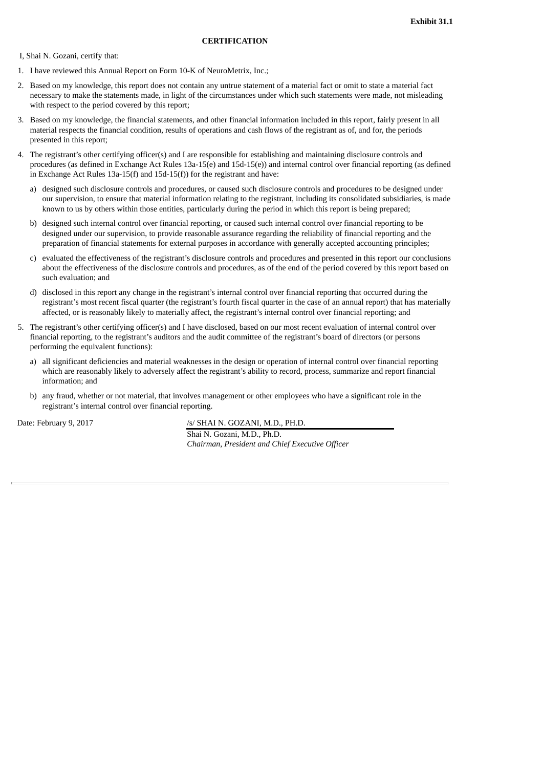**Exhibit 31.1**

**CERTIFICATION**

I, Shai N. Gozani, certify that:

1. I have reviewed this Annual Report on Form 10-K of NeuroMetrix, Inc.;
2. Based on my knowledge, this report does not contain any untrue statement of a material fact or omit to state a material fact necessary to make the statements made, in light of the circumstances under which such statements were made, not misleading with respect to the period covered by this report;
3. Based on my knowledge, the financial statements, and other financial information included in this report, fairly present in all material respects the financial condition, results of operations and cash flows of the registrant as of, and for, the periods presented in this report;
4. The registrant's other certifying officer(s) and I are responsible for establishing and maintaining disclosure controls and procedures (as defined in Exchange Act Rules 13a-15(e) and 15d-15(e)) and internal control over financial reporting (as defined in Exchange Act Rules 13a-15(f) and 15d-15(f)) for the registrant and have:
   a) designed such disclosure controls and procedures, or caused such disclosure controls and procedures to be designed under our supervision, to ensure that material information relating to the registrant, including its consolidated subsidiaries, is made known to us by others within those entities, particularly during the period in which this report is being prepared;
   b) designed such internal control over financial reporting, or caused such internal control over financial reporting to be designed under our supervision, to provide reasonable assurance regarding the reliability of financial reporting and the preparation of financial statements for external purposes in accordance with generally accepted accounting principles;
   c) evaluated the effectiveness of the registrant's disclosure controls and procedures and presented in this report our conclusions about the effectiveness of the disclosure controls and procedures, as of the end of the period covered by this report based on such evaluation; and
   d) disclosed in this report any change in the registrant's internal control over financial reporting that occurred during the registrant's most recent fiscal quarter (the registrant's fourth fiscal quarter in the case of an annual report) that has materially affected, or is reasonably likely to materially affect, the registrant's internal control over financial reporting; and
5. The registrant's other certifying officer(s) and I have disclosed, based on our most recent evaluation of internal control over financial reporting, to the registrant's auditors and the audit committee of the registrant's board of directors (or persons performing the equivalent functions):
   a) all significant deficiencies and material weaknesses in the design or operation of internal control over financial reporting which are reasonably likely to adversely affect the registrant's ability to record, process, summarize and report financial information; and
   b) any fraud, whether or not material, that involves management or other employees who have a significant role in the registrant's internal control over financial reporting.

Date: February 9, 2017

/s/ SHAI N. GOZANI, M.D., PH.D.

Shai N. Gozani, M.D., Ph.D.

*Chairman, President and Chief Executive Officer*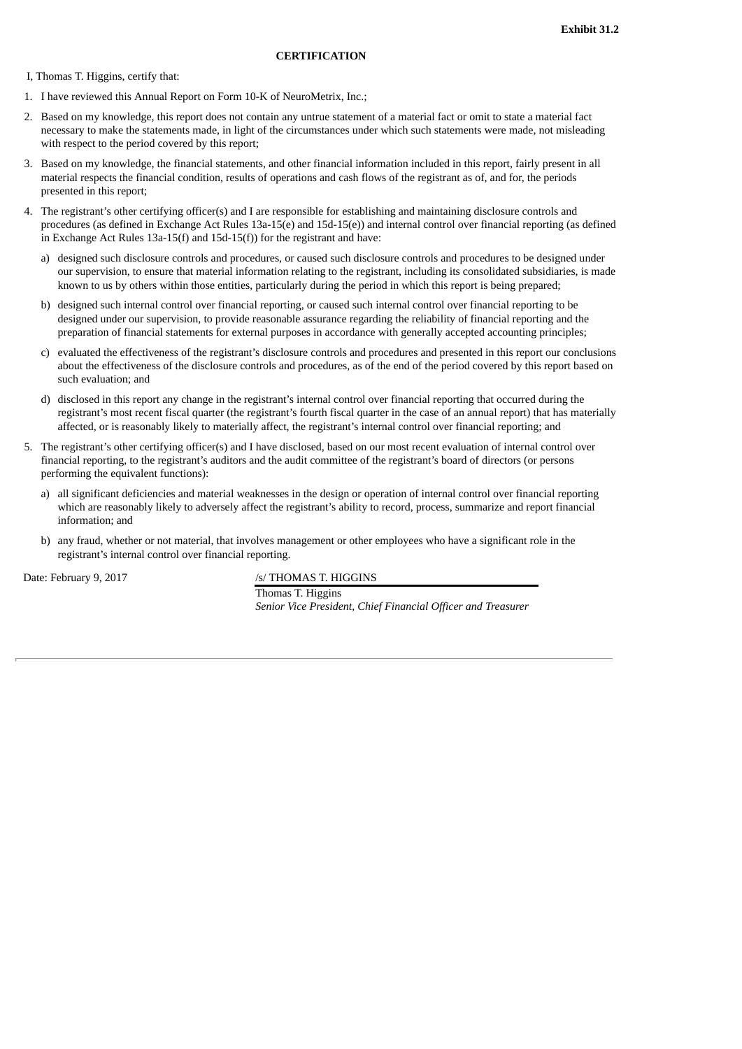**Exhibit 31.2**

**CERTIFICATION**

I, Thomas T. Higgins, certify that:

1. I have reviewed this Annual Report on Form 10-K of NeuroMetrix, Inc.;

2. Based on my knowledge, this report does not contain any untrue statement of a material fact or omit to state a material fact necessary to make the statements made, in light of the circumstances under which such statements were made, not misleading with respect to the period covered by this report;

3. Based on my knowledge, the financial statements, and other financial information included in this report, fairly present in all material respects the financial condition, results of operations and cash flows of the registrant as of, and for, the periods presented in this report;

4. The registrant's other certifying officer(s) and I are responsible for establishing and maintaining disclosure controls and procedures (as defined in Exchange Act Rules 13a-15(e) and 15d-15(e)) and internal control over financial reporting (as defined in Exchange Act Rules 13a-15(f) and 15d-15(f)) for the registrant and have:

   a) designed such disclosure controls and procedures, or caused such disclosure controls and procedures to be designed under our supervision, to ensure that material information relating to the registrant, including its consolidated subsidiaries, is made known to us by others within those entities, particularly during the period in which this report is being prepared;

   b) designed such internal control over financial reporting, or caused such internal control over financial reporting to be designed under our supervision, to provide reasonable assurance regarding the reliability of financial reporting and the preparation of financial statements for external purposes in accordance with generally accepted accounting principles;

   c) evaluated the effectiveness of the registrant's disclosure controls and procedures and presented in this report our conclusions about the effectiveness of the disclosure controls and procedures, as of the end of the period covered by this report based on such evaluation; and

   d) disclosed in this report any change in the registrant's internal control over financial reporting that occurred during the registrant's most recent fiscal quarter (the registrant's fourth fiscal quarter in the case of an annual report) that has materially affected, or is reasonably likely to materially affect, the registrant's internal control over financial reporting; and

5. The registrant's other certifying officer(s) and I have disclosed, based on our most recent evaluation of internal control over financial reporting, to the registrant's auditors and the audit committee of the registrant's board of directors (or persons performing the equivalent functions):

   a) all significant deficiencies and material weaknesses in the design or operation of internal control over financial reporting which are reasonably likely to adversely affect the registrant's ability to record, process, summarize and report financial information; and

   b) any fraud, whether or not material, that involves management or other employees who have a significant role in the registrant's internal control over financial reporting.

Date: February 9, 2017

/s/ THOMAS T. HIGGINS

Thomas T. Higgins
*Senior Vice President, Chief Financial Officer and Treasurer*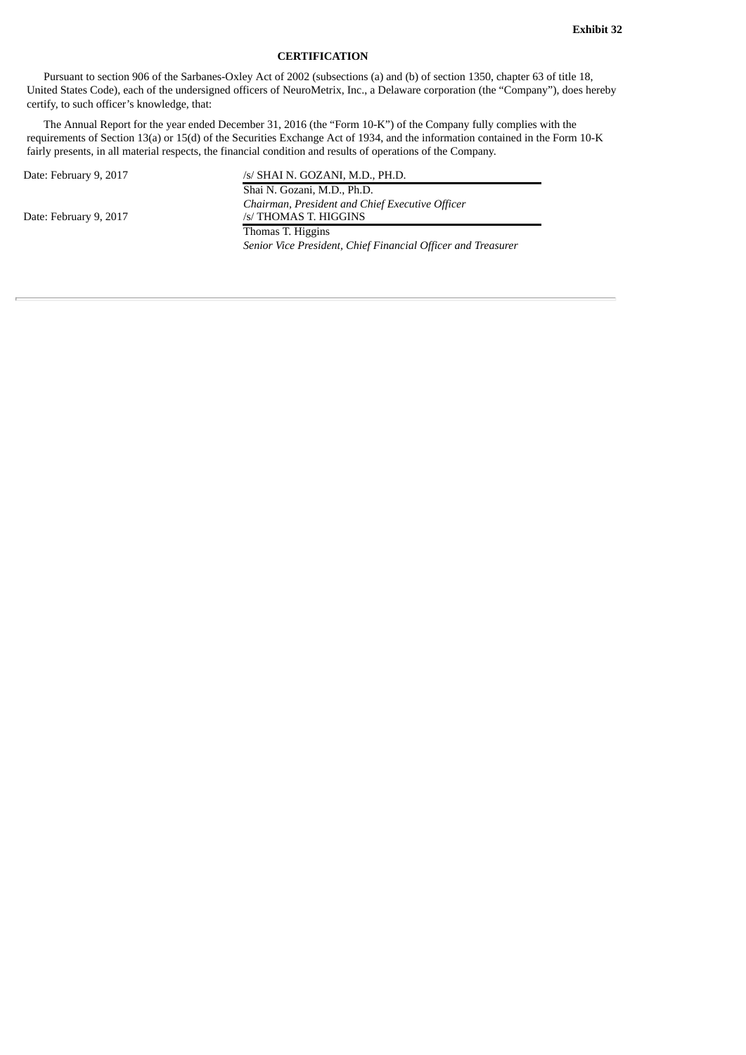**Exhibit 32**

**CERTIFICATION**

Pursuant to section 906 of the Sarbanes-Oxley Act of 2002 (subsections (a) and (b) of section 1350, chapter 63 of title 18, United States Code), each of the undersigned officers of NeuroMetrix, Inc., a Delaware corporation (the "Company"), does hereby certify, to such officer's knowledge, that:

The Annual Report for the year ended December 31, 2016 (the "Form 10-K") of the Company fully complies with the requirements of Section 13(a) or 15(d) of the Securities Exchange Act of 1934, and the information contained in the Form 10-K fairly presents, in all material respects, the financial condition and results of operations of the Company.

| | |
|---|---|
| Date: February 9, 2017 | /s/ SHAI N. GOZANI, M.D., PH.D. |
| | Shai N. Gozani, M.D., Ph.D. |
| | *Chairman, President and Chief Executive Officer* |
| Date: February 9, 2017 | /s/ THOMAS T. HIGGINS |
| | Thomas T. Higgins |
| | *Senior Vice President, Chief Financial Officer and Treasurer* |